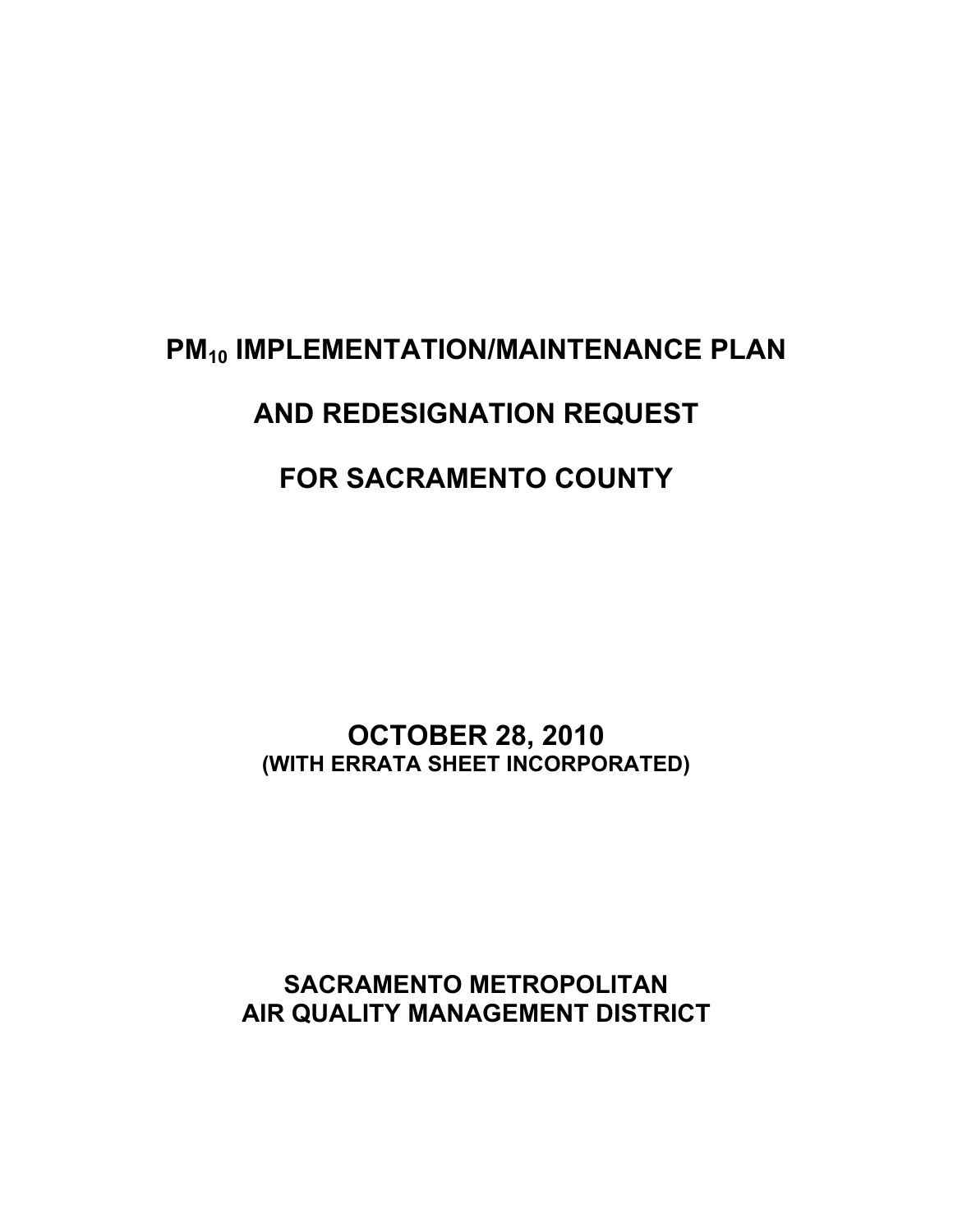# $PM_{10}$ IMPLEMENTATION/MAINTENANCE PLAN

# AND REDESIGNATION REQUEST

# FOR SACRAMENTO COUNTY

**OCTOBER 28, 2010**

**(WITH ERRATA SHEET INCORPORATED)**

**SACRAMENTO METROPOLITAN**
**AIR QUALITY MANAGEMENT DISTRICT**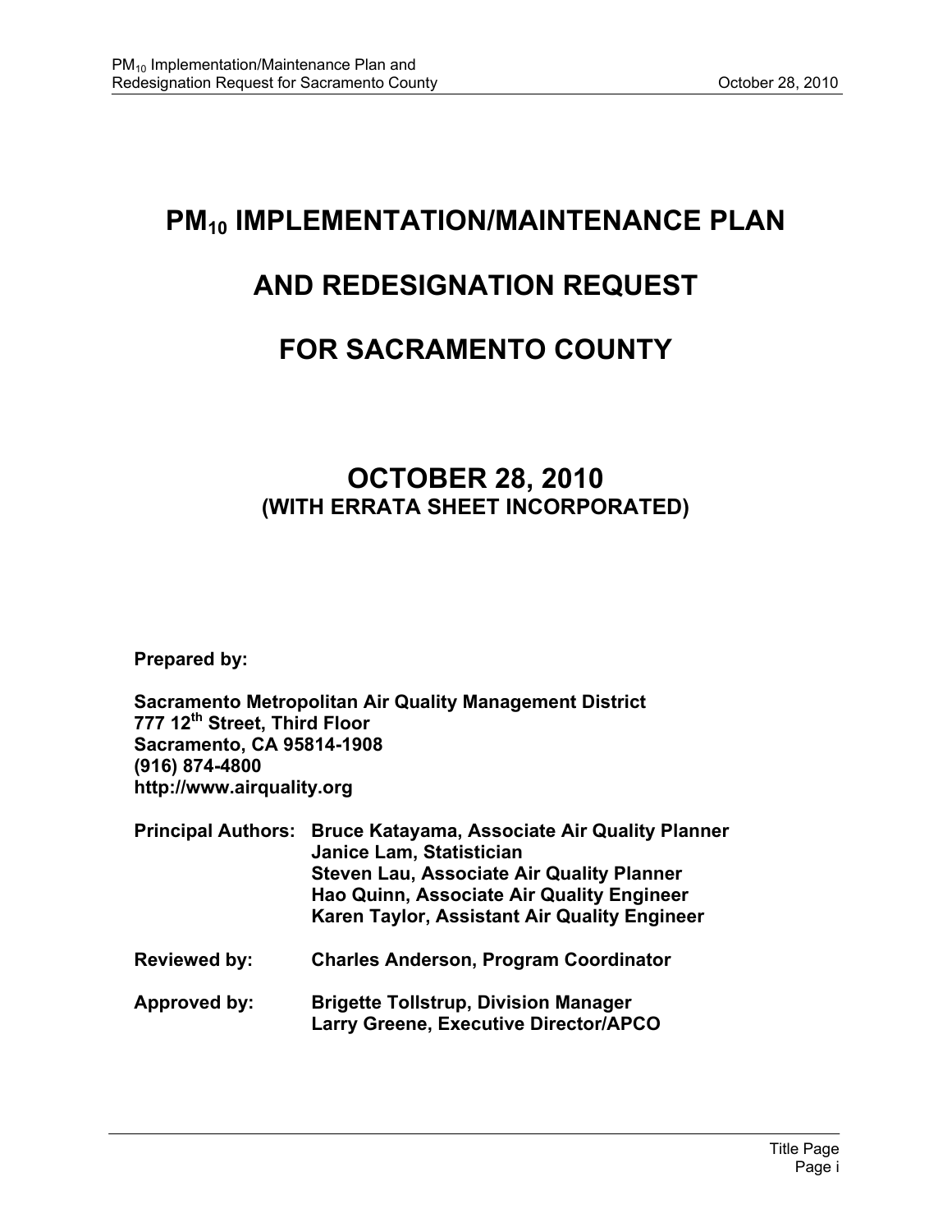# $PM_{10}$ IMPLEMENTATION/MAINTENANCE PLAN

# AND REDESIGNATION REQUEST

# FOR SACRAMENTO COUNTY

## OCTOBER 28, 2010
**(WITH ERRATA SHEET INCORPORATED)**

**Prepared by:**

**Sacramento Metropolitan Air Quality Management District**
**777 12th Street, Third Floor**
**Sacramento, CA 95814-1908**
**(916) 874-4800**
**http://www.airquality.org**

**Principal Authors:** **Bruce Katayama, Associate Air Quality Planner**
**Janice Lam, Statistician**
**Steven Lau, Associate Air Quality Planner**
**Hao Quinn, Associate Air Quality Engineer**
**Karen Taylor, Assistant Air Quality Engineer**

**Reviewed by:** **Charles Anderson, Program Coordinator**

**Approved by:** **Brigette Tollstrup, Division Manager**
**Larry Greene, Executive Director/APCO**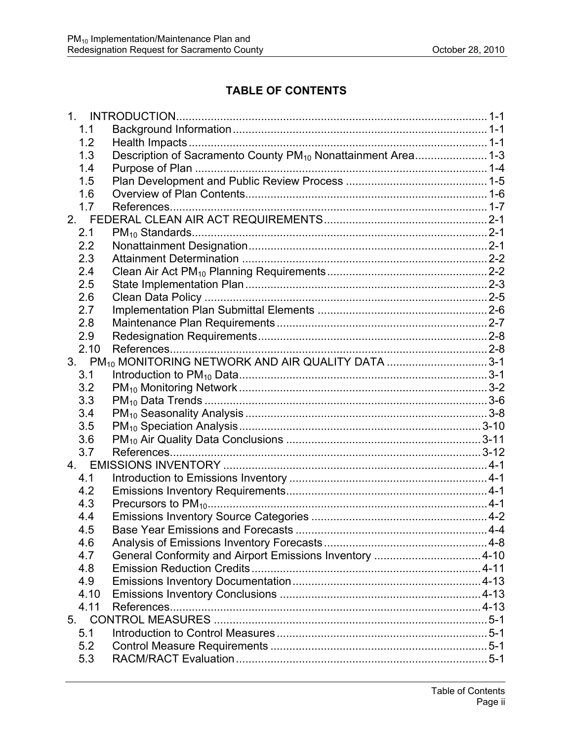# TABLE OF CONTENTS

1. INTRODUCTION .......... 1-1
   - 1.1 Background Information .......... 1-1
   - 1.2 Health Impacts .......... 1-1
   - 1.3 Description of Sacramento County $PM_{10}$ Nonattainment Area .......... 1-3
   - 1.4 Purpose of Plan .......... 1-4
   - 1.5 Plan Development and Public Review Process .......... 1-5
   - 1.6 Overview of Plan Contents .......... 1-6
   - 1.7 References .......... 1-7
2. FEDERAL CLEAN AIR ACT REQUIREMENTS .......... 2-1
   - 2.1 $PM_{10}$ Standards .......... 2-1
   - 2.2 Nonattainment Designation .......... 2-1
   - 2.3 Attainment Determination .......... 2-2
   - 2.4 Clean Air Act $PM_{10}$ Planning Requirements .......... 2-2
   - 2.5 State Implementation Plan .......... 2-3
   - 2.6 Clean Data Policy .......... 2-5
   - 2.7 Implementation Plan Submittal Elements .......... 2-6
   - 2.8 Maintenance Plan Requirements .......... 2-7
   - 2.9 Redesignation Requirements .......... 2-8
   - 2.10 References .......... 2-8
3. $PM_{10}$ MONITORING NETWORK AND AIR QUALITY DATA .......... 3-1
   - 3.1 Introduction to $PM_{10}$ Data .......... 3-1
   - 3.2 $PM_{10}$ Monitoring Network .......... 3-2
   - 3.3 $PM_{10}$ Data Trends .......... 3-6
   - 3.4 $PM_{10}$ Seasonality Analysis .......... 3-8
   - 3.5 $PM_{10}$ Speciation Analysis .......... 3-10
   - 3.6 $PM_{10}$ Air Quality Data Conclusions .......... 3-11
   - 3.7 References .......... 3-12
4. EMISSIONS INVENTORY .......... 4-1
   - 4.1 Introduction to Emissions Inventory .......... 4-1
   - 4.2 Emissions Inventory Requirements .......... 4-1
   - 4.3 Precursors to $PM_{10}$ .......... 4-1
   - 4.4 Emissions Inventory Source Categories .......... 4-2
   - 4.5 Base Year Emissions and Forecasts .......... 4-4
   - 4.6 Analysis of Emissions Inventory Forecasts .......... 4-8
   - 4.7 General Conformity and Airport Emissions Inventory .......... 4-10
   - 4.8 Emission Reduction Credits .......... 4-11
   - 4.9 Emissions Inventory Documentation .......... 4-13
   - 4.10 Emissions Inventory Conclusions .......... 4-13
   - 4.11 References .......... 4-13
5. CONTROL MEASURES .......... 5-1
   - 5.1 Introduction to Control Measures .......... 5-1
   - 5.2 Control Measure Requirements .......... 5-1
   - 5.3 RACM/RACT Evaluation .......... 5-1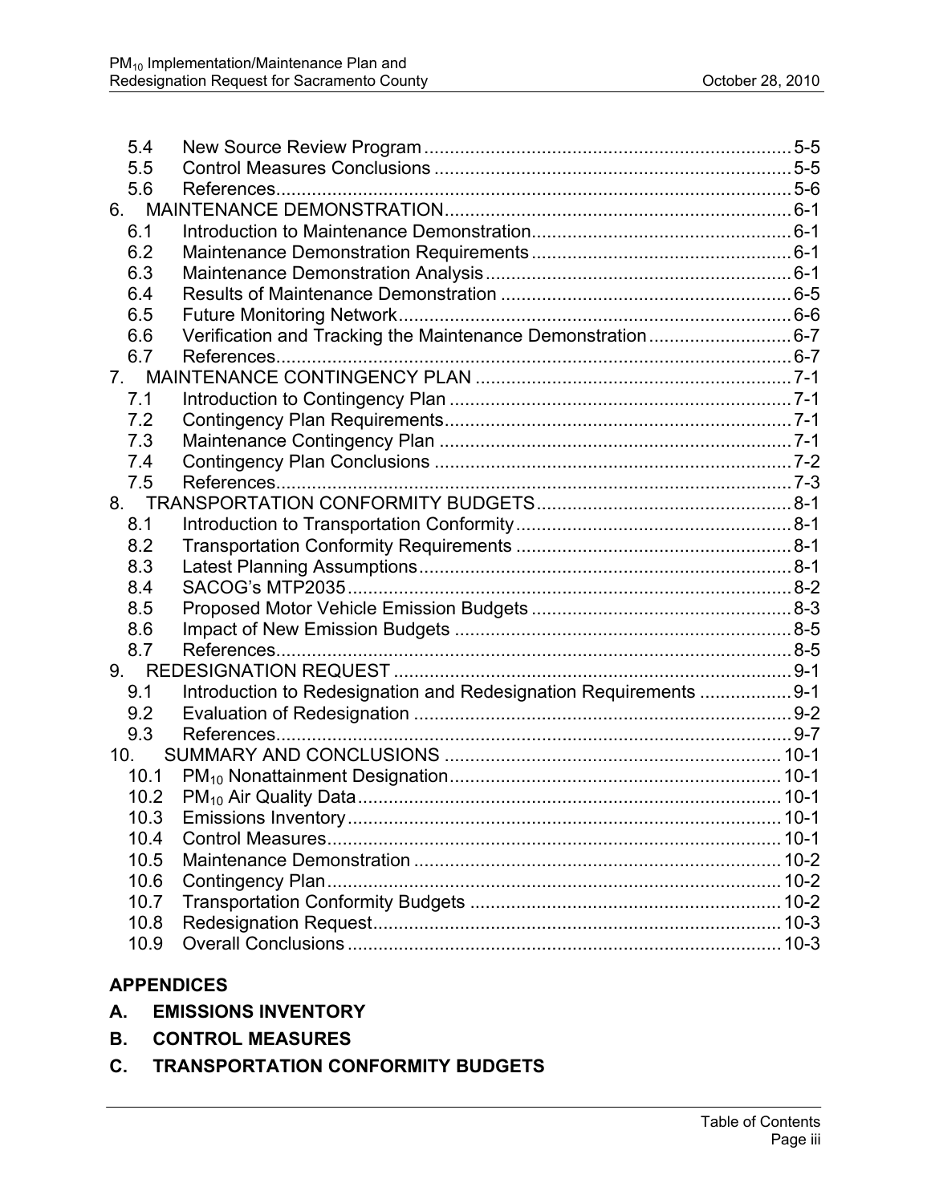| | | |
|---|---|---|
| 5.4 | New Source Review Program | 5-5 |
| 5.5 | Control Measures Conclusions | 5-5 |
| 5.6 | References | 5-6 |
| 6. | MAINTENANCE DEMONSTRATION | 6-1 |
| 6.1 | Introduction to Maintenance Demonstration | 6-1 |
| 6.2 | Maintenance Demonstration Requirements | 6-1 |
| 6.3 | Maintenance Demonstration Analysis | 6-1 |
| 6.4 | Results of Maintenance Demonstration | 6-5 |
| 6.5 | Future Monitoring Network | 6-6 |
| 6.6 | Verification and Tracking the Maintenance Demonstration | 6-7 |
| 6.7 | References | 6-7 |
| 7. | MAINTENANCE CONTINGENCY PLAN | 7-1 |
| 7.1 | Introduction to Contingency Plan | 7-1 |
| 7.2 | Contingency Plan Requirements | 7-1 |
| 7.3 | Maintenance Contingency Plan | 7-1 |
| 7.4 | Contingency Plan Conclusions | 7-2 |
| 7.5 | References | 7-3 |
| 8. | TRANSPORTATION CONFORMITY BUDGETS | 8-1 |
| 8.1 | Introduction to Transportation Conformity | 8-1 |
| 8.2 | Transportation Conformity Requirements | 8-1 |
| 8.3 | Latest Planning Assumptions | 8-1 |
| 8.4 | SACOG's MTP2035 | 8-2 |
| 8.5 | Proposed Motor Vehicle Emission Budgets | 8-3 |
| 8.6 | Impact of New Emission Budgets | 8-5 |
| 8.7 | References | 8-5 |
| 9. | REDESIGNATION REQUEST | 9-1 |
| 9.1 | Introduction to Redesignation and Redesignation Requirements | 9-1 |
| 9.2 | Evaluation of Redesignation | 9-2 |
| 9.3 | References | 9-7 |
| 10. | SUMMARY AND CONCLUSIONS | 10-1 |
| 10.1 | $PM_{10}$ Nonattainment Designation | 10-1 |
| 10.2 | $PM_{10}$ Air Quality Data | 10-1 |
| 10.3 | Emissions Inventory | 10-1 |
| 10.4 | Control Measures | 10-1 |
| 10.5 | Maintenance Demonstration | 10-2 |
| 10.6 | Contingency Plan | 10-2 |
| 10.7 | Transportation Conformity Budgets | 10-2 |
| 10.8 | Redesignation Request | 10-3 |
| 10.9 | Overall Conclusions | 10-3 |

## APPENDICES

**A. EMISSIONS INVENTORY**

**B. CONTROL MEASURES**

**C. TRANSPORTATION CONFORMITY BUDGETS**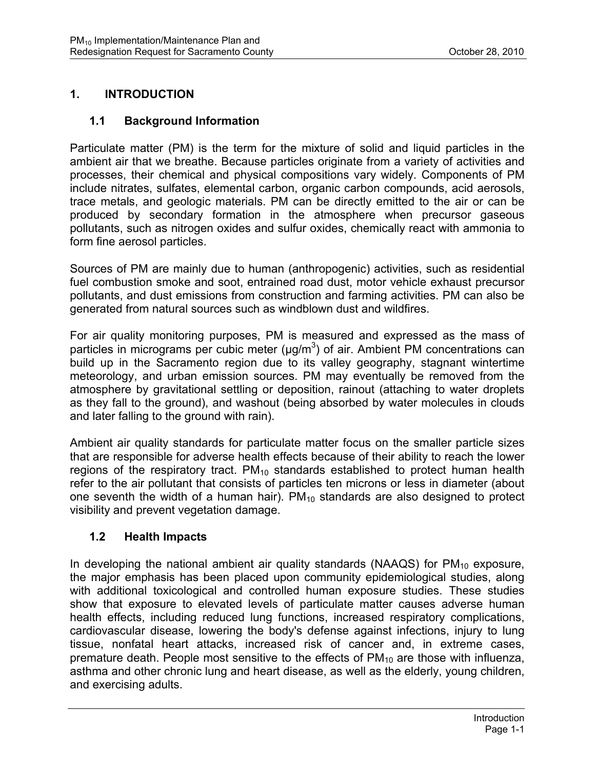# 1. INTRODUCTION

## 1.1 Background Information

Particulate matter (PM) is the term for the mixture of solid and liquid particles in the ambient air that we breathe. Because particles originate from a variety of activities and processes, their chemical and physical compositions vary widely. Components of PM include nitrates, sulfates, elemental carbon, organic carbon compounds, acid aerosols, trace metals, and geologic materials. PM can be directly emitted to the air or can be produced by secondary formation in the atmosphere when precursor gaseous pollutants, such as nitrogen oxides and sulfur oxides, chemically react with ammonia to form fine aerosol particles.

Sources of PM are mainly due to human (anthropogenic) activities, such as residential fuel combustion smoke and soot, entrained road dust, motor vehicle exhaust precursor pollutants, and dust emissions from construction and farming activities. PM can also be generated from natural sources such as windblown dust and wildfires.

For air quality monitoring purposes, PM is measured and expressed as the mass of particles in micrograms per cubic meter ($\mu g/m^3$) of air. Ambient PM concentrations can build up in the Sacramento region due to its valley geography, stagnant wintertime meteorology, and urban emission sources. PM may eventually be removed from the atmosphere by gravitational settling or deposition, rainout (attaching to water droplets as they fall to the ground), and washout (being absorbed by water molecules in clouds and later falling to the ground with rain).

Ambient air quality standards for particulate matter focus on the smaller particle sizes that are responsible for adverse health effects because of their ability to reach the lower regions of the respiratory tract. $PM_{10}$ standards established to protect human health refer to the air pollutant that consists of particles ten microns or less in diameter (about one seventh the width of a human hair). $PM_{10}$ standards are also designed to protect visibility and prevent vegetation damage.

## 1.2 Health Impacts

In developing the national ambient air quality standards (NAAQS) for $PM_{10}$ exposure, the major emphasis has been placed upon community epidemiological studies, along with additional toxicological and controlled human exposure studies. These studies show that exposure to elevated levels of particulate matter causes adverse human health effects, including reduced lung functions, increased respiratory complications, cardiovascular disease, lowering the body's defense against infections, injury to lung tissue, nonfatal heart attacks, increased risk of cancer and, in extreme cases, premature death. People most sensitive to the effects of $PM_{10}$ are those with influenza, asthma and other chronic lung and heart disease, as well as the elderly, young children, and exercising adults.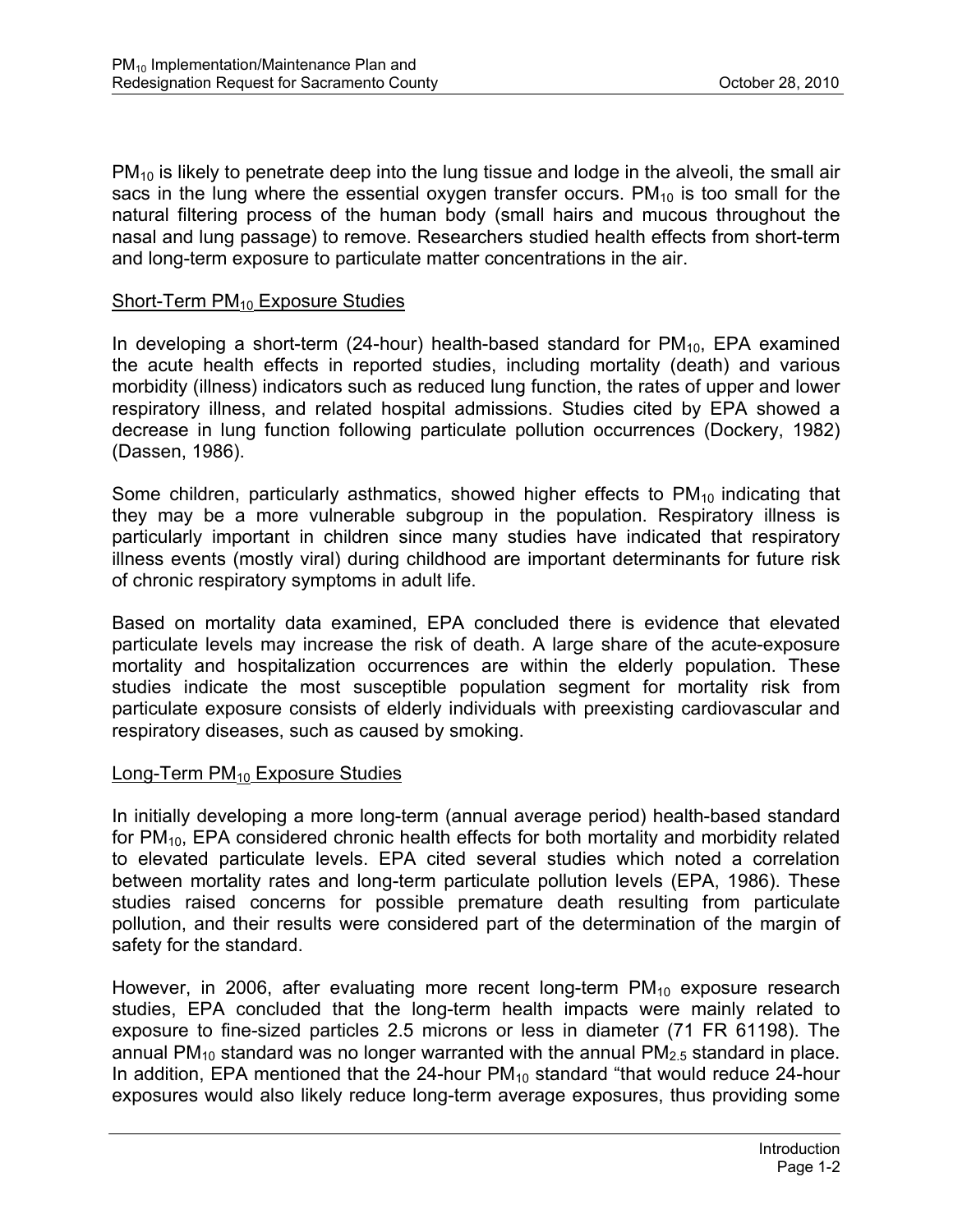$PM_{10}$ is likely to penetrate deep into the lung tissue and lodge in the alveoli, the small air sacs in the lung where the essential oxygen transfer occurs. $PM_{10}$ is too small for the natural filtering process of the human body (small hairs and mucous throughout the nasal and lung passage) to remove. Researchers studied health effects from short-term and long-term exposure to particulate matter concentrations in the air.

### Short-Term $PM_{10}$ Exposure Studies

In developing a short-term (24-hour) health-based standard for $PM_{10}$, EPA examined the acute health effects in reported studies, including mortality (death) and various morbidity (illness) indicators such as reduced lung function, the rates of upper and lower respiratory illness, and related hospital admissions. Studies cited by EPA showed a decrease in lung function following particulate pollution occurrences (Dockery, 1982) (Dassen, 1986).

Some children, particularly asthmatics, showed higher effects to $PM_{10}$ indicating that they may be a more vulnerable subgroup in the population. Respiratory illness is particularly important in children since many studies have indicated that respiratory illness events (mostly viral) during childhood are important determinants for future risk of chronic respiratory symptoms in adult life.

Based on mortality data examined, EPA concluded there is evidence that elevated particulate levels may increase the risk of death. A large share of the acute-exposure mortality and hospitalization occurrences are within the elderly population. These studies indicate the most susceptible population segment for mortality risk from particulate exposure consists of elderly individuals with preexisting cardiovascular and respiratory diseases, such as caused by smoking.

### Long-Term $PM_{10}$ Exposure Studies

In initially developing a more long-term (annual average period) health-based standard for $PM_{10}$, EPA considered chronic health effects for both mortality and morbidity related to elevated particulate levels. EPA cited several studies which noted a correlation between mortality rates and long-term particulate pollution levels (EPA, 1986). These studies raised concerns for possible premature death resulting from particulate pollution, and their results were considered part of the determination of the margin of safety for the standard.

However, in 2006, after evaluating more recent long-term $PM_{10}$ exposure research studies, EPA concluded that the long-term health impacts were mainly related to exposure to fine-sized particles 2.5 microns or less in diameter (71 FR 61198). The annual $PM_{10}$ standard was no longer warranted with the annual $PM_{2.5}$ standard in place. In addition, EPA mentioned that the 24-hour $PM_{10}$ standard "that would reduce 24-hour exposures would also likely reduce long-term average exposures, thus providing some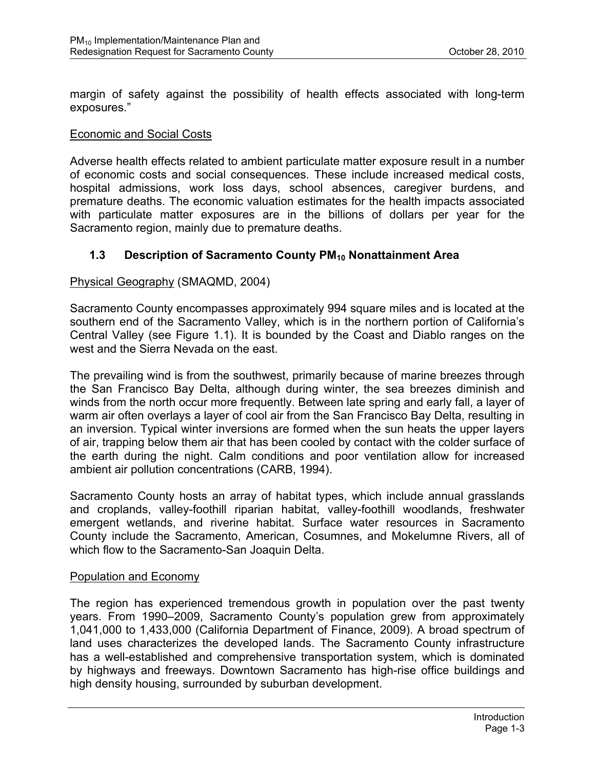margin of safety against the possibility of health effects associated with long-term exposures."

Economic and Social Costs

Adverse health effects related to ambient particulate matter exposure result in a number of economic costs and social consequences. These include increased medical costs, hospital admissions, work loss days, school absences, caregiver burdens, and premature deaths. The economic valuation estimates for the health impacts associated with particulate matter exposures are in the billions of dollars per year for the Sacramento region, mainly due to premature deaths.

## 1.3 Description of Sacramento County $PM_{10}$ Nonattainment Area

Physical Geography (SMAQMD, 2004)

Sacramento County encompasses approximately 994 square miles and is located at the southern end of the Sacramento Valley, which is in the northern portion of California's Central Valley (see Figure 1.1). It is bounded by the Coast and Diablo ranges on the west and the Sierra Nevada on the east.

The prevailing wind is from the southwest, primarily because of marine breezes through the San Francisco Bay Delta, although during winter, the sea breezes diminish and winds from the north occur more frequently. Between late spring and early fall, a layer of warm air often overlays a layer of cool air from the San Francisco Bay Delta, resulting in an inversion. Typical winter inversions are formed when the sun heats the upper layers of air, trapping below them air that has been cooled by contact with the colder surface of the earth during the night. Calm conditions and poor ventilation allow for increased ambient air pollution concentrations (CARB, 1994).

Sacramento County hosts an array of habitat types, which include annual grasslands and croplands, valley-foothill riparian habitat, valley-foothill woodlands, freshwater emergent wetlands, and riverine habitat. Surface water resources in Sacramento County include the Sacramento, American, Cosumnes, and Mokelumne Rivers, all of which flow to the Sacramento-San Joaquin Delta.

Population and Economy

The region has experienced tremendous growth in population over the past twenty years. From 1990–2009, Sacramento County's population grew from approximately 1,041,000 to 1,433,000 (California Department of Finance, 2009). A broad spectrum of land uses characterizes the developed lands. The Sacramento County infrastructure has a well-established and comprehensive transportation system, which is dominated by highways and freeways. Downtown Sacramento has high-rise office buildings and high density housing, surrounded by suburban development.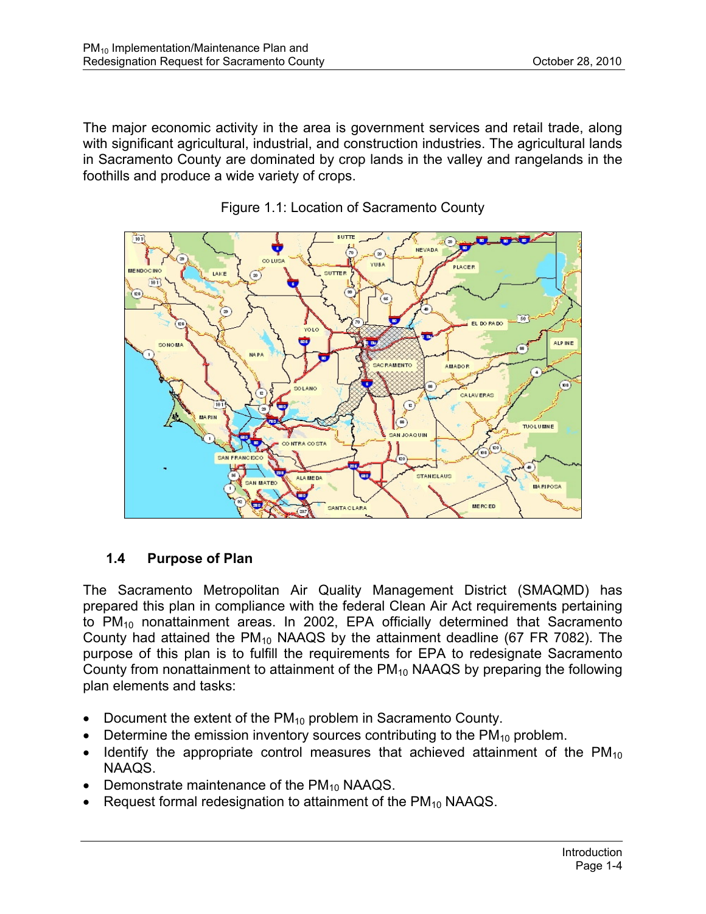The major economic activity in the area is government services and retail trade, along with significant agricultural, industrial, and construction industries. The agricultural lands in Sacramento County are dominated by crop lands in the valley and rangelands in the foothills and produce a wide variety of crops.

Figure 1.1: Location of Sacramento County

## 1.4 Purpose of Plan

The Sacramento Metropolitan Air Quality Management District (SMAQMD) has prepared this plan in compliance with the federal Clean Air Act requirements pertaining to $PM_{10}$ nonattainment areas. In 2002, EPA officially determined that Sacramento County had attained the $PM_{10}$ NAAQS by the attainment deadline (67 FR 7082). The purpose of this plan is to fulfill the requirements for EPA to redesignate Sacramento County from nonattainment to attainment of the $PM_{10}$ NAAQS by preparing the following plan elements and tasks:

- Document the extent of the $PM_{10}$ problem in Sacramento County.
- Determine the emission inventory sources contributing to the $PM_{10}$ problem.
- Identify the appropriate control measures that achieved attainment of the $PM_{10}$ NAAQS.
- Demonstrate maintenance of the $PM_{10}$ NAAQS.
- Request formal redesignation to attainment of the $PM_{10}$ NAAQS.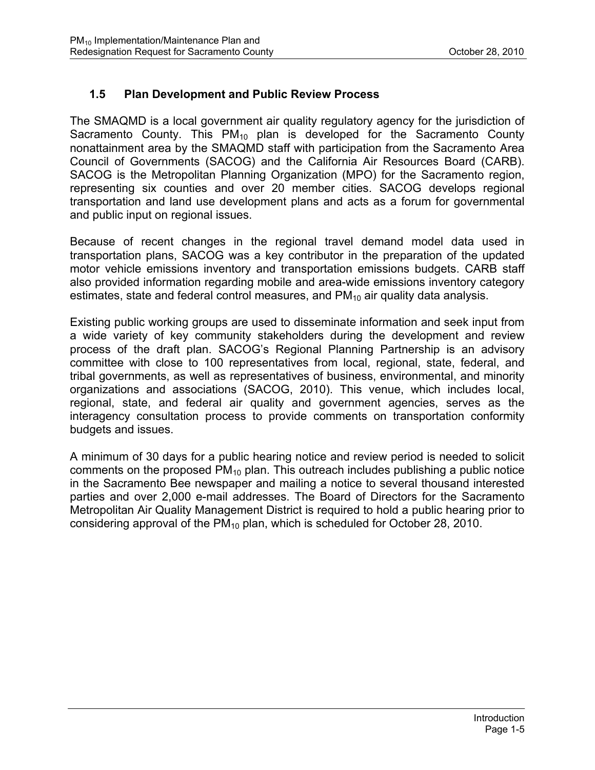## 1.5 Plan Development and Public Review Process

The SMAQMD is a local government air quality regulatory agency for the jurisdiction of Sacramento County. This $PM_{10}$ plan is developed for the Sacramento County nonattainment area by the SMAQMD staff with participation from the Sacramento Area Council of Governments (SACOG) and the California Air Resources Board (CARB). SACOG is the Metropolitan Planning Organization (MPO) for the Sacramento region, representing six counties and over 20 member cities. SACOG develops regional transportation and land use development plans and acts as a forum for governmental and public input on regional issues.

Because of recent changes in the regional travel demand model data used in transportation plans, SACOG was a key contributor in the preparation of the updated motor vehicle emissions inventory and transportation emissions budgets. CARB staff also provided information regarding mobile and area-wide emissions inventory category estimates, state and federal control measures, and $PM_{10}$ air quality data analysis.

Existing public working groups are used to disseminate information and seek input from a wide variety of key community stakeholders during the development and review process of the draft plan. SACOG's Regional Planning Partnership is an advisory committee with close to 100 representatives from local, regional, state, federal, and tribal governments, as well as representatives of business, environmental, and minority organizations and associations (SACOG, 2010). This venue, which includes local, regional, state, and federal air quality and government agencies, serves as the interagency consultation process to provide comments on transportation conformity budgets and issues.

A minimum of 30 days for a public hearing notice and review period is needed to solicit comments on the proposed $PM_{10}$ plan. This outreach includes publishing a public notice in the Sacramento Bee newspaper and mailing a notice to several thousand interested parties and over 2,000 e-mail addresses. The Board of Directors for the Sacramento Metropolitan Air Quality Management District is required to hold a public hearing prior to considering approval of the $PM_{10}$ plan, which is scheduled for October 28, 2010.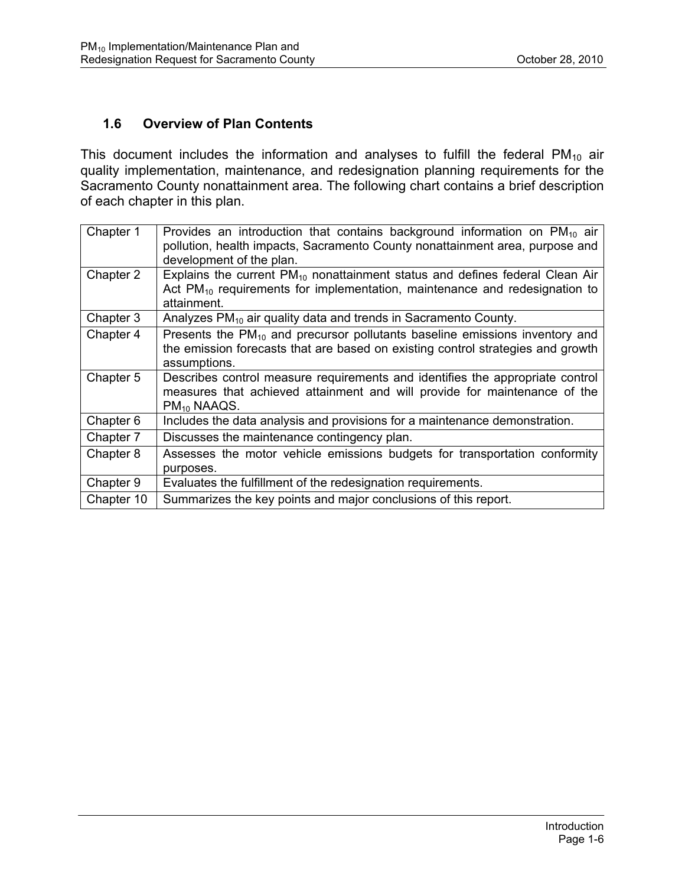### 1.6 Overview of Plan Contents

This document includes the information and analyses to fulfill the federal $PM_{10}$ air quality implementation, maintenance, and redesignation planning requirements for the Sacramento County nonattainment area. The following chart contains a brief description of each chapter in this plan.

| | |
|---|---|
| Chapter 1 | Provides an introduction that contains background information on $PM_{10}$ air pollution, health impacts, Sacramento County nonattainment area, purpose and development of the plan. |
| Chapter 2 | Explains the current $PM_{10}$ nonattainment status and defines federal Clean Air Act $PM_{10}$ requirements for implementation, maintenance and redesignation to attainment. |
| Chapter 3 | Analyzes $PM_{10}$ air quality data and trends in Sacramento County. |
| Chapter 4 | Presents the $PM_{10}$ and precursor pollutants baseline emissions inventory and the emission forecasts that are based on existing control strategies and growth assumptions. |
| Chapter 5 | Describes control measure requirements and identifies the appropriate control measures that achieved attainment and will provide for maintenance of the $PM_{10}$ NAAQS. |
| Chapter 6 | Includes the data analysis and provisions for a maintenance demonstration. |
| Chapter 7 | Discusses the maintenance contingency plan. |
| Chapter 8 | Assesses the motor vehicle emissions budgets for transportation conformity purposes. |
| Chapter 9 | Evaluates the fulfillment of the redesignation requirements. |
| Chapter 10 | Summarizes the key points and major conclusions of this report. |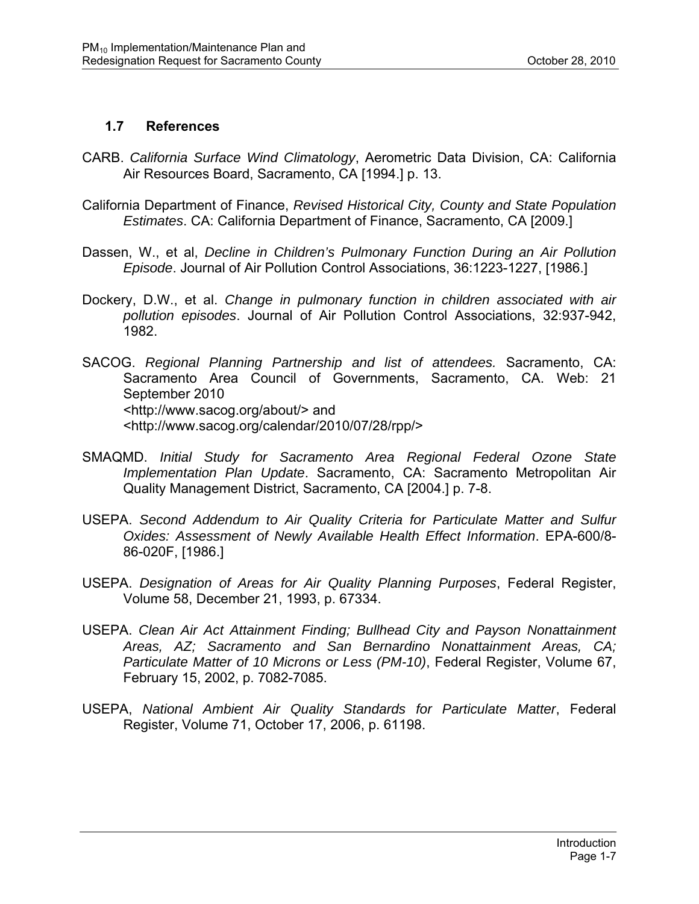### 1.7 References

CARB. *California Surface Wind Climatology*, Aerometric Data Division, CA: California Air Resources Board, Sacramento, CA [1994.] p. 13.

California Department of Finance, *Revised Historical City, County and State Population Estimates*. CA: California Department of Finance, Sacramento, CA [2009.]

Dassen, W., et al, *Decline in Children's Pulmonary Function During an Air Pollution Episode*. Journal of Air Pollution Control Associations, 36:1223-1227, [1986.]

Dockery, D.W., et al. *Change in pulmonary function in children associated with air pollution episodes*. Journal of Air Pollution Control Associations, 32:937-942, 1982.

SACOG. *Regional Planning Partnership and list of attendees.* Sacramento, CA: Sacramento Area Council of Governments, Sacramento, CA. Web: 21 September 2010 <http://www.sacog.org/about/> and <http://www.sacog.org/calendar/2010/07/28/rpp/>

SMAQMD. *Initial Study for Sacramento Area Regional Federal Ozone State Implementation Plan Update*. Sacramento, CA: Sacramento Metropolitan Air Quality Management District, Sacramento, CA [2004.] p. 7-8.

USEPA. *Second Addendum to Air Quality Criteria for Particulate Matter and Sulfur Oxides: Assessment of Newly Available Health Effect Information*. EPA-600/8-86-020F, [1986.]

USEPA. *Designation of Areas for Air Quality Planning Purposes*, Federal Register, Volume 58, December 21, 1993, p. 67334.

USEPA. *Clean Air Act Attainment Finding; Bullhead City and Payson Nonattainment Areas, AZ; Sacramento and San Bernardino Nonattainment Areas, CA; Particulate Matter of 10 Microns or Less (PM-10)*, Federal Register, Volume 67, February 15, 2002, p. 7082-7085.

USEPA, *National Ambient Air Quality Standards for Particulate Matter*, Federal Register, Volume 71, October 17, 2006, p. 61198.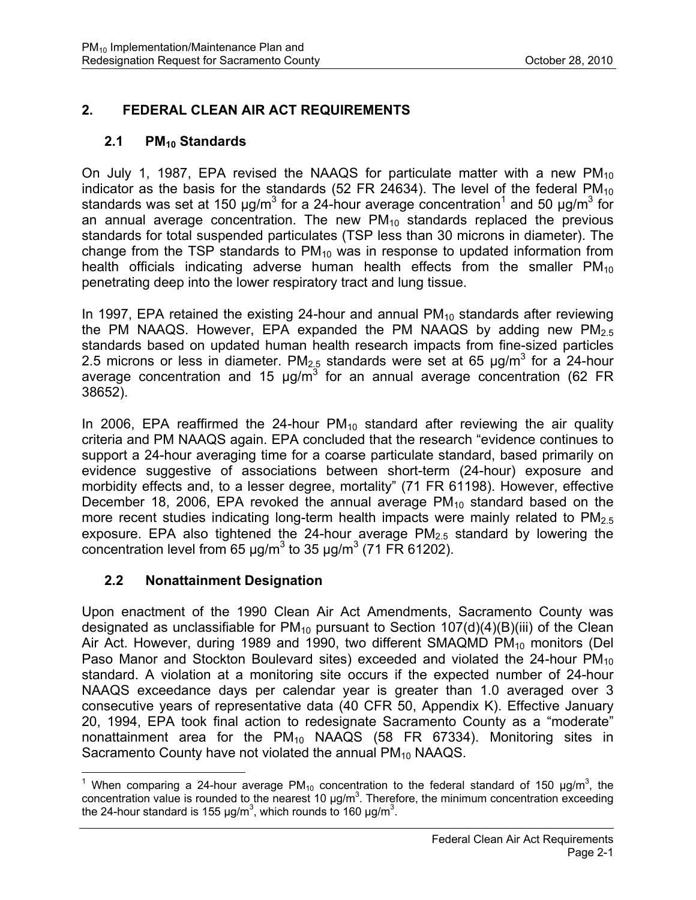## 2. FEDERAL CLEAN AIR ACT REQUIREMENTS

### 2.1 $PM_{10}$ Standards

On July 1, 1987, EPA revised the NAAQS for particulate matter with a new $PM_{10}$ indicator as the basis for the standards (52 FR 24634). The level of the federal $PM_{10}$ standards was set at 150 μg/$m^3$ for a 24-hour average concentration[1] and 50 μg/$m^3$ for an annual average concentration. The new $PM_{10}$ standards replaced the previous standards for total suspended particulates (TSP less than 30 microns in diameter). The change from the TSP standards to $PM_{10}$ was in response to updated information from health officials indicating adverse human health effects from the smaller $PM_{10}$ penetrating deep into the lower respiratory tract and lung tissue.

In 1997, EPA retained the existing 24-hour and annual $PM_{10}$ standards after reviewing the PM NAAQS. However, EPA expanded the PM NAAQS by adding new $PM_{2.5}$ standards based on updated human health research impacts from fine-sized particles 2.5 microns or less in diameter. $PM_{2.5}$ standards were set at 65 μg/$m^3$ for a 24-hour average concentration and 15 μg/$m^3$ for an annual average concentration (62 FR 38652).

In 2006, EPA reaffirmed the 24-hour $PM_{10}$ standard after reviewing the air quality criteria and PM NAAQS again. EPA concluded that the research "evidence continues to support a 24-hour averaging time for a coarse particulate standard, based primarily on evidence suggestive of associations between short-term (24-hour) exposure and morbidity effects and, to a lesser degree, mortality" (71 FR 61198). However, effective December 18, 2006, EPA revoked the annual average $PM_{10}$ standard based on the more recent studies indicating long-term health impacts were mainly related to $PM_{2.5}$ exposure. EPA also tightened the 24-hour average $PM_{2.5}$ standard by lowering the concentration level from 65 μg/$m^3$ to 35 μg/$m^3$ (71 FR 61202).

### 2.2 Nonattainment Designation

Upon enactment of the 1990 Clean Air Act Amendments, Sacramento County was designated as unclassifiable for $PM_{10}$ pursuant to Section 107(d)(4)(B)(iii) of the Clean Air Act. However, during 1989 and 1990, two different SMAQMD $PM_{10}$ monitors (Del Paso Manor and Stockton Boulevard sites) exceeded and violated the 24-hour $PM_{10}$ standard. A violation at a monitoring site occurs if the expected number of 24-hour NAAQS exceedance days per calendar year is greater than 1.0 averaged over 3 consecutive years of representative data (40 CFR 50, Appendix K). Effective January 20, 1994, EPA took final action to redesignate Sacramento County as a "moderate" nonattainment area for the $PM_{10}$ NAAQS (58 FR 67334). Monitoring sites in Sacramento County have not violated the annual $PM_{10}$ NAAQS.

---

[1] When comparing a 24-hour average $PM_{10}$ concentration to the federal standard of 150 μg/$m^3$, the concentration value is rounded to the nearest 10 μg/$m^3$. Therefore, the minimum concentration exceeding the 24-hour standard is 155 μg/$m^3$, which rounds to 160 μg/$m^3$.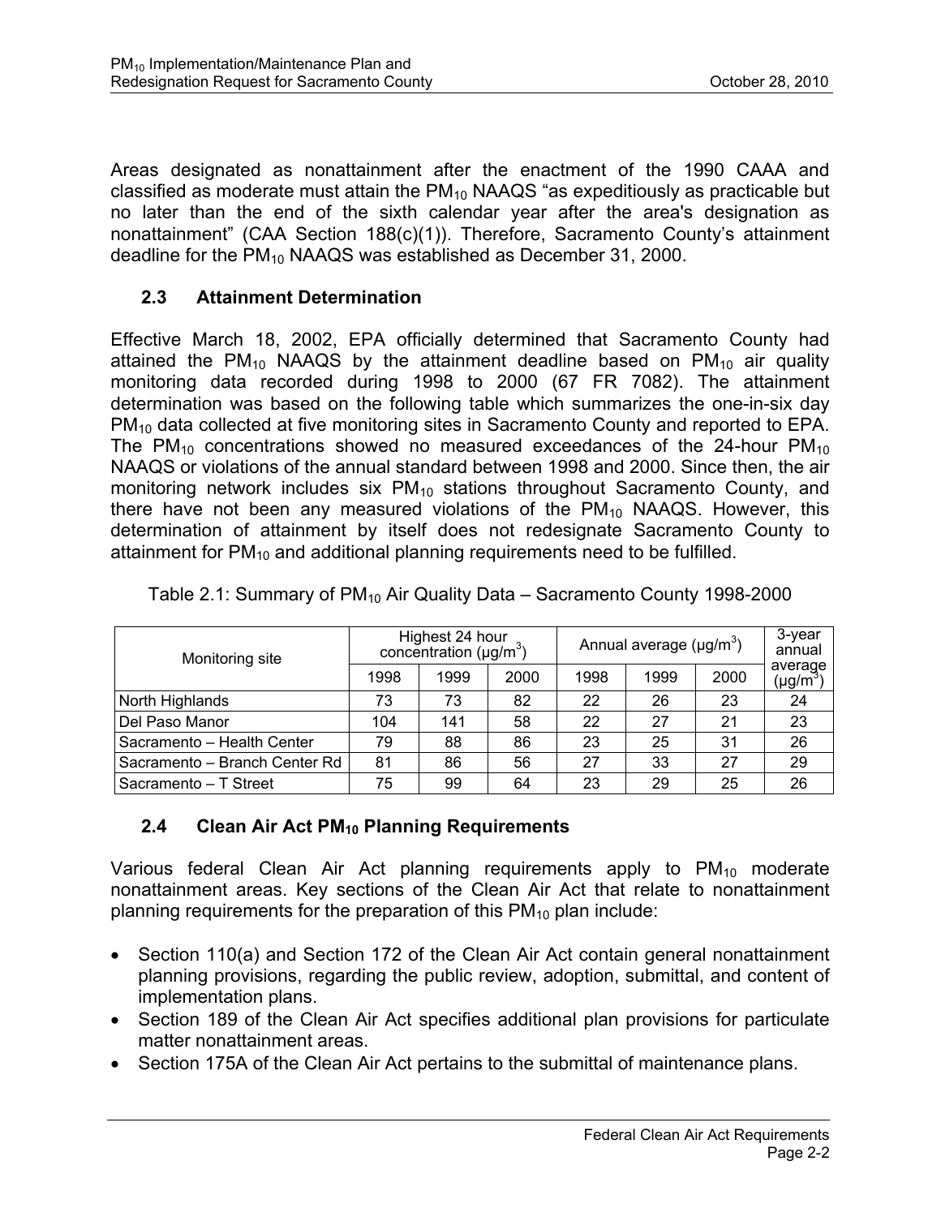Areas designated as nonattainment after the enactment of the 1990 CAAA and classified as moderate must attain the $PM_{10}$ NAAQS "as expeditiously as practicable but no later than the end of the sixth calendar year after the area's designation as nonattainment" (CAA Section 188(c)(1)). Therefore, Sacramento County's attainment deadline for the $PM_{10}$ NAAQS was established as December 31, 2000.

## 2.3 Attainment Determination

Effective March 18, 2002, EPA officially determined that Sacramento County had attained the $PM_{10}$ NAAQS by the attainment deadline based on $PM_{10}$ air quality monitoring data recorded during 1998 to 2000 (67 FR 7082). The attainment determination was based on the following table which summarizes the one-in-six day $PM_{10}$ data collected at five monitoring sites in Sacramento County and reported to EPA. The $PM_{10}$ concentrations showed no measured exceedances of the 24-hour $PM_{10}$ NAAQS or violations of the annual standard between 1998 and 2000. Since then, the air monitoring network includes six $PM_{10}$ stations throughout Sacramento County, and there have not been any measured violations of the $PM_{10}$ NAAQS. However, this determination of attainment by itself does not redesignate Sacramento County to attainment for $PM_{10}$ and additional planning requirements need to be fulfilled.

Table 2.1: Summary of $PM_{10}$ Air Quality Data – Sacramento County 1998-2000

| Monitoring site | Highest 24 hour concentration ($\mu g/m^3$) | | | Annual average ($\mu g/m^3$) | | | 3-year annual average ($\mu g/m^3$) |
|---|---|---|---|---|---|---|---|
| | 1998 | 1999 | 2000 | 1998 | 1999 | 2000 | |
| North Highlands | 73 | 73 | 82 | 22 | 26 | 23 | 24 |
| Del Paso Manor | 104 | 141 | 58 | 22 | 27 | 21 | 23 |
| Sacramento – Health Center | 79 | 88 | 86 | 23 | 25 | 31 | 26 |
| Sacramento – Branch Center Rd | 81 | 86 | 56 | 27 | 33 | 27 | 29 |
| Sacramento – T Street | 75 | 99 | 64 | 23 | 29 | 25 | 26 |

## 2.4 Clean Air Act $PM_{10}$ Planning Requirements

Various federal Clean Air Act planning requirements apply to $PM_{10}$ moderate nonattainment areas. Key sections of the Clean Air Act that relate to nonattainment planning requirements for the preparation of this $PM_{10}$ plan include:

- Section 110(a) and Section 172 of the Clean Air Act contain general nonattainment planning provisions, regarding the public review, adoption, submittal, and content of implementation plans.
- Section 189 of the Clean Air Act specifies additional plan provisions for particulate matter nonattainment areas.
- Section 175A of the Clean Air Act pertains to the submittal of maintenance plans.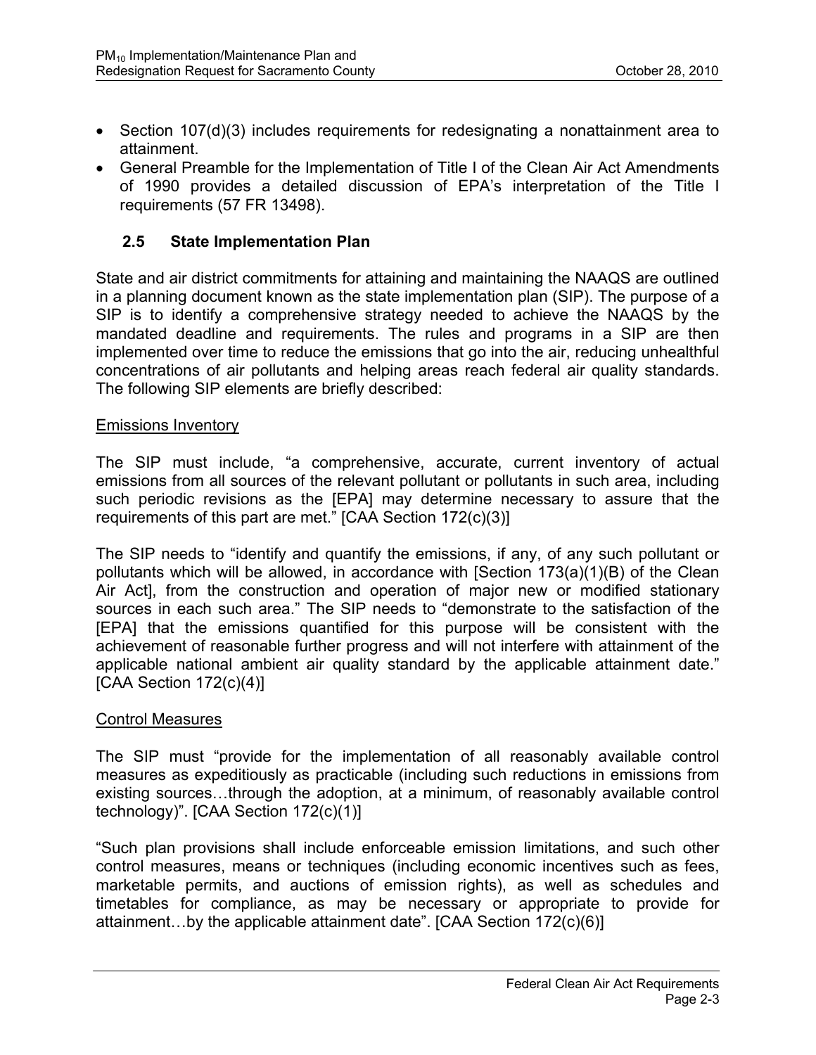- Section 107(d)(3) includes requirements for redesignating a nonattainment area to attainment.
- General Preamble for the Implementation of Title I of the Clean Air Act Amendments of 1990 provides a detailed discussion of EPA's interpretation of the Title I requirements (57 FR 13498).

## 2.5 State Implementation Plan

State and air district commitments for attaining and maintaining the NAAQS are outlined in a planning document known as the state implementation plan (SIP). The purpose of a SIP is to identify a comprehensive strategy needed to achieve the NAAQS by the mandated deadline and requirements. The rules and programs in a SIP are then implemented over time to reduce the emissions that go into the air, reducing unhealthful concentrations of air pollutants and helping areas reach federal air quality standards. The following SIP elements are briefly described:

Emissions Inventory

The SIP must include, "a comprehensive, accurate, current inventory of actual emissions from all sources of the relevant pollutant or pollutants in such area, including such periodic revisions as the [EPA] may determine necessary to assure that the requirements of this part are met." [CAA Section 172(c)(3)]

The SIP needs to "identify and quantify the emissions, if any, of any such pollutant or pollutants which will be allowed, in accordance with [Section 173(a)(1)(B) of the Clean Air Act], from the construction and operation of major new or modified stationary sources in each such area." The SIP needs to "demonstrate to the satisfaction of the [EPA] that the emissions quantified for this purpose will be consistent with the achievement of reasonable further progress and will not interfere with attainment of the applicable national ambient air quality standard by the applicable attainment date." [CAA Section 172(c)(4)]

Control Measures

The SIP must "provide for the implementation of all reasonably available control measures as expeditiously as practicable (including such reductions in emissions from existing sources…through the adoption, at a minimum, of reasonably available control technology)". [CAA Section 172(c)(1)]

"Such plan provisions shall include enforceable emission limitations, and such other control measures, means or techniques (including economic incentives such as fees, marketable permits, and auctions of emission rights), as well as schedules and timetables for compliance, as may be necessary or appropriate to provide for attainment…by the applicable attainment date". [CAA Section 172(c)(6)]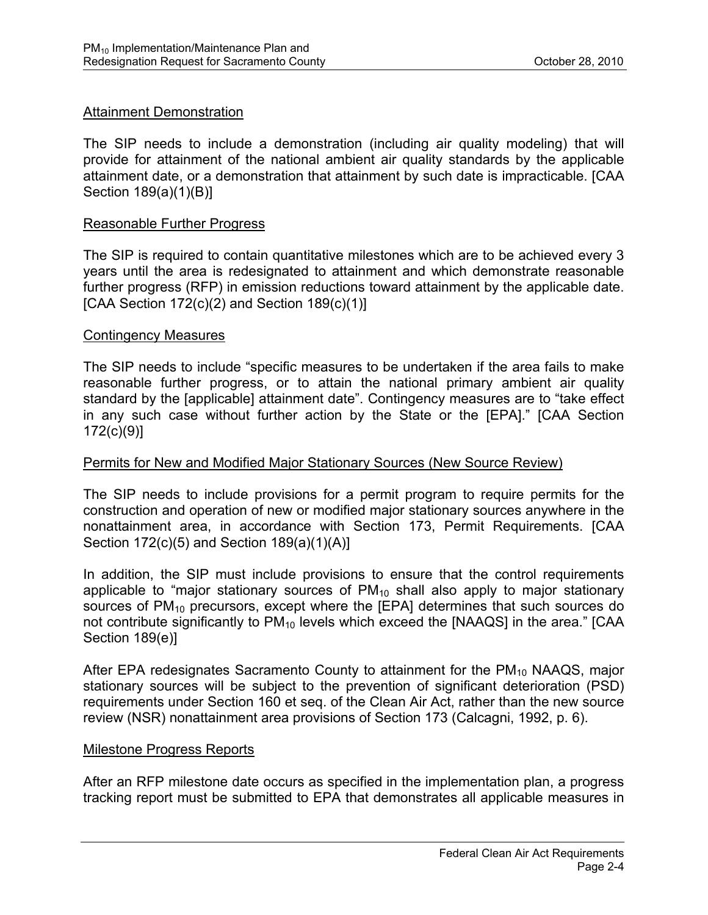### Attainment Demonstration

The SIP needs to include a demonstration (including air quality modeling) that will provide for attainment of the national ambient air quality standards by the applicable attainment date, or a demonstration that attainment by such date is impracticable. [CAA Section 189(a)(1)(B)]

### Reasonable Further Progress

The SIP is required to contain quantitative milestones which are to be achieved every 3 years until the area is redesignated to attainment and which demonstrate reasonable further progress (RFP) in emission reductions toward attainment by the applicable date. [CAA Section 172(c)(2) and Section 189(c)(1)]

### Contingency Measures

The SIP needs to include "specific measures to be undertaken if the area fails to make reasonable further progress, or to attain the national primary ambient air quality standard by the [applicable] attainment date". Contingency measures are to "take effect in any such case without further action by the State or the [EPA]." [CAA Section 172(c)(9)]

### Permits for New and Modified Major Stationary Sources (New Source Review)

The SIP needs to include provisions for a permit program to require permits for the construction and operation of new or modified major stationary sources anywhere in the nonattainment area, in accordance with Section 173, Permit Requirements. [CAA Section 172(c)(5) and Section 189(a)(1)(A)]

In addition, the SIP must include provisions to ensure that the control requirements applicable to "major stationary sources of $PM_{10}$ shall also apply to major stationary sources of $PM_{10}$ precursors, except where the [EPA] determines that such sources do not contribute significantly to $PM_{10}$ levels which exceed the [NAAQS] in the area." [CAA Section 189(e)]

After EPA redesignates Sacramento County to attainment for the $PM_{10}$ NAAQS, major stationary sources will be subject to the prevention of significant deterioration (PSD) requirements under Section 160 et seq. of the Clean Air Act, rather than the new source review (NSR) nonattainment area provisions of Section 173 (Calcagni, 1992, p. 6).

### Milestone Progress Reports

After an RFP milestone date occurs as specified in the implementation plan, a progress tracking report must be submitted to EPA that demonstrates all applicable measures in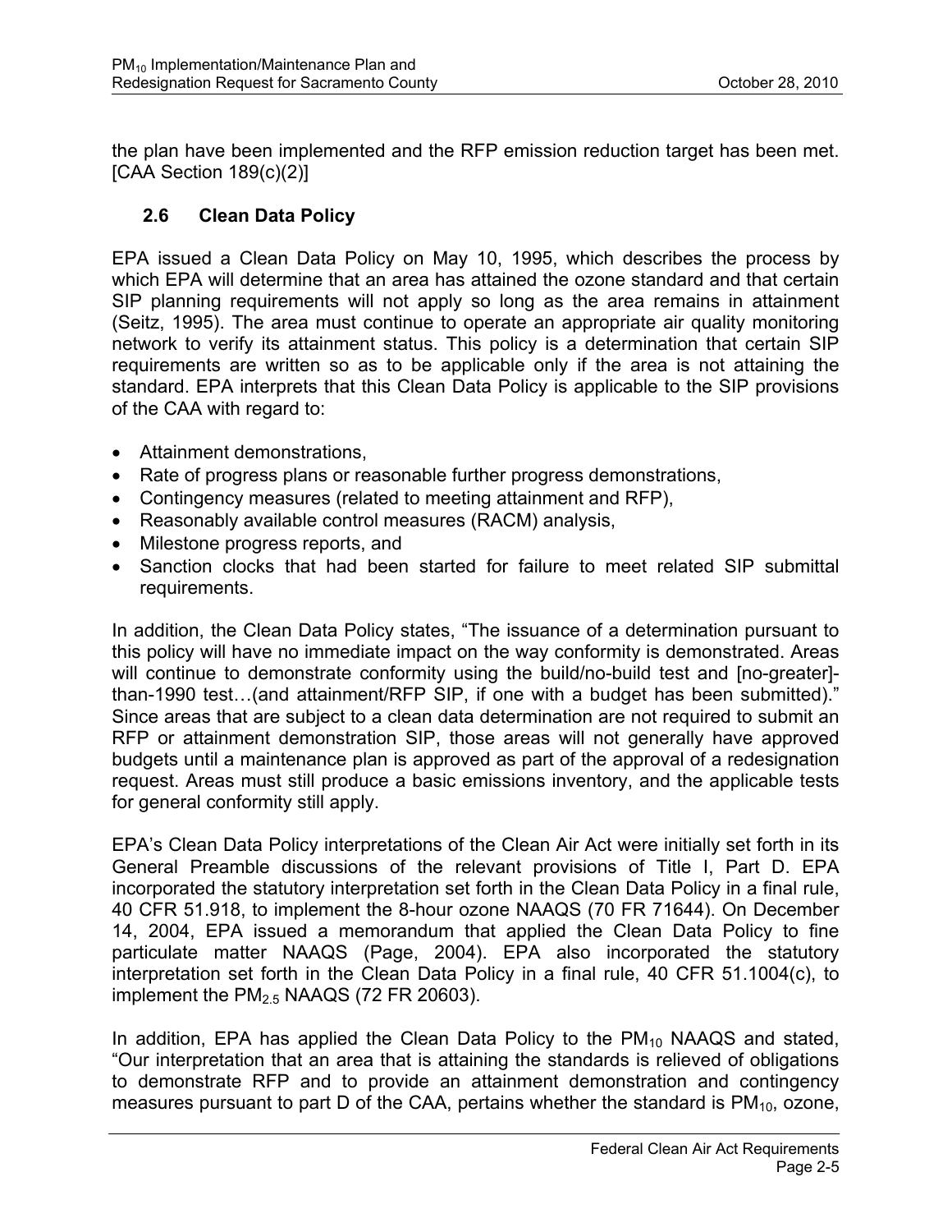the plan have been implemented and the RFP emission reduction target has been met. [CAA Section 189(c)(2)]

## 2.6 Clean Data Policy

EPA issued a Clean Data Policy on May 10, 1995, which describes the process by which EPA will determine that an area has attained the ozone standard and that certain SIP planning requirements will not apply so long as the area remains in attainment (Seitz, 1995). The area must continue to operate an appropriate air quality monitoring network to verify its attainment status. This policy is a determination that certain SIP requirements are written so as to be applicable only if the area is not attaining the standard. EPA interprets that this Clean Data Policy is applicable to the SIP provisions of the CAA with regard to:

- Attainment demonstrations,
- Rate of progress plans or reasonable further progress demonstrations,
- Contingency measures (related to meeting attainment and RFP),
- Reasonably available control measures (RACM) analysis,
- Milestone progress reports, and
- Sanction clocks that had been started for failure to meet related SIP submittal requirements.

In addition, the Clean Data Policy states, "The issuance of a determination pursuant to this policy will have no immediate impact on the way conformity is demonstrated. Areas will continue to demonstrate conformity using the build/no-build test and [no-greater]-than-1990 test…(and attainment/RFP SIP, if one with a budget has been submitted)." Since areas that are subject to a clean data determination are not required to submit an RFP or attainment demonstration SIP, those areas will not generally have approved budgets until a maintenance plan is approved as part of the approval of a redesignation request. Areas must still produce a basic emissions inventory, and the applicable tests for general conformity still apply.

EPA's Clean Data Policy interpretations of the Clean Air Act were initially set forth in its General Preamble discussions of the relevant provisions of Title I, Part D. EPA incorporated the statutory interpretation set forth in the Clean Data Policy in a final rule, 40 CFR 51.918, to implement the 8-hour ozone NAAQS (70 FR 71644). On December 14, 2004, EPA issued a memorandum that applied the Clean Data Policy to fine particulate matter NAAQS (Page, 2004). EPA also incorporated the statutory interpretation set forth in the Clean Data Policy in a final rule, 40 CFR 51.1004(c), to implement the $PM_{2.5}$ NAAQS (72 FR 20603).

In addition, EPA has applied the Clean Data Policy to the $PM_{10}$ NAAQS and stated, "Our interpretation that an area that is attaining the standards is relieved of obligations to demonstrate RFP and to provide an attainment demonstration and contingency measures pursuant to part D of the CAA, pertains whether the standard is $PM_{10}$, ozone,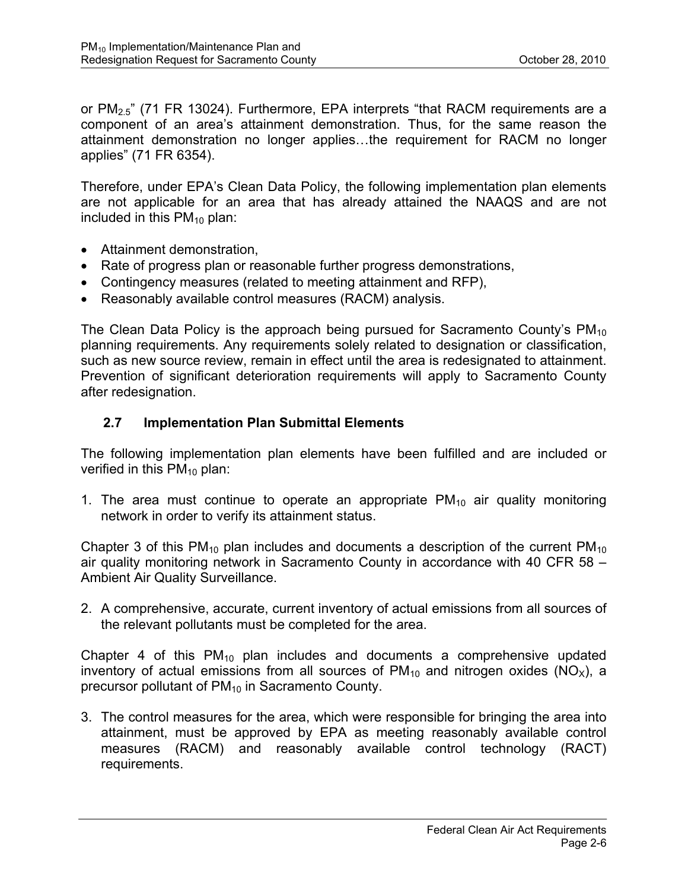or $PM_{2.5}$" (71 FR 13024). Furthermore, EPA interprets "that RACM requirements are a component of an area's attainment demonstration. Thus, for the same reason the attainment demonstration no longer applies…the requirement for RACM no longer applies" (71 FR 6354).

Therefore, under EPA's Clean Data Policy, the following implementation plan elements are not applicable for an area that has already attained the NAAQS and are not included in this $PM_{10}$ plan:

- Attainment demonstration,
- Rate of progress plan or reasonable further progress demonstrations,
- Contingency measures (related to meeting attainment and RFP),
- Reasonably available control measures (RACM) analysis.

The Clean Data Policy is the approach being pursued for Sacramento County's $PM_{10}$ planning requirements. Any requirements solely related to designation or classification, such as new source review, remain in effect until the area is redesignated to attainment. Prevention of significant deterioration requirements will apply to Sacramento County after redesignation.

## 2.7 Implementation Plan Submittal Elements

The following implementation plan elements have been fulfilled and are included or verified in this $PM_{10}$ plan:

1. The area must continue to operate an appropriate $PM_{10}$ air quality monitoring network in order to verify its attainment status.

Chapter 3 of this $PM_{10}$ plan includes and documents a description of the current $PM_{10}$ air quality monitoring network in Sacramento County in accordance with 40 CFR 58 – Ambient Air Quality Surveillance.

2. A comprehensive, accurate, current inventory of actual emissions from all sources of the relevant pollutants must be completed for the area.

Chapter 4 of this $PM_{10}$ plan includes and documents a comprehensive updated inventory of actual emissions from all sources of $PM_{10}$ and nitrogen oxides ($NO_X$), a precursor pollutant of $PM_{10}$ in Sacramento County.

3. The control measures for the area, which were responsible for bringing the area into attainment, must be approved by EPA as meeting reasonably available control measures (RACM) and reasonably available control technology (RACT) requirements.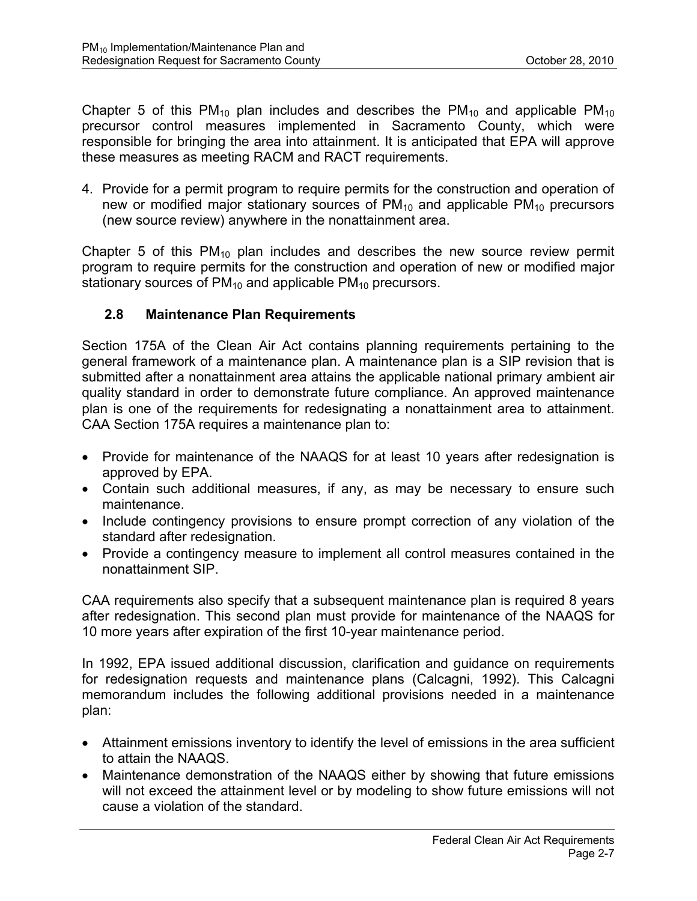Chapter 5 of this $PM_{10}$ plan includes and describes the $PM_{10}$ and applicable $PM_{10}$ precursor control measures implemented in Sacramento County, which were responsible for bringing the area into attainment. It is anticipated that EPA will approve these measures as meeting RACM and RACT requirements.

4. Provide for a permit program to require permits for the construction and operation of new or modified major stationary sources of $PM_{10}$ and applicable $PM_{10}$ precursors (new source review) anywhere in the nonattainment area.

Chapter 5 of this $PM_{10}$ plan includes and describes the new source review permit program to require permits for the construction and operation of new or modified major stationary sources of $PM_{10}$ and applicable $PM_{10}$ precursors.

## 2.8 Maintenance Plan Requirements

Section 175A of the Clean Air Act contains planning requirements pertaining to the general framework of a maintenance plan. A maintenance plan is a SIP revision that is submitted after a nonattainment area attains the applicable national primary ambient air quality standard in order to demonstrate future compliance. An approved maintenance plan is one of the requirements for redesignating a nonattainment area to attainment. CAA Section 175A requires a maintenance plan to:

- Provide for maintenance of the NAAQS for at least 10 years after redesignation is approved by EPA.
- Contain such additional measures, if any, as may be necessary to ensure such maintenance.
- Include contingency provisions to ensure prompt correction of any violation of the standard after redesignation.
- Provide a contingency measure to implement all control measures contained in the nonattainment SIP.

CAA requirements also specify that a subsequent maintenance plan is required 8 years after redesignation. This second plan must provide for maintenance of the NAAQS for 10 more years after expiration of the first 10-year maintenance period.

In 1992, EPA issued additional discussion, clarification and guidance on requirements for redesignation requests and maintenance plans (Calcagni, 1992). This Calcagni memorandum includes the following additional provisions needed in a maintenance plan:

- Attainment emissions inventory to identify the level of emissions in the area sufficient to attain the NAAQS.
- Maintenance demonstration of the NAAQS either by showing that future emissions will not exceed the attainment level or by modeling to show future emissions will not cause a violation of the standard.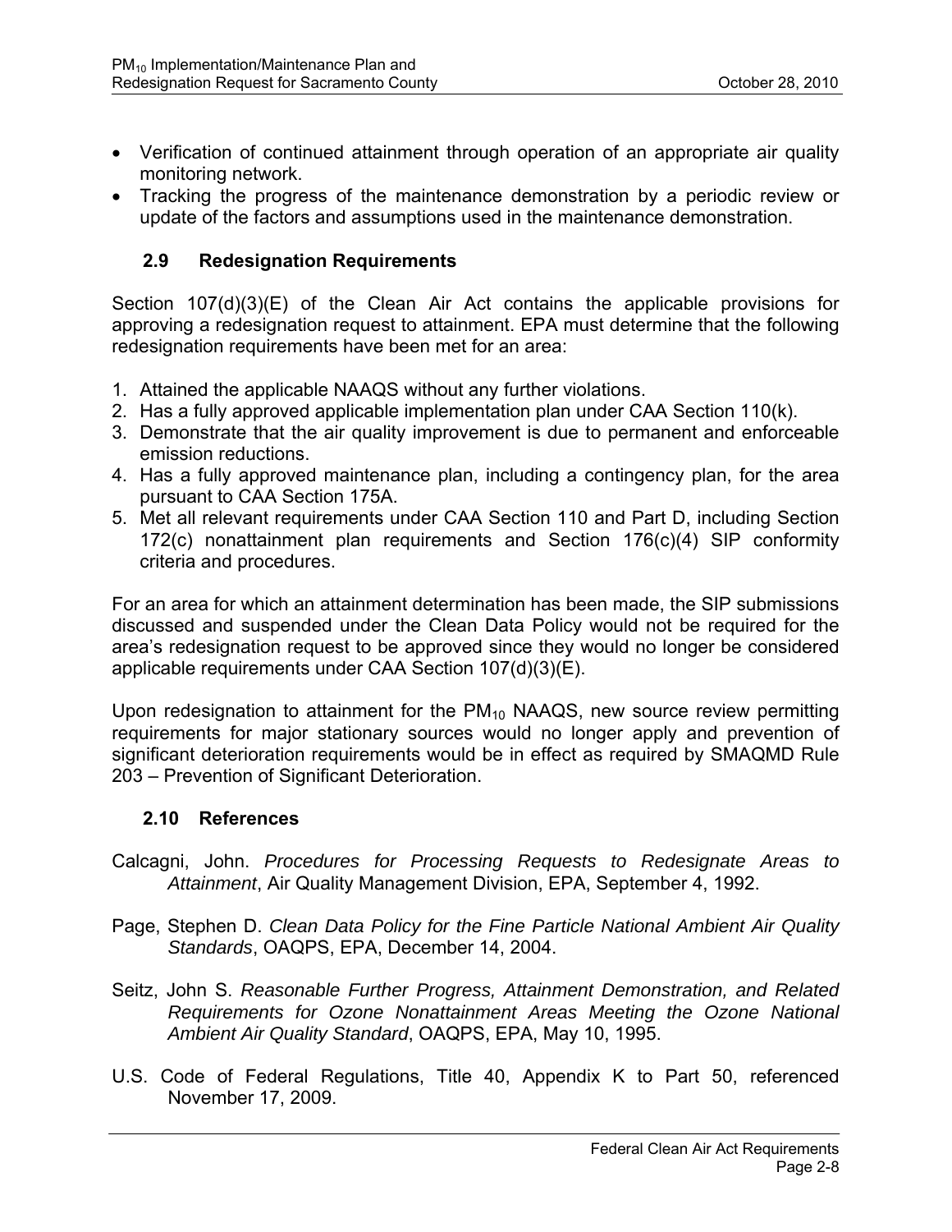- Verification of continued attainment through operation of an appropriate air quality monitoring network.
- Tracking the progress of the maintenance demonstration by a periodic review or update of the factors and assumptions used in the maintenance demonstration.

## 2.9 Redesignation Requirements

Section 107(d)(3)(E) of the Clean Air Act contains the applicable provisions for approving a redesignation request to attainment. EPA must determine that the following redesignation requirements have been met for an area:

1. Attained the applicable NAAQS without any further violations.
2. Has a fully approved applicable implementation plan under CAA Section 110(k).
3. Demonstrate that the air quality improvement is due to permanent and enforceable emission reductions.
4. Has a fully approved maintenance plan, including a contingency plan, for the area pursuant to CAA Section 175A.
5. Met all relevant requirements under CAA Section 110 and Part D, including Section 172(c) nonattainment plan requirements and Section 176(c)(4) SIP conformity criteria and procedures.

For an area for which an attainment determination has been made, the SIP submissions discussed and suspended under the Clean Data Policy would not be required for the area's redesignation request to be approved since they would no longer be considered applicable requirements under CAA Section 107(d)(3)(E).

Upon redesignation to attainment for the $PM_{10}$ NAAQS, new source review permitting requirements for major stationary sources would no longer apply and prevention of significant deterioration requirements would be in effect as required by SMAQMD Rule 203 – Prevention of Significant Deterioration.

## 2.10 References

Calcagni, John. *Procedures for Processing Requests to Redesignate Areas to Attainment*, Air Quality Management Division, EPA, September 4, 1992.

Page, Stephen D. *Clean Data Policy for the Fine Particle National Ambient Air Quality Standards*, OAQPS, EPA, December 14, 2004.

Seitz, John S. *Reasonable Further Progress, Attainment Demonstration, and Related Requirements for Ozone Nonattainment Areas Meeting the Ozone National Ambient Air Quality Standard*, OAQPS, EPA, May 10, 1995.

U.S. Code of Federal Regulations, Title 40, Appendix K to Part 50, referenced November 17, 2009.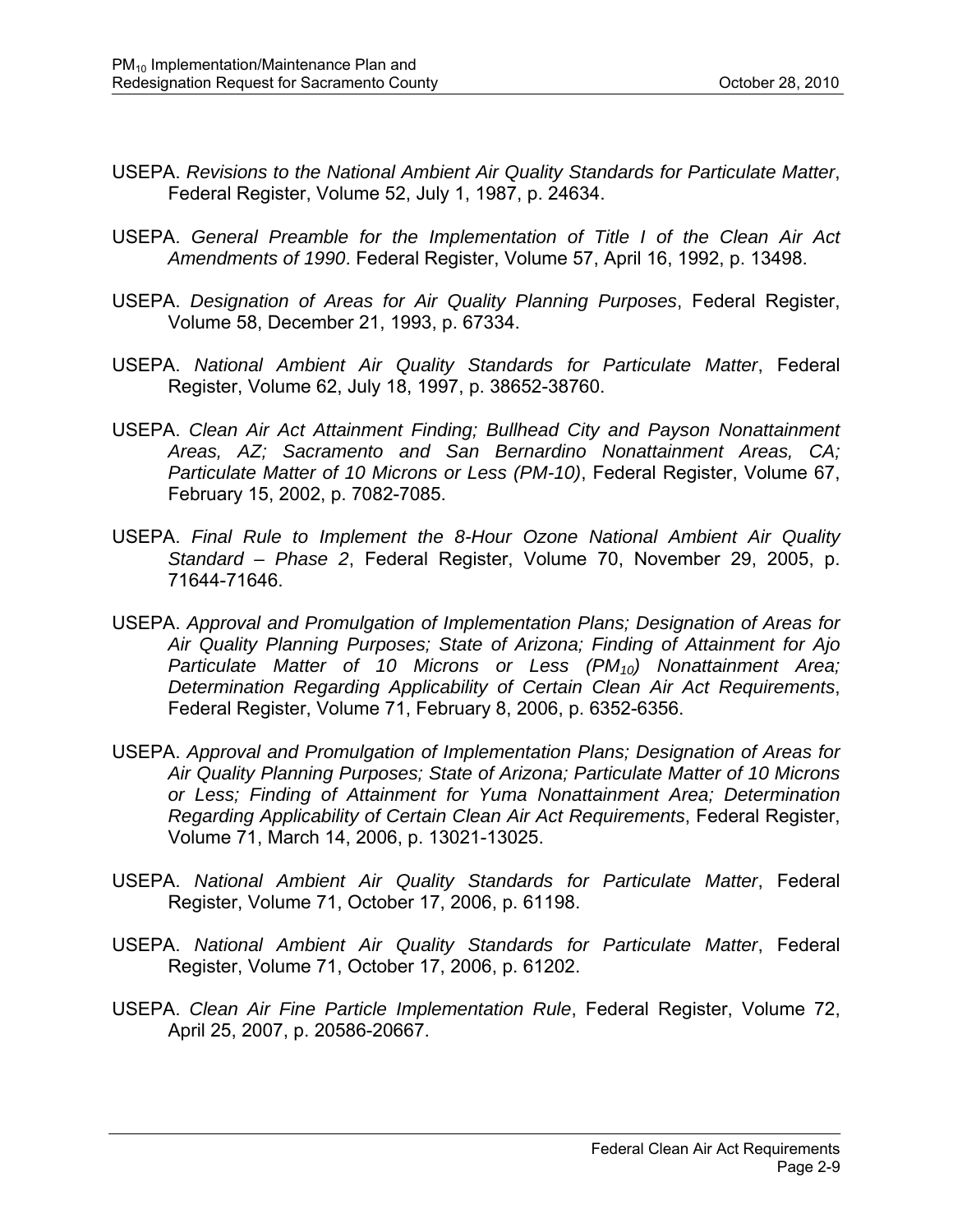USEPA. *Revisions to the National Ambient Air Quality Standards for Particulate Matter*, Federal Register, Volume 52, July 1, 1987, p. 24634.

USEPA. *General Preamble for the Implementation of Title I of the Clean Air Act Amendments of 1990*. Federal Register, Volume 57, April 16, 1992, p. 13498.

USEPA. *Designation of Areas for Air Quality Planning Purposes*, Federal Register, Volume 58, December 21, 1993, p. 67334.

USEPA. *National Ambient Air Quality Standards for Particulate Matter*, Federal Register, Volume 62, July 18, 1997, p. 38652-38760.

USEPA. *Clean Air Act Attainment Finding; Bullhead City and Payson Nonattainment Areas, AZ; Sacramento and San Bernardino Nonattainment Areas, CA; Particulate Matter of 10 Microns or Less (PM-10)*, Federal Register, Volume 67, February 15, 2002, p. 7082-7085.

USEPA. *Final Rule to Implement the 8-Hour Ozone National Ambient Air Quality Standard – Phase 2*, Federal Register, Volume 70, November 29, 2005, p. 71644-71646.

USEPA. *Approval and Promulgation of Implementation Plans; Designation of Areas for Air Quality Planning Purposes; State of Arizona; Finding of Attainment for Ajo Particulate Matter of 10 Microns or Less ($PM_{10}$) Nonattainment Area; Determination Regarding Applicability of Certain Clean Air Act Requirements*, Federal Register, Volume 71, February 8, 2006, p. 6352-6356.

USEPA. *Approval and Promulgation of Implementation Plans; Designation of Areas for Air Quality Planning Purposes; State of Arizona; Particulate Matter of 10 Microns or Less; Finding of Attainment for Yuma Nonattainment Area; Determination Regarding Applicability of Certain Clean Air Act Requirements*, Federal Register, Volume 71, March 14, 2006, p. 13021-13025.

USEPA. *National Ambient Air Quality Standards for Particulate Matter*, Federal Register, Volume 71, October 17, 2006, p. 61198.

USEPA. *National Ambient Air Quality Standards for Particulate Matter*, Federal Register, Volume 71, October 17, 2006, p. 61202.

USEPA. *Clean Air Fine Particle Implementation Rule*, Federal Register, Volume 72, April 25, 2007, p. 20586-20667.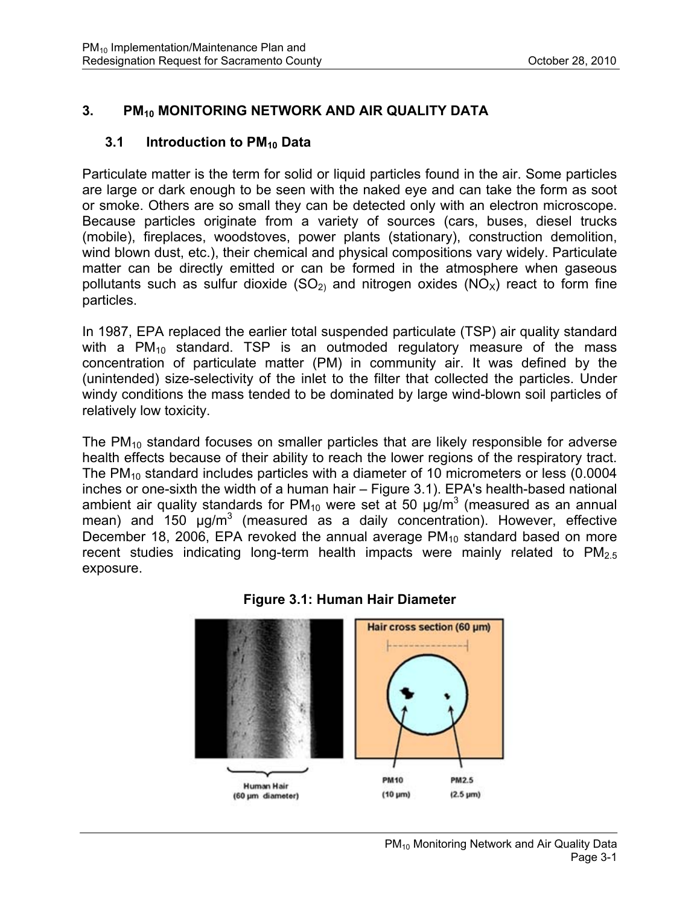## 3. $PM_{10}$ MONITORING NETWORK AND AIR QUALITY DATA

### 3.1 Introduction to $PM_{10}$ Data

Particulate matter is the term for solid or liquid particles found in the air. Some particles are large or dark enough to be seen with the naked eye and can take the form as soot or smoke. Others are so small they can be detected only with an electron microscope. Because particles originate from a variety of sources (cars, buses, diesel trucks (mobile), fireplaces, woodstoves, power plants (stationary), construction demolition, wind blown dust, etc.), their chemical and physical compositions vary widely. Particulate matter can be directly emitted or can be formed in the atmosphere when gaseous pollutants such as sulfur dioxide ($SO_2$) and nitrogen oxides ($NO_X$) react to form fine particles.

In 1987, EPA replaced the earlier total suspended particulate (TSP) air quality standard with a $PM_{10}$ standard. TSP is an outmoded regulatory measure of the mass concentration of particulate matter (PM) in community air. It was defined by the (unintended) size-selectivity of the inlet to the filter that collected the particles. Under windy conditions the mass tended to be dominated by large wind-blown soil particles of relatively low toxicity.

The $PM_{10}$ standard focuses on smaller particles that are likely responsible for adverse health effects because of their ability to reach the lower regions of the respiratory tract. The $PM_{10}$ standard includes particles with a diameter of 10 micrometers or less (0.0004 inches or one-sixth the width of a human hair – Figure 3.1). EPA's health-based national ambient air quality standards for $PM_{10}$ were set at 50 µg/m$^3$ (measured as an annual mean) and 150 µg/m$^3$ (measured as a daily concentration). However, effective December 18, 2006, EPA revoked the annual average $PM_{10}$ standard based on more recent studies indicating long-term health impacts were mainly related to $PM_{2.5}$ exposure.

**Figure 3.1: Human Hair Diameter**

Human Hair (60 µm diameter)

Hair cross section (60 µm)

PM10 (10 µm) PM2.5 (2.5 µm)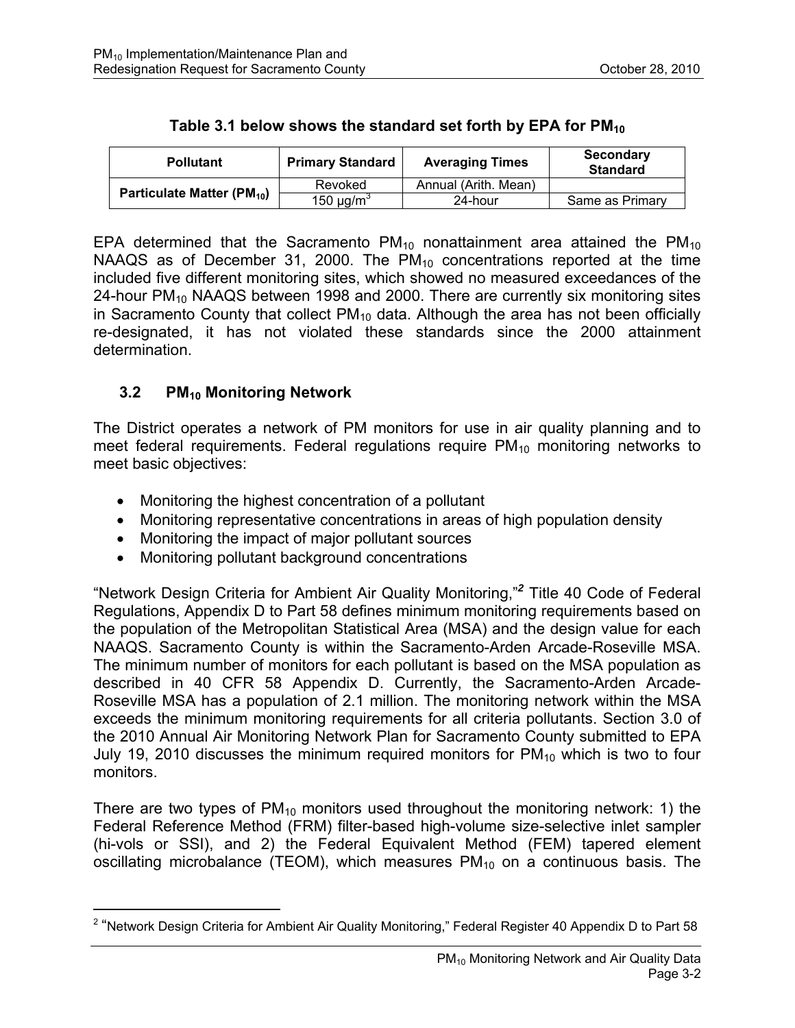**Table 3.1 below shows the standard set forth by EPA for $PM_{10}$**

| Pollutant | Primary Standard | Averaging Times | Secondary Standard |
|---|---|---|---|
| Particulate Matter ($PM_{10}$) | Revoked | Annual (Arith. Mean) | |
| | 150 $\mu g/m^3$ | 24-hour | Same as Primary |

EPA determined that the Sacramento $PM_{10}$ nonattainment area attained the $PM_{10}$ NAAQS as of December 31, 2000. The $PM_{10}$ concentrations reported at the time included five different monitoring sites, which showed no measured exceedances of the 24-hour $PM_{10}$ NAAQS between 1998 and 2000. There are currently six monitoring sites in Sacramento County that collect $PM_{10}$ data. Although the area has not been officially re-designated, it has not violated these standards since the 2000 attainment determination.

## 3.2 $PM_{10}$ Monitoring Network

The District operates a network of PM monitors for use in air quality planning and to meet federal requirements. Federal regulations require $PM_{10}$ monitoring networks to meet basic objectives:

- Monitoring the highest concentration of a pollutant
- Monitoring representative concentrations in areas of high population density
- Monitoring the impact of major pollutant sources
- Monitoring pollutant background concentrations

"Network Design Criteria for Ambient Air Quality Monitoring,"[2] Title 40 Code of Federal Regulations, Appendix D to Part 58 defines minimum monitoring requirements based on the population of the Metropolitan Statistical Area (MSA) and the design value for each NAAQS. Sacramento County is within the Sacramento-Arden Arcade-Roseville MSA. The minimum number of monitors for each pollutant is based on the MSA population as described in 40 CFR 58 Appendix D. Currently, the Sacramento-Arden Arcade-Roseville MSA has a population of 2.1 million. The monitoring network within the MSA exceeds the minimum monitoring requirements for all criteria pollutants. Section 3.0 of the 2010 Annual Air Monitoring Network Plan for Sacramento County submitted to EPA July 19, 2010 discusses the minimum required monitors for $PM_{10}$ which is two to four monitors.

There are two types of $PM_{10}$ monitors used throughout the monitoring network: 1) the Federal Reference Method (FRM) filter-based high-volume size-selective inlet sampler (hi-vols or SSI), and 2) the Federal Equivalent Method (FEM) tapered element oscillating microbalance (TEOM), which measures $PM_{10}$ on a continuous basis. The

[2] "Network Design Criteria for Ambient Air Quality Monitoring," Federal Register 40 Appendix D to Part 58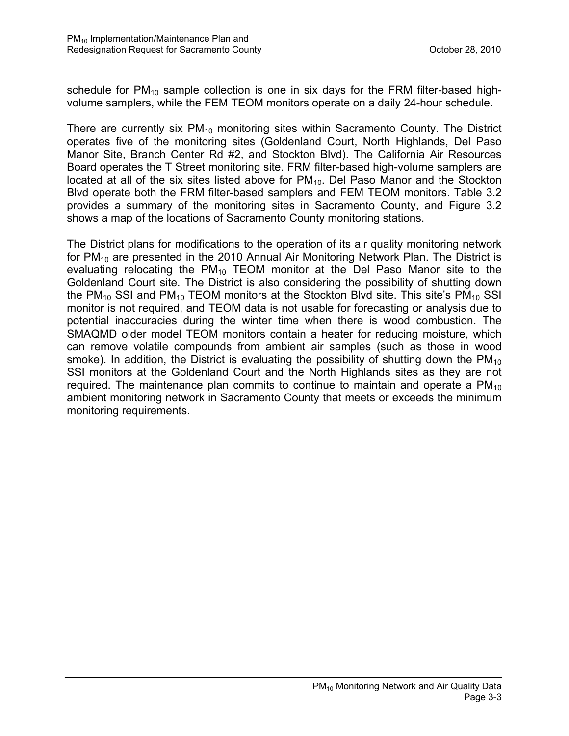schedule for $PM_{10}$ sample collection is one in six days for the FRM filter-based high-volume samplers, while the FEM TEOM monitors operate on a daily 24-hour schedule.

There are currently six $PM_{10}$ monitoring sites within Sacramento County. The District operates five of the monitoring sites (Goldenland Court, North Highlands, Del Paso Manor Site, Branch Center Rd #2, and Stockton Blvd). The California Air Resources Board operates the T Street monitoring site. FRM filter-based high-volume samplers are located at all of the six sites listed above for $PM_{10}$. Del Paso Manor and the Stockton Blvd operate both the FRM filter-based samplers and FEM TEOM monitors. Table 3.2 provides a summary of the monitoring sites in Sacramento County, and Figure 3.2 shows a map of the locations of Sacramento County monitoring stations.

The District plans for modifications to the operation of its air quality monitoring network for $PM_{10}$ are presented in the 2010 Annual Air Monitoring Network Plan. The District is evaluating relocating the $PM_{10}$ TEOM monitor at the Del Paso Manor site to the Goldenland Court site. The District is also considering the possibility of shutting down the $PM_{10}$ SSI and $PM_{10}$ TEOM monitors at the Stockton Blvd site. This site's $PM_{10}$ SSI monitor is not required, and TEOM data is not usable for forecasting or analysis due to potential inaccuracies during the winter time when there is wood combustion. The SMAQMD older model TEOM monitors contain a heater for reducing moisture, which can remove volatile compounds from ambient air samples (such as those in wood smoke). In addition, the District is evaluating the possibility of shutting down the $PM_{10}$ SSI monitors at the Goldenland Court and the North Highlands sites as they are not required. The maintenance plan commits to continue to maintain and operate a $PM_{10}$ ambient monitoring network in Sacramento County that meets or exceeds the minimum monitoring requirements.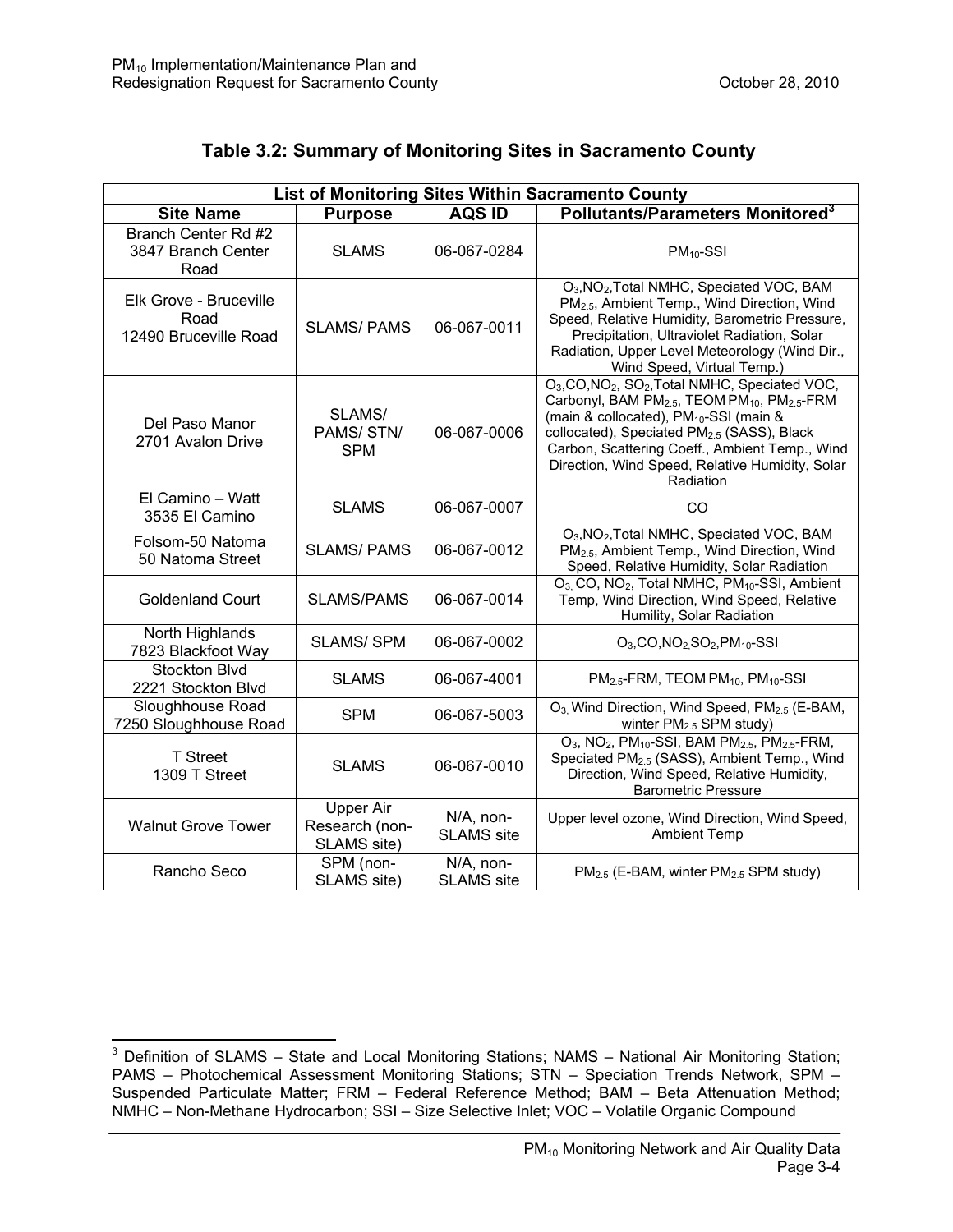## Table 3.2: Summary of Monitoring Sites in Sacramento County

| List of Monitoring Sites Within Sacramento County | | | |
|---|---|---|---|
| **Site Name** | **Purpose** | **AQS ID** | **Pollutants/Parameters Monitored[3]** |
| Branch Center Rd #2 3847 Branch Center Road | SLAMS | 06-067-0284 | $PM_{10}$-SSI |
| Elk Grove - Bruceville Road 12490 Bruceville Road | SLAMS/ PAMS | 06-067-0011 | $O_3$,$NO_2$,Total NMHC, Speciated VOC, BAM $PM_{2.5}$, Ambient Temp., Wind Direction, Wind Speed, Relative Humidity, Barometric Pressure, Precipitation, Ultraviolet Radiation, Solar Radiation, Upper Level Meteorology (Wind Dir., Wind Speed, Virtual Temp.) |
| Del Paso Manor 2701 Avalon Drive | SLAMS/ PAMS/ STN/ SPM | 06-067-0006 | $O_3$,CO,$NO_2$, $SO_2$,Total NMHC, Speciated VOC, Carbonyl, BAM $PM_{2.5}$, TEOM $PM_{10}$, $PM_{2.5}$-FRM (main & collocated), $PM_{10}$-SSI (main & collocated), Speciated $PM_{2.5}$ (SASS), Black Carbon, Scattering Coeff., Ambient Temp., Wind Direction, Wind Speed, Relative Humidity, Solar Radiation |
| El Camino – Watt 3535 El Camino | SLAMS | 06-067-0007 | CO |
| Folsom-50 Natoma 50 Natoma Street | SLAMS/ PAMS | 06-067-0012 | $O_3$,$NO_2$,Total NMHC, Speciated VOC, BAM $PM_{2.5}$, Ambient Temp., Wind Direction, Wind Speed, Relative Humidity, Solar Radiation |
| Goldenland Court | SLAMS/PAMS | 06-067-0014 | $O_3$, CO, $NO_2$, Total NMHC, $PM_{10}$-SSI, Ambient Temp, Wind Direction, Wind Speed, Relative Humility, Solar Radiation |
| North Highlands 7823 Blackfoot Way | SLAMS/ SPM | 06-067-0002 | $O_3$,CO,$NO_2$,$SO_2$,$PM_{10}$-SSI |
| Stockton Blvd 2221 Stockton Blvd | SLAMS | 06-067-4001 | $PM_{2.5}$-FRM, TEOM $PM_{10}$, $PM_{10}$-SSI |
| Sloughhouse Road 7250 Sloughhouse Road | SPM | 06-067-5003 | $O_3$, Wind Direction, Wind Speed, $PM_{2.5}$ (E-BAM, winter $PM_{2.5}$ SPM study) |
| T Street 1309 T Street | SLAMS | 06-067-0010 | $O_3$, $NO_2$, $PM_{10}$-SSI, BAM $PM_{2.5}$, $PM_{2.5}$-FRM, Speciated $PM_{2.5}$ (SASS), Ambient Temp., Wind Direction, Wind Speed, Relative Humidity, Barometric Pressure |
| Walnut Grove Tower | Upper Air Research (non-SLAMS site) | N/A, non-SLAMS site | Upper level ozone, Wind Direction, Wind Speed, Ambient Temp |
| Rancho Seco | SPM (non-SLAMS site) | N/A, non-SLAMS site | $PM_{2.5}$ (E-BAM, winter $PM_{2.5}$ SPM study) |

[3] Definition of SLAMS – State and Local Monitoring Stations; NAMS – National Air Monitoring Station; PAMS – Photochemical Assessment Monitoring Stations; STN – Speciation Trends Network, SPM – Suspended Particulate Matter; FRM – Federal Reference Method; BAM – Beta Attenuation Method; NMHC – Non-Methane Hydrocarbon; SSI – Size Selective Inlet; VOC – Volatile Organic Compound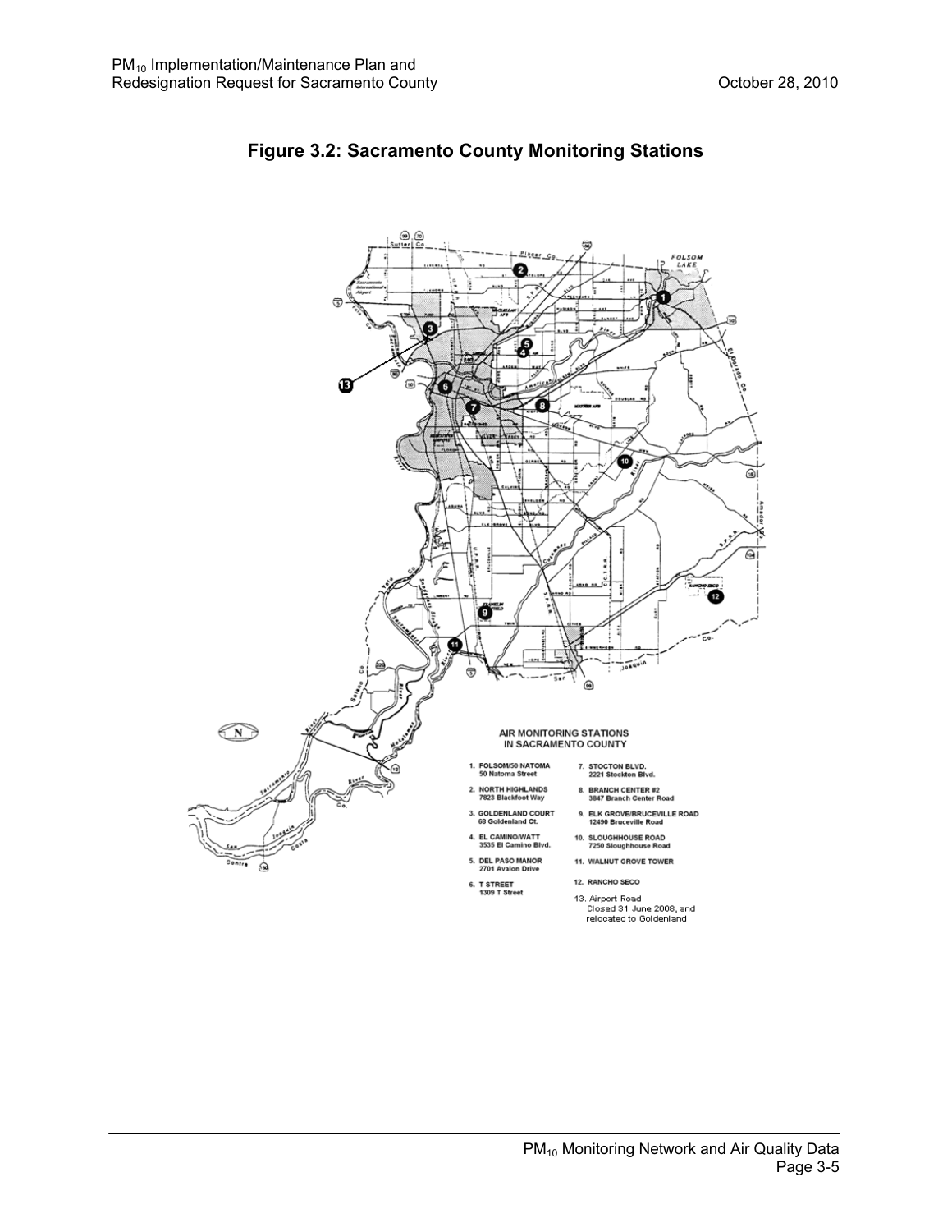# Figure 3.2: Sacramento County Monitoring Stations

AIR MONITORING STATIONS IN SACRAMENTO COUNTY

1. FOLSOM/50 NATOMA
   50 Natoma Street
2. NORTH HIGHLANDS
   7823 Blackfoot Way
3. GOLDENLAND COURT
   68 Goldenland Ct.
4. EL CAMINO/WATT
   3535 El Camino Blvd.
5. DEL PASO MANOR
   2701 Avalon Drive
6. T STREET
   1309 T Street
7. STOCTON BLVD.
   2221 Stockton Blvd.
8. BRANCH CENTER #2
   3847 Branch Center Road
9. ELK GROVE/BRUCEVILLE ROAD
   12490 Bruceville Road
10. SLOUGHHOUSE ROAD
    7250 Sloughhouse Road
11. WALNUT GROVE TOWER
12. RANCHO SECO
13. Airport Road
    Closed 31 June 2008, and relocated to Goldenland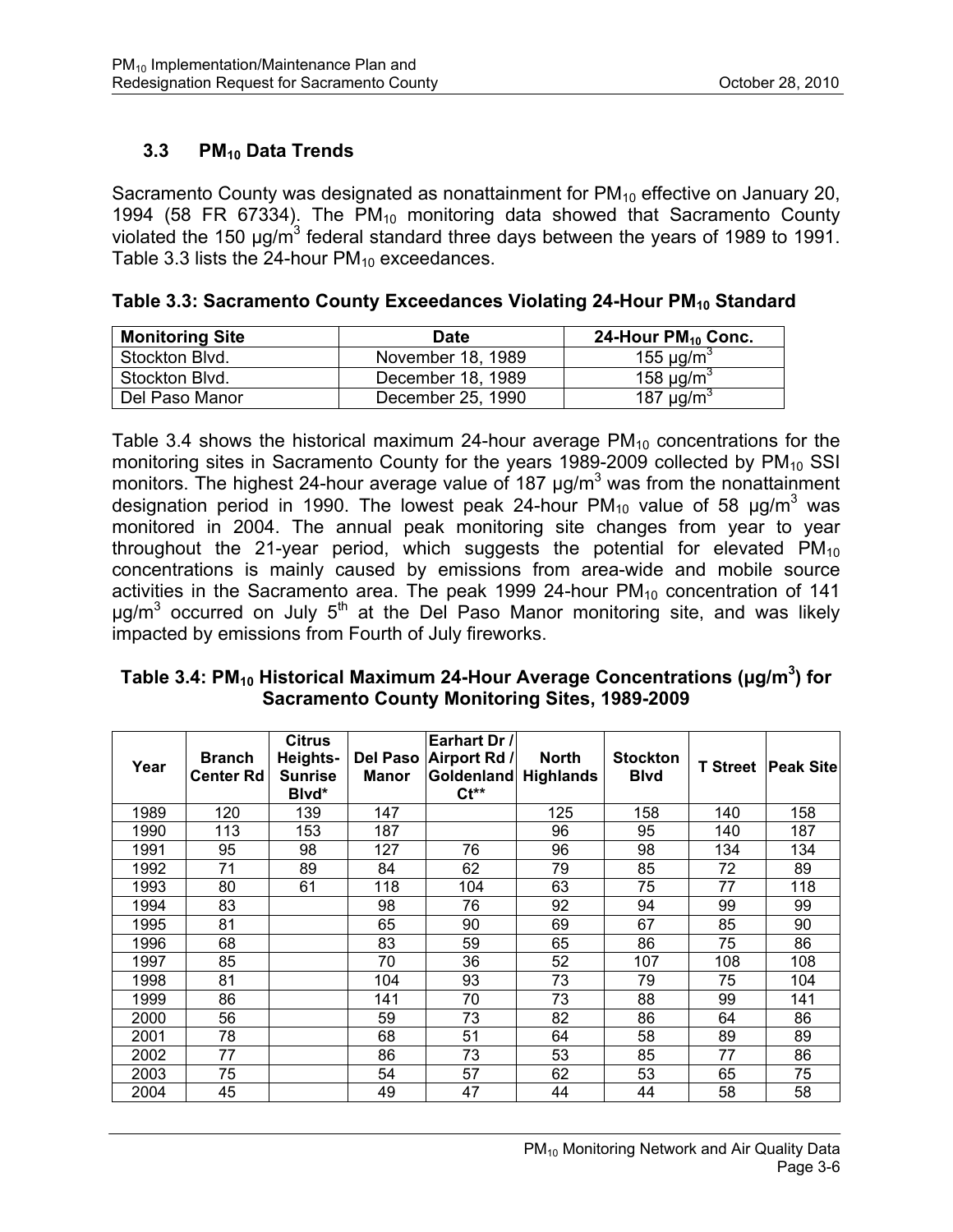### 3.3 $PM_{10}$ Data Trends

Sacramento County was designated as nonattainment for $PM_{10}$ effective on January 20, 1994 (58 FR 67334). The $PM_{10}$ monitoring data showed that Sacramento County violated the 150 µg/m$^3$ federal standard three days between the years of 1989 to 1991. Table 3.3 lists the 24-hour $PM_{10}$ exceedances.

**Table 3.3: Sacramento County Exceedances Violating 24-Hour $PM_{10}$ Standard**

| Monitoring Site | Date | 24-Hour $PM_{10}$ Conc. |
|---|---|---|
| Stockton Blvd. | November 18, 1989 | 155 µg/m$^3$ |
| Stockton Blvd. | December 18, 1989 | 158 µg/m$^3$ |
| Del Paso Manor | December 25, 1990 | 187 µg/m$^3$ |

Table 3.4 shows the historical maximum 24-hour average $PM_{10}$ concentrations for the monitoring sites in Sacramento County for the years 1989-2009 collected by $PM_{10}$ SSI monitors. The highest 24-hour average value of 187 µg/m$^3$ was from the nonattainment designation period in 1990. The lowest peak 24-hour $PM_{10}$ value of 58 µg/m$^3$ was monitored in 2004. The annual peak monitoring site changes from year to year throughout the 21-year period, which suggests the potential for elevated $PM_{10}$ concentrations is mainly caused by emissions from area-wide and mobile source activities in the Sacramento area. The peak 1999 24-hour $PM_{10}$ concentration of 141 µg/m$^3$ occurred on July 5$^{th}$ at the Del Paso Manor monitoring site, and was likely impacted by emissions from Fourth of July fireworks.

**Table 3.4: $PM_{10}$ Historical Maximum 24-Hour Average Concentrations (µg/m$^3$) for Sacramento County Monitoring Sites, 1989-2009**

| Year | Branch Center Rd | Citrus Heights-Sunrise Blvd* | Del Paso Manor | Earhart Dr / Airport Rd / Goldenland Ct** | North Highlands | Stockton Blvd | T Street | Peak Site |
|---|---|---|---|---|---|---|---|---|
| 1989 | 120 | 139 | 147 | | 125 | 158 | 140 | 158 |
| 1990 | 113 | 153 | 187 | | 96 | 95 | 140 | 187 |
| 1991 | 95 | 98 | 127 | 76 | 96 | 98 | 134 | 134 |
| 1992 | 71 | 89 | 84 | 62 | 79 | 85 | 72 | 89 |
| 1993 | 80 | 61 | 118 | 104 | 63 | 75 | 77 | 118 |
| 1994 | 83 | | 98 | 76 | 92 | 94 | 99 | 99 |
| 1995 | 81 | | 65 | 90 | 69 | 67 | 85 | 90 |
| 1996 | 68 | | 83 | 59 | 65 | 86 | 75 | 86 |
| 1997 | 85 | | 70 | 36 | 52 | 107 | 108 | 108 |
| 1998 | 81 | | 104 | 93 | 73 | 79 | 75 | 104 |
| 1999 | 86 | | 141 | 70 | 73 | 88 | 99 | 141 |
| 2000 | 56 | | 59 | 73 | 82 | 86 | 64 | 86 |
| 2001 | 78 | | 68 | 51 | 64 | 58 | 89 | 89 |
| 2002 | 77 | | 86 | 73 | 53 | 85 | 77 | 86 |
| 2003 | 75 | | 54 | 57 | 62 | 53 | 65 | 75 |
| 2004 | 45 | | 49 | 47 | 44 | 44 | 58 | 58 |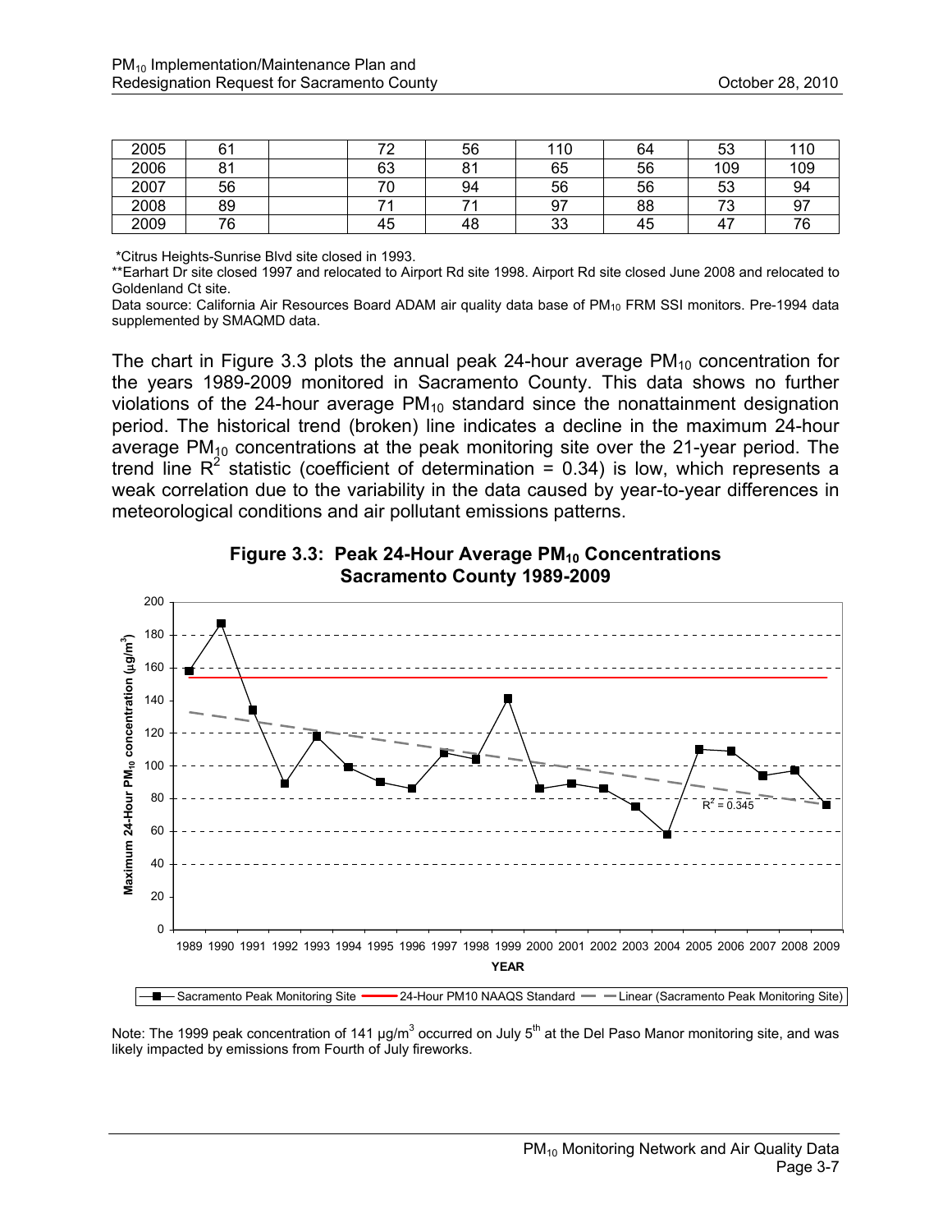| 2005 | 61 | | 72 | 56 | 110 | 64 | 53 | 110 |
|---|---|---|---|---|---|---|---|---|
| 2006 | 81 | | 63 | 81 | 65 | 56 | 109 | 109 |
| 2007 | 56 | | 70 | 94 | 56 | 56 | 53 | 94 |
| 2008 | 89 | | 71 | 71 | 97 | 88 | 73 | 97 |
| 2009 | 76 | | 45 | 48 | 33 | 45 | 47 | 76 |

*Citrus Heights-Sunrise Blvd site closed in 1993.
**Earhart Dr site closed 1997 and relocated to Airport Rd site 1998. Airport Rd site closed June 2008 and relocated to Goldenland Ct site.
Data source: California Air Resources Board ADAM air quality data base of $PM_{10}$ FRM SSI monitors. Pre-1994 data supplemented by SMAQMD data.

The chart in Figure 3.3 plots the annual peak 24-hour average $PM_{10}$ concentration for the years 1989-2009 monitored in Sacramento County. This data shows no further violations of the 24-hour average $PM_{10}$ standard since the nonattainment designation period. The historical trend (broken) line indicates a decline in the maximum 24-hour average $PM_{10}$ concentrations at the peak monitoring site over the 21-year period. The trend line $R^2$ statistic (coefficient of determination = 0.34) is low, which represents a weak correlation due to the variability in the data caused by year-to-year differences in meteorological conditions and air pollutant emissions patterns.

**Figure 3.3: Peak 24-Hour Average $PM_{10}$ Concentrations Sacramento County 1989-2009**

Note: The 1999 peak concentration of 141 µg/m$^3$ occurred on July 5th at the Del Paso Manor monitoring site, and was likely impacted by emissions from Fourth of July fireworks.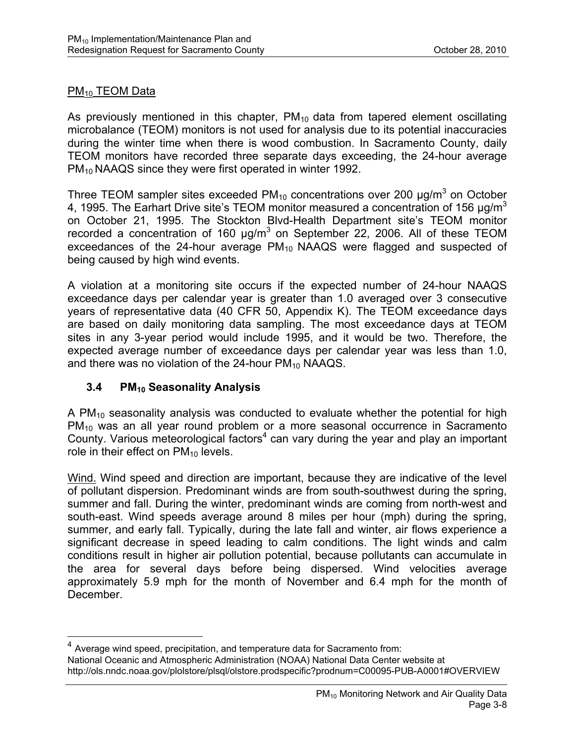$PM_{10}$ TEOM Data

As previously mentioned in this chapter, $PM_{10}$ data from tapered element oscillating microbalance (TEOM) monitors is not used for analysis due to its potential inaccuracies during the winter time when there is wood combustion. In Sacramento County, daily TEOM monitors have recorded three separate days exceeding, the 24-hour average $PM_{10}$ NAAQS since they were first operated in winter 1992.

Three TEOM sampler sites exceeded $PM_{10}$ concentrations over 200 µg/m$^3$ on October 4, 1995. The Earhart Drive site's TEOM monitor measured a concentration of 156 µg/m$^3$ on October 21, 1995. The Stockton Blvd-Health Department site's TEOM monitor recorded a concentration of 160 µg/m$^3$ on September 22, 2006. All of these TEOM exceedances of the 24-hour average $PM_{10}$ NAAQS were flagged and suspected of being caused by high wind events.

A violation at a monitoring site occurs if the expected number of 24-hour NAAQS exceedance days per calendar year is greater than 1.0 averaged over 3 consecutive years of representative data (40 CFR 50, Appendix K). The TEOM exceedance days are based on daily monitoring data sampling. The most exceedance days at TEOM sites in any 3-year period would include 1995, and it would be two. Therefore, the expected average number of exceedance days per calendar year was less than 1.0, and there was no violation of the 24-hour $PM_{10}$ NAAQS.

### 3.4 $PM_{10}$ Seasonality Analysis

A $PM_{10}$ seasonality analysis was conducted to evaluate whether the potential for high $PM_{10}$ was an all year round problem or a more seasonal occurrence in Sacramento County. Various meteorological factors[4] can vary during the year and play an important role in their effect on $PM_{10}$ levels.

Wind. Wind speed and direction are important, because they are indicative of the level of pollutant dispersion. Predominant winds are from south-southwest during the spring, summer and fall. During the winter, predominant winds are coming from north-west and south-east. Wind speeds average around 8 miles per hour (mph) during the spring, summer, and early fall. Typically, during the late fall and winter, air flows experience a significant decrease in speed leading to calm conditions. The light winds and calm conditions result in higher air pollution potential, because pollutants can accumulate in the area for several days before being dispersed. Wind velocities average approximately 5.9 mph for the month of November and 6.4 mph for the month of December.

[4] Average wind speed, precipitation, and temperature data for Sacramento from: National Oceanic and Atmospheric Administration (NOAA) National Data Center website at http://ols.nndc.noaa.gov/plolstore/plsql/olstore.prodspecific?prodnum=C00095-PUB-A0001#OVERVIEW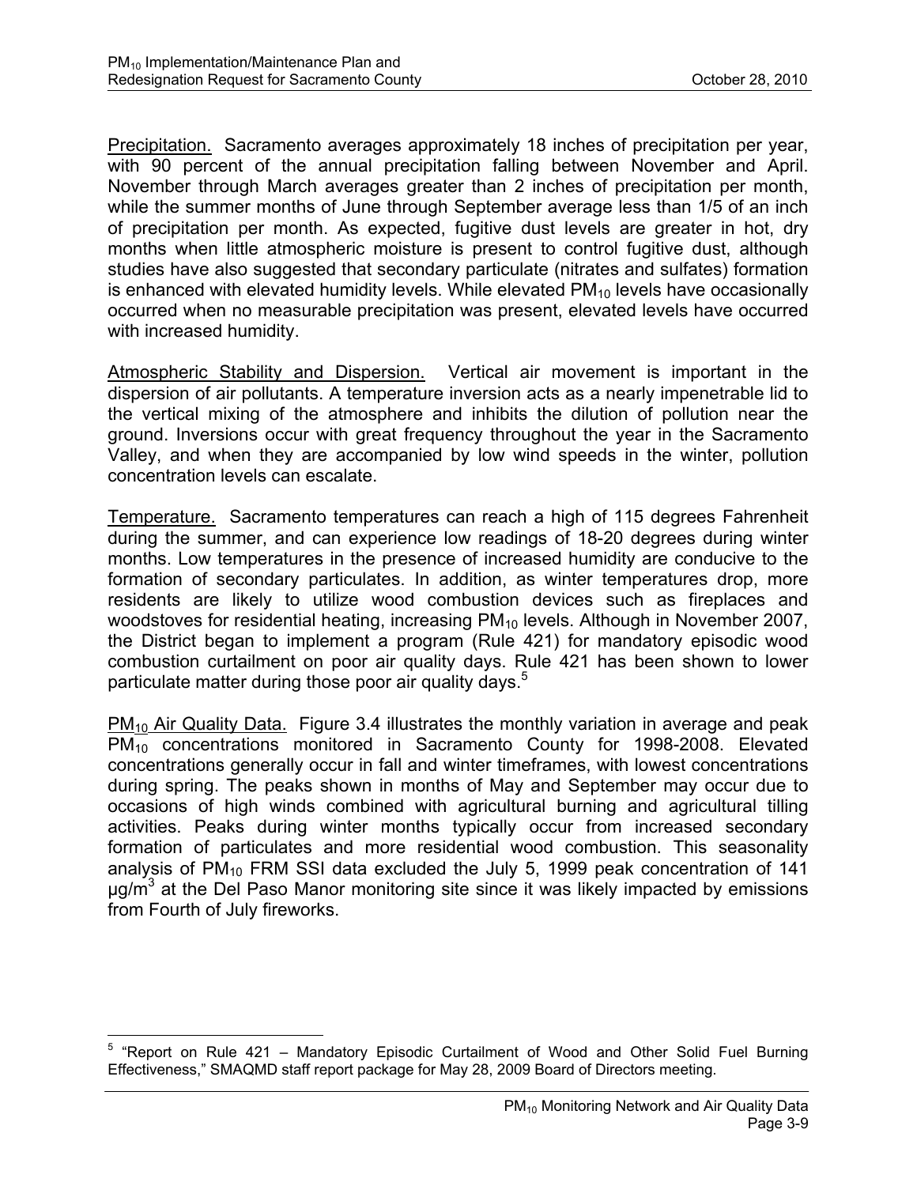Precipitation. Sacramento averages approximately 18 inches of precipitation per year, with 90 percent of the annual precipitation falling between November and April. November through March averages greater than 2 inches of precipitation per month, while the summer months of June through September average less than 1/5 of an inch of precipitation per month. As expected, fugitive dust levels are greater in hot, dry months when little atmospheric moisture is present to control fugitive dust, although studies have also suggested that secondary particulate (nitrates and sulfates) formation is enhanced with elevated humidity levels. While elevated $PM_{10}$ levels have occasionally occurred when no measurable precipitation was present, elevated levels have occurred with increased humidity.

Atmospheric Stability and Dispersion. Vertical air movement is important in the dispersion of air pollutants. A temperature inversion acts as a nearly impenetrable lid to the vertical mixing of the atmosphere and inhibits the dilution of pollution near the ground. Inversions occur with great frequency throughout the year in the Sacramento Valley, and when they are accompanied by low wind speeds in the winter, pollution concentration levels can escalate.

Temperature. Sacramento temperatures can reach a high of 115 degrees Fahrenheit during the summer, and can experience low readings of 18-20 degrees during winter months. Low temperatures in the presence of increased humidity are conducive to the formation of secondary particulates. In addition, as winter temperatures drop, more residents are likely to utilize wood combustion devices such as fireplaces and woodstoves for residential heating, increasing $PM_{10}$ levels. Although in November 2007, the District began to implement a program (Rule 421) for mandatory episodic wood combustion curtailment on poor air quality days. Rule 421 has been shown to lower particulate matter during those poor air quality days.[5]

$PM_{10}$ Air Quality Data. Figure 3.4 illustrates the monthly variation in average and peak $PM_{10}$ concentrations monitored in Sacramento County for 1998-2008. Elevated concentrations generally occur in fall and winter timeframes, with lowest concentrations during spring. The peaks shown in months of May and September may occur due to occasions of high winds combined with agricultural burning and agricultural tilling activities. Peaks during winter months typically occur from increased secondary formation of particulates and more residential wood combustion. This seasonality analysis of $PM_{10}$ FRM SSI data excluded the July 5, 1999 peak concentration of 141 $\mu g/m^3$ at the Del Paso Manor monitoring site since it was likely impacted by emissions from Fourth of July fireworks.

---

[5] "Report on Rule 421 – Mandatory Episodic Curtailment of Wood and Other Solid Fuel Burning Effectiveness," SMAQMD staff report package for May 28, 2009 Board of Directors meeting.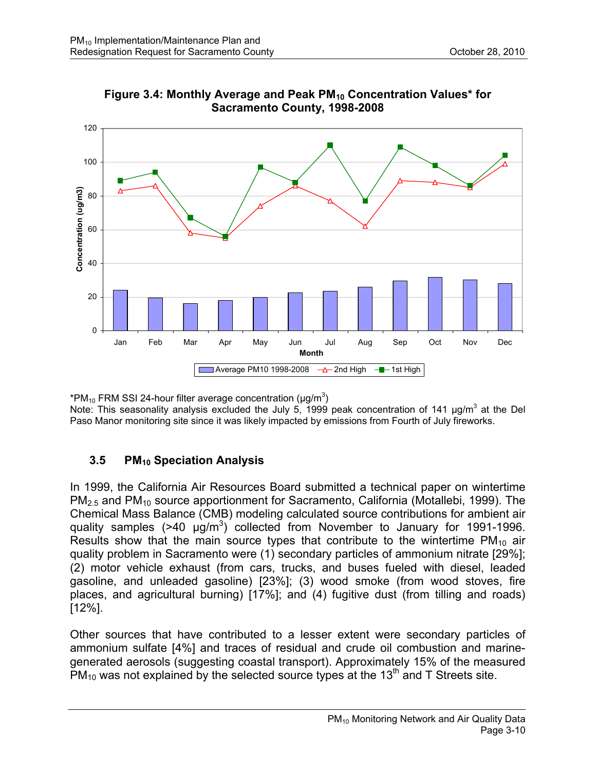**Figure 3.4: Monthly Average and Peak $PM_{10}$ Concentration Values* for Sacramento County, 1998-2008**

*$PM_{10}$ FRM SSI 24-hour filter average concentration (μg/m$^3$)

Note: This seasonality analysis excluded the July 5, 1999 peak concentration of 141 μg/m$^3$ at the Del Paso Manor monitoring site since it was likely impacted by emissions from Fourth of July fireworks.

## 3.5 $PM_{10}$ Speciation Analysis

In 1999, the California Air Resources Board submitted a technical paper on wintertime $PM_{2.5}$ and $PM_{10}$ source apportionment for Sacramento, California (Motallebi, 1999). The Chemical Mass Balance (CMB) modeling calculated source contributions for ambient air quality samples (>40 μg/m$^3$) collected from November to January for 1991-1996. Results show that the main source types that contribute to the wintertime $PM_{10}$ air quality problem in Sacramento were (1) secondary particles of ammonium nitrate [29%]; (2) motor vehicle exhaust (from cars, trucks, and buses fueled with diesel, leaded gasoline, and unleaded gasoline) [23%]; (3) wood smoke (from wood stoves, fire places, and agricultural burning) [17%]; and (4) fugitive dust (from tilling and roads) [12%].

Other sources that have contributed to a lesser extent were secondary particles of ammonium sulfate [4%] and traces of residual and crude oil combustion and marine-generated aerosols (suggesting coastal transport). Approximately 15% of the measured $PM_{10}$ was not explained by the selected source types at the 13th and T Streets site.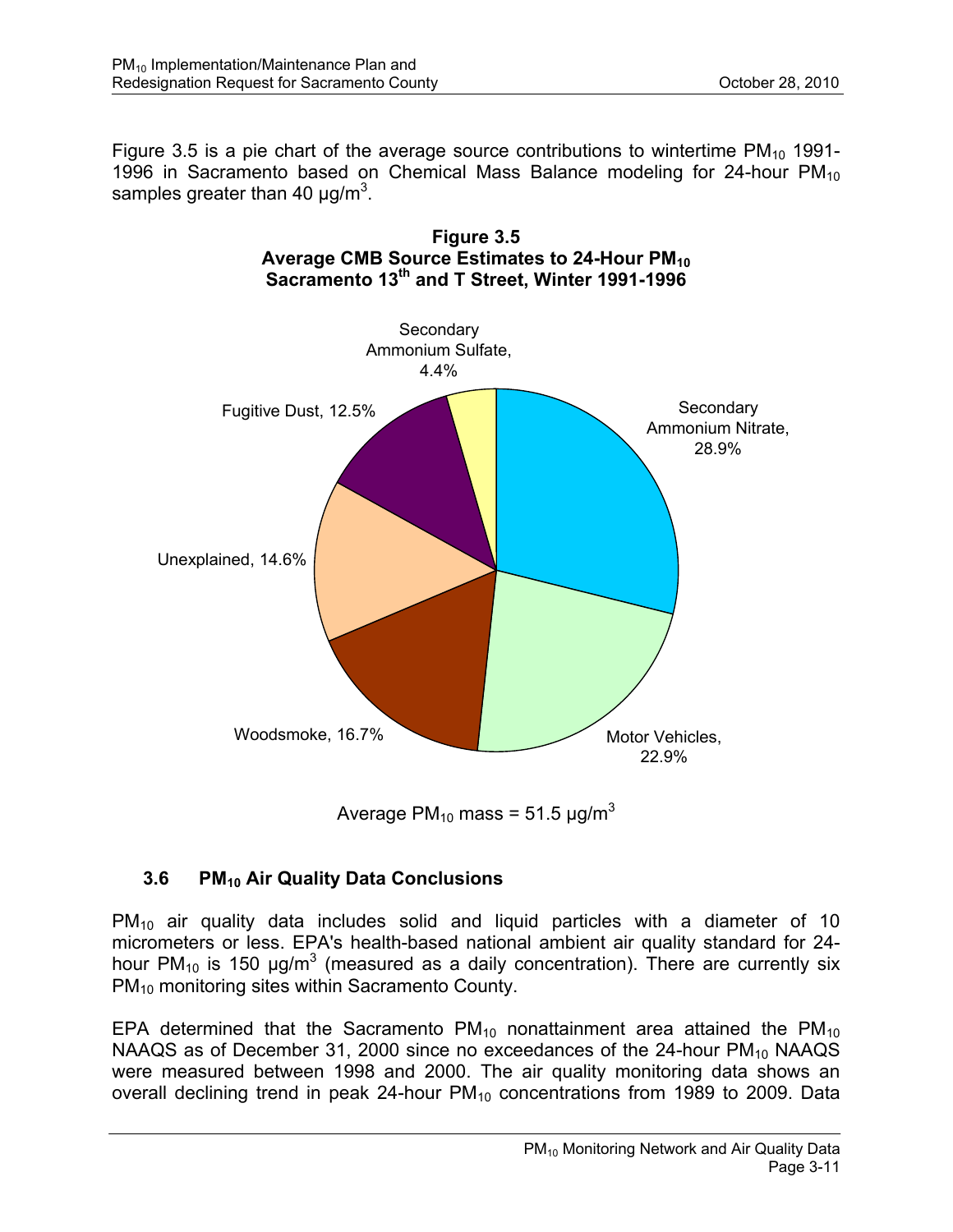Figure 3.5 is a pie chart of the average source contributions to wintertime $PM_{10}$ 1991-1996 in Sacramento based on Chemical Mass Balance modeling for 24-hour $PM_{10}$ samples greater than 40 µg/m$^3$.

**Figure 3.5**
**Average CMB Source Estimates to 24-Hour $PM_{10}$**
**Sacramento 13th and T Street, Winter 1991-1996**

| Source | Percent |
|---|---|
| Secondary Ammonium Nitrate | 28.9% |
| Motor Vehicles | 22.9% |
| Woodsmoke | 16.7% |
| Unexplained | 14.6% |
| Fugitive Dust | 12.5% |
| Secondary Ammonium Sulfate | 4.4% |

Average $PM_{10}$ mass = 51.5 µg/m$^3$

## 3.6 $PM_{10}$ Air Quality Data Conclusions

$PM_{10}$ air quality data includes solid and liquid particles with a diameter of 10 micrometers or less. EPA's health-based national ambient air quality standard for 24-hour $PM_{10}$ is 150 µg/m$^3$ (measured as a daily concentration). There are currently six $PM_{10}$ monitoring sites within Sacramento County.

EPA determined that the Sacramento $PM_{10}$ nonattainment area attained the $PM_{10}$ NAAQS as of December 31, 2000 since no exceedances of the 24-hour $PM_{10}$ NAAQS were measured between 1998 and 2000. The air quality monitoring data shows an overall declining trend in peak 24-hour $PM_{10}$ concentrations from 1989 to 2009. Data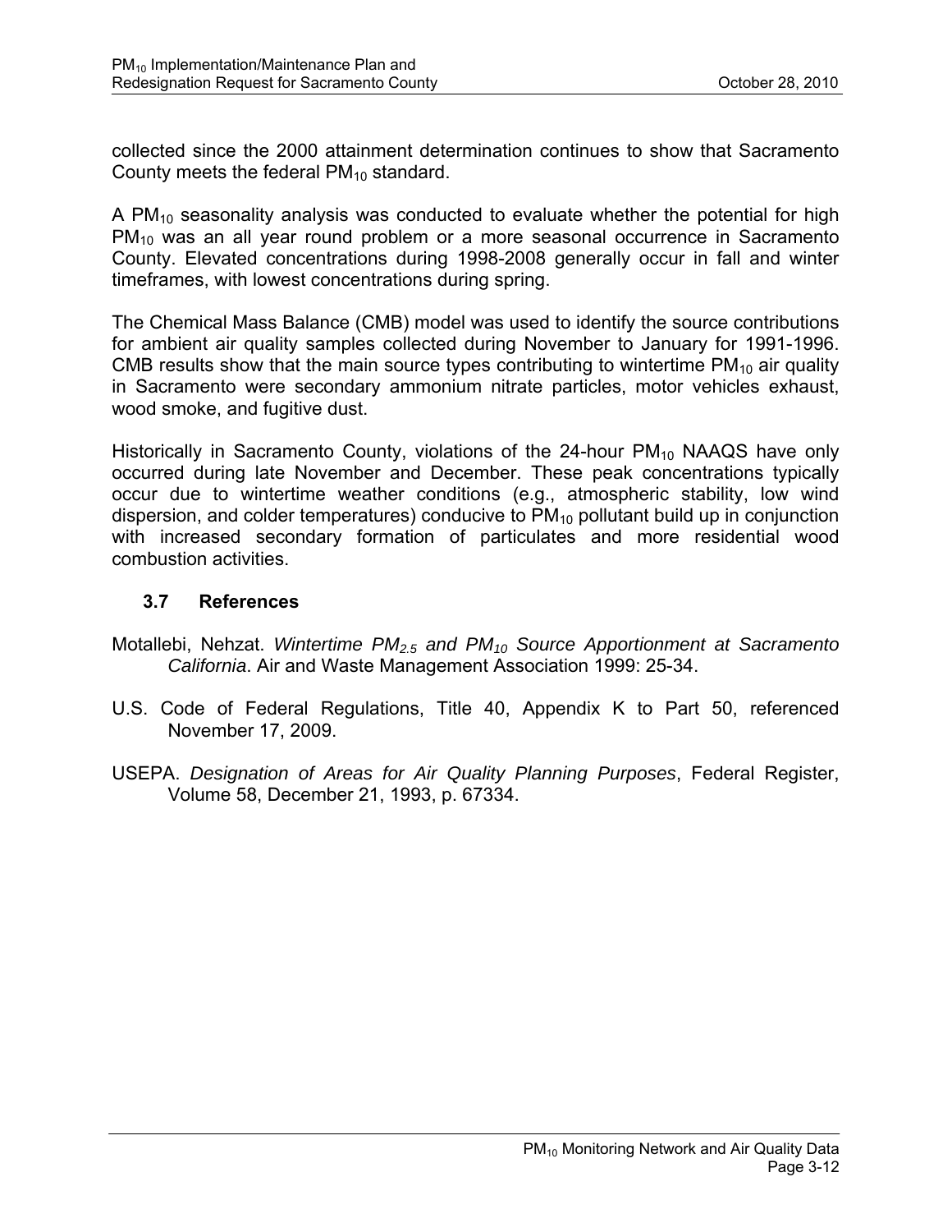collected since the 2000 attainment determination continues to show that Sacramento County meets the federal $PM_{10}$ standard.

A $PM_{10}$ seasonality analysis was conducted to evaluate whether the potential for high $PM_{10}$ was an all year round problem or a more seasonal occurrence in Sacramento County. Elevated concentrations during 1998-2008 generally occur in fall and winter timeframes, with lowest concentrations during spring.

The Chemical Mass Balance (CMB) model was used to identify the source contributions for ambient air quality samples collected during November to January for 1991-1996. CMB results show that the main source types contributing to wintertime $PM_{10}$ air quality in Sacramento were secondary ammonium nitrate particles, motor vehicles exhaust, wood smoke, and fugitive dust.

Historically in Sacramento County, violations of the 24-hour $PM_{10}$ NAAQS have only occurred during late November and December. These peak concentrations typically occur due to wintertime weather conditions (e.g., atmospheric stability, low wind dispersion, and colder temperatures) conducive to $PM_{10}$ pollutant build up in conjunction with increased secondary formation of particulates and more residential wood combustion activities.

### 3.7 References

Motallebi, Nehzat. *Wintertime $PM_{2.5}$ and $PM_{10}$ Source Apportionment at Sacramento California*. Air and Waste Management Association 1999: 25-34.

U.S. Code of Federal Regulations, Title 40, Appendix K to Part 50, referenced November 17, 2009.

USEPA. *Designation of Areas for Air Quality Planning Purposes*, Federal Register, Volume 58, December 21, 1993, p. 67334.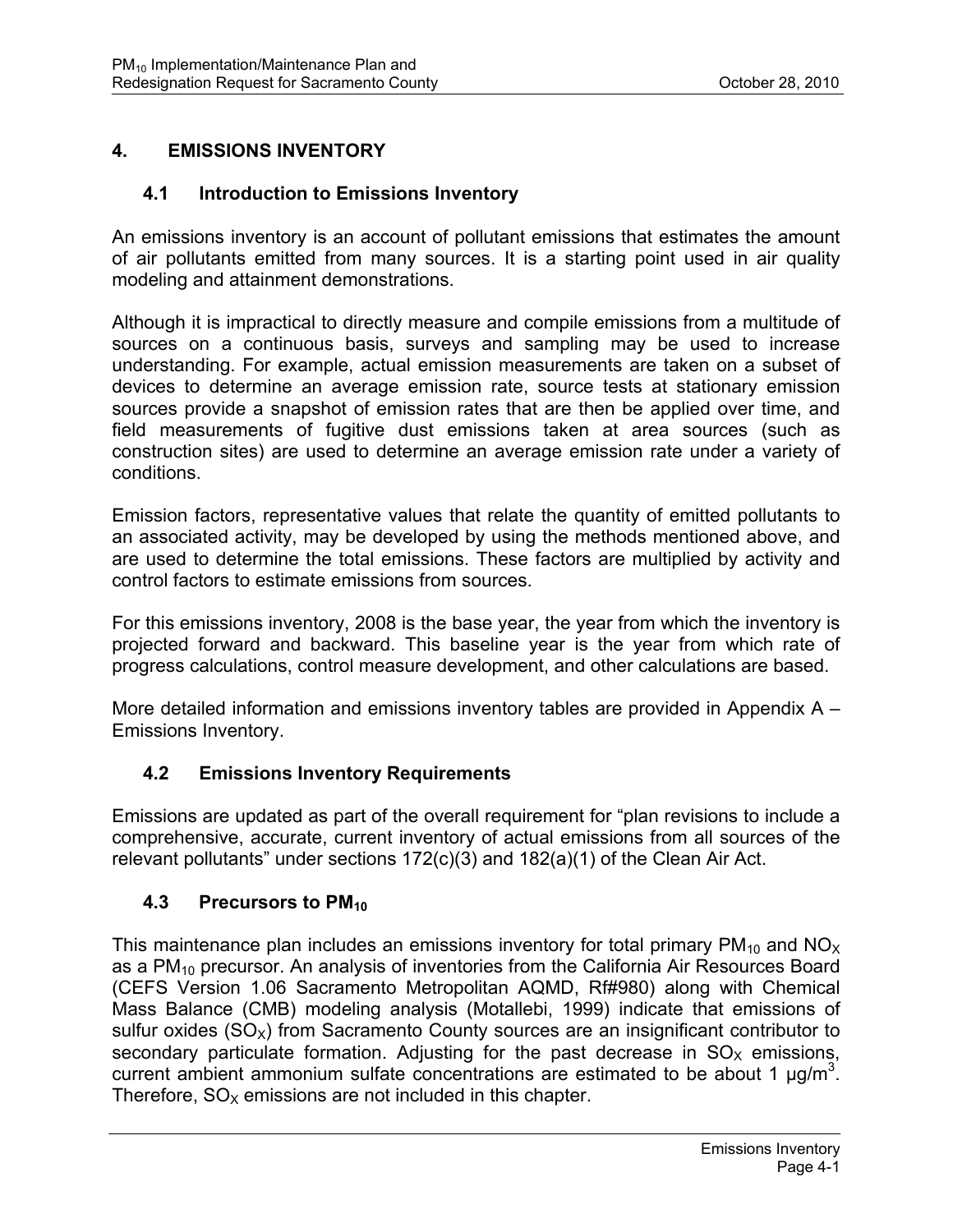# 4. EMISSIONS INVENTORY

## 4.1 Introduction to Emissions Inventory

An emissions inventory is an account of pollutant emissions that estimates the amount of air pollutants emitted from many sources. It is a starting point used in air quality modeling and attainment demonstrations.

Although it is impractical to directly measure and compile emissions from a multitude of sources on a continuous basis, surveys and sampling may be used to increase understanding. For example, actual emission measurements are taken on a subset of devices to determine an average emission rate, source tests at stationary emission sources provide a snapshot of emission rates that are then be applied over time, and field measurements of fugitive dust emissions taken at area sources (such as construction sites) are used to determine an average emission rate under a variety of conditions.

Emission factors, representative values that relate the quantity of emitted pollutants to an associated activity, may be developed by using the methods mentioned above, and are used to determine the total emissions. These factors are multiplied by activity and control factors to estimate emissions from sources.

For this emissions inventory, 2008 is the base year, the year from which the inventory is projected forward and backward. This baseline year is the year from which rate of progress calculations, control measure development, and other calculations are based.

More detailed information and emissions inventory tables are provided in Appendix A – Emissions Inventory.

## 4.2 Emissions Inventory Requirements

Emissions are updated as part of the overall requirement for "plan revisions to include a comprehensive, accurate, current inventory of actual emissions from all sources of the relevant pollutants" under sections 172(c)(3) and 182(a)(1) of the Clean Air Act.

## 4.3 Precursors to $PM_{10}$

This maintenance plan includes an emissions inventory for total primary $PM_{10}$ and $NO_X$ as a $PM_{10}$ precursor. An analysis of inventories from the California Air Resources Board (CEFS Version 1.06 Sacramento Metropolitan AQMD, Rf#980) along with Chemical Mass Balance (CMB) modeling analysis (Motallebi, 1999) indicate that emissions of sulfur oxides ($SO_X$) from Sacramento County sources are an insignificant contributor to secondary particulate formation. Adjusting for the past decrease in $SO_X$ emissions, current ambient ammonium sulfate concentrations are estimated to be about 1 $\mu g/m^3$. Therefore, $SO_X$ emissions are not included in this chapter.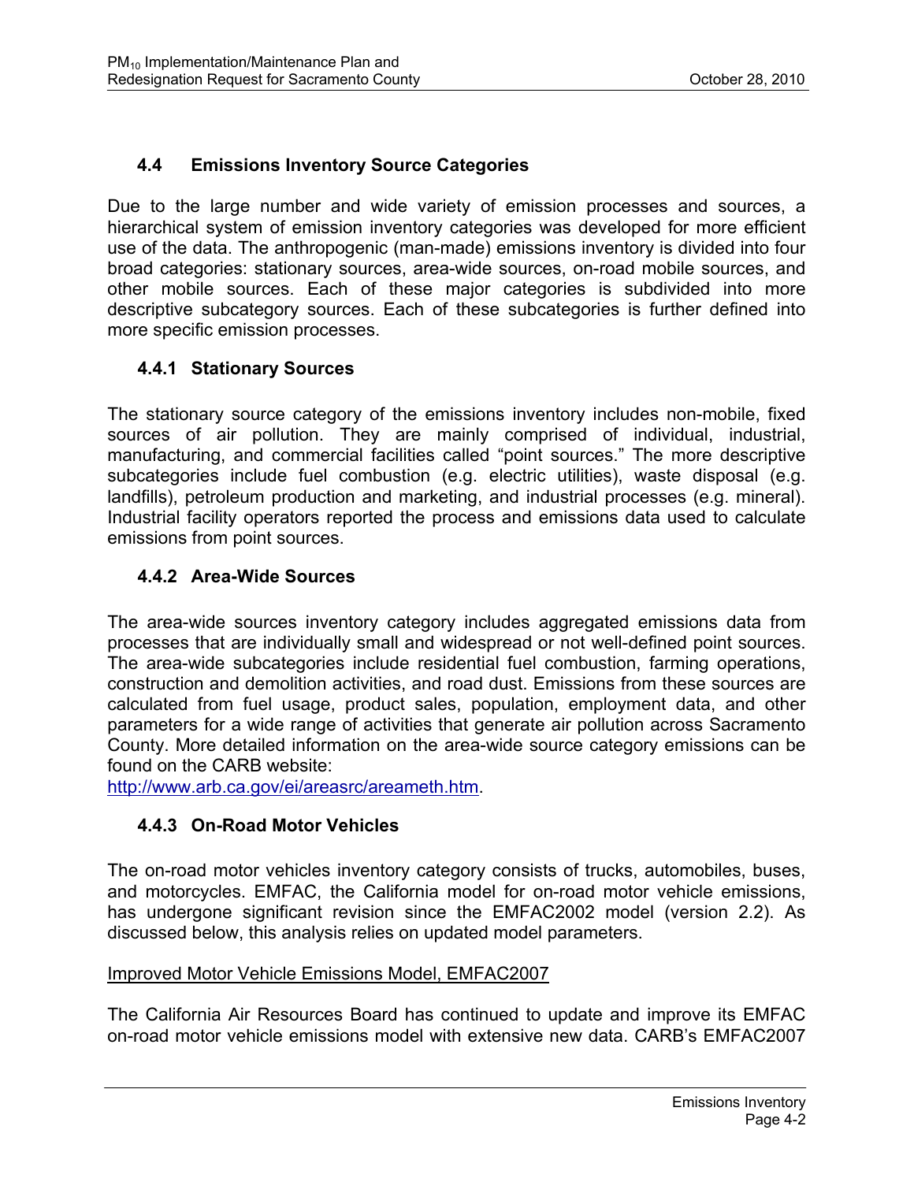## 4.4 Emissions Inventory Source Categories

Due to the large number and wide variety of emission processes and sources, a hierarchical system of emission inventory categories was developed for more efficient use of the data. The anthropogenic (man-made) emissions inventory is divided into four broad categories: stationary sources, area-wide sources, on-road mobile sources, and other mobile sources. Each of these major categories is subdivided into more descriptive subcategory sources. Each of these subcategories is further defined into more specific emission processes.

### 4.4.1 Stationary Sources

The stationary source category of the emissions inventory includes non-mobile, fixed sources of air pollution. They are mainly comprised of individual, industrial, manufacturing, and commercial facilities called "point sources." The more descriptive subcategories include fuel combustion (e.g. electric utilities), waste disposal (e.g. landfills), petroleum production and marketing, and industrial processes (e.g. mineral). Industrial facility operators reported the process and emissions data used to calculate emissions from point sources.

### 4.4.2 Area-Wide Sources

The area-wide sources inventory category includes aggregated emissions data from processes that are individually small and widespread or not well-defined point sources. The area-wide subcategories include residential fuel combustion, farming operations, construction and demolition activities, and road dust. Emissions from these sources are calculated from fuel usage, product sales, population, employment data, and other parameters for a wide range of activities that generate air pollution across Sacramento County. More detailed information on the area-wide source category emissions can be found on the CARB website:
http://www.arb.ca.gov/ei/areasrc/areameth.htm.

### 4.4.3 On-Road Motor Vehicles

The on-road motor vehicles inventory category consists of trucks, automobiles, buses, and motorcycles. EMFAC, the California model for on-road motor vehicle emissions, has undergone significant revision since the EMFAC2002 model (version 2.2). As discussed below, this analysis relies on updated model parameters.

Improved Motor Vehicle Emissions Model, EMFAC2007

The California Air Resources Board has continued to update and improve its EMFAC on-road motor vehicle emissions model with extensive new data. CARB's EMFAC2007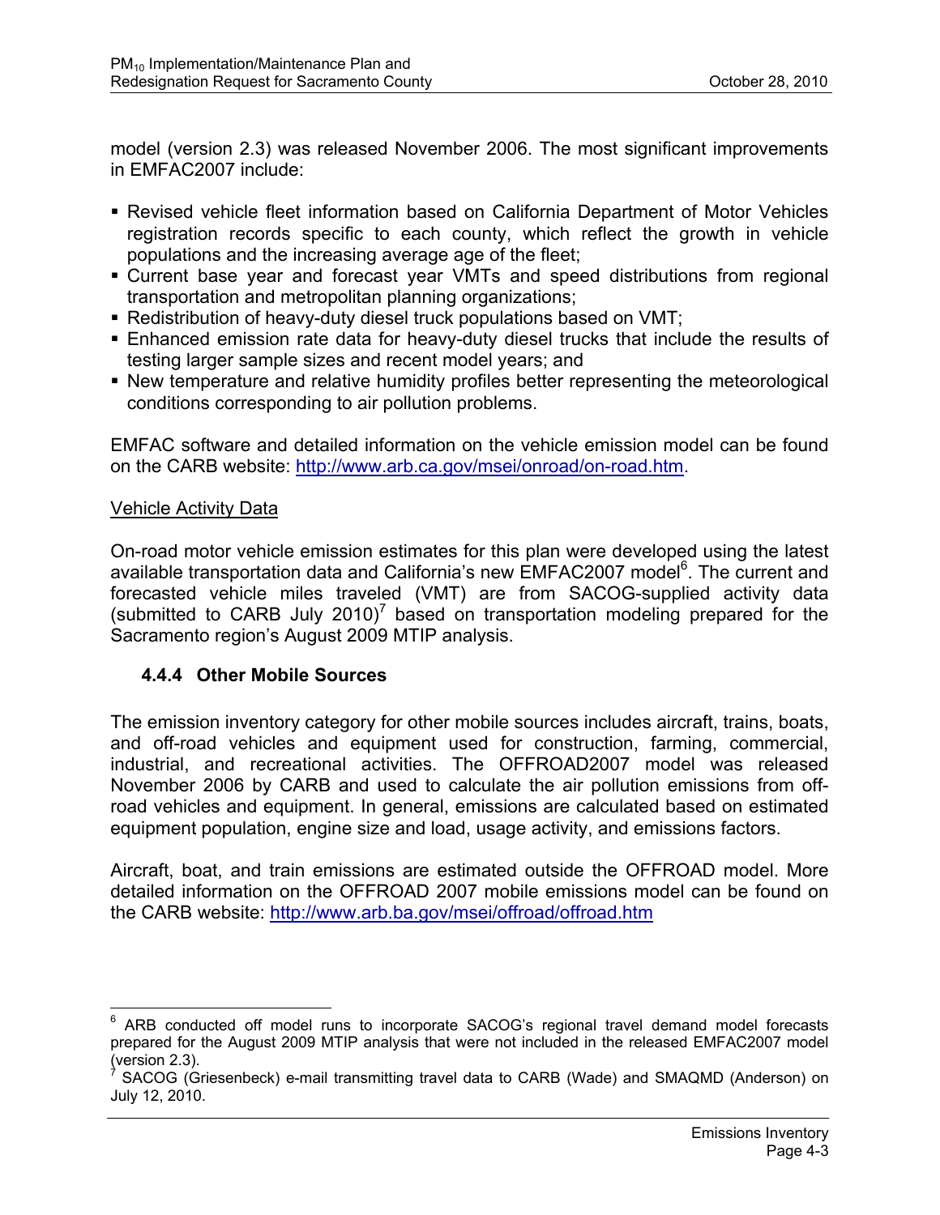model (version 2.3) was released November 2006. The most significant improvements in EMFAC2007 include:

- Revised vehicle fleet information based on California Department of Motor Vehicles registration records specific to each county, which reflect the growth in vehicle populations and the increasing average age of the fleet;
- Current base year and forecast year VMTs and speed distributions from regional transportation and metropolitan planning organizations;
- Redistribution of heavy-duty diesel truck populations based on VMT;
- Enhanced emission rate data for heavy-duty diesel trucks that include the results of testing larger sample sizes and recent model years; and
- New temperature and relative humidity profiles better representing the meteorological conditions corresponding to air pollution problems.

EMFAC software and detailed information on the vehicle emission model can be found on the CARB website: http://www.arb.ca.gov/msei/onroad/on-road.htm.

Vehicle Activity Data

On-road motor vehicle emission estimates for this plan were developed using the latest available transportation data and California's new EMFAC2007 model[6]. The current and forecasted vehicle miles traveled (VMT) are from SACOG-supplied activity data (submitted to CARB July 2010)[7] based on transportation modeling prepared for the Sacramento region's August 2009 MTIP analysis.

### 4.4.4 Other Mobile Sources

The emission inventory category for other mobile sources includes aircraft, trains, boats, and off-road vehicles and equipment used for construction, farming, commercial, industrial, and recreational activities. The OFFROAD2007 model was released November 2006 by CARB and used to calculate the air pollution emissions from off-road vehicles and equipment. In general, emissions are calculated based on estimated equipment population, engine size and load, usage activity, and emissions factors.

Aircraft, boat, and train emissions are estimated outside the OFFROAD model. More detailed information on the OFFROAD 2007 mobile emissions model can be found on the CARB website: http://www.arb.ba.gov/msei/offroad/offroad.htm

---

[6] ARB conducted off model runs to incorporate SACOG's regional travel demand model forecasts prepared for the August 2009 MTIP analysis that were not included in the released EMFAC2007 model (version 2.3).

[7] SACOG (Griesenbeck) e-mail transmitting travel data to CARB (Wade) and SMAQMD (Anderson) on July 12, 2010.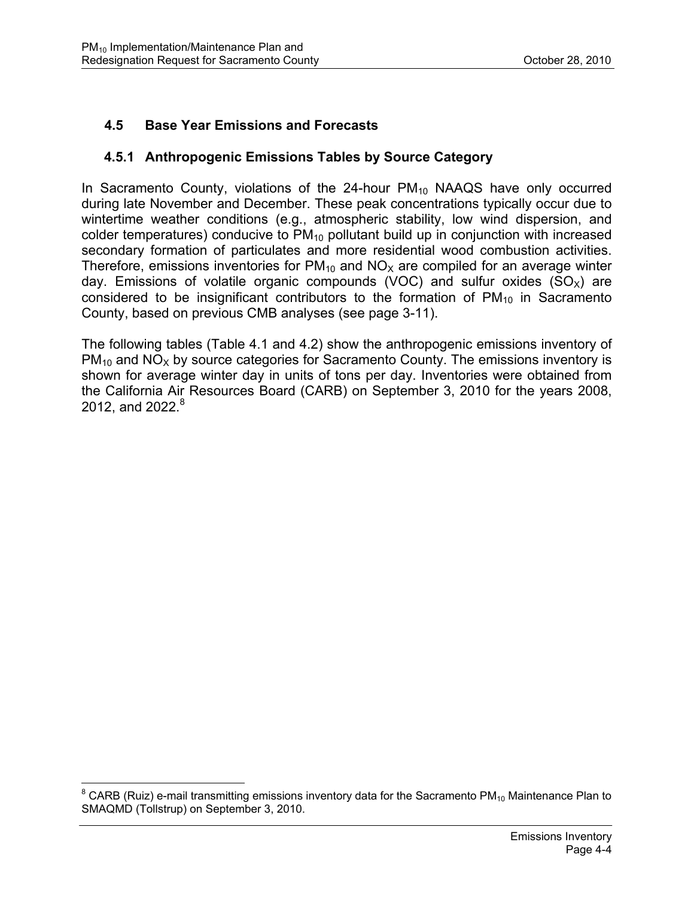## 4.5 Base Year Emissions and Forecasts

### 4.5.1 Anthropogenic Emissions Tables by Source Category

In Sacramento County, violations of the 24-hour $PM_{10}$ NAAQS have only occurred during late November and December. These peak concentrations typically occur due to wintertime weather conditions (e.g., atmospheric stability, low wind dispersion, and colder temperatures) conducive to $PM_{10}$ pollutant build up in conjunction with increased secondary formation of particulates and more residential wood combustion activities. Therefore, emissions inventories for $PM_{10}$ and $NO_X$ are compiled for an average winter day. Emissions of volatile organic compounds (VOC) and sulfur oxides ($SO_X$) are considered to be insignificant contributors to the formation of $PM_{10}$ in Sacramento County, based on previous CMB analyses (see page 3-11).

The following tables (Table 4.1 and 4.2) show the anthropogenic emissions inventory of $PM_{10}$ and $NO_X$ by source categories for Sacramento County. The emissions inventory is shown for average winter day in units of tons per day. Inventories were obtained from the California Air Resources Board (CARB) on September 3, 2010 for the years 2008, 2012, and 2022.[8]

[8] CARB (Ruiz) e-mail transmitting emissions inventory data for the Sacramento $PM_{10}$ Maintenance Plan to SMAQMD (Tollstrup) on September 3, 2010.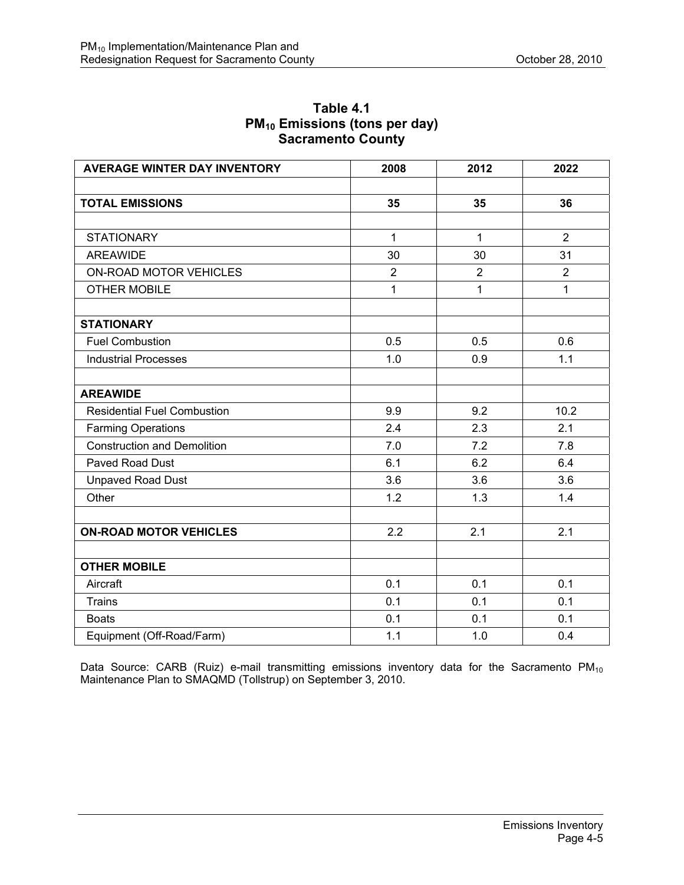**Table 4.1**
**$PM_{10}$ Emissions (tons per day)**
**Sacramento County**

| AVERAGE WINTER DAY INVENTORY | 2008 | 2012 | 2022 |
|---|---|---|---|
| | | | |
| **TOTAL EMISSIONS** | **35** | **35** | **36** |
| | | | |
| STATIONARY | 1 | 1 | 2 |
| AREAWIDE | 30 | 30 | 31 |
| ON-ROAD MOTOR VEHICLES | 2 | 2 | 2 |
| OTHER MOBILE | 1 | 1 | 1 |
| | | | |
| **STATIONARY** | | | |
| Fuel Combustion | 0.5 | 0.5 | 0.6 |
| Industrial Processes | 1.0 | 0.9 | 1.1 |
| | | | |
| **AREAWIDE** | | | |
| Residential Fuel Combustion | 9.9 | 9.2 | 10.2 |
| Farming Operations | 2.4 | 2.3 | 2.1 |
| Construction and Demolition | 7.0 | 7.2 | 7.8 |
| Paved Road Dust | 6.1 | 6.2 | 6.4 |
| Unpaved Road Dust | 3.6 | 3.6 | 3.6 |
| Other | 1.2 | 1.3 | 1.4 |
| | | | |
| **ON-ROAD MOTOR VEHICLES** | 2.2 | 2.1 | 2.1 |
| | | | |
| **OTHER MOBILE** | | | |
| Aircraft | 0.1 | 0.1 | 0.1 |
| Trains | 0.1 | 0.1 | 0.1 |
| Boats | 0.1 | 0.1 | 0.1 |
| Equipment (Off-Road/Farm) | 1.1 | 1.0 | 0.4 |

Data Source: CARB (Ruiz) e-mail transmitting emissions inventory data for the Sacramento $PM_{10}$ Maintenance Plan to SMAQMD (Tollstrup) on September 3, 2010.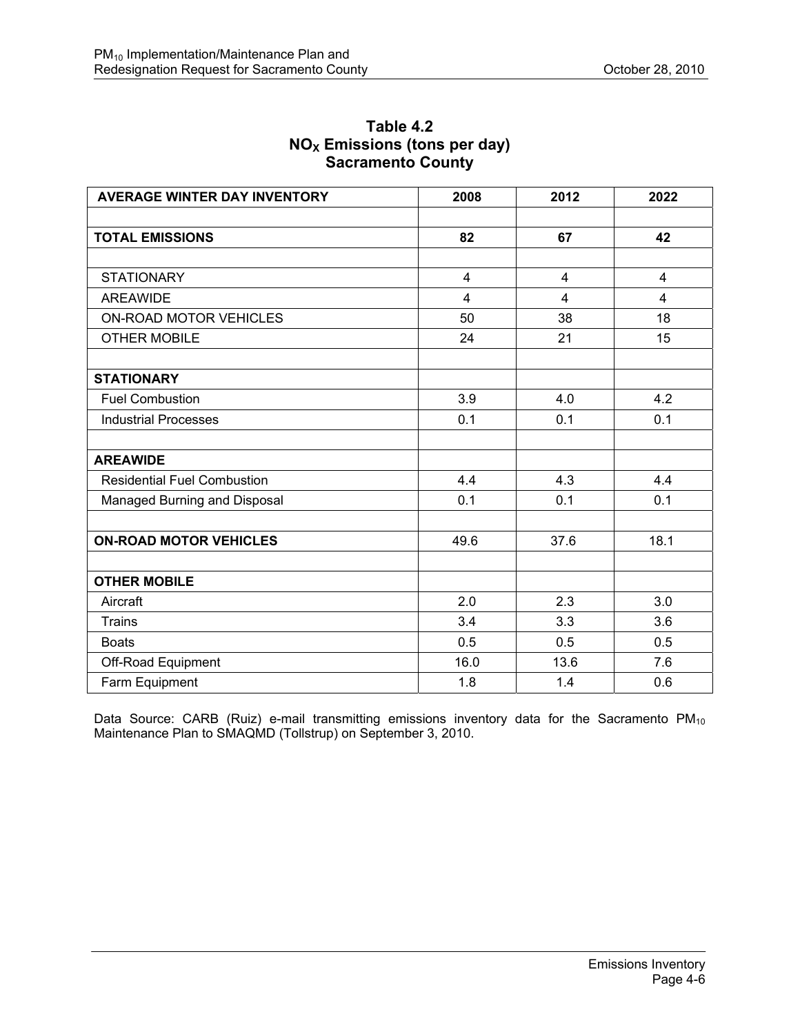**Table 4.2**
**$NO_X$ Emissions (tons per day)**
**Sacramento County**

| AVERAGE WINTER DAY INVENTORY | 2008 | 2012 | 2022 |
|---|---|---|---|
| | | | |
| **TOTAL EMISSIONS** | **82** | **67** | **42** |
| | | | |
| STATIONARY | 4 | 4 | 4 |
| AREAWIDE | 4 | 4 | 4 |
| ON-ROAD MOTOR VEHICLES | 50 | 38 | 18 |
| OTHER MOBILE | 24 | 21 | 15 |
| | | | |
| **STATIONARY** | | | |
| Fuel Combustion | 3.9 | 4.0 | 4.2 |
| Industrial Processes | 0.1 | 0.1 | 0.1 |
| | | | |
| **AREAWIDE** | | | |
| Residential Fuel Combustion | 4.4 | 4.3 | 4.4 |
| Managed Burning and Disposal | 0.1 | 0.1 | 0.1 |
| | | | |
| **ON-ROAD MOTOR VEHICLES** | 49.6 | 37.6 | 18.1 |
| | | | |
| **OTHER MOBILE** | | | |
| Aircraft | 2.0 | 2.3 | 3.0 |
| Trains | 3.4 | 3.3 | 3.6 |
| Boats | 0.5 | 0.5 | 0.5 |
| Off-Road Equipment | 16.0 | 13.6 | 7.6 |
| Farm Equipment | 1.8 | 1.4 | 0.6 |

Data Source: CARB (Ruiz) e-mail transmitting emissions inventory data for the Sacramento $PM_{10}$ Maintenance Plan to SMAQMD (Tollstrup) on September 3, 2010.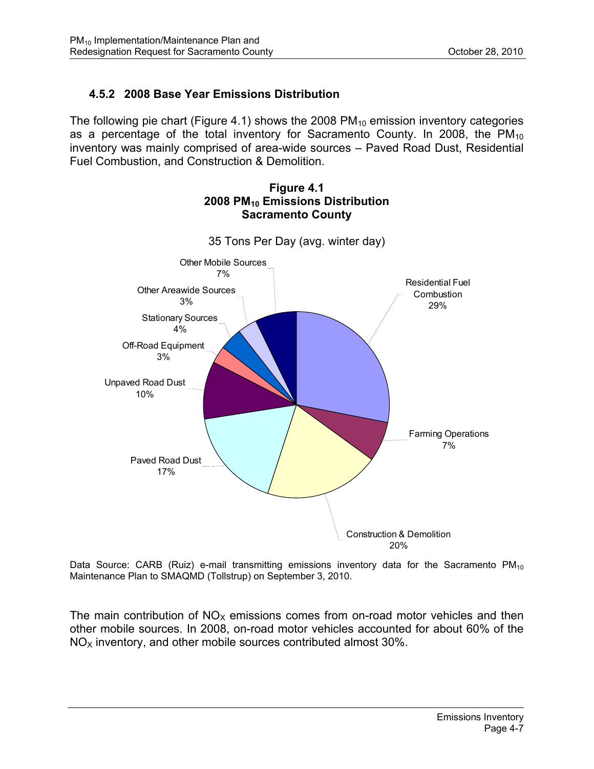### 4.5.2 2008 Base Year Emissions Distribution

The following pie chart (Figure 4.1) shows the 2008 $PM_{10}$ emission inventory categories as a percentage of the total inventory for Sacramento County. In 2008, the $PM_{10}$ inventory was mainly comprised of area-wide sources – Paved Road Dust, Residential Fuel Combustion, and Construction & Demolition.

**Figure 4.1**
**2008 $PM_{10}$ Emissions Distribution**
**Sacramento County**

35 Tons Per Day (avg. winter day)

| Category | Percentage |
|---|---|
| Residential Fuel Combustion | 29% |
| Farming Operations | 7% |
| Construction & Demolition | 20% |
| Paved Road Dust | 17% |
| Unpaved Road Dust | 10% |
| Off-Road Equipment | 3% |
| Stationary Sources | 4% |
| Other Areawide Sources | 3% |
| Other Mobile Sources | 7% |

Data Source: CARB (Ruiz) e-mail transmitting emissions inventory data for the Sacramento $PM_{10}$ Maintenance Plan to SMAQMD (Tollstrup) on September 3, 2010.

The main contribution of $NO_X$ emissions comes from on-road motor vehicles and then other mobile sources. In 2008, on-road motor vehicles accounted for about 60% of the $NO_X$ inventory, and other mobile sources contributed almost 30%.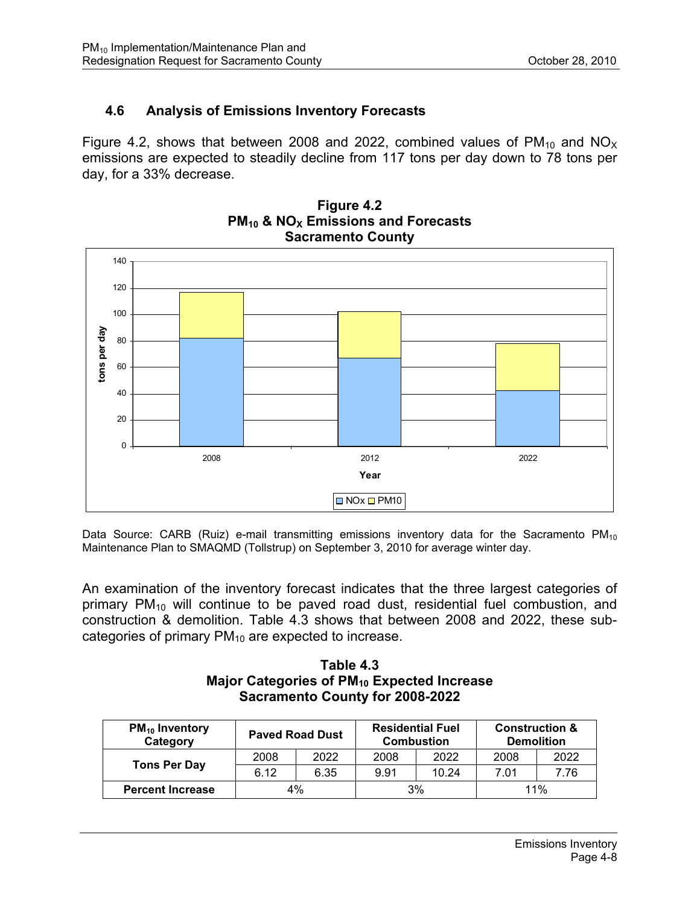## 4.6 Analysis of Emissions Inventory Forecasts

Figure 4.2, shows that between 2008 and 2022, combined values of $PM_{10}$ and $NO_X$ emissions are expected to steadily decline from 117 tons per day down to 78 tons per day, for a 33% decrease.

**Figure 4.2**
**$PM_{10}$ & $NO_X$ Emissions and Forecasts**
**Sacramento County**

Data Source: CARB (Ruiz) e-mail transmitting emissions inventory data for the Sacramento $PM_{10}$ Maintenance Plan to SMAQMD (Tollstrup) on September 3, 2010 for average winter day.

An examination of the inventory forecast indicates that the three largest categories of primary $PM_{10}$ will continue to be paved road dust, residential fuel combustion, and construction & demolition. Table 4.3 shows that between 2008 and 2022, these sub-categories of primary $PM_{10}$ are expected to increase.

**Table 4.3**
**Major Categories of $PM_{10}$ Expected Increase**
**Sacramento County for 2008-2022**

| $PM_{10}$ Inventory Category | Paved Road Dust | | Residential Fuel Combustion | | Construction & Demolition | |
|---|---|---|---|---|---|---|
| Tons Per Day | 2008 | 2022 | 2008 | 2022 | 2008 | 2022 |
| | 6.12 | 6.35 | 9.91 | 10.24 | 7.01 | 7.76 |
| Percent Increase | 4% | | 3% | | 11% | |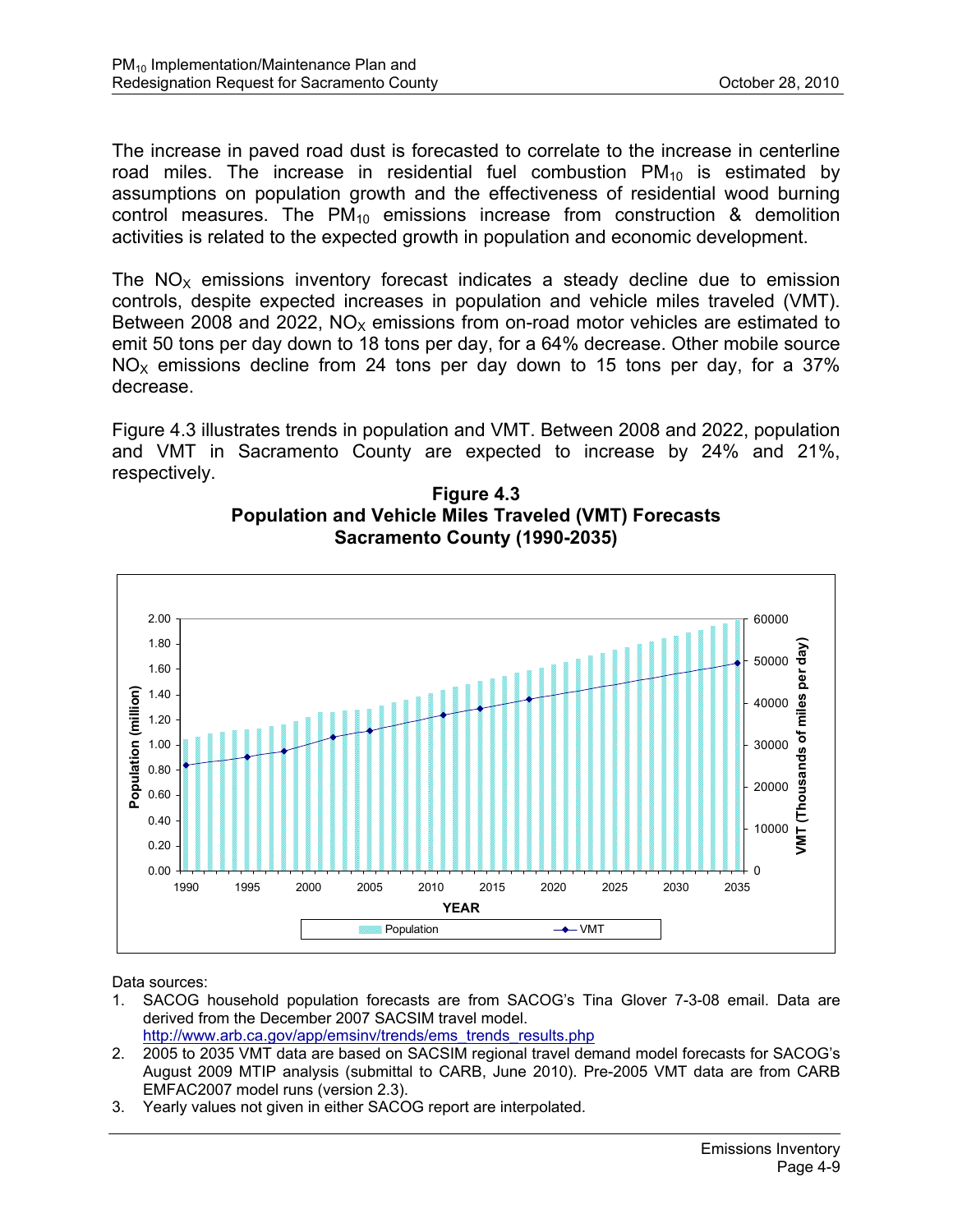The increase in paved road dust is forecasted to correlate to the increase in centerline road miles. The increase in residential fuel combustion $PM_{10}$ is estimated by assumptions on population growth and the effectiveness of residential wood burning control measures. The $PM_{10}$ emissions increase from construction & demolition activities is related to the expected growth in population and economic development.

The $NO_X$ emissions inventory forecast indicates a steady decline due to emission controls, despite expected increases in population and vehicle miles traveled (VMT). Between 2008 and 2022, $NO_X$ emissions from on-road motor vehicles are estimated to emit 50 tons per day down to 18 tons per day, for a 64% decrease. Other mobile source $NO_X$ emissions decline from 24 tons per day down to 15 tons per day, for a 37% decrease.

Figure 4.3 illustrates trends in population and VMT. Between 2008 and 2022, population and VMT in Sacramento County are expected to increase by 24% and 21%, respectively.

**Figure 4.3**
**Population and Vehicle Miles Traveled (VMT) Forecasts**
**Sacramento County (1990-2035)**

Data sources:

1. SACOG household population forecasts are from SACOG's Tina Glover 7-3-08 email. Data are derived from the December 2007 SACSIM travel model. http://www.arb.ca.gov/app/emsinv/trends/ems_trends_results.php
2. 2005 to 2035 VMT data are based on SACSIM regional travel demand model forecasts for SACOG's August 2009 MTIP analysis (submittal to CARB, June 2010). Pre-2005 VMT data are from CARB EMFAC2007 model runs (version 2.3).
3. Yearly values not given in either SACOG report are interpolated.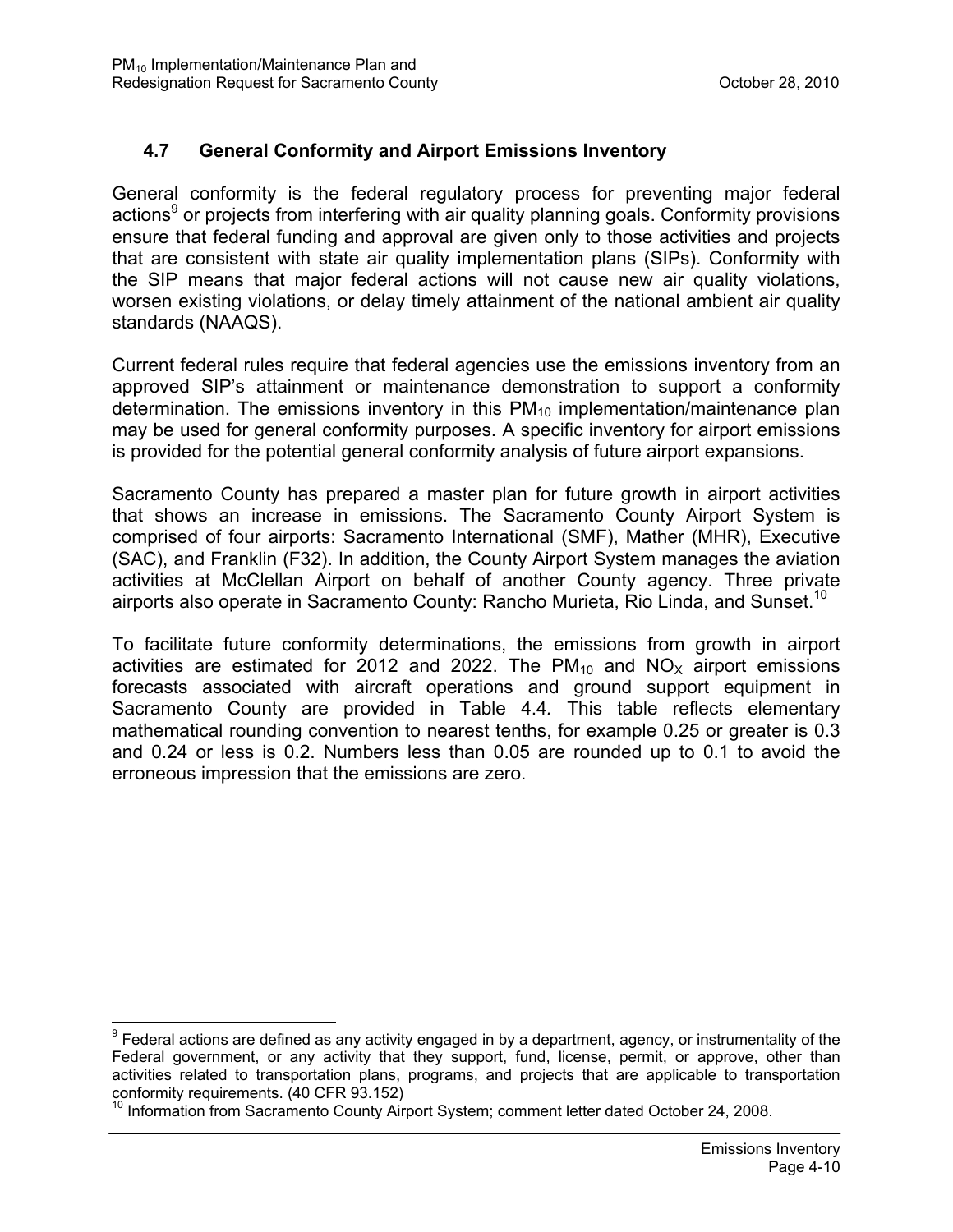## 4.7 General Conformity and Airport Emissions Inventory

General conformity is the federal regulatory process for preventing major federal actions[9] or projects from interfering with air quality planning goals. Conformity provisions ensure that federal funding and approval are given only to those activities and projects that are consistent with state air quality implementation plans (SIPs). Conformity with the SIP means that major federal actions will not cause new air quality violations, worsen existing violations, or delay timely attainment of the national ambient air quality standards (NAAQS).

Current federal rules require that federal agencies use the emissions inventory from an approved SIP's attainment or maintenance demonstration to support a conformity determination. The emissions inventory in this $PM_{10}$ implementation/maintenance plan may be used for general conformity purposes. A specific inventory for airport emissions is provided for the potential general conformity analysis of future airport expansions.

Sacramento County has prepared a master plan for future growth in airport activities that shows an increase in emissions. The Sacramento County Airport System is comprised of four airports: Sacramento International (SMF), Mather (MHR), Executive (SAC), and Franklin (F32). In addition, the County Airport System manages the aviation activities at McClellan Airport on behalf of another County agency. Three private airports also operate in Sacramento County: Rancho Murieta, Rio Linda, and Sunset.[10]

To facilitate future conformity determinations, the emissions from growth in airport activities are estimated for 2012 and 2022. The $PM_{10}$ and $NO_X$ airport emissions forecasts associated with aircraft operations and ground support equipment in Sacramento County are provided in Table 4.4. This table reflects elementary mathematical rounding convention to nearest tenths, for example 0.25 or greater is 0.3 and 0.24 or less is 0.2. Numbers less than 0.05 are rounded up to 0.1 to avoid the erroneous impression that the emissions are zero.

---

[9] Federal actions are defined as any activity engaged in by a department, agency, or instrumentality of the Federal government, or any activity that they support, fund, license, permit, or approve, other than activities related to transportation plans, programs, and projects that are applicable to transportation conformity requirements. (40 CFR 93.152)

[10] Information from Sacramento County Airport System; comment letter dated October 24, 2008.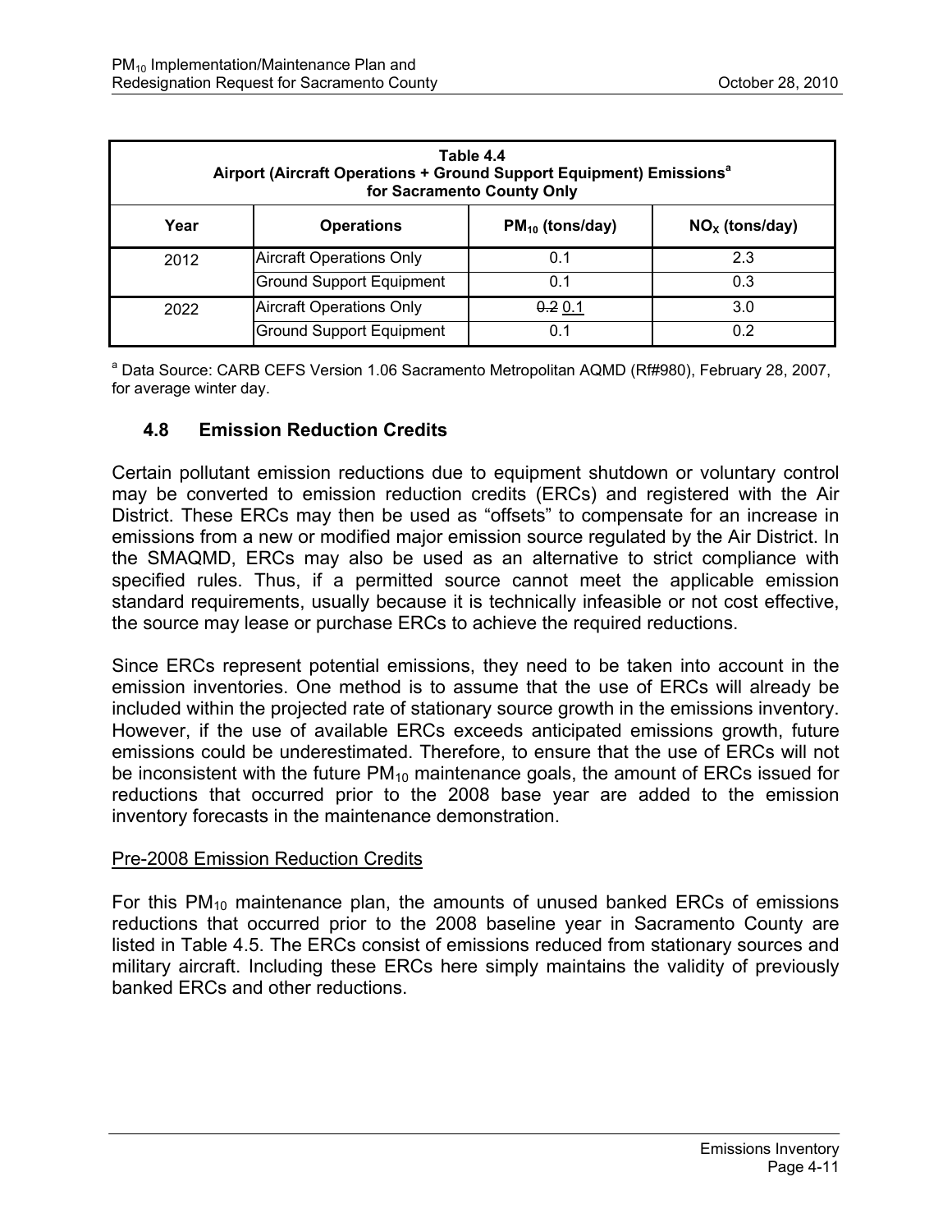| Table 4.4 Airport (Aircraft Operations + Ground Support Equipment) Emissions[a] for Sacramento County Only | | | |
|---|---|---|---|
| Year | Operations | $PM_{10}$ (tons/day) | $NO_X$ (tons/day) |
| 2012 | Aircraft Operations Only | 0.1 | 2.3 |
| | Ground Support Equipment | 0.1 | 0.3 |
| 2022 | Aircraft Operations Only | ~~0.2~~ 0.1 | 3.0 |
| | Ground Support Equipment | 0.1 | 0.2 |

[a] Data Source: CARB CEFS Version 1.06 Sacramento Metropolitan AQMD (Rf#980), February 28, 2007, for average winter day.

## 4.8 Emission Reduction Credits

Certain pollutant emission reductions due to equipment shutdown or voluntary control may be converted to emission reduction credits (ERCs) and registered with the Air District. These ERCs may then be used as "offsets" to compensate for an increase in emissions from a new or modified major emission source regulated by the Air District. In the SMAQMD, ERCs may also be used as an alternative to strict compliance with specified rules. Thus, if a permitted source cannot meet the applicable emission standard requirements, usually because it is technically infeasible or not cost effective, the source may lease or purchase ERCs to achieve the required reductions.

Since ERCs represent potential emissions, they need to be taken into account in the emission inventories. One method is to assume that the use of ERCs will already be included within the projected rate of stationary source growth in the emissions inventory. However, if the use of available ERCs exceeds anticipated emissions growth, future emissions could be underestimated. Therefore, to ensure that the use of ERCs will not be inconsistent with the future $PM_{10}$ maintenance goals, the amount of ERCs issued for reductions that occurred prior to the 2008 base year are added to the emission inventory forecasts in the maintenance demonstration.

Pre-2008 Emission Reduction Credits

For this $PM_{10}$ maintenance plan, the amounts of unused banked ERCs of emissions reductions that occurred prior to the 2008 baseline year in Sacramento County are listed in Table 4.5. The ERCs consist of emissions reduced from stationary sources and military aircraft. Including these ERCs here simply maintains the validity of previously banked ERCs and other reductions.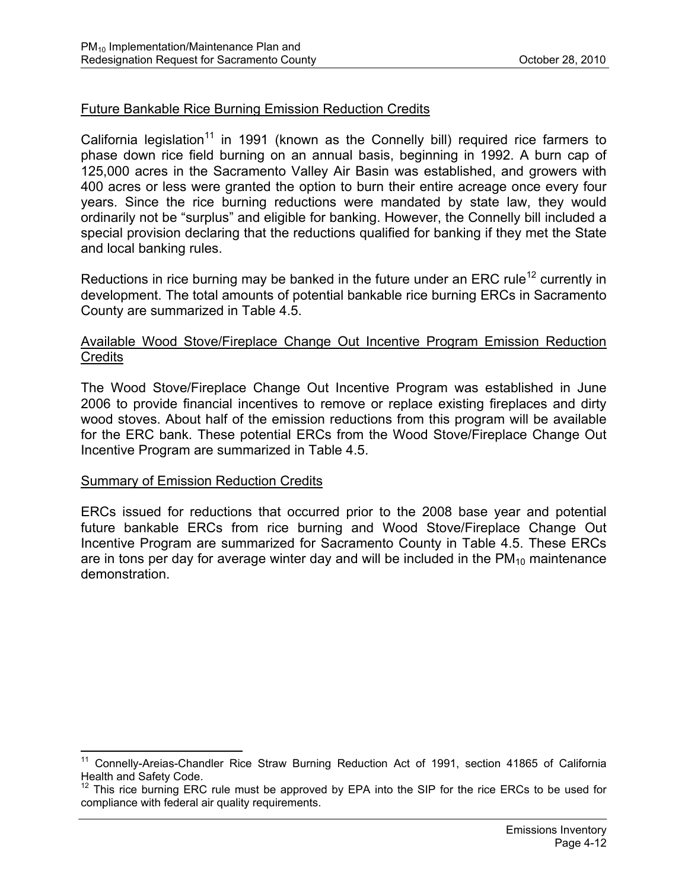## Future Bankable Rice Burning Emission Reduction Credits

California legislation[11] in 1991 (known as the Connelly bill) required rice farmers to phase down rice field burning on an annual basis, beginning in 1992. A burn cap of 125,000 acres in the Sacramento Valley Air Basin was established, and growers with 400 acres or less were granted the option to burn their entire acreage once every four years. Since the rice burning reductions were mandated by state law, they would ordinarily not be "surplus" and eligible for banking. However, the Connelly bill included a special provision declaring that the reductions qualified for banking if they met the State and local banking rules.

Reductions in rice burning may be banked in the future under an ERC rule[12] currently in development. The total amounts of potential bankable rice burning ERCs in Sacramento County are summarized in Table 4.5.

## Available Wood Stove/Fireplace Change Out Incentive Program Emission Reduction Credits

The Wood Stove/Fireplace Change Out Incentive Program was established in June 2006 to provide financial incentives to remove or replace existing fireplaces and dirty wood stoves. About half of the emission reductions from this program will be available for the ERC bank. These potential ERCs from the Wood Stove/Fireplace Change Out Incentive Program are summarized in Table 4.5.

## Summary of Emission Reduction Credits

ERCs issued for reductions that occurred prior to the 2008 base year and potential future bankable ERCs from rice burning and Wood Stove/Fireplace Change Out Incentive Program are summarized for Sacramento County in Table 4.5. These ERCs are in tons per day for average winter day and will be included in the $PM_{10}$ maintenance demonstration.

---

[11] Connelly-Areias-Chandler Rice Straw Burning Reduction Act of 1991, section 41865 of California Health and Safety Code.

[12] This rice burning ERC rule must be approved by EPA into the SIP for the rice ERCs to be used for compliance with federal air quality requirements.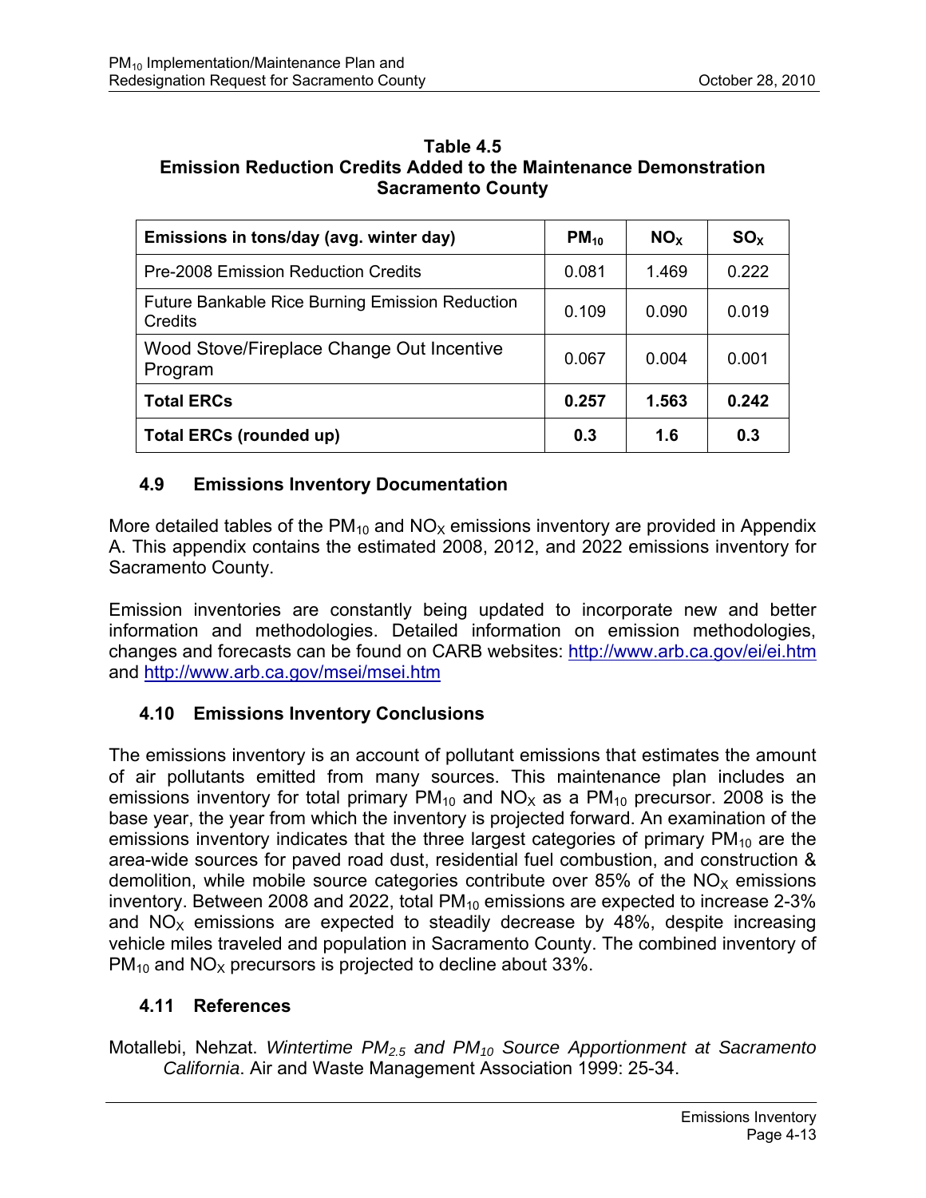**Table 4.5**
**Emission Reduction Credits Added to the Maintenance Demonstration**
**Sacramento County**

| Emissions in tons/day (avg. winter day) | $PM_{10}$ | $NO_X$ | $SO_X$ |
|---|---|---|---|
| Pre-2008 Emission Reduction Credits | 0.081 | 1.469 | 0.222 |
| Future Bankable Rice Burning Emission Reduction Credits | 0.109 | 0.090 | 0.019 |
| Wood Stove/Fireplace Change Out Incentive Program | 0.067 | 0.004 | 0.001 |
| **Total ERCs** | **0.257** | **1.563** | **0.242** |
| **Total ERCs (rounded up)** | **0.3** | **1.6** | **0.3** |

## 4.9 Emissions Inventory Documentation

More detailed tables of the $PM_{10}$ and $NO_X$ emissions inventory are provided in Appendix A. This appendix contains the estimated 2008, 2012, and 2022 emissions inventory for Sacramento County.

Emission inventories are constantly being updated to incorporate new and better information and methodologies. Detailed information on emission methodologies, changes and forecasts can be found on CARB websites: http://www.arb.ca.gov/ei/ei.htm and http://www.arb.ca.gov/msei/msei.htm

## 4.10 Emissions Inventory Conclusions

The emissions inventory is an account of pollutant emissions that estimates the amount of air pollutants emitted from many sources. This maintenance plan includes an emissions inventory for total primary $PM_{10}$ and $NO_X$ as a $PM_{10}$ precursor. 2008 is the base year, the year from which the inventory is projected forward. An examination of the emissions inventory indicates that the three largest categories of primary $PM_{10}$ are the area-wide sources for paved road dust, residential fuel combustion, and construction & demolition, while mobile source categories contribute over 85% of the $NO_X$ emissions inventory. Between 2008 and 2022, total $PM_{10}$ emissions are expected to increase 2-3% and $NO_X$ emissions are expected to steadily decrease by 48%, despite increasing vehicle miles traveled and population in Sacramento County. The combined inventory of $PM_{10}$ and $NO_X$ precursors is projected to decline about 33%.

## 4.11 References

Motallebi, Nehzat. *Wintertime $PM_{2.5}$ and $PM_{10}$ Source Apportionment at Sacramento California*. Air and Waste Management Association 1999: 25-34.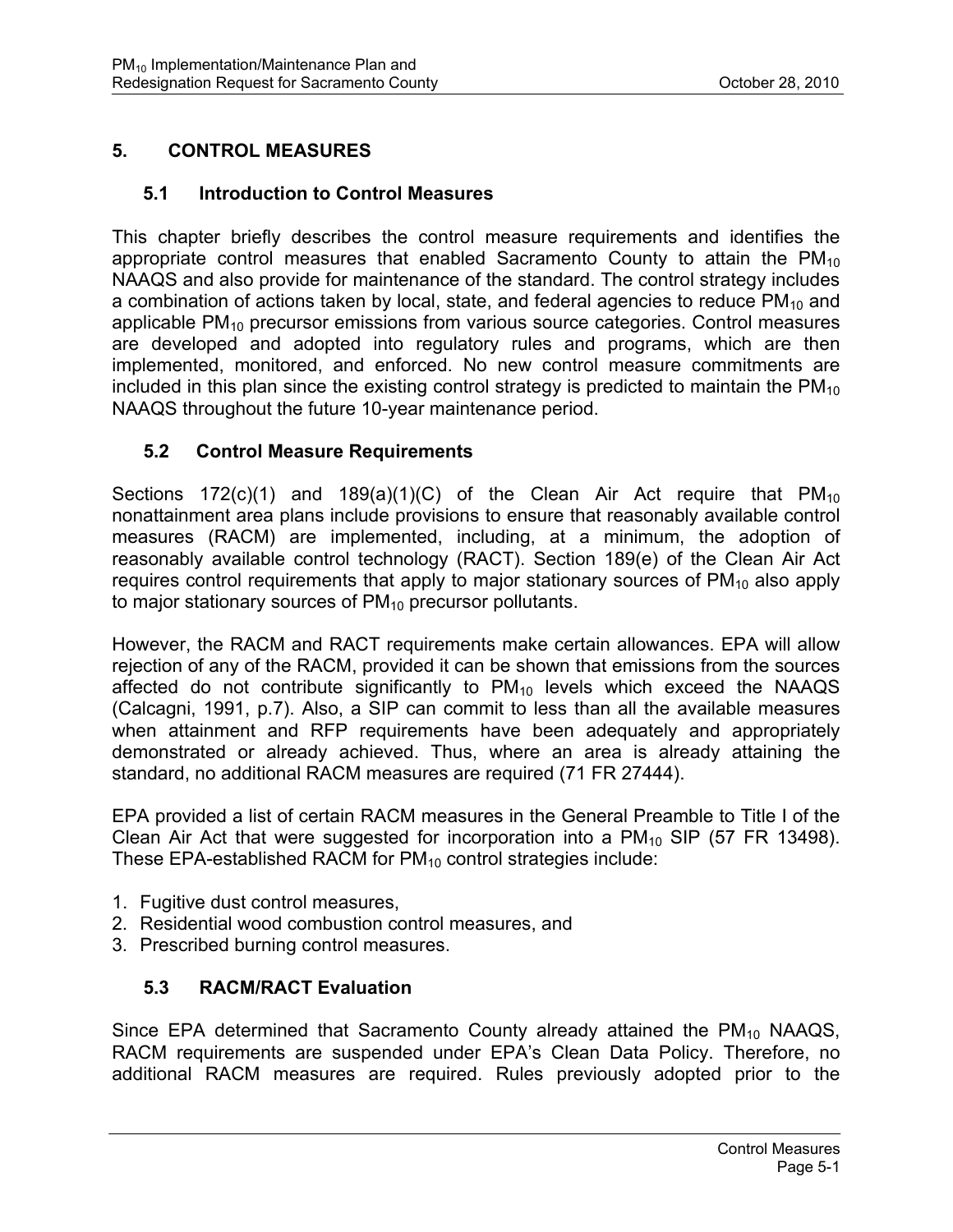# 5. CONTROL MEASURES

## 5.1 Introduction to Control Measures

This chapter briefly describes the control measure requirements and identifies the appropriate control measures that enabled Sacramento County to attain the $PM_{10}$ NAAQS and also provide for maintenance of the standard. The control strategy includes a combination of actions taken by local, state, and federal agencies to reduce $PM_{10}$ and applicable $PM_{10}$ precursor emissions from various source categories. Control measures are developed and adopted into regulatory rules and programs, which are then implemented, monitored, and enforced. No new control measure commitments are included in this plan since the existing control strategy is predicted to maintain the $PM_{10}$ NAAQS throughout the future 10-year maintenance period.

## 5.2 Control Measure Requirements

Sections 172(c)(1) and 189(a)(1)(C) of the Clean Air Act require that $PM_{10}$ nonattainment area plans include provisions to ensure that reasonably available control measures (RACM) are implemented, including, at a minimum, the adoption of reasonably available control technology (RACT). Section 189(e) of the Clean Air Act requires control requirements that apply to major stationary sources of $PM_{10}$ also apply to major stationary sources of $PM_{10}$ precursor pollutants.

However, the RACM and RACT requirements make certain allowances. EPA will allow rejection of any of the RACM, provided it can be shown that emissions from the sources affected do not contribute significantly to $PM_{10}$ levels which exceed the NAAQS (Calcagni, 1991, p.7). Also, a SIP can commit to less than all the available measures when attainment and RFP requirements have been adequately and appropriately demonstrated or already achieved. Thus, where an area is already attaining the standard, no additional RACM measures are required (71 FR 27444).

EPA provided a list of certain RACM measures in the General Preamble to Title I of the Clean Air Act that were suggested for incorporation into a $PM_{10}$ SIP (57 FR 13498). These EPA-established RACM for $PM_{10}$ control strategies include:

1. Fugitive dust control measures,
2. Residential wood combustion control measures, and
3. Prescribed burning control measures.

## 5.3 RACM/RACT Evaluation

Since EPA determined that Sacramento County already attained the $PM_{10}$ NAAQS, RACM requirements are suspended under EPA's Clean Data Policy. Therefore, no additional RACM measures are required. Rules previously adopted prior to the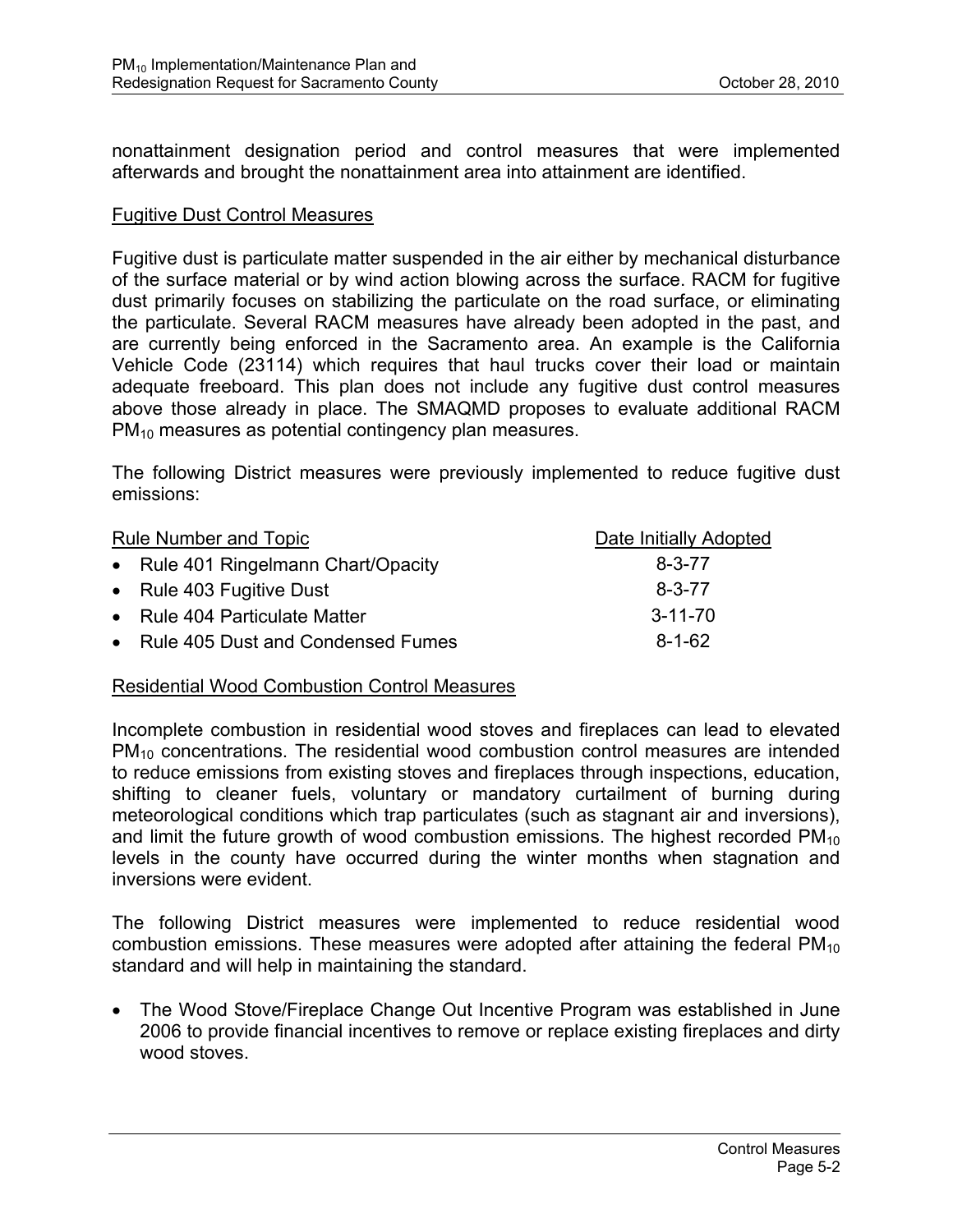nonattainment designation period and control measures that were implemented afterwards and brought the nonattainment area into attainment are identified.

Fugitive Dust Control Measures

Fugitive dust is particulate matter suspended in the air either by mechanical disturbance of the surface material or by wind action blowing across the surface. RACM for fugitive dust primarily focuses on stabilizing the particulate on the road surface, or eliminating the particulate. Several RACM measures have already been adopted in the past, and are currently being enforced in the Sacramento area. An example is the California Vehicle Code (23114) which requires that haul trucks cover their load or maintain adequate freeboard. This plan does not include any fugitive dust control measures above those already in place. The SMAQMD proposes to evaluate additional RACM $PM_{10}$ measures as potential contingency plan measures.

The following District measures were previously implemented to reduce fugitive dust emissions:

| Rule Number and Topic | Date Initially Adopted |
| --- | --- |
| • Rule 401 Ringelmann Chart/Opacity | 8-3-77 |
| • Rule 403 Fugitive Dust | 8-3-77 |
| • Rule 404 Particulate Matter | 3-11-70 |
| • Rule 405 Dust and Condensed Fumes | 8-1-62 |

Residential Wood Combustion Control Measures

Incomplete combustion in residential wood stoves and fireplaces can lead to elevated $PM_{10}$ concentrations. The residential wood combustion control measures are intended to reduce emissions from existing stoves and fireplaces through inspections, education, shifting to cleaner fuels, voluntary or mandatory curtailment of burning during meteorological conditions which trap particulates (such as stagnant air and inversions), and limit the future growth of wood combustion emissions. The highest recorded $PM_{10}$ levels in the county have occurred during the winter months when stagnation and inversions were evident.

The following District measures were implemented to reduce residential wood combustion emissions. These measures were adopted after attaining the federal $PM_{10}$ standard and will help in maintaining the standard.

- The Wood Stove/Fireplace Change Out Incentive Program was established in June 2006 to provide financial incentives to remove or replace existing fireplaces and dirty wood stoves.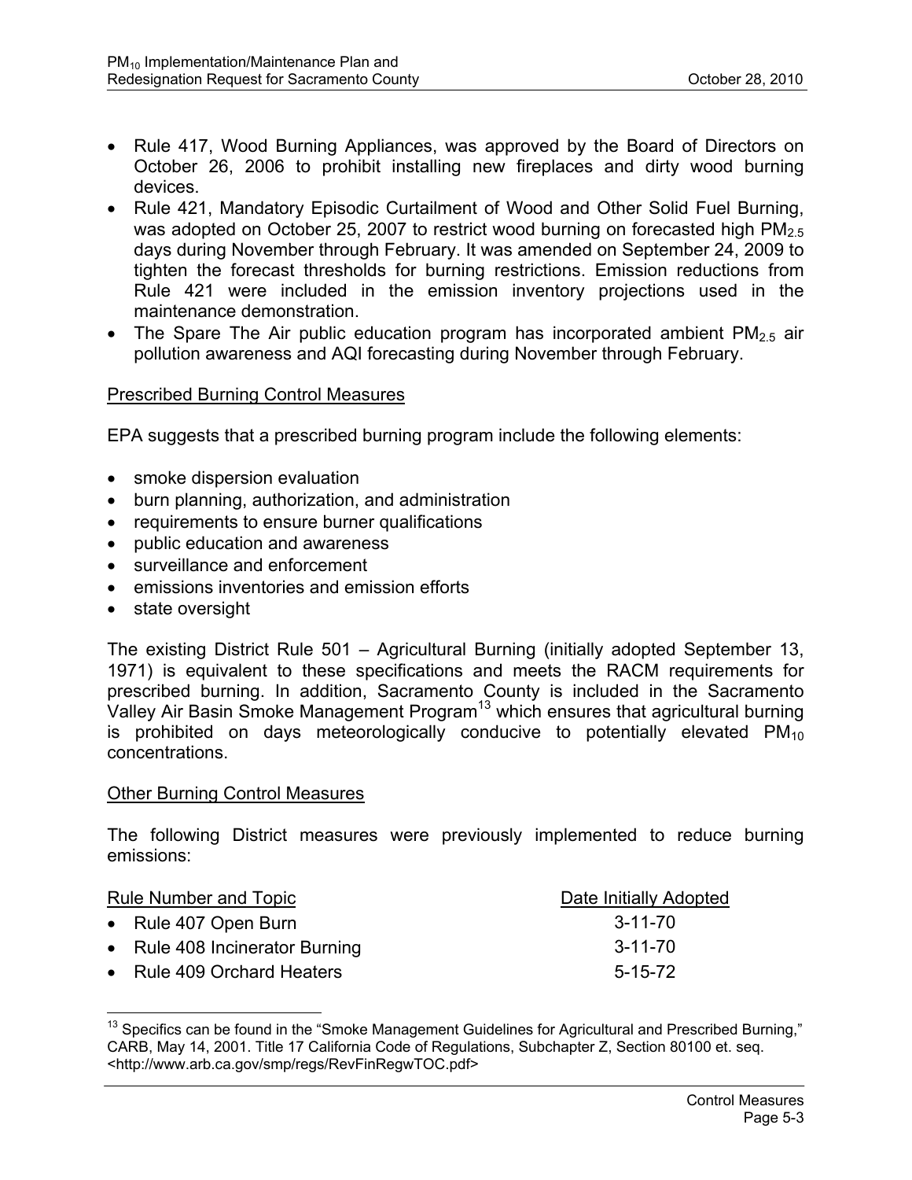- Rule 417, Wood Burning Appliances, was approved by the Board of Directors on October 26, 2006 to prohibit installing new fireplaces and dirty wood burning devices.
- Rule 421, Mandatory Episodic Curtailment of Wood and Other Solid Fuel Burning, was adopted on October 25, 2007 to restrict wood burning on forecasted high $PM_{2.5}$ days during November through February. It was amended on September 24, 2009 to tighten the forecast thresholds for burning restrictions. Emission reductions from Rule 421 were included in the emission inventory projections used in the maintenance demonstration.
- The Spare The Air public education program has incorporated ambient $PM_{2.5}$ air pollution awareness and AQI forecasting during November through February.

<u>Prescribed Burning Control Measures</u>

EPA suggests that a prescribed burning program include the following elements:

- smoke dispersion evaluation
- burn planning, authorization, and administration
- requirements to ensure burner qualifications
- public education and awareness
- surveillance and enforcement
- emissions inventories and emission efforts
- state oversight

The existing District Rule 501 – Agricultural Burning (initially adopted September 13, 1971) is equivalent to these specifications and meets the RACM requirements for prescribed burning. In addition, Sacramento County is included in the Sacramento Valley Air Basin Smoke Management Program[13] which ensures that agricultural burning is prohibited on days meteorologically conducive to potentially elevated $PM_{10}$ concentrations.

<u>Other Burning Control Measures</u>

The following District measures were previously implemented to reduce burning emissions:

| Rule Number and Topic | Date Initially Adopted |
|---|---|
| • Rule 407 Open Burn | 3-11-70 |
| • Rule 408 Incinerator Burning | 3-11-70 |
| • Rule 409 Orchard Heaters | 5-15-72 |

[13] Specifics can be found in the "Smoke Management Guidelines for Agricultural and Prescribed Burning," CARB, May 14, 2001. Title 17 California Code of Regulations, Subchapter Z, Section 80100 et. seq. <http://www.arb.ca.gov/smp/regs/RevFinRegwTOC.pdf>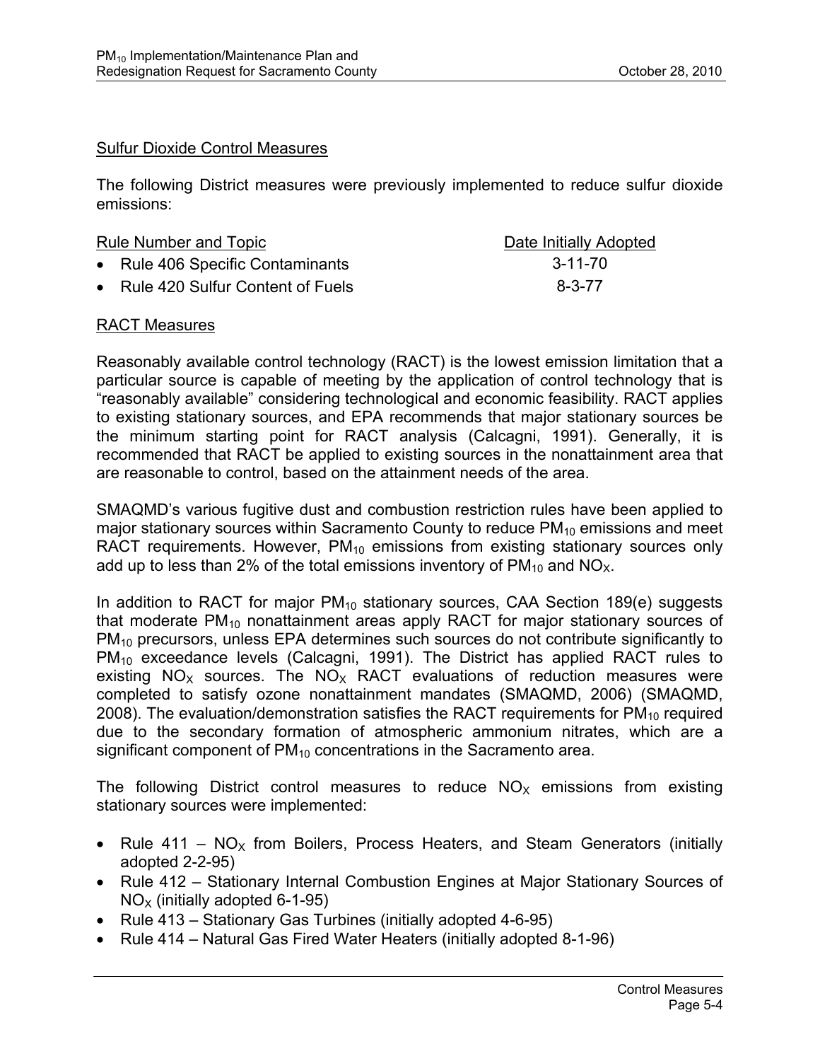### Sulfur Dioxide Control Measures

The following District measures were previously implemented to reduce sulfur dioxide emissions:

| Rule Number and Topic | Date Initially Adopted |
|---|---|
| • Rule 406 Specific Contaminants | 3-11-70 |
| • Rule 420 Sulfur Content of Fuels | 8-3-77 |

### RACT Measures

Reasonably available control technology (RACT) is the lowest emission limitation that a particular source is capable of meeting by the application of control technology that is "reasonably available" considering technological and economic feasibility. RACT applies to existing stationary sources, and EPA recommends that major stationary sources be the minimum starting point for RACT analysis (Calcagni, 1991). Generally, it is recommended that RACT be applied to existing sources in the nonattainment area that are reasonable to control, based on the attainment needs of the area.

SMAQMD's various fugitive dust and combustion restriction rules have been applied to major stationary sources within Sacramento County to reduce $PM_{10}$ emissions and meet RACT requirements. However, $PM_{10}$ emissions from existing stationary sources only add up to less than 2% of the total emissions inventory of $PM_{10}$ and $NO_X$.

In addition to RACT for major $PM_{10}$ stationary sources, CAA Section 189(e) suggests that moderate $PM_{10}$ nonattainment areas apply RACT for major stationary sources of $PM_{10}$ precursors, unless EPA determines such sources do not contribute significantly to $PM_{10}$ exceedance levels (Calcagni, 1991). The District has applied RACT rules to existing $NO_X$ sources. The $NO_X$ RACT evaluations of reduction measures were completed to satisfy ozone nonattainment mandates (SMAQMD, 2006) (SMAQMD, 2008). The evaluation/demonstration satisfies the RACT requirements for $PM_{10}$ required due to the secondary formation of atmospheric ammonium nitrates, which are a significant component of $PM_{10}$ concentrations in the Sacramento area.

The following District control measures to reduce $NO_X$ emissions from existing stationary sources were implemented:

- Rule 411 – $NO_X$ from Boilers, Process Heaters, and Steam Generators (initially adopted 2-2-95)
- Rule 412 – Stationary Internal Combustion Engines at Major Stationary Sources of $NO_X$ (initially adopted 6-1-95)
- Rule 413 – Stationary Gas Turbines (initially adopted 4-6-95)
- Rule 414 – Natural Gas Fired Water Heaters (initially adopted 8-1-96)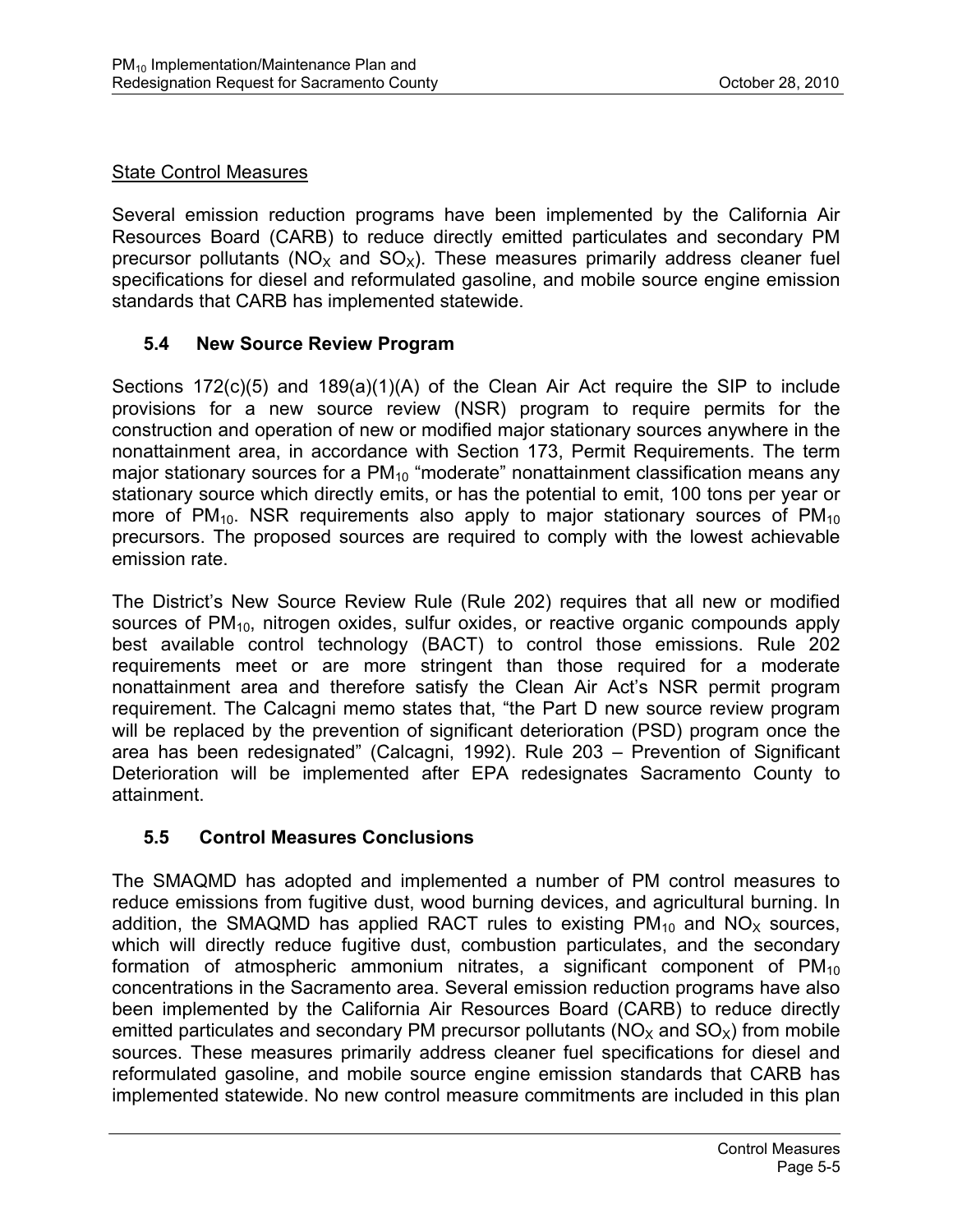State Control Measures

Several emission reduction programs have been implemented by the California Air Resources Board (CARB) to reduce directly emitted particulates and secondary PM precursor pollutants ($NO_X$ and $SO_X$). These measures primarily address cleaner fuel specifications for diesel and reformulated gasoline, and mobile source engine emission standards that CARB has implemented statewide.

### 5.4 New Source Review Program

Sections 172(c)(5) and 189(a)(1)(A) of the Clean Air Act require the SIP to include provisions for a new source review (NSR) program to require permits for the construction and operation of new or modified major stationary sources anywhere in the nonattainment area, in accordance with Section 173, Permit Requirements. The term major stationary sources for a $PM_{10}$ "moderate" nonattainment classification means any stationary source which directly emits, or has the potential to emit, 100 tons per year or more of $PM_{10}$. NSR requirements also apply to major stationary sources of $PM_{10}$ precursors. The proposed sources are required to comply with the lowest achievable emission rate.

The District's New Source Review Rule (Rule 202) requires that all new or modified sources of $PM_{10}$, nitrogen oxides, sulfur oxides, or reactive organic compounds apply best available control technology (BACT) to control those emissions. Rule 202 requirements meet or are more stringent than those required for a moderate nonattainment area and therefore satisfy the Clean Air Act's NSR permit program requirement. The Calcagni memo states that, "the Part D new source review program will be replaced by the prevention of significant deterioration (PSD) program once the area has been redesignated" (Calcagni, 1992). Rule 203 – Prevention of Significant Deterioration will be implemented after EPA redesignates Sacramento County to attainment.

### 5.5 Control Measures Conclusions

The SMAQMD has adopted and implemented a number of PM control measures to reduce emissions from fugitive dust, wood burning devices, and agricultural burning. In addition, the SMAQMD has applied RACT rules to existing $PM_{10}$ and $NO_X$ sources, which will directly reduce fugitive dust, combustion particulates, and the secondary formation of atmospheric ammonium nitrates, a significant component of $PM_{10}$ concentrations in the Sacramento area. Several emission reduction programs have also been implemented by the California Air Resources Board (CARB) to reduce directly emitted particulates and secondary PM precursor pollutants ($NO_X$ and $SO_X$) from mobile sources. These measures primarily address cleaner fuel specifications for diesel and reformulated gasoline, and mobile source engine emission standards that CARB has implemented statewide. No new control measure commitments are included in this plan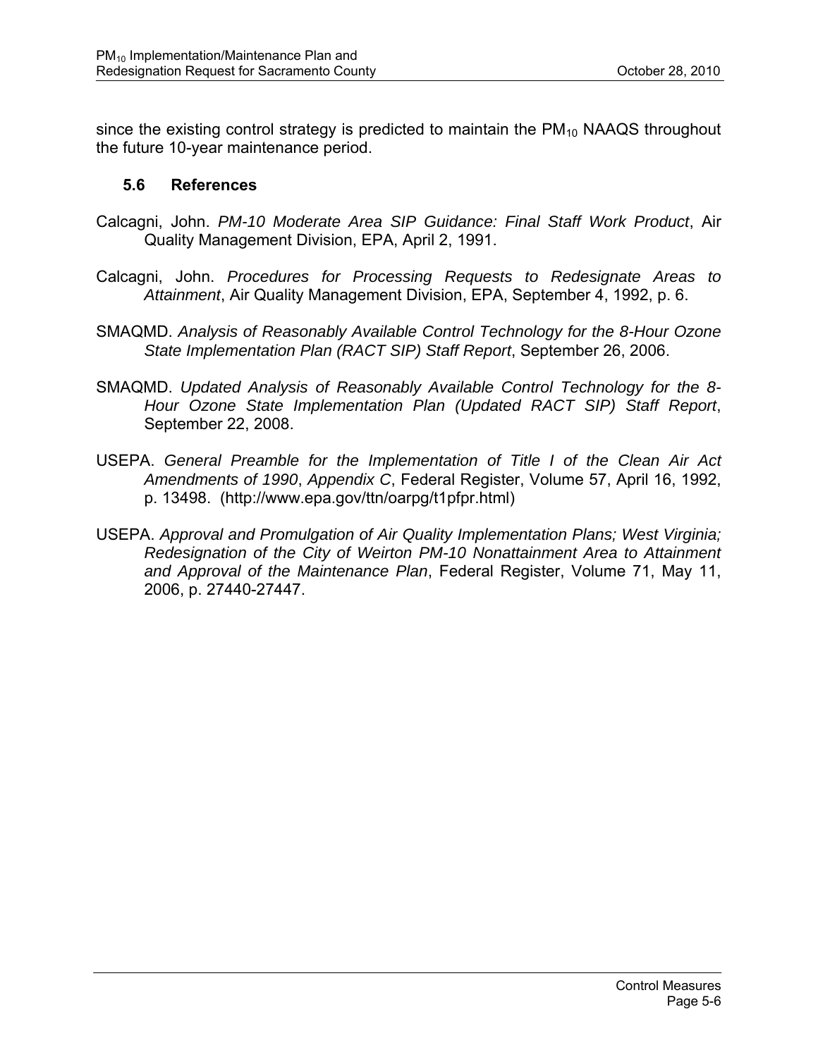since the existing control strategy is predicted to maintain the $PM_{10}$ NAAQS throughout the future 10-year maintenance period.

### 5.6 References

Calcagni, John. *PM-10 Moderate Area SIP Guidance: Final Staff Work Product*, Air Quality Management Division, EPA, April 2, 1991.

Calcagni, John. *Procedures for Processing Requests to Redesignate Areas to Attainment*, Air Quality Management Division, EPA, September 4, 1992, p. 6.

SMAQMD. *Analysis of Reasonably Available Control Technology for the 8-Hour Ozone State Implementation Plan (RACT SIP) Staff Report*, September 26, 2006.

SMAQMD. *Updated Analysis of Reasonably Available Control Technology for the 8-Hour Ozone State Implementation Plan (Updated RACT SIP) Staff Report*, September 22, 2008.

USEPA. *General Preamble for the Implementation of Title I of the Clean Air Act Amendments of 1990*, *Appendix C*, Federal Register, Volume 57, April 16, 1992, p. 13498. (http://www.epa.gov/ttn/oarpg/t1pfpr.html)

USEPA. *Approval and Promulgation of Air Quality Implementation Plans; West Virginia; Redesignation of the City of Weirton PM-10 Nonattainment Area to Attainment and Approval of the Maintenance Plan*, Federal Register, Volume 71, May 11, 2006, p. 27440-27447.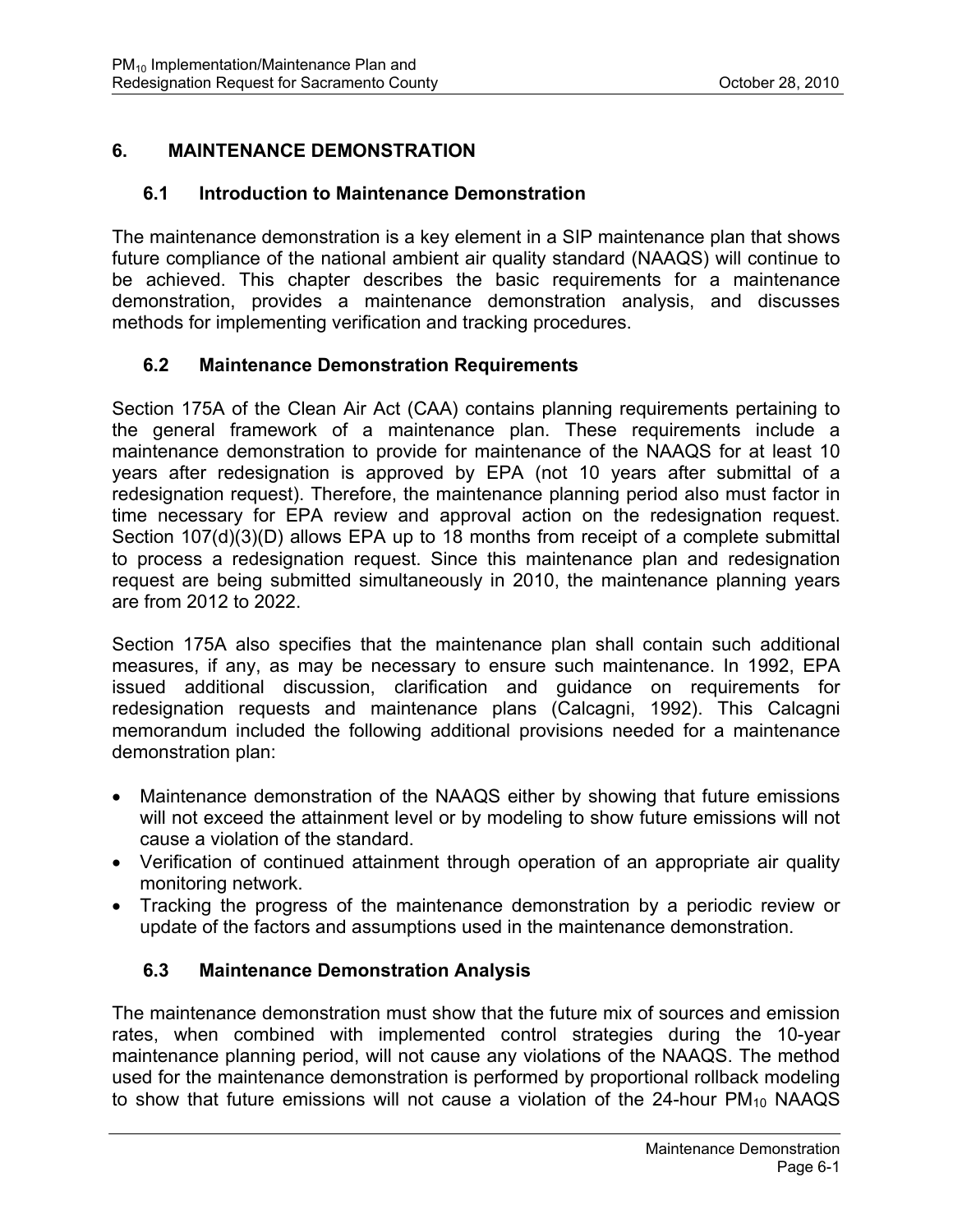# 6. MAINTENANCE DEMONSTRATION

## 6.1 Introduction to Maintenance Demonstration

The maintenance demonstration is a key element in a SIP maintenance plan that shows future compliance of the national ambient air quality standard (NAAQS) will continue to be achieved. This chapter describes the basic requirements for a maintenance demonstration, provides a maintenance demonstration analysis, and discusses methods for implementing verification and tracking procedures.

## 6.2 Maintenance Demonstration Requirements

Section 175A of the Clean Air Act (CAA) contains planning requirements pertaining to the general framework of a maintenance plan. These requirements include a maintenance demonstration to provide for maintenance of the NAAQS for at least 10 years after redesignation is approved by EPA (not 10 years after submittal of a redesignation request). Therefore, the maintenance planning period also must factor in time necessary for EPA review and approval action on the redesignation request. Section 107(d)(3)(D) allows EPA up to 18 months from receipt of a complete submittal to process a redesignation request. Since this maintenance plan and redesignation request are being submitted simultaneously in 2010, the maintenance planning years are from 2012 to 2022.

Section 175A also specifies that the maintenance plan shall contain such additional measures, if any, as may be necessary to ensure such maintenance. In 1992, EPA issued additional discussion, clarification and guidance on requirements for redesignation requests and maintenance plans (Calcagni, 1992). This Calcagni memorandum included the following additional provisions needed for a maintenance demonstration plan:

- Maintenance demonstration of the NAAQS either by showing that future emissions will not exceed the attainment level or by modeling to show future emissions will not cause a violation of the standard.
- Verification of continued attainment through operation of an appropriate air quality monitoring network.
- Tracking the progress of the maintenance demonstration by a periodic review or update of the factors and assumptions used in the maintenance demonstration.

## 6.3 Maintenance Demonstration Analysis

The maintenance demonstration must show that the future mix of sources and emission rates, when combined with implemented control strategies during the 10-year maintenance planning period, will not cause any violations of the NAAQS. The method used for the maintenance demonstration is performed by proportional rollback modeling to show that future emissions will not cause a violation of the 24-hour $PM_{10}$ NAAQS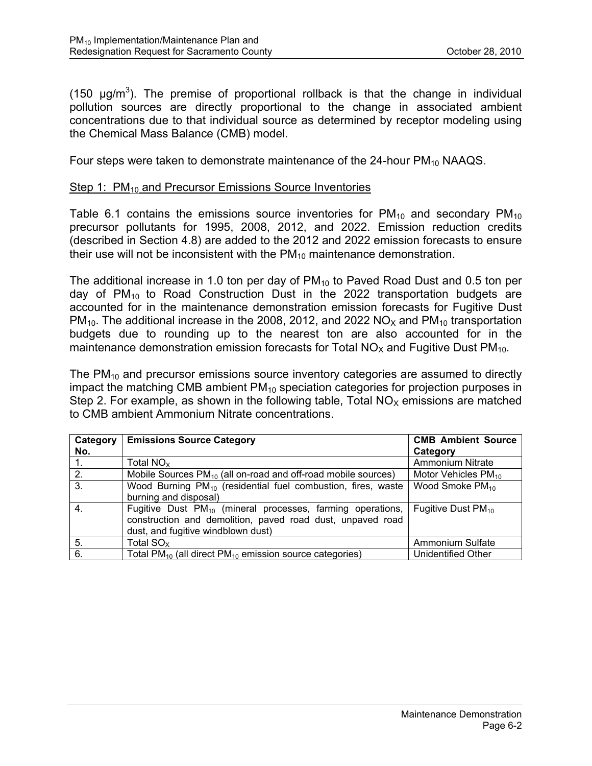(150 μg/m$^3$). The premise of proportional rollback is that the change in individual pollution sources are directly proportional to the change in associated ambient concentrations due to that individual source as determined by receptor modeling using the Chemical Mass Balance (CMB) model.

Four steps were taken to demonstrate maintenance of the 24-hour $PM_{10}$ NAAQS.

Step 1: $PM_{10}$ and Precursor Emissions Source Inventories

Table 6.1 contains the emissions source inventories for $PM_{10}$ and secondary $PM_{10}$ precursor pollutants for 1995, 2008, 2012, and 2022. Emission reduction credits (described in Section 4.8) are added to the 2012 and 2022 emission forecasts to ensure their use will not be inconsistent with the $PM_{10}$ maintenance demonstration.

The additional increase in 1.0 ton per day of $PM_{10}$ to Paved Road Dust and 0.5 ton per day of $PM_{10}$ to Road Construction Dust in the 2022 transportation budgets are accounted for in the maintenance demonstration emission forecasts for Fugitive Dust $PM_{10}$. The additional increase in the 2008, 2012, and 2022 $NO_X$ and $PM_{10}$ transportation budgets due to rounding up to the nearest ton are also accounted for in the maintenance demonstration emission forecasts for Total $NO_X$ and Fugitive Dust $PM_{10}$.

The $PM_{10}$ and precursor emissions source inventory categories are assumed to directly impact the matching CMB ambient $PM_{10}$ speciation categories for projection purposes in Step 2. For example, as shown in the following table, Total $NO_X$ emissions are matched to CMB ambient Ammonium Nitrate concentrations.

| Category No. | Emissions Source Category | CMB Ambient Source Category |
|---|---|---|
| 1. | Total $NO_X$ | Ammonium Nitrate |
| 2. | Mobile Sources $PM_{10}$ (all on-road and off-road mobile sources) | Motor Vehicles $PM_{10}$ |
| 3. | Wood Burning $PM_{10}$ (residential fuel combustion, fires, waste burning and disposal) | Wood Smoke $PM_{10}$ |
| 4. | Fugitive Dust $PM_{10}$ (mineral processes, farming operations, construction and demolition, paved road dust, unpaved road dust, and fugitive windblown dust) | Fugitive Dust $PM_{10}$ |
| 5. | Total $SO_X$ | Ammonium Sulfate |
| 6. | Total $PM_{10}$ (all direct $PM_{10}$ emission source categories) | Unidentified Other |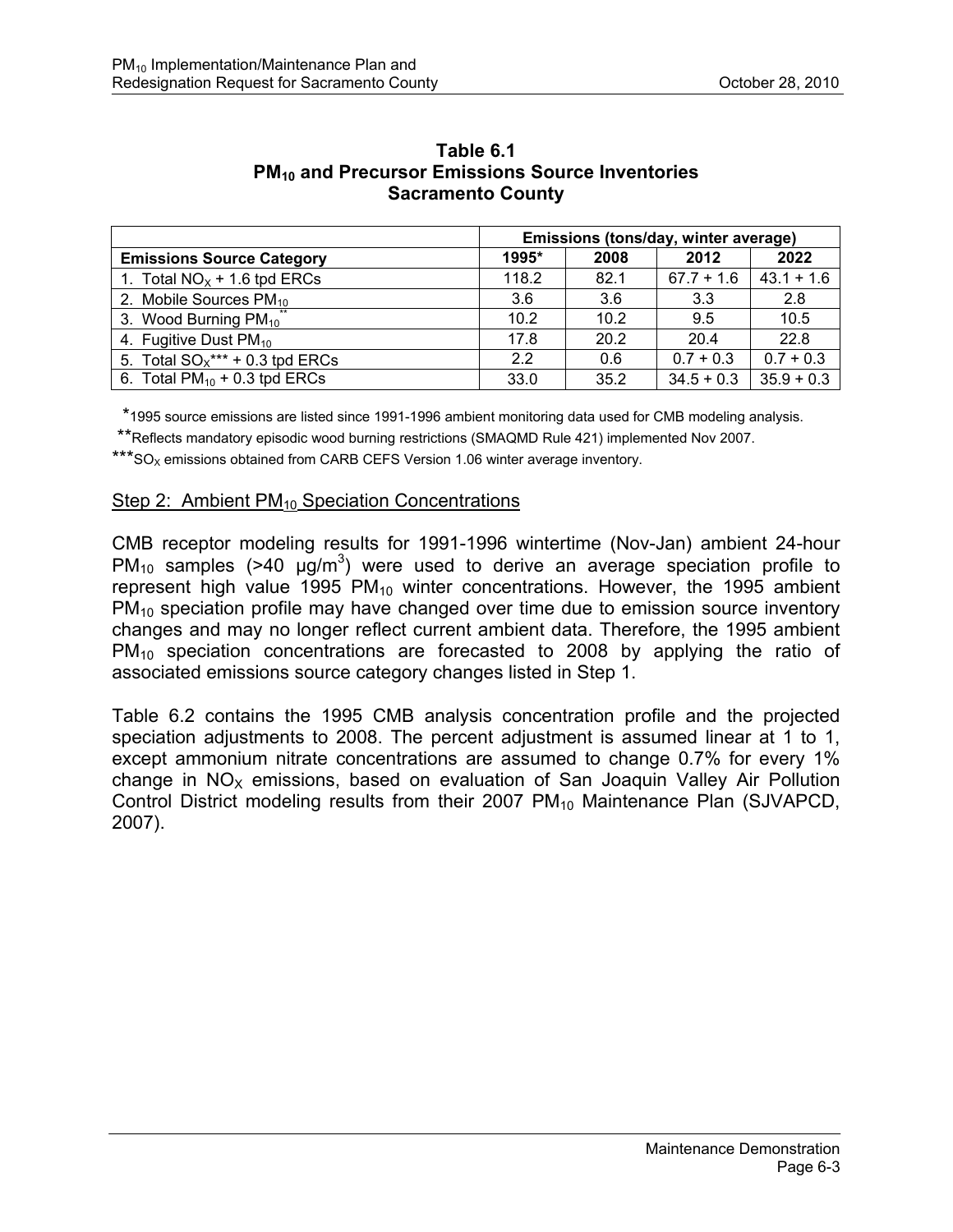**Table 6.1**
**$PM_{10}$ and Precursor Emissions Source Inventories**
**Sacramento County**

| | Emissions (tons/day, winter average) | | | |
|---|---|---|---|---|
| **Emissions Source Category** | **1995*** | **2008** | **2012** | **2022** |
| 1. Total $NO_X$ + 1.6 tpd ERCs | 118.2 | 82.1 | 67.7 + 1.6 | 43.1 + 1.6 |
| 2. Mobile Sources $PM_{10}$ | 3.6 | 3.6 | 3.3 | 2.8 |
| 3. Wood Burning $PM_{10}$** | 10.2 | 10.2 | 9.5 | 10.5 |
| 4. Fugitive Dust $PM_{10}$ | 17.8 | 20.2 | 20.4 | 22.8 |
| 5. Total $SO_X$*** + 0.3 tpd ERCs | 2.2 | 0.6 | 0.7 + 0.3 | 0.7 + 0.3 |
| 6. Total $PM_{10}$ + 0.3 tpd ERCs | 33.0 | 35.2 | 34.5 + 0.3 | 35.9 + 0.3 |

*1995 source emissions are listed since 1991-1996 ambient monitoring data used for CMB modeling analysis.

**Reflects mandatory episodic wood burning restrictions (SMAQMD Rule 421) implemented Nov 2007.

***$SO_X$ emissions obtained from CARB CEFS Version 1.06 winter average inventory.

## Step 2: Ambient $PM_{10}$ Speciation Concentrations

CMB receptor modeling results for 1991-1996 wintertime (Nov-Jan) ambient 24-hour $PM_{10}$ samples (>40 μg/m$^3$) were used to derive an average speciation profile to represent high value 1995 $PM_{10}$ winter concentrations. However, the 1995 ambient $PM_{10}$ speciation profile may have changed over time due to emission source inventory changes and may no longer reflect current ambient data. Therefore, the 1995 ambient $PM_{10}$ speciation concentrations are forecasted to 2008 by applying the ratio of associated emissions source category changes listed in Step 1.

Table 6.2 contains the 1995 CMB analysis concentration profile and the projected speciation adjustments to 2008. The percent adjustment is assumed linear at 1 to 1, except ammonium nitrate concentrations are assumed to change 0.7% for every 1% change in $NO_X$ emissions, based on evaluation of San Joaquin Valley Air Pollution Control District modeling results from their 2007 $PM_{10}$ Maintenance Plan (SJVAPCD, 2007).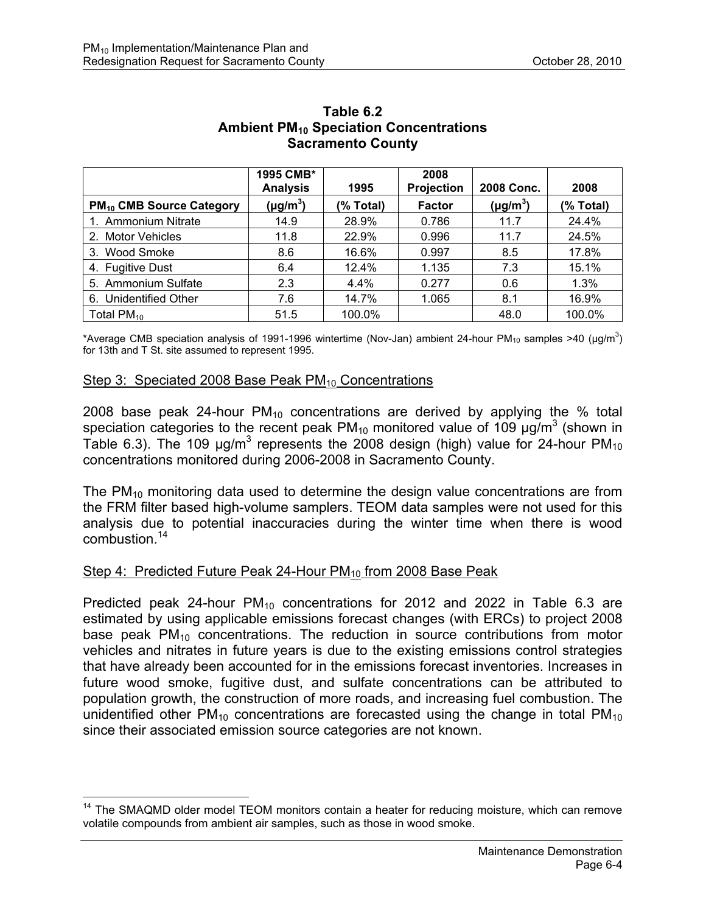**Table 6.2**
**Ambient $PM_{10}$ Speciation Concentrations**
**Sacramento County**

| $PM_{10}$ CMB Source Category | 1995 CMB* Analysis ($\mu g/m^3$) | 1995 (% Total) | 2008 Projection Factor | 2008 Conc. ($\mu g/m^3$) | 2008 (% Total) |
|---|---|---|---|---|---|
| 1. Ammonium Nitrate | 14.9 | 28.9% | 0.786 | 11.7 | 24.4% |
| 2. Motor Vehicles | 11.8 | 22.9% | 0.996 | 11.7 | 24.5% |
| 3. Wood Smoke | 8.6 | 16.6% | 0.997 | 8.5 | 17.8% |
| 4. Fugitive Dust | 6.4 | 12.4% | 1.135 | 7.3 | 15.1% |
| 5. Ammonium Sulfate | 2.3 | 4.4% | 0.277 | 0.6 | 1.3% |
| 6. Unidentified Other | 7.6 | 14.7% | 1.065 | 8.1 | 16.9% |
| Total $PM_{10}$ | 51.5 | 100.0% | | 48.0 | 100.0% |

*Average CMB speciation analysis of 1991-1996 wintertime (Nov-Jan) ambient 24-hour $PM_{10}$ samples >40 ($\mu g/m^3$) for 13th and T St. site assumed to represent 1995.

## Step 3: Speciated 2008 Base Peak $PM_{10}$ Concentrations

2008 base peak 24-hour $PM_{10}$ concentrations are derived by applying the % total speciation categories to the recent peak $PM_{10}$ monitored value of 109 $\mu g/m^3$ (shown in Table 6.3). The 109 $\mu g/m^3$ represents the 2008 design (high) value for 24-hour $PM_{10}$ concentrations monitored during 2006-2008 in Sacramento County.

The $PM_{10}$ monitoring data used to determine the design value concentrations are from the FRM filter based high-volume samplers. TEOM data samples were not used for this analysis due to potential inaccuracies during the winter time when there is wood combustion.[14]

## Step 4: Predicted Future Peak 24-Hour $PM_{10}$ from 2008 Base Peak

Predicted peak 24-hour $PM_{10}$ concentrations for 2012 and 2022 in Table 6.3 are estimated by using applicable emissions forecast changes (with ERCs) to project 2008 base peak $PM_{10}$ concentrations. The reduction in source contributions from motor vehicles and nitrates in future years is due to the existing emissions control strategies that have already been accounted for in the emissions forecast inventories. Increases in future wood smoke, fugitive dust, and sulfate concentrations can be attributed to population growth, the construction of more roads, and increasing fuel combustion. The unidentified other $PM_{10}$ concentrations are forecasted using the change in total $PM_{10}$ since their associated emission source categories are not known.

[14] The SMAQMD older model TEOM monitors contain a heater for reducing moisture, which can remove volatile compounds from ambient air samples, such as those in wood smoke.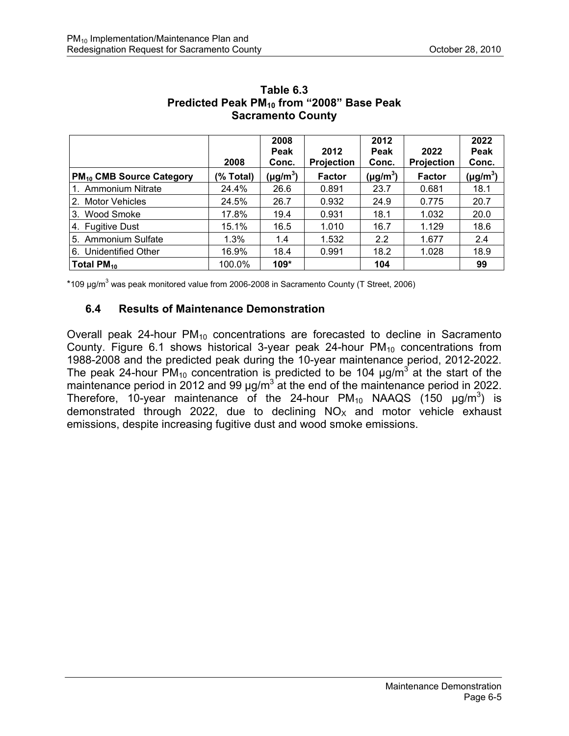**Table 6.3**
**Predicted Peak $PM_{10}$ from "2008" Base Peak**
**Sacramento County**

| $PM_{10}$ CMB Source Category | 2008 (% Total) | 2008 Peak Conc. ($\mu g/m^3$) | 2012 Projection Factor | 2012 Peak Conc. ($\mu g/m^3$) | 2022 Projection Factor | 2022 Peak Conc. ($\mu g/m^3$) |
|---|---|---|---|---|---|---|
| 1. Ammonium Nitrate | 24.4% | 26.6 | 0.891 | 23.7 | 0.681 | 18.1 |
| 2. Motor Vehicles | 24.5% | 26.7 | 0.932 | 24.9 | 0.775 | 20.7 |
| 3. Wood Smoke | 17.8% | 19.4 | 0.931 | 18.1 | 1.032 | 20.0 |
| 4. Fugitive Dust | 15.1% | 16.5 | 1.010 | 16.7 | 1.129 | 18.6 |
| 5. Ammonium Sulfate | 1.3% | 1.4 | 1.532 | 2.2 | 1.677 | 2.4 |
| 6. Unidentified Other | 16.9% | 18.4 | 0.991 | 18.2 | 1.028 | 18.9 |
| **Total $PM_{10}$** | 100.0% | **109*** | | **104** | | **99** |

*109 $\mu g/m^3$ was peak monitored value from 2006-2008 in Sacramento County (T Street, 2006)

## 6.4 Results of Maintenance Demonstration

Overall peak 24-hour $PM_{10}$ concentrations are forecasted to decline in Sacramento County. Figure 6.1 shows historical 3-year peak 24-hour $PM_{10}$ concentrations from 1988-2008 and the predicted peak during the 10-year maintenance period, 2012-2022. The peak 24-hour $PM_{10}$ concentration is predicted to be 104 $\mu g/m^3$ at the start of the maintenance period in 2012 and 99 $\mu g/m^3$ at the end of the maintenance period in 2022. Therefore, 10-year maintenance of the 24-hour $PM_{10}$ NAAQS (150 $\mu g/m^3$) is demonstrated through 2022, due to declining $NO_X$ and motor vehicle exhaust emissions, despite increasing fugitive dust and wood smoke emissions.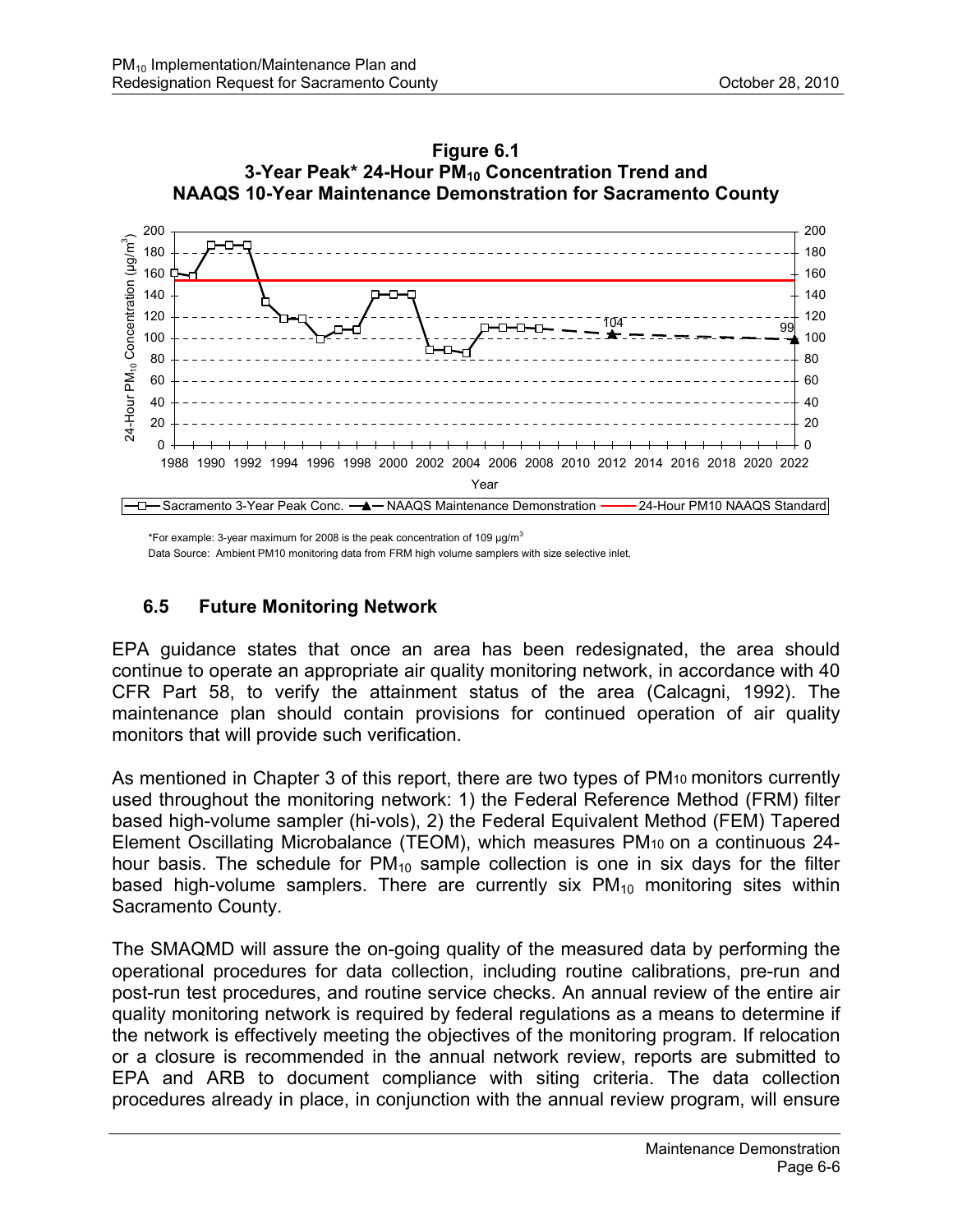**Figure 6.1**
**3-Year Peak* 24-Hour $PM_{10}$ Concentration Trend and NAAQS 10-Year Maintenance Demonstration for Sacramento County**

*For example: 3-year maximum for 2008 is the peak concentration of 109 μg/m$^3$

Data Source: Ambient PM10 monitoring data from FRM high volume samplers with size selective inlet.

## 6.5 Future Monitoring Network

EPA guidance states that once an area has been redesignated, the area should continue to operate an appropriate air quality monitoring network, in accordance with 40 CFR Part 58, to verify the attainment status of the area (Calcagni, 1992). The maintenance plan should contain provisions for continued operation of air quality monitors that will provide such verification.

As mentioned in Chapter 3 of this report, there are two types of $PM_{10}$ monitors currently used throughout the monitoring network: 1) the Federal Reference Method (FRM) filter based high-volume sampler (hi-vols), 2) the Federal Equivalent Method (FEM) Tapered Element Oscillating Microbalance (TEOM), which measures $PM_{10}$ on a continuous 24-hour basis. The schedule for $PM_{10}$ sample collection is one in six days for the filter based high-volume samplers. There are currently six $PM_{10}$ monitoring sites within Sacramento County.

The SMAQMD will assure the on-going quality of the measured data by performing the operational procedures for data collection, including routine calibrations, pre-run and post-run test procedures, and routine service checks. An annual review of the entire air quality monitoring network is required by federal regulations as a means to determine if the network is effectively meeting the objectives of the monitoring program. If relocation or a closure is recommended in the annual network review, reports are submitted to EPA and ARB to document compliance with siting criteria. The data collection procedures already in place, in conjunction with the annual review program, will ensure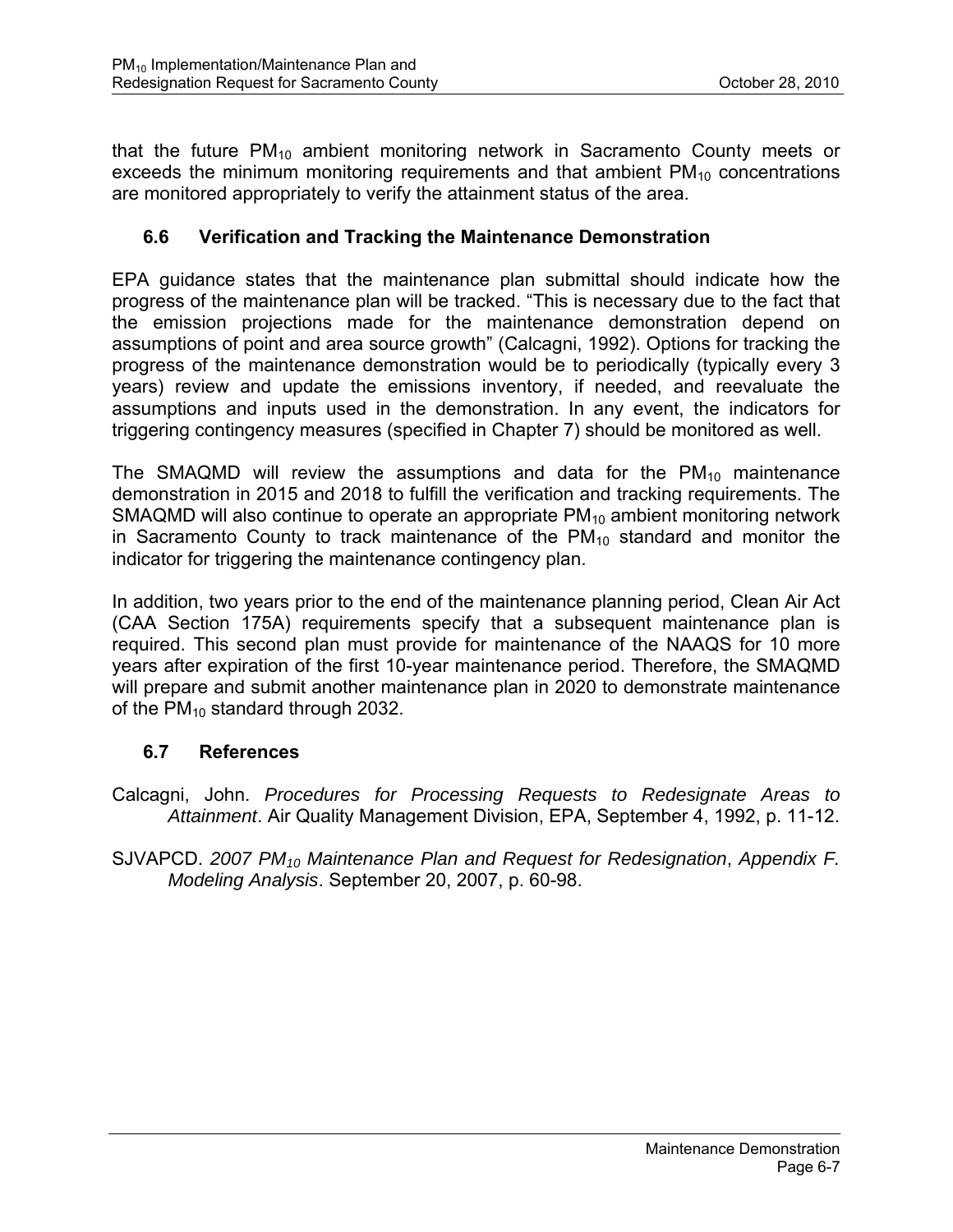that the future $PM_{10}$ ambient monitoring network in Sacramento County meets or exceeds the minimum monitoring requirements and that ambient $PM_{10}$ concentrations are monitored appropriately to verify the attainment status of the area.

## 6.6 Verification and Tracking the Maintenance Demonstration

EPA guidance states that the maintenance plan submittal should indicate how the progress of the maintenance plan will be tracked. "This is necessary due to the fact that the emission projections made for the maintenance demonstration depend on assumptions of point and area source growth" (Calcagni, 1992). Options for tracking the progress of the maintenance demonstration would be to periodically (typically every 3 years) review and update the emissions inventory, if needed, and reevaluate the assumptions and inputs used in the demonstration. In any event, the indicators for triggering contingency measures (specified in Chapter 7) should be monitored as well.

The SMAQMD will review the assumptions and data for the $PM_{10}$ maintenance demonstration in 2015 and 2018 to fulfill the verification and tracking requirements. The SMAQMD will also continue to operate an appropriate $PM_{10}$ ambient monitoring network in Sacramento County to track maintenance of the $PM_{10}$ standard and monitor the indicator for triggering the maintenance contingency plan.

In addition, two years prior to the end of the maintenance planning period, Clean Air Act (CAA Section 175A) requirements specify that a subsequent maintenance plan is required. This second plan must provide for maintenance of the NAAQS for 10 more years after expiration of the first 10-year maintenance period. Therefore, the SMAQMD will prepare and submit another maintenance plan in 2020 to demonstrate maintenance of the $PM_{10}$ standard through 2032.

## 6.7 References

Calcagni, John. *Procedures for Processing Requests to Redesignate Areas to Attainment*. Air Quality Management Division, EPA, September 4, 1992, p. 11-12.

SJVAPCD. *2007 $PM_{10}$ Maintenance Plan and Request for Redesignation*, *Appendix F. Modeling Analysis*. September 20, 2007, p. 60-98.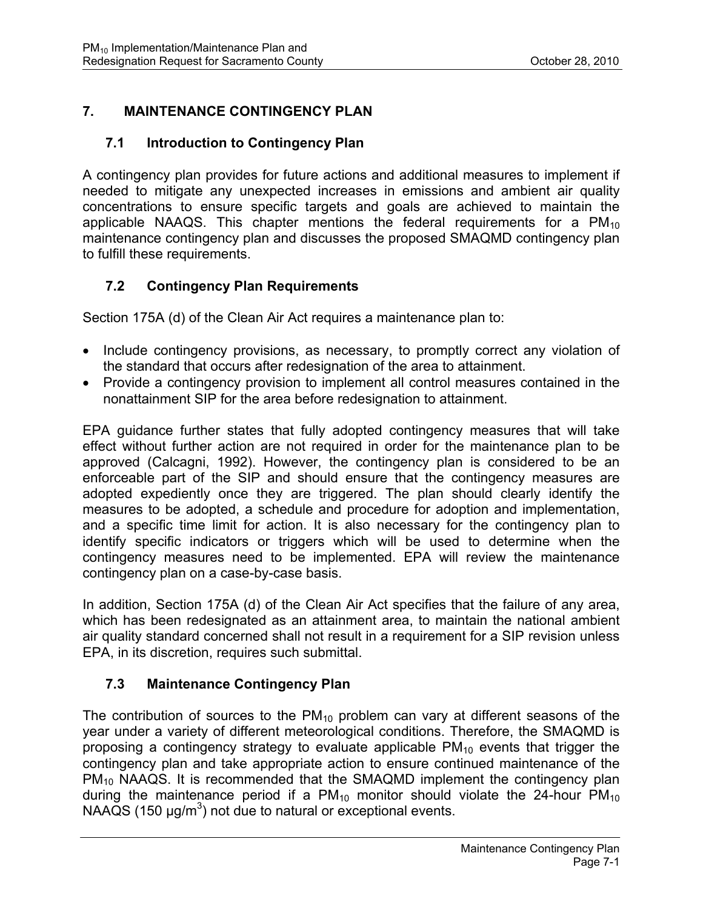# 7. MAINTENANCE CONTINGENCY PLAN

## 7.1 Introduction to Contingency Plan

A contingency plan provides for future actions and additional measures to implement if needed to mitigate any unexpected increases in emissions and ambient air quality concentrations to ensure specific targets and goals are achieved to maintain the applicable NAAQS. This chapter mentions the federal requirements for a $PM_{10}$ maintenance contingency plan and discusses the proposed SMAQMD contingency plan to fulfill these requirements.

## 7.2 Contingency Plan Requirements

Section 175A (d) of the Clean Air Act requires a maintenance plan to:

- Include contingency provisions, as necessary, to promptly correct any violation of the standard that occurs after redesignation of the area to attainment.
- Provide a contingency provision to implement all control measures contained in the nonattainment SIP for the area before redesignation to attainment.

EPA guidance further states that fully adopted contingency measures that will take effect without further action are not required in order for the maintenance plan to be approved (Calcagni, 1992). However, the contingency plan is considered to be an enforceable part of the SIP and should ensure that the contingency measures are adopted expediently once they are triggered. The plan should clearly identify the measures to be adopted, a schedule and procedure for adoption and implementation, and a specific time limit for action. It is also necessary for the contingency plan to identify specific indicators or triggers which will be used to determine when the contingency measures need to be implemented. EPA will review the maintenance contingency plan on a case-by-case basis.

In addition, Section 175A (d) of the Clean Air Act specifies that the failure of any area, which has been redesignated as an attainment area, to maintain the national ambient air quality standard concerned shall not result in a requirement for a SIP revision unless EPA, in its discretion, requires such submittal.

## 7.3 Maintenance Contingency Plan

The contribution of sources to the $PM_{10}$ problem can vary at different seasons of the year under a variety of different meteorological conditions. Therefore, the SMAQMD is proposing a contingency strategy to evaluate applicable $PM_{10}$ events that trigger the contingency plan and take appropriate action to ensure continued maintenance of the $PM_{10}$ NAAQS. It is recommended that the SMAQMD implement the contingency plan during the maintenance period if a $PM_{10}$ monitor should violate the 24-hour $PM_{10}$ NAAQS (150 $\mu g/m^3$) not due to natural or exceptional events.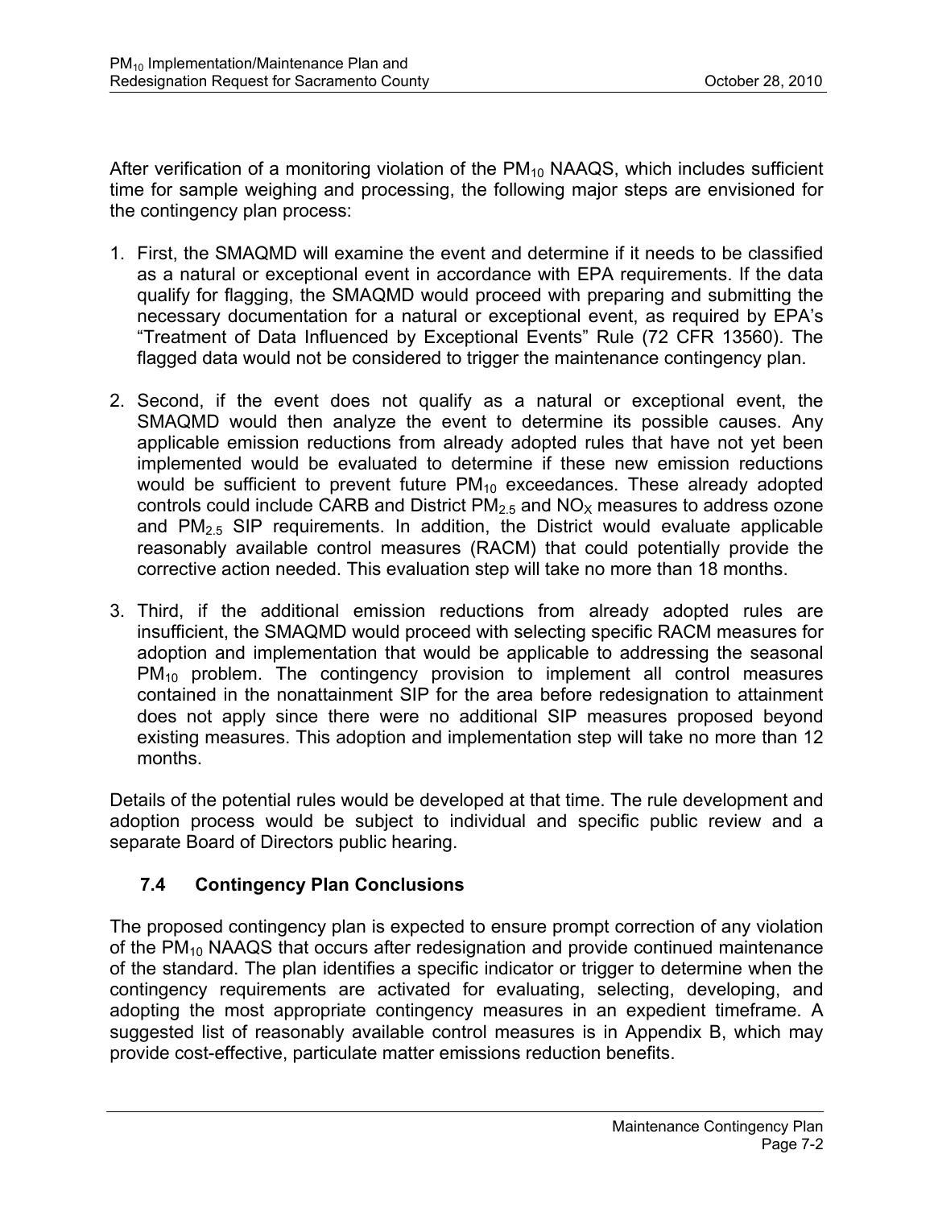After verification of a monitoring violation of the $PM_{10}$ NAAQS, which includes sufficient time for sample weighing and processing, the following major steps are envisioned for the contingency plan process:

1. First, the SMAQMD will examine the event and determine if it needs to be classified as a natural or exceptional event in accordance with EPA requirements. If the data qualify for flagging, the SMAQMD would proceed with preparing and submitting the necessary documentation for a natural or exceptional event, as required by EPA's "Treatment of Data Influenced by Exceptional Events" Rule (72 CFR 13560). The flagged data would not be considered to trigger the maintenance contingency plan.

2. Second, if the event does not qualify as a natural or exceptional event, the SMAQMD would then analyze the event to determine its possible causes. Any applicable emission reductions from already adopted rules that have not yet been implemented would be evaluated to determine if these new emission reductions would be sufficient to prevent future $PM_{10}$ exceedances. These already adopted controls could include CARB and District $PM_{2.5}$ and $NO_X$ measures to address ozone and $PM_{2.5}$ SIP requirements. In addition, the District would evaluate applicable reasonably available control measures (RACM) that could potentially provide the corrective action needed. This evaluation step will take no more than 18 months.

3. Third, if the additional emission reductions from already adopted rules are insufficient, the SMAQMD would proceed with selecting specific RACM measures for adoption and implementation that would be applicable to addressing the seasonal $PM_{10}$ problem. The contingency provision to implement all control measures contained in the nonattainment SIP for the area before redesignation to attainment does not apply since there were no additional SIP measures proposed beyond existing measures. This adoption and implementation step will take no more than 12 months.

Details of the potential rules would be developed at that time. The rule development and adoption process would be subject to individual and specific public review and a separate Board of Directors public hearing.

## 7.4 Contingency Plan Conclusions

The proposed contingency plan is expected to ensure prompt correction of any violation of the $PM_{10}$ NAAQS that occurs after redesignation and provide continued maintenance of the standard. The plan identifies a specific indicator or trigger to determine when the contingency requirements are activated for evaluating, selecting, developing, and adopting the most appropriate contingency measures in an expedient timeframe. A suggested list of reasonably available control measures is in Appendix B, which may provide cost-effective, particulate matter emissions reduction benefits.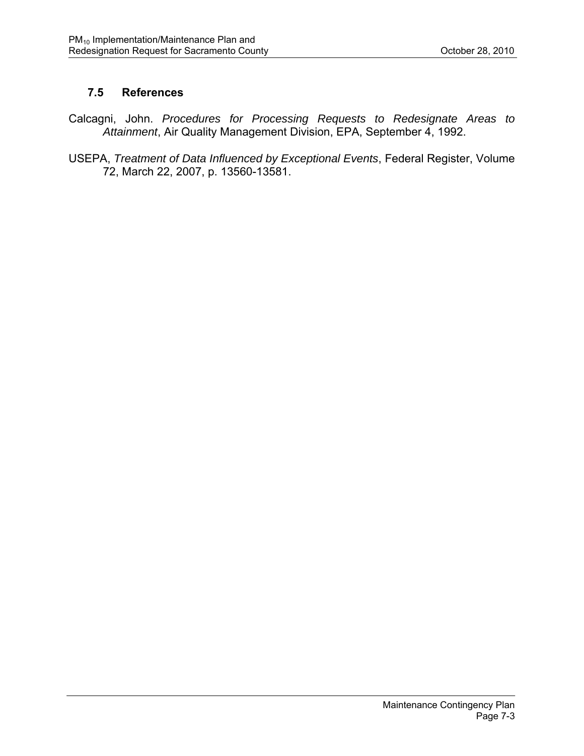### 7.5 References

Calcagni, John. *Procedures for Processing Requests to Redesignate Areas to Attainment*, Air Quality Management Division, EPA, September 4, 1992.

USEPA, *Treatment of Data Influenced by Exceptional Events*, Federal Register, Volume 72, March 22, 2007, p. 13560-13581.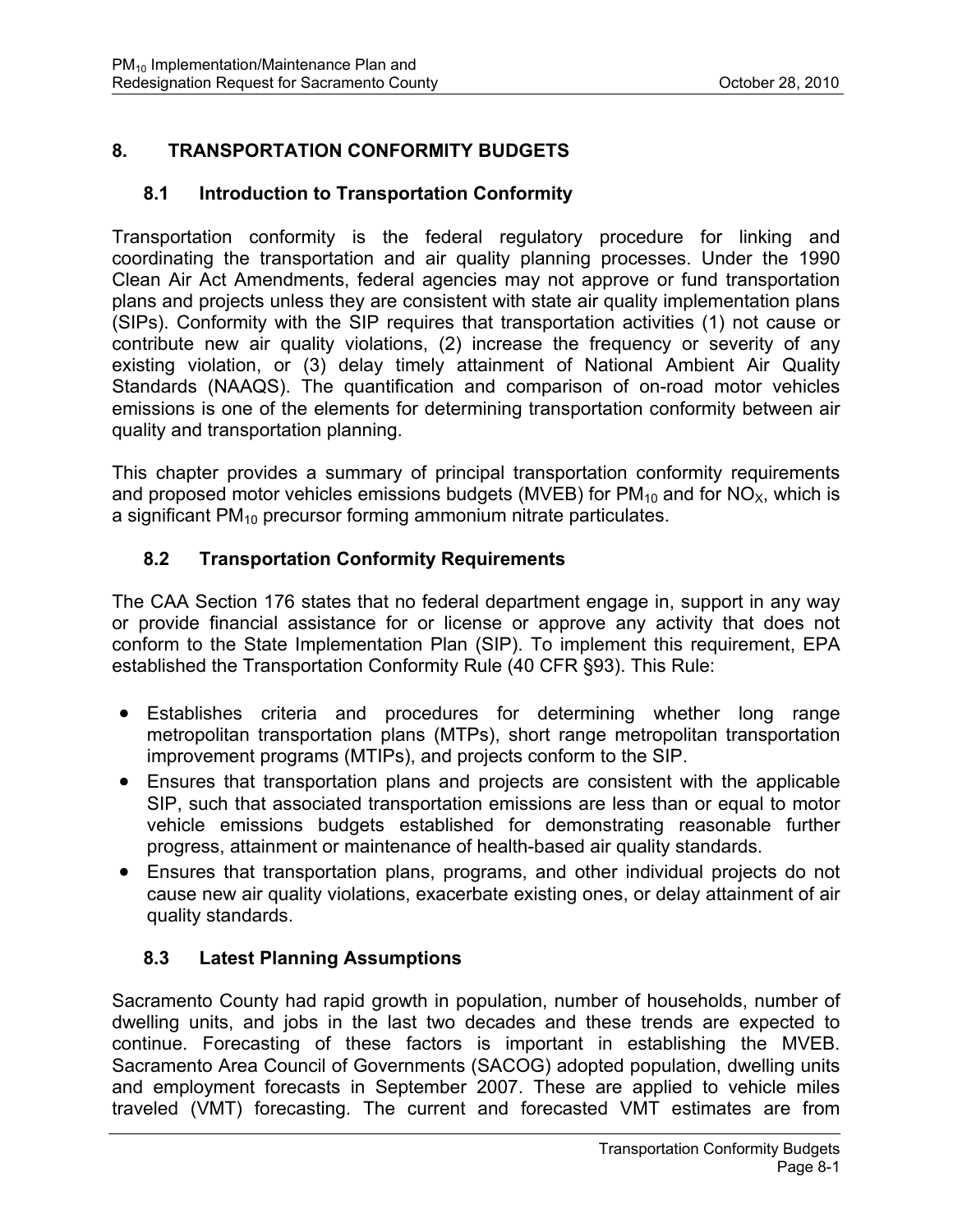## 8. TRANSPORTATION CONFORMITY BUDGETS

### 8.1 Introduction to Transportation Conformity

Transportation conformity is the federal regulatory procedure for linking and coordinating the transportation and air quality planning processes. Under the 1990 Clean Air Act Amendments, federal agencies may not approve or fund transportation plans and projects unless they are consistent with state air quality implementation plans (SIPs). Conformity with the SIP requires that transportation activities (1) not cause or contribute new air quality violations, (2) increase the frequency or severity of any existing violation, or (3) delay timely attainment of National Ambient Air Quality Standards (NAAQS). The quantification and comparison of on-road motor vehicles emissions is one of the elements for determining transportation conformity between air quality and transportation planning.

This chapter provides a summary of principal transportation conformity requirements and proposed motor vehicles emissions budgets (MVEB) for $PM_{10}$ and for $NO_X$, which is a significant $PM_{10}$ precursor forming ammonium nitrate particulates.

### 8.2 Transportation Conformity Requirements

The CAA Section 176 states that no federal department engage in, support in any way or provide financial assistance for or license or approve any activity that does not conform to the State Implementation Plan (SIP). To implement this requirement, EPA established the Transportation Conformity Rule (40 CFR §93). This Rule:

- Establishes criteria and procedures for determining whether long range metropolitan transportation plans (MTPs), short range metropolitan transportation improvement programs (MTIPs), and projects conform to the SIP.
- Ensures that transportation plans and projects are consistent with the applicable SIP, such that associated transportation emissions are less than or equal to motor vehicle emissions budgets established for demonstrating reasonable further progress, attainment or maintenance of health-based air quality standards.
- Ensures that transportation plans, programs, and other individual projects do not cause new air quality violations, exacerbate existing ones, or delay attainment of air quality standards.

### 8.3 Latest Planning Assumptions

Sacramento County had rapid growth in population, number of households, number of dwelling units, and jobs in the last two decades and these trends are expected to continue. Forecasting of these factors is important in establishing the MVEB. Sacramento Area Council of Governments (SACOG) adopted population, dwelling units and employment forecasts in September 2007. These are applied to vehicle miles traveled (VMT) forecasting. The current and forecasted VMT estimates are from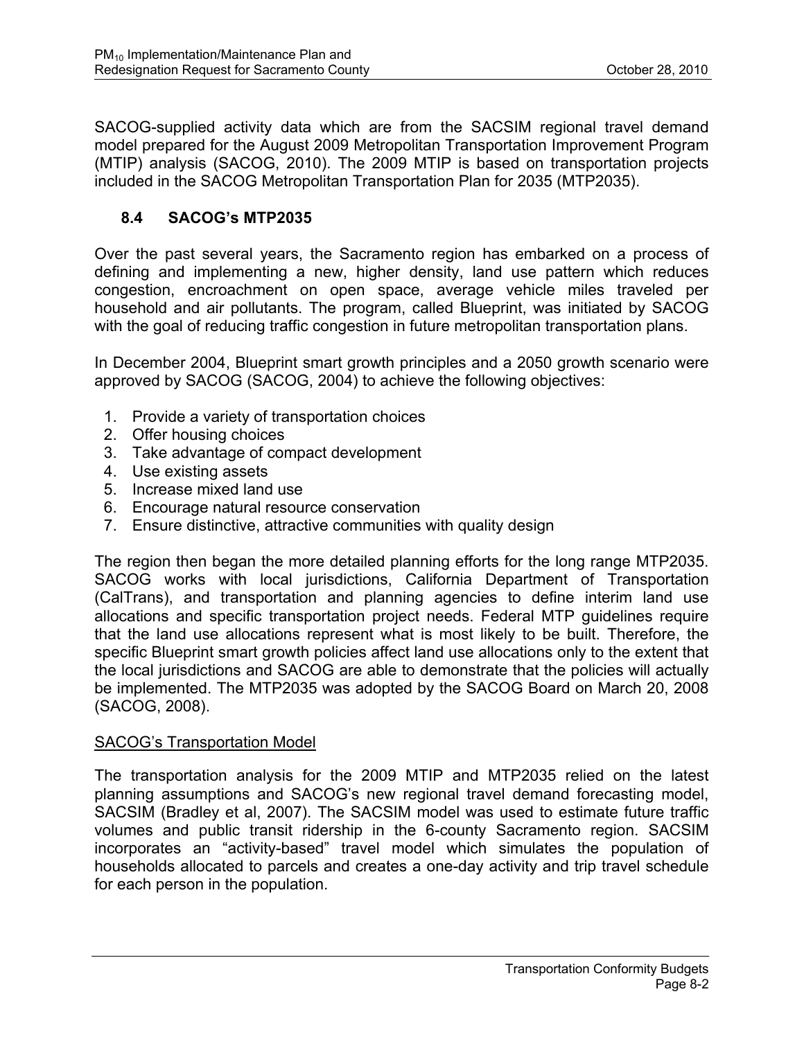SACOG-supplied activity data which are from the SACSIM regional travel demand model prepared for the August 2009 Metropolitan Transportation Improvement Program (MTIP) analysis (SACOG, 2010). The 2009 MTIP is based on transportation projects included in the SACOG Metropolitan Transportation Plan for 2035 (MTP2035).

### 8.4 SACOG's MTP2035

Over the past several years, the Sacramento region has embarked on a process of defining and implementing a new, higher density, land use pattern which reduces congestion, encroachment on open space, average vehicle miles traveled per household and air pollutants. The program, called Blueprint, was initiated by SACOG with the goal of reducing traffic congestion in future metropolitan transportation plans.

In December 2004, Blueprint smart growth principles and a 2050 growth scenario were approved by SACOG (SACOG, 2004) to achieve the following objectives:

1. Provide a variety of transportation choices
2. Offer housing choices
3. Take advantage of compact development
4. Use existing assets
5. Increase mixed land use
6. Encourage natural resource conservation
7. Ensure distinctive, attractive communities with quality design

The region then began the more detailed planning efforts for the long range MTP2035. SACOG works with local jurisdictions, California Department of Transportation (CalTrans), and transportation and planning agencies to define interim land use allocations and specific transportation project needs. Federal MTP guidelines require that the land use allocations represent what is most likely to be built. Therefore, the specific Blueprint smart growth policies affect land use allocations only to the extent that the local jurisdictions and SACOG are able to demonstrate that the policies will actually be implemented. The MTP2035 was adopted by the SACOG Board on March 20, 2008 (SACOG, 2008).

<u>SACOG's Transportation Model</u>

The transportation analysis for the 2009 MTIP and MTP2035 relied on the latest planning assumptions and SACOG's new regional travel demand forecasting model, SACSIM (Bradley et al, 2007). The SACSIM model was used to estimate future traffic volumes and public transit ridership in the 6-county Sacramento region. SACSIM incorporates an "activity-based" travel model which simulates the population of households allocated to parcels and creates a one-day activity and trip travel schedule for each person in the population.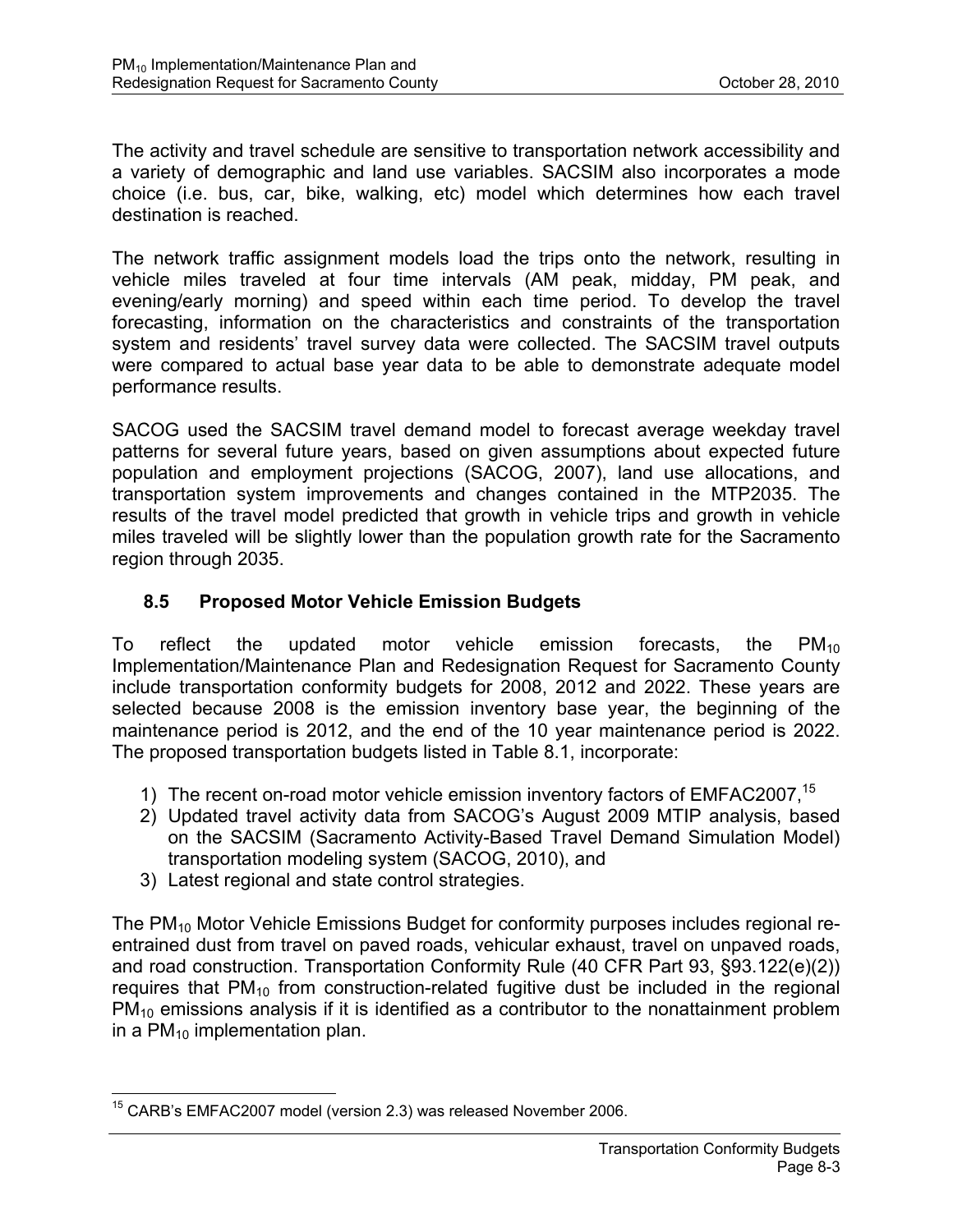The activity and travel schedule are sensitive to transportation network accessibility and a variety of demographic and land use variables. SACSIM also incorporates a mode choice (i.e. bus, car, bike, walking, etc) model which determines how each travel destination is reached.

The network traffic assignment models load the trips onto the network, resulting in vehicle miles traveled at four time intervals (AM peak, midday, PM peak, and evening/early morning) and speed within each time period. To develop the travel forecasting, information on the characteristics and constraints of the transportation system and residents' travel survey data were collected. The SACSIM travel outputs were compared to actual base year data to be able to demonstrate adequate model performance results.

SACOG used the SACSIM travel demand model to forecast average weekday travel patterns for several future years, based on given assumptions about expected future population and employment projections (SACOG, 2007), land use allocations, and transportation system improvements and changes contained in the MTP2035. The results of the travel model predicted that growth in vehicle trips and growth in vehicle miles traveled will be slightly lower than the population growth rate for the Sacramento region through 2035.

## 8.5 Proposed Motor Vehicle Emission Budgets

To reflect the updated motor vehicle emission forecasts, the $PM_{10}$ Implementation/Maintenance Plan and Redesignation Request for Sacramento County include transportation conformity budgets for 2008, 2012 and 2022. These years are selected because 2008 is the emission inventory base year, the beginning of the maintenance period is 2012, and the end of the 10 year maintenance period is 2022. The proposed transportation budgets listed in Table 8.1, incorporate:

1) The recent on-road motor vehicle emission inventory factors of EMFAC2007,[15]
2) Updated travel activity data from SACOG's August 2009 MTIP analysis, based on the SACSIM (Sacramento Activity-Based Travel Demand Simulation Model) transportation modeling system (SACOG, 2010), and
3) Latest regional and state control strategies.

The $PM_{10}$ Motor Vehicle Emissions Budget for conformity purposes includes regional re-entrained dust from travel on paved roads, vehicular exhaust, travel on unpaved roads, and road construction. Transportation Conformity Rule (40 CFR Part 93, §93.122(e)(2)) requires that $PM_{10}$ from construction-related fugitive dust be included in the regional $PM_{10}$ emissions analysis if it is identified as a contributor to the nonattainment problem in a $PM_{10}$ implementation plan.

[15] CARB's EMFAC2007 model (version 2.3) was released November 2006.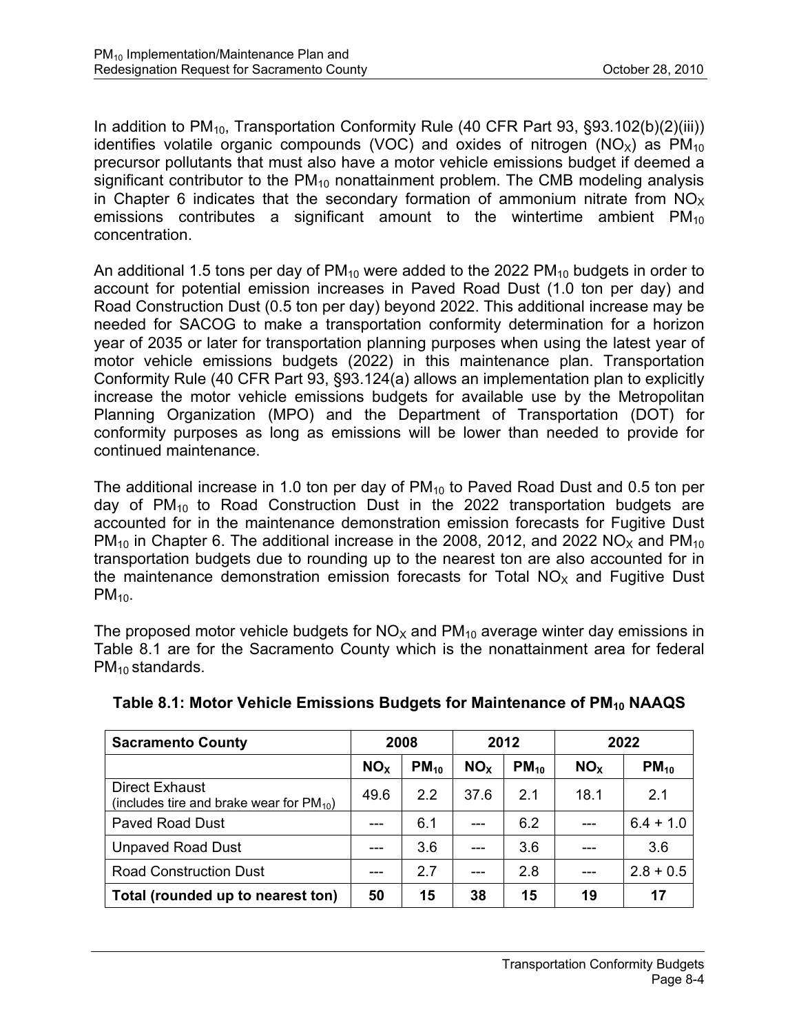In addition to $PM_{10}$, Transportation Conformity Rule (40 CFR Part 93, §93.102(b)(2)(iii)) identifies volatile organic compounds (VOC) and oxides of nitrogen ($NO_X$) as $PM_{10}$ precursor pollutants that must also have a motor vehicle emissions budget if deemed a significant contributor to the $PM_{10}$ nonattainment problem. The CMB modeling analysis in Chapter 6 indicates that the secondary formation of ammonium nitrate from $NO_X$ emissions contributes a significant amount to the wintertime ambient $PM_{10}$ concentration.

An additional 1.5 tons per day of $PM_{10}$ were added to the 2022 $PM_{10}$ budgets in order to account for potential emission increases in Paved Road Dust (1.0 ton per day) and Road Construction Dust (0.5 ton per day) beyond 2022. This additional increase may be needed for SACOG to make a transportation conformity determination for a horizon year of 2035 or later for transportation planning purposes when using the latest year of motor vehicle emissions budgets (2022) in this maintenance plan. Transportation Conformity Rule (40 CFR Part 93, §93.124(a) allows an implementation plan to explicitly increase the motor vehicle emissions budgets for available use by the Metropolitan Planning Organization (MPO) and the Department of Transportation (DOT) for conformity purposes as long as emissions will be lower than needed to provide for continued maintenance.

The additional increase in 1.0 ton per day of $PM_{10}$ to Paved Road Dust and 0.5 ton per day of $PM_{10}$ to Road Construction Dust in the 2022 transportation budgets are accounted for in the maintenance demonstration emission forecasts for Fugitive Dust $PM_{10}$ in Chapter 6. The additional increase in the 2008, 2012, and 2022 $NO_X$ and $PM_{10}$ transportation budgets due to rounding up to the nearest ton are also accounted for in the maintenance demonstration emission forecasts for Total $NO_X$ and Fugitive Dust $PM_{10}$.

The proposed motor vehicle budgets for $NO_X$ and $PM_{10}$ average winter day emissions in Table 8.1 are for the Sacramento County which is the nonattainment area for federal $PM_{10}$ standards.

**Table 8.1: Motor Vehicle Emissions Budgets for Maintenance of $PM_{10}$ NAAQS**

| **Sacramento County** | **2008** | | **2012** | | **2022** | |
|---|---|---|---|---|---|---|
| | **$NO_X$** | **$PM_{10}$** | **$NO_X$** | **$PM_{10}$** | **$NO_X$** | **$PM_{10}$** |
| Direct Exhaust (includes tire and brake wear for $PM_{10}$) | 49.6 | 2.2 | 37.6 | 2.1 | 18.1 | 2.1 |
| Paved Road Dust | --- | 6.1 | --- | 6.2 | --- | 6.4 + 1.0 |
| Unpaved Road Dust | --- | 3.6 | --- | 3.6 | --- | 3.6 |
| Road Construction Dust | --- | 2.7 | --- | 2.8 | --- | 2.8 + 0.5 |
| **Total (rounded up to nearest ton)** | **50** | **15** | **38** | **15** | **19** | **17** |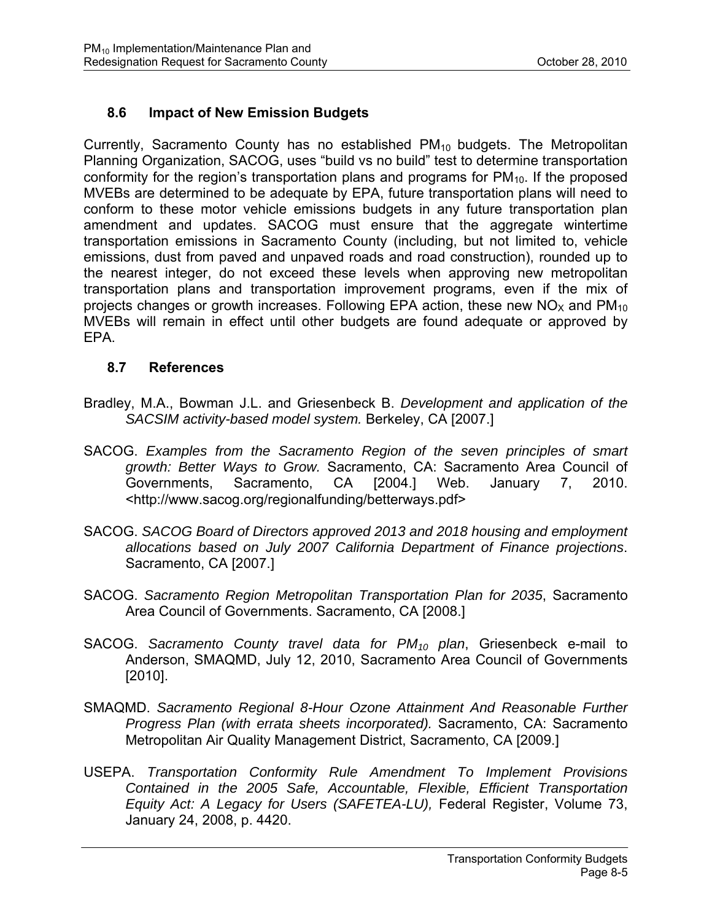## 8.6 Impact of New Emission Budgets

Currently, Sacramento County has no established $PM_{10}$ budgets. The Metropolitan Planning Organization, SACOG, uses "build vs no build" test to determine transportation conformity for the region's transportation plans and programs for $PM_{10}$. If the proposed MVEBs are determined to be adequate by EPA, future transportation plans will need to conform to these motor vehicle emissions budgets in any future transportation plan amendment and updates. SACOG must ensure that the aggregate wintertime transportation emissions in Sacramento County (including, but not limited to, vehicle emissions, dust from paved and unpaved roads and road construction), rounded up to the nearest integer, do not exceed these levels when approving new metropolitan transportation plans and transportation improvement programs, even if the mix of projects changes or growth increases. Following EPA action, these new $NO_X$ and $PM_{10}$ MVEBs will remain in effect until other budgets are found adequate or approved by EPA.

## 8.7 References

Bradley, M.A., Bowman J.L. and Griesenbeck B. *Development and application of the SACSIM activity-based model system.* Berkeley, CA [2007.]

SACOG. *Examples from the Sacramento Region of the seven principles of smart growth: Better Ways to Grow.* Sacramento, CA: Sacramento Area Council of Governments, Sacramento, CA [2004.] Web. January 7, 2010. <http://www.sacog.org/regionalfunding/betterways.pdf>

SACOG. *SACOG Board of Directors approved 2013 and 2018 housing and employment allocations based on July 2007 California Department of Finance projections*. Sacramento, CA [2007.]

SACOG. *Sacramento Region Metropolitan Transportation Plan for 2035*, Sacramento Area Council of Governments. Sacramento, CA [2008.]

SACOG. *Sacramento County travel data for $PM_{10}$ plan*, Griesenbeck e-mail to Anderson, SMAQMD, July 12, 2010, Sacramento Area Council of Governments [2010].

SMAQMD. *Sacramento Regional 8-Hour Ozone Attainment And Reasonable Further Progress Plan (with errata sheets incorporated).* Sacramento, CA: Sacramento Metropolitan Air Quality Management District, Sacramento, CA [2009.]

USEPA. *Transportation Conformity Rule Amendment To Implement Provisions Contained in the 2005 Safe, Accountable, Flexible, Efficient Transportation Equity Act: A Legacy for Users (SAFETEA-LU),* Federal Register, Volume 73, January 24, 2008, p. 4420.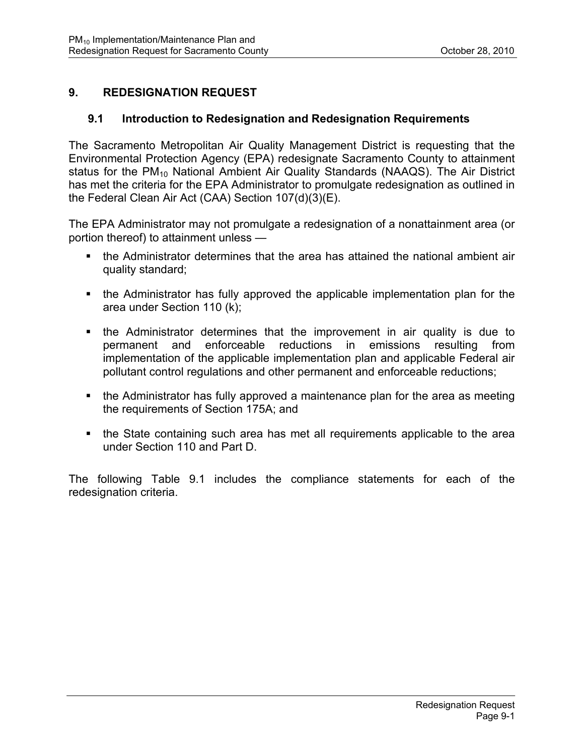# 9. REDESIGNATION REQUEST

## 9.1 Introduction to Redesignation and Redesignation Requirements

The Sacramento Metropolitan Air Quality Management District is requesting that the Environmental Protection Agency (EPA) redesignate Sacramento County to attainment status for the $PM_{10}$ National Ambient Air Quality Standards (NAAQS). The Air District has met the criteria for the EPA Administrator to promulgate redesignation as outlined in the Federal Clean Air Act (CAA) Section 107(d)(3)(E).

The EPA Administrator may not promulgate a redesignation of a nonattainment area (or portion thereof) to attainment unless —

- the Administrator determines that the area has attained the national ambient air quality standard;
- the Administrator has fully approved the applicable implementation plan for the area under Section 110 (k);
- the Administrator determines that the improvement in air quality is due to permanent and enforceable reductions in emissions resulting from implementation of the applicable implementation plan and applicable Federal air pollutant control regulations and other permanent and enforceable reductions;
- the Administrator has fully approved a maintenance plan for the area as meeting the requirements of Section 175A; and
- the State containing such area has met all requirements applicable to the area under Section 110 and Part D.

The following Table 9.1 includes the compliance statements for each of the redesignation criteria.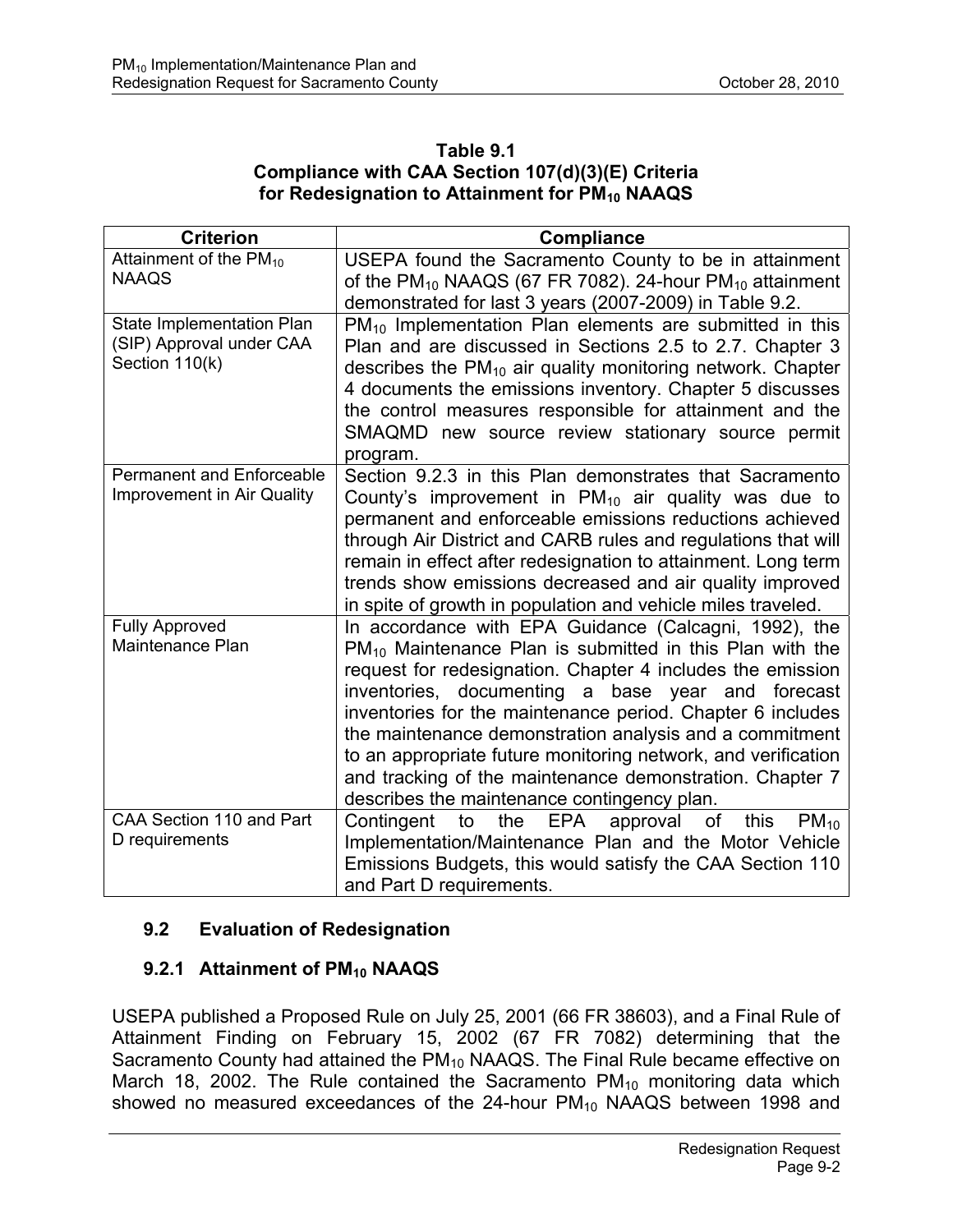**Table 9.1**
**Compliance with CAA Section 107(d)(3)(E) Criteria for Redesignation to Attainment for $PM_{10}$ NAAQS**

| Criterion | Compliance |
|---|---|
| Attainment of the $PM_{10}$ NAAQS | USEPA found the Sacramento County to be in attainment of the $PM_{10}$ NAAQS (67 FR 7082). 24-hour $PM_{10}$ attainment demonstrated for last 3 years (2007-2009) in Table 9.2. |
| State Implementation Plan (SIP) Approval under CAA Section 110(k) | $PM_{10}$ Implementation Plan elements are submitted in this Plan and are discussed in Sections 2.5 to 2.7. Chapter 3 describes the $PM_{10}$ air quality monitoring network. Chapter 4 documents the emissions inventory. Chapter 5 discusses the control measures responsible for attainment and the SMAQMD new source review stationary source permit program. |
| Permanent and Enforceable Improvement in Air Quality | Section 9.2.3 in this Plan demonstrates that Sacramento County's improvement in $PM_{10}$ air quality was due to permanent and enforceable emissions reductions achieved through Air District and CARB rules and regulations that will remain in effect after redesignation to attainment. Long term trends show emissions decreased and air quality improved in spite of growth in population and vehicle miles traveled. |
| Fully Approved Maintenance Plan | In accordance with EPA Guidance (Calcagni, 1992), the $PM_{10}$ Maintenance Plan is submitted in this Plan with the request for redesignation. Chapter 4 includes the emission inventories, documenting a base year and forecast inventories for the maintenance period. Chapter 6 includes the maintenance demonstration analysis and a commitment to an appropriate future monitoring network, and verification and tracking of the maintenance demonstration. Chapter 7 describes the maintenance contingency plan. |
| CAA Section 110 and Part D requirements | Contingent to the EPA approval of this $PM_{10}$ Implementation/Maintenance Plan and the Motor Vehicle Emissions Budgets, this would satisfy the CAA Section 110 and Part D requirements. |

## 9.2 Evaluation of Redesignation

### 9.2.1 Attainment of $PM_{10}$ NAAQS

USEPA published a Proposed Rule on July 25, 2001 (66 FR 38603), and a Final Rule of Attainment Finding on February 15, 2002 (67 FR 7082) determining that the Sacramento County had attained the $PM_{10}$ NAAQS. The Final Rule became effective on March 18, 2002. The Rule contained the Sacramento $PM_{10}$ monitoring data which showed no measured exceedances of the 24-hour $PM_{10}$ NAAQS between 1998 and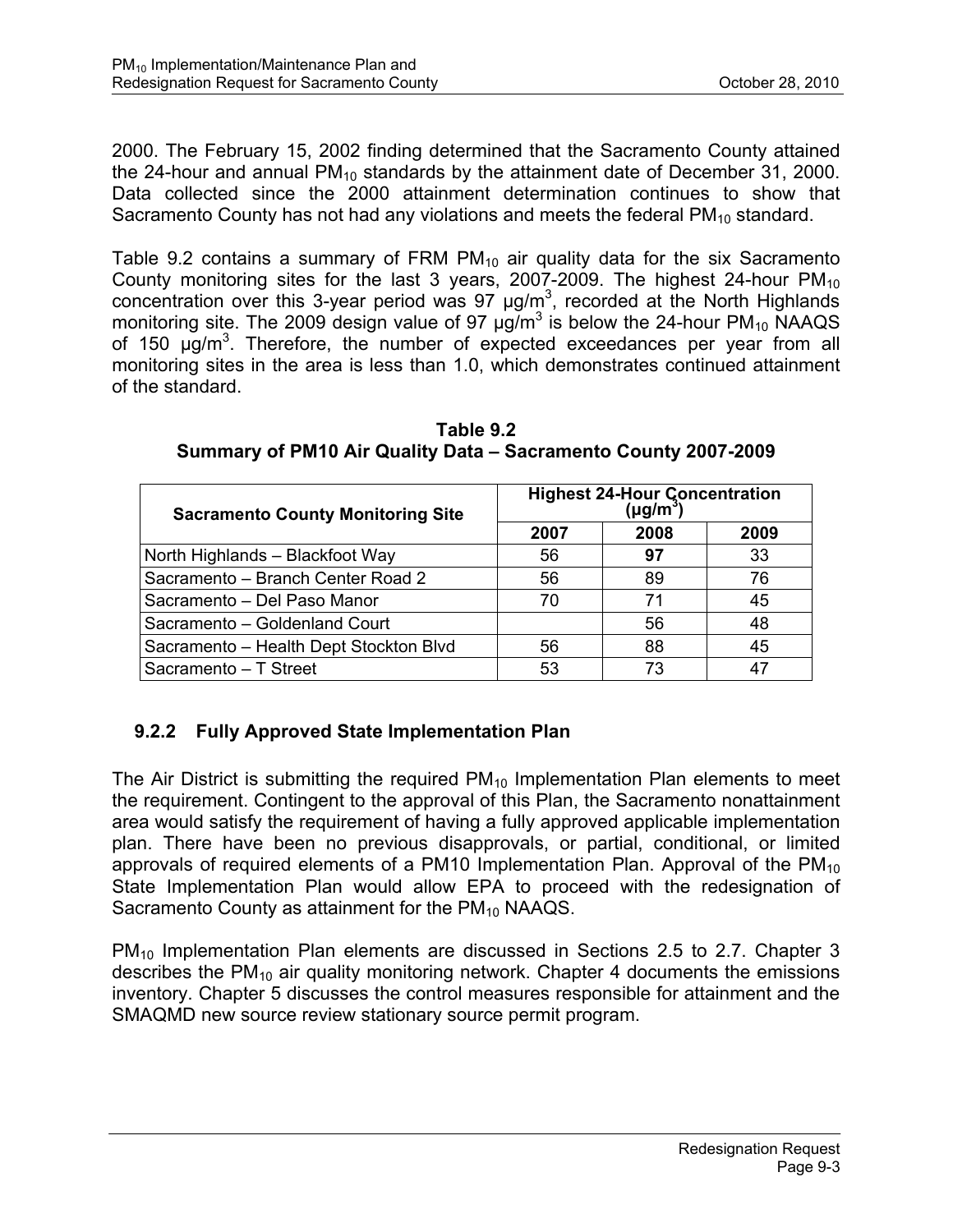2000. The February 15, 2002 finding determined that the Sacramento County attained the 24-hour and annual $PM_{10}$ standards by the attainment date of December 31, 2000. Data collected since the 2000 attainment determination continues to show that Sacramento County has not had any violations and meets the federal $PM_{10}$ standard.

Table 9.2 contains a summary of FRM $PM_{10}$ air quality data for the six Sacramento County monitoring sites for the last 3 years, 2007-2009. The highest 24-hour $PM_{10}$ concentration over this 3-year period was 97 μg/m$^3$, recorded at the North Highlands monitoring site. The 2009 design value of 97 μg/m$^3$ is below the 24-hour $PM_{10}$ NAAQS of 150 μg/m$^3$. Therefore, the number of expected exceedances per year from all monitoring sites in the area is less than 1.0, which demonstrates continued attainment of the standard.

**Table 9.2**
**Summary of PM10 Air Quality Data – Sacramento County 2007-2009**

| Sacramento County Monitoring Site | Highest 24-Hour Concentration (μg/m$^3$) | | |
|---|---|---|---|
| | 2007 | 2008 | 2009 |
| North Highlands – Blackfoot Way | 56 | **97** | 33 |
| Sacramento – Branch Center Road 2 | 56 | 89 | 76 |
| Sacramento – Del Paso Manor | 70 | 71 | 45 |
| Sacramento – Goldenland Court | | 56 | 48 |
| Sacramento – Health Dept Stockton Blvd | 56 | 88 | 45 |
| Sacramento – T Street | 53 | 73 | 47 |

### 9.2.2 Fully Approved State Implementation Plan

The Air District is submitting the required $PM_{10}$ Implementation Plan elements to meet the requirement. Contingent to the approval of this Plan, the Sacramento nonattainment area would satisfy the requirement of having a fully approved applicable implementation plan. There have been no previous disapprovals, or partial, conditional, or limited approvals of required elements of a PM10 Implementation Plan. Approval of the $PM_{10}$ State Implementation Plan would allow EPA to proceed with the redesignation of Sacramento County as attainment for the $PM_{10}$ NAAQS.

$PM_{10}$ Implementation Plan elements are discussed in Sections 2.5 to 2.7. Chapter 3 describes the $PM_{10}$ air quality monitoring network. Chapter 4 documents the emissions inventory. Chapter 5 discusses the control measures responsible for attainment and the SMAQMD new source review stationary source permit program.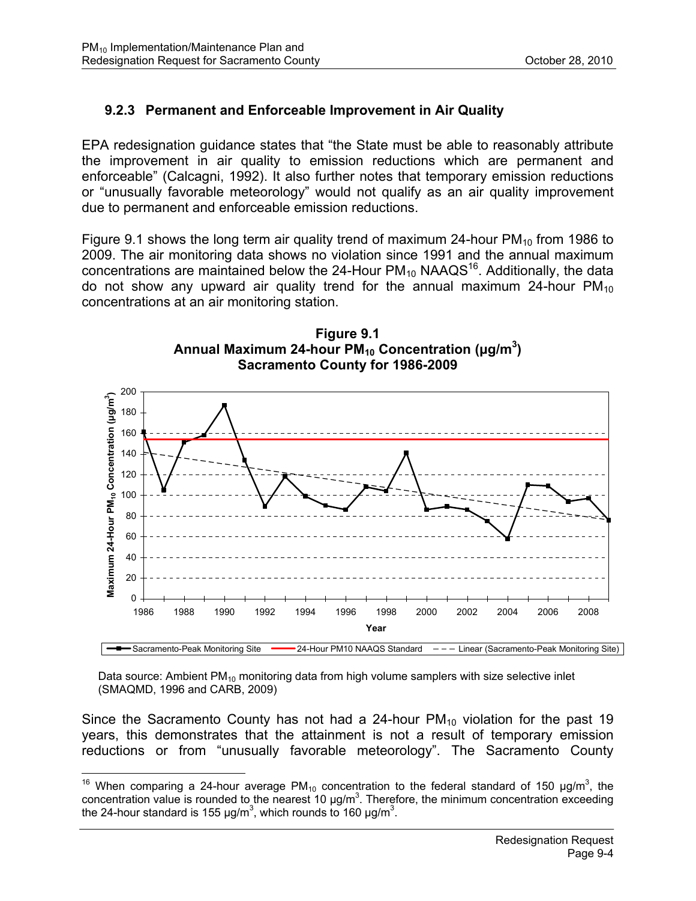### 9.2.3 Permanent and Enforceable Improvement in Air Quality

EPA redesignation guidance states that "the State must be able to reasonably attribute the improvement in air quality to emission reductions which are permanent and enforceable" (Calcagni, 1992). It also further notes that temporary emission reductions or "unusually favorable meteorology" would not qualify as an air quality improvement due to permanent and enforceable emission reductions.

Figure 9.1 shows the long term air quality trend of maximum 24-hour $PM_{10}$ from 1986 to 2009. The air monitoring data shows no violation since 1991 and the annual maximum concentrations are maintained below the 24-Hour $PM_{10}$ NAAQS[16]. Additionally, the data do not show any upward air quality trend for the annual maximum 24-hour $PM_{10}$ concentrations at an air monitoring station.

**Figure 9.1**
**Annual Maximum 24-hour $PM_{10}$ Concentration ($\mu g/m^3$)**
**Sacramento County for 1986-2009**

Data source: Ambient $PM_{10}$ monitoring data from high volume samplers with size selective inlet (SMAQMD, 1996 and CARB, 2009)

Since the Sacramento County has not had a 24-hour $PM_{10}$ violation for the past 19 years, this demonstrates that the attainment is not a result of temporary emission reductions or from "unusually favorable meteorology". The Sacramento County

---

[16] When comparing a 24-hour average $PM_{10}$ concentration to the federal standard of 150 $\mu g/m^3$, the concentration value is rounded to the nearest 10 $\mu g/m^3$. Therefore, the minimum concentration exceeding the 24-hour standard is 155 $\mu g/m^3$, which rounds to 160 $\mu g/m^3$.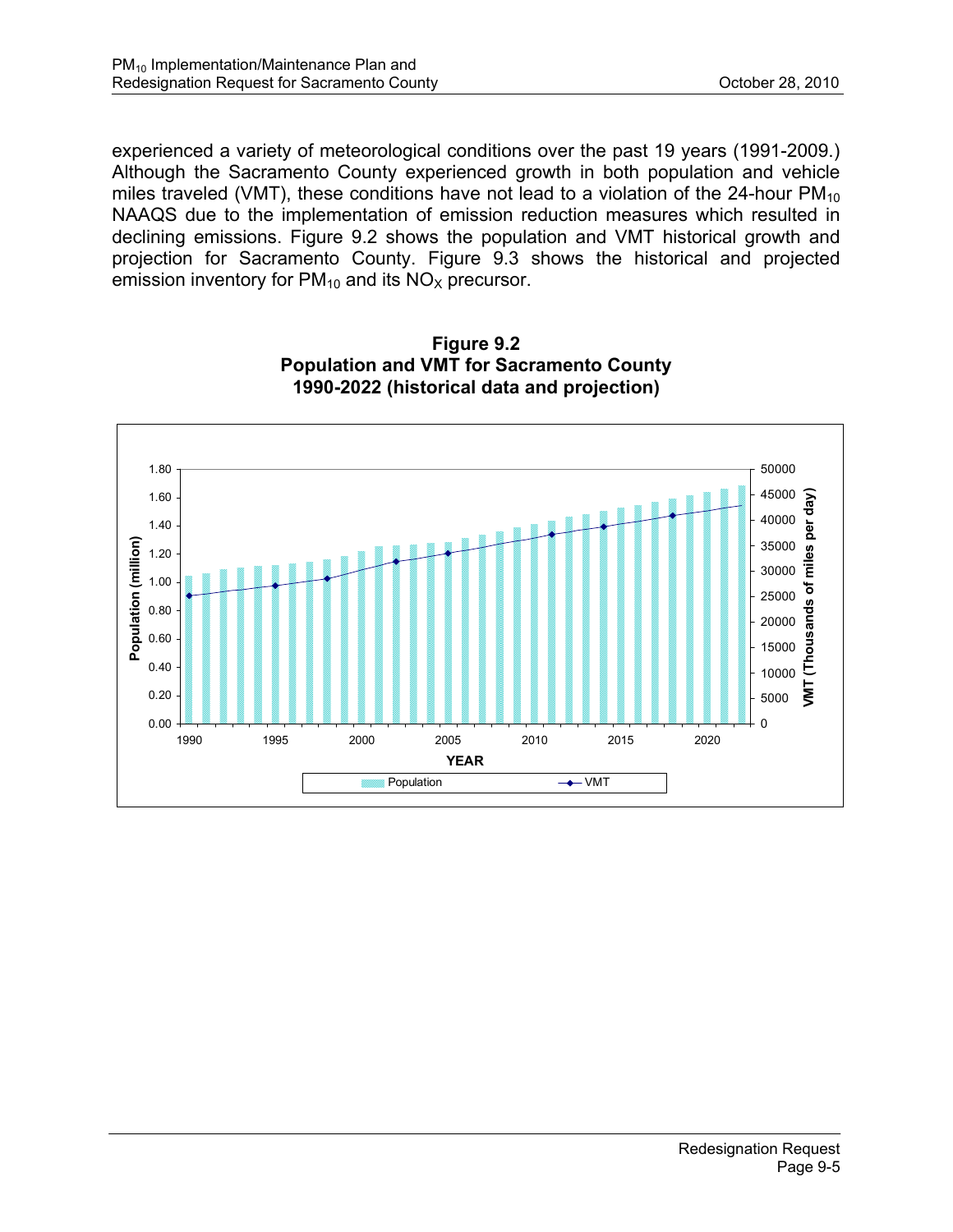experienced a variety of meteorological conditions over the past 19 years (1991-2009.) Although the Sacramento County experienced growth in both population and vehicle miles traveled (VMT), these conditions have not lead to a violation of the 24-hour $PM_{10}$ NAAQS due to the implementation of emission reduction measures which resulted in declining emissions. Figure 9.2 shows the population and VMT historical growth and projection for Sacramento County. Figure 9.3 shows the historical and projected emission inventory for $PM_{10}$ and its $NO_X$ precursor.

**Figure 9.2**
**Population and VMT for Sacramento County**
**1990-2022 (historical data and projection)**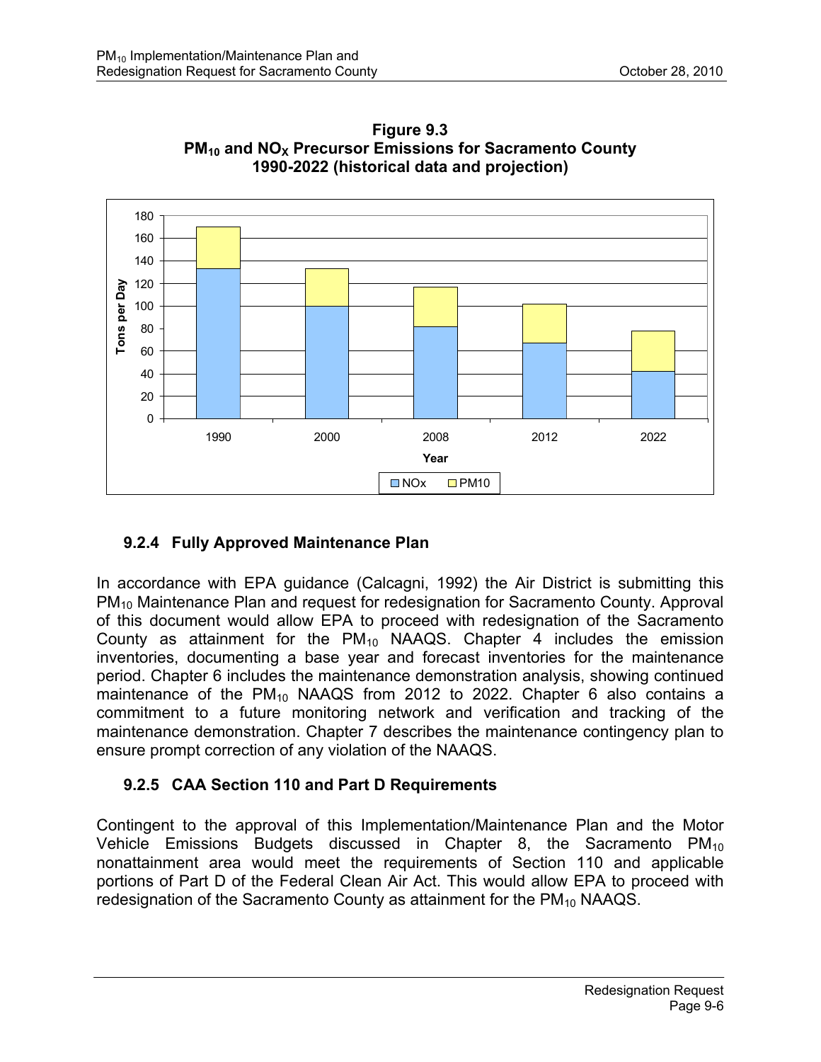**Figure 9.3**
**$PM_{10}$ and $NO_X$ Precursor Emissions for Sacramento County**
**1990-2022 (historical data and projection)**

### 9.2.4 Fully Approved Maintenance Plan

In accordance with EPA guidance (Calcagni, 1992) the Air District is submitting this $PM_{10}$ Maintenance Plan and request for redesignation for Sacramento County. Approval of this document would allow EPA to proceed with redesignation of the Sacramento County as attainment for the $PM_{10}$ NAAQS. Chapter 4 includes the emission inventories, documenting a base year and forecast inventories for the maintenance period. Chapter 6 includes the maintenance demonstration analysis, showing continued maintenance of the $PM_{10}$ NAAQS from 2012 to 2022. Chapter 6 also contains a commitment to a future monitoring network and verification and tracking of the maintenance demonstration. Chapter 7 describes the maintenance contingency plan to ensure prompt correction of any violation of the NAAQS.

### 9.2.5 CAA Section 110 and Part D Requirements

Contingent to the approval of this Implementation/Maintenance Plan and the Motor Vehicle Emissions Budgets discussed in Chapter 8, the Sacramento $PM_{10}$ nonattainment area would meet the requirements of Section 110 and applicable portions of Part D of the Federal Clean Air Act. This would allow EPA to proceed with redesignation of the Sacramento County as attainment for the $PM_{10}$ NAAQS.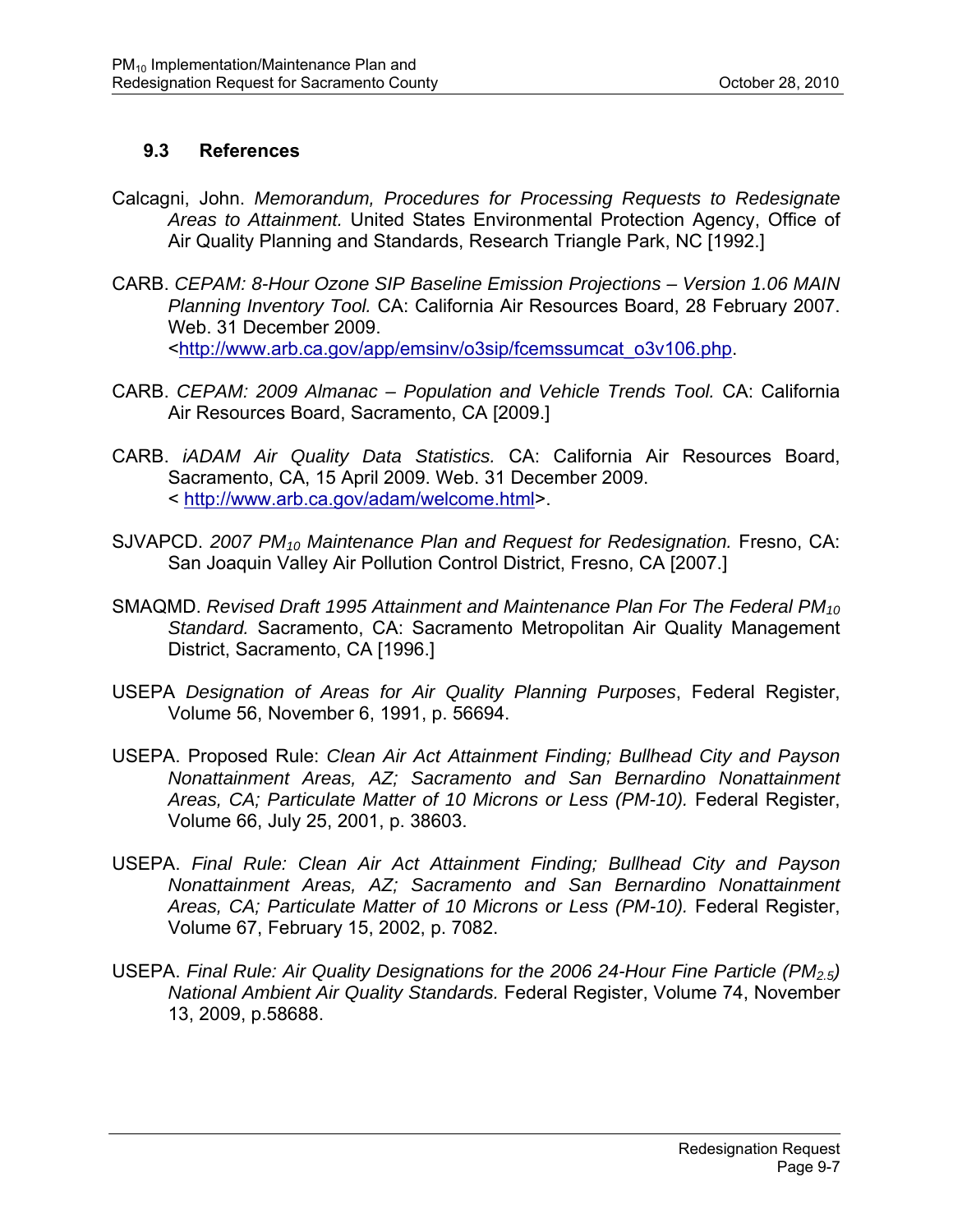### 9.3 References

Calcagni, John. *Memorandum, Procedures for Processing Requests to Redesignate Areas to Attainment.* United States Environmental Protection Agency, Office of Air Quality Planning and Standards, Research Triangle Park, NC [1992.]

CARB. *CEPAM: 8-Hour Ozone SIP Baseline Emission Projections – Version 1.06 MAIN Planning Inventory Tool.* CA: California Air Resources Board, 28 February 2007. Web. 31 December 2009. <http://www.arb.ca.gov/app/emsinv/o3sip/fcemssumcat_o3v106.php.

CARB. *CEPAM: 2009 Almanac – Population and Vehicle Trends Tool.* CA: California Air Resources Board, Sacramento, CA [2009.]

CARB. *iADAM Air Quality Data Statistics.* CA: California Air Resources Board, Sacramento, CA, 15 April 2009. Web. 31 December 2009. < http://www.arb.ca.gov/adam/welcome.html>.

SJVAPCD. *2007 $PM_{10}$ Maintenance Plan and Request for Redesignation.* Fresno, CA: San Joaquin Valley Air Pollution Control District, Fresno, CA [2007.]

SMAQMD. *Revised Draft 1995 Attainment and Maintenance Plan For The Federal $PM_{10}$ Standard.* Sacramento, CA: Sacramento Metropolitan Air Quality Management District, Sacramento, CA [1996.]

USEPA *Designation of Areas for Air Quality Planning Purposes*, Federal Register, Volume 56, November 6, 1991, p. 56694.

USEPA. Proposed Rule: *Clean Air Act Attainment Finding; Bullhead City and Payson Nonattainment Areas, AZ; Sacramento and San Bernardino Nonattainment Areas, CA; Particulate Matter of 10 Microns or Less (PM-10).* Federal Register, Volume 66, July 25, 2001, p. 38603.

USEPA. *Final Rule: Clean Air Act Attainment Finding; Bullhead City and Payson Nonattainment Areas, AZ; Sacramento and San Bernardino Nonattainment Areas, CA; Particulate Matter of 10 Microns or Less (PM-10).* Federal Register, Volume 67, February 15, 2002, p. 7082.

USEPA. *Final Rule: Air Quality Designations for the 2006 24-Hour Fine Particle ($PM_{2.5}$) National Ambient Air Quality Standards.* Federal Register, Volume 74, November 13, 2009, p.58688.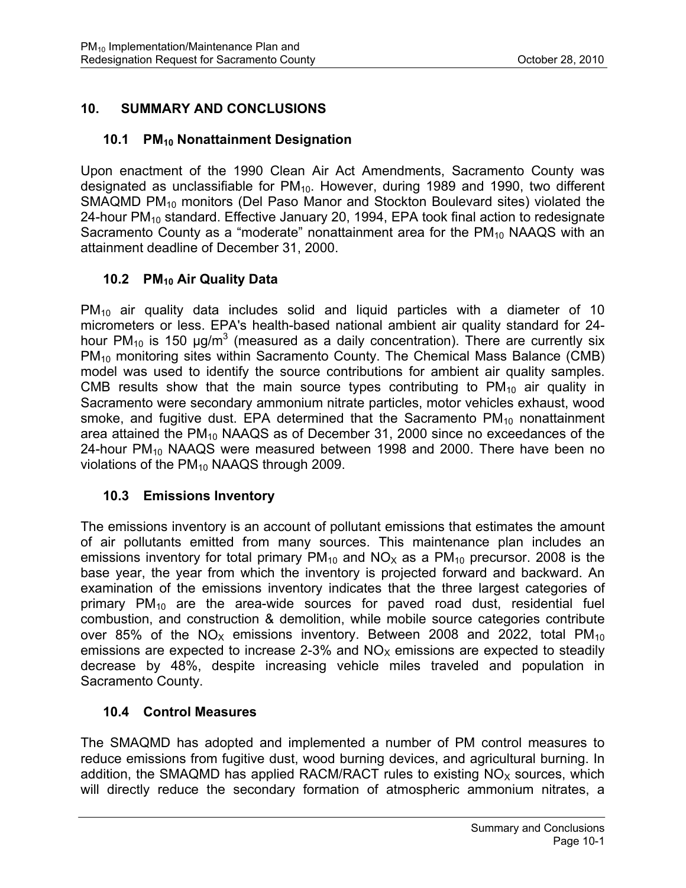# 10. SUMMARY AND CONCLUSIONS

## 10.1 $PM_{10}$ Nonattainment Designation

Upon enactment of the 1990 Clean Air Act Amendments, Sacramento County was designated as unclassifiable for $PM_{10}$. However, during 1989 and 1990, two different SMAQMD $PM_{10}$ monitors (Del Paso Manor and Stockton Boulevard sites) violated the 24-hour $PM_{10}$ standard. Effective January 20, 1994, EPA took final action to redesignate Sacramento County as a "moderate" nonattainment area for the $PM_{10}$ NAAQS with an attainment deadline of December 31, 2000.

## 10.2 $PM_{10}$ Air Quality Data

$PM_{10}$ air quality data includes solid and liquid particles with a diameter of 10 micrometers or less. EPA's health-based national ambient air quality standard for 24-hour $PM_{10}$ is 150 $\mu g/m^3$ (measured as a daily concentration). There are currently six $PM_{10}$ monitoring sites within Sacramento County. The Chemical Mass Balance (CMB) model was used to identify the source contributions for ambient air quality samples. CMB results show that the main source types contributing to $PM_{10}$ air quality in Sacramento were secondary ammonium nitrate particles, motor vehicles exhaust, wood smoke, and fugitive dust. EPA determined that the Sacramento $PM_{10}$ nonattainment area attained the $PM_{10}$ NAAQS as of December 31, 2000 since no exceedances of the 24-hour $PM_{10}$ NAAQS were measured between 1998 and 2000. There have been no violations of the $PM_{10}$ NAAQS through 2009.

## 10.3 Emissions Inventory

The emissions inventory is an account of pollutant emissions that estimates the amount of air pollutants emitted from many sources. This maintenance plan includes an emissions inventory for total primary $PM_{10}$ and $NO_X$ as a $PM_{10}$ precursor. 2008 is the base year, the year from which the inventory is projected forward and backward. An examination of the emissions inventory indicates that the three largest categories of primary $PM_{10}$ are the area-wide sources for paved road dust, residential fuel combustion, and construction & demolition, while mobile source categories contribute over 85% of the $NO_X$ emissions inventory. Between 2008 and 2022, total $PM_{10}$ emissions are expected to increase 2-3% and $NO_X$ emissions are expected to steadily decrease by 48%, despite increasing vehicle miles traveled and population in Sacramento County.

## 10.4 Control Measures

The SMAQMD has adopted and implemented a number of PM control measures to reduce emissions from fugitive dust, wood burning devices, and agricultural burning. In addition, the SMAQMD has applied RACM/RACT rules to existing $NO_X$ sources, which will directly reduce the secondary formation of atmospheric ammonium nitrates, a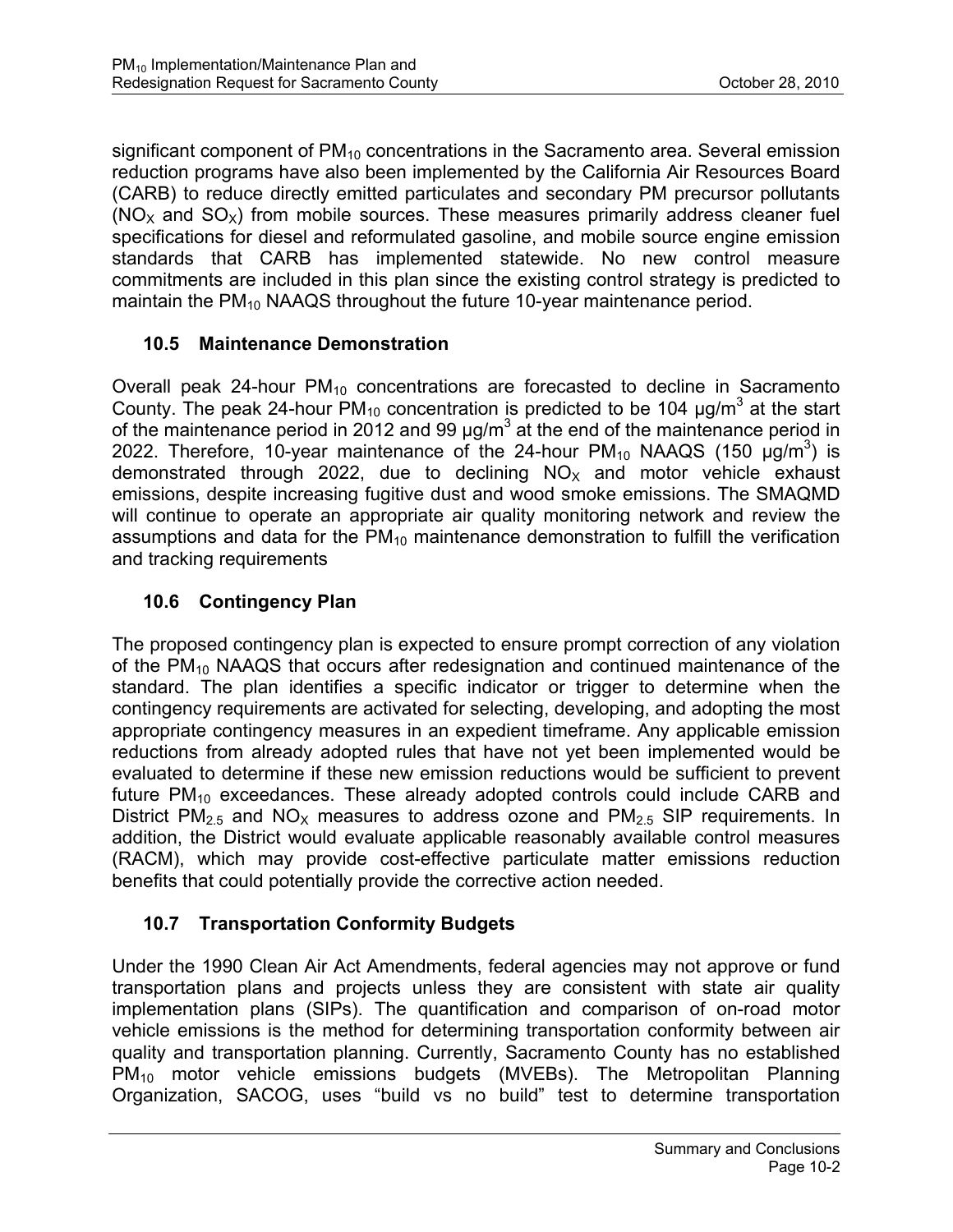significant component of $PM_{10}$ concentrations in the Sacramento area. Several emission reduction programs have also been implemented by the California Air Resources Board (CARB) to reduce directly emitted particulates and secondary PM precursor pollutants ($NO_X$ and $SO_X$) from mobile sources. These measures primarily address cleaner fuel specifications for diesel and reformulated gasoline, and mobile source engine emission standards that CARB has implemented statewide. No new control measure commitments are included in this plan since the existing control strategy is predicted to maintain the $PM_{10}$ NAAQS throughout the future 10-year maintenance period.

### 10.5 Maintenance Demonstration

Overall peak 24-hour $PM_{10}$ concentrations are forecasted to decline in Sacramento County. The peak 24-hour $PM_{10}$ concentration is predicted to be 104 $\mu g/m^3$ at the start of the maintenance period in 2012 and 99 $\mu g/m^3$ at the end of the maintenance period in 2022. Therefore, 10-year maintenance of the 24-hour $PM_{10}$ NAAQS (150 $\mu g/m^3$) is demonstrated through 2022, due to declining $NO_X$ and motor vehicle exhaust emissions, despite increasing fugitive dust and wood smoke emissions. The SMAQMD will continue to operate an appropriate air quality monitoring network and review the assumptions and data for the $PM_{10}$ maintenance demonstration to fulfill the verification and tracking requirements

### 10.6 Contingency Plan

The proposed contingency plan is expected to ensure prompt correction of any violation of the $PM_{10}$ NAAQS that occurs after redesignation and continued maintenance of the standard. The plan identifies a specific indicator or trigger to determine when the contingency requirements are activated for selecting, developing, and adopting the most appropriate contingency measures in an expedient timeframe. Any applicable emission reductions from already adopted rules that have not yet been implemented would be evaluated to determine if these new emission reductions would be sufficient to prevent future $PM_{10}$ exceedances. These already adopted controls could include CARB and District $PM_{2.5}$ and $NO_X$ measures to address ozone and $PM_{2.5}$ SIP requirements. In addition, the District would evaluate applicable reasonably available control measures (RACM), which may provide cost-effective particulate matter emissions reduction benefits that could potentially provide the corrective action needed.

### 10.7 Transportation Conformity Budgets

Under the 1990 Clean Air Act Amendments, federal agencies may not approve or fund transportation plans and projects unless they are consistent with state air quality implementation plans (SIPs). The quantification and comparison of on-road motor vehicle emissions is the method for determining transportation conformity between air quality and transportation planning. Currently, Sacramento County has no established $PM_{10}$ motor vehicle emissions budgets (MVEBs). The Metropolitan Planning Organization, SACOG, uses "build vs no build" test to determine transportation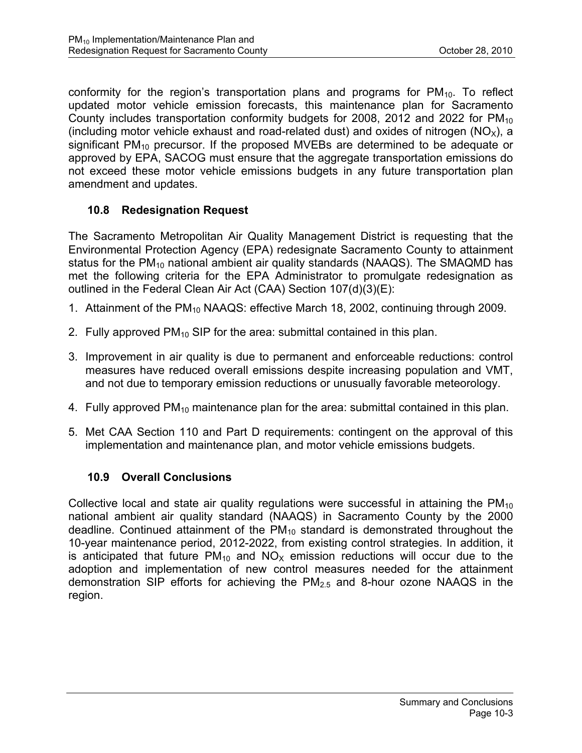conformity for the region's transportation plans and programs for $PM_{10}$. To reflect updated motor vehicle emission forecasts, this maintenance plan for Sacramento County includes transportation conformity budgets for 2008, 2012 and 2022 for $PM_{10}$ (including motor vehicle exhaust and road-related dust) and oxides of nitrogen ($NO_X$), a significant $PM_{10}$ precursor. If the proposed MVEBs are determined to be adequate or approved by EPA, SACOG must ensure that the aggregate transportation emissions do not exceed these motor vehicle emissions budgets in any future transportation plan amendment and updates.

### 10.8 Redesignation Request

The Sacramento Metropolitan Air Quality Management District is requesting that the Environmental Protection Agency (EPA) redesignate Sacramento County to attainment status for the $PM_{10}$ national ambient air quality standards (NAAQS). The SMAQMD has met the following criteria for the EPA Administrator to promulgate redesignation as outlined in the Federal Clean Air Act (CAA) Section 107(d)(3)(E):

1. Attainment of the $PM_{10}$ NAAQS: effective March 18, 2002, continuing through 2009.
2. Fully approved $PM_{10}$ SIP for the area: submittal contained in this plan.
3. Improvement in air quality is due to permanent and enforceable reductions: control measures have reduced overall emissions despite increasing population and VMT, and not due to temporary emission reductions or unusually favorable meteorology.
4. Fully approved $PM_{10}$ maintenance plan for the area: submittal contained in this plan.
5. Met CAA Section 110 and Part D requirements: contingent on the approval of this implementation and maintenance plan, and motor vehicle emissions budgets.

### 10.9 Overall Conclusions

Collective local and state air quality regulations were successful in attaining the $PM_{10}$ national ambient air quality standard (NAAQS) in Sacramento County by the 2000 deadline. Continued attainment of the $PM_{10}$ standard is demonstrated throughout the 10-year maintenance period, 2012-2022, from existing control strategies. In addition, it is anticipated that future $PM_{10}$ and $NO_X$ emission reductions will occur due to the adoption and implementation of new control measures needed for the attainment demonstration SIP efforts for achieving the $PM_{2.5}$ and 8-hour ozone NAAQS in the region.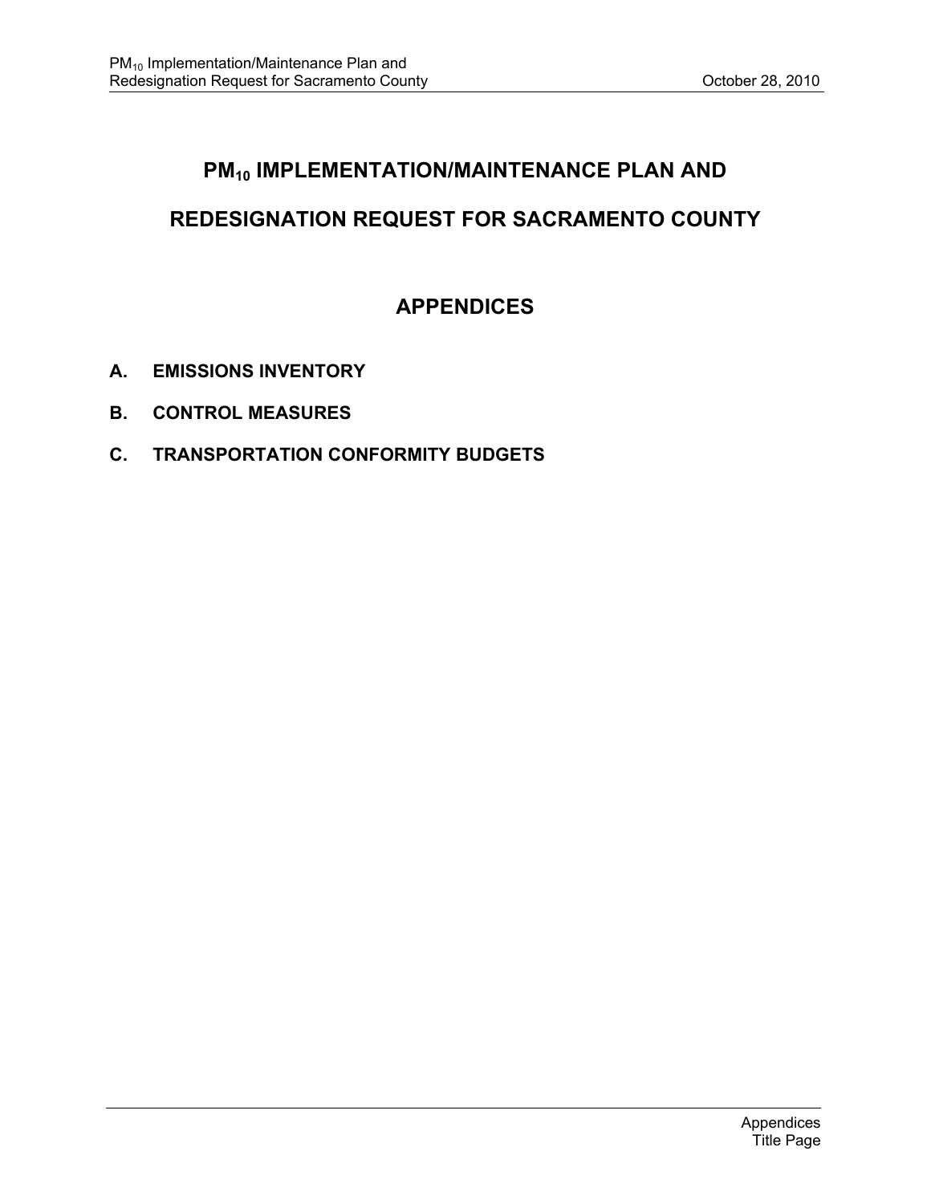# $PM_{10}$ IMPLEMENTATION/MAINTENANCE PLAN AND REDESIGNATION REQUEST FOR SACRAMENTO COUNTY

## APPENDICES

**A. EMISSIONS INVENTORY**

**B. CONTROL MEASURES**

**C. TRANSPORTATION CONFORMITY BUDGETS**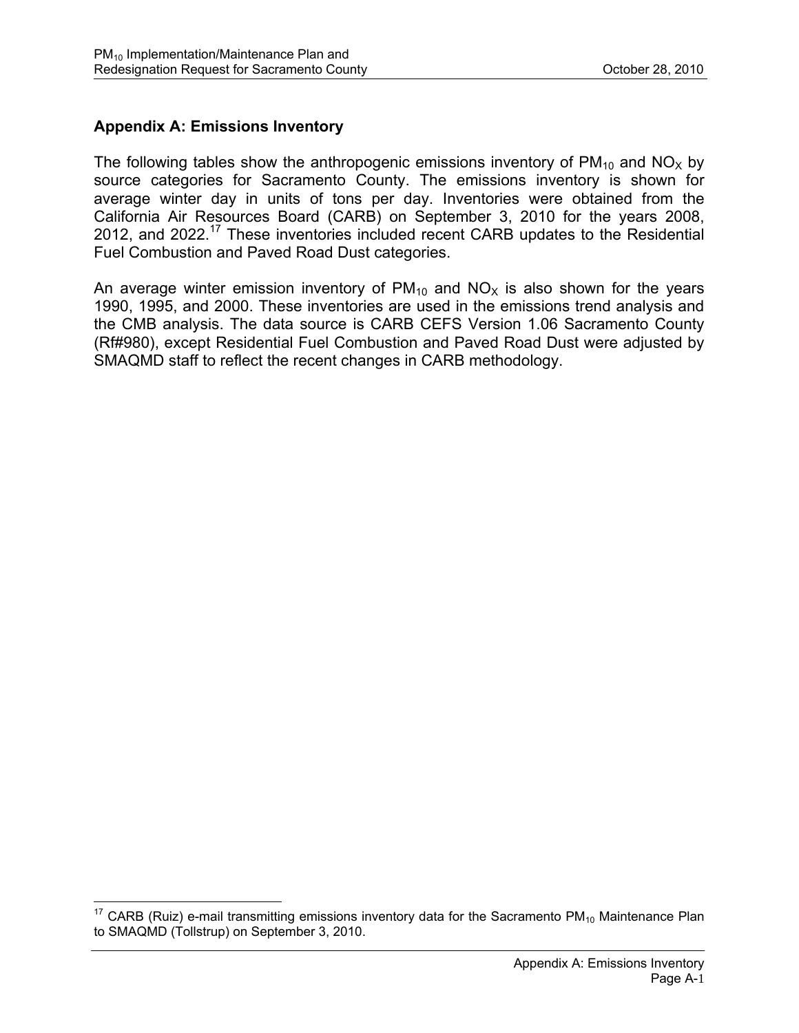## Appendix A: Emissions Inventory

The following tables show the anthropogenic emissions inventory of $PM_{10}$ and $NO_X$ by source categories for Sacramento County. The emissions inventory is shown for average winter day in units of tons per day. Inventories were obtained from the California Air Resources Board (CARB) on September 3, 2010 for the years 2008, 2012, and 2022.[17] These inventories included recent CARB updates to the Residential Fuel Combustion and Paved Road Dust categories.

An average winter emission inventory of $PM_{10}$ and $NO_X$ is also shown for the years 1990, 1995, and 2000. These inventories are used in the emissions trend analysis and the CMB analysis. The data source is CARB CEFS Version 1.06 Sacramento County (Rf#980), except Residential Fuel Combustion and Paved Road Dust were adjusted by SMAQMD staff to reflect the recent changes in CARB methodology.

[17] CARB (Ruiz) e-mail transmitting emissions inventory data for the Sacramento $PM_{10}$ Maintenance Plan to SMAQMD (Tollstrup) on September 3, 2010.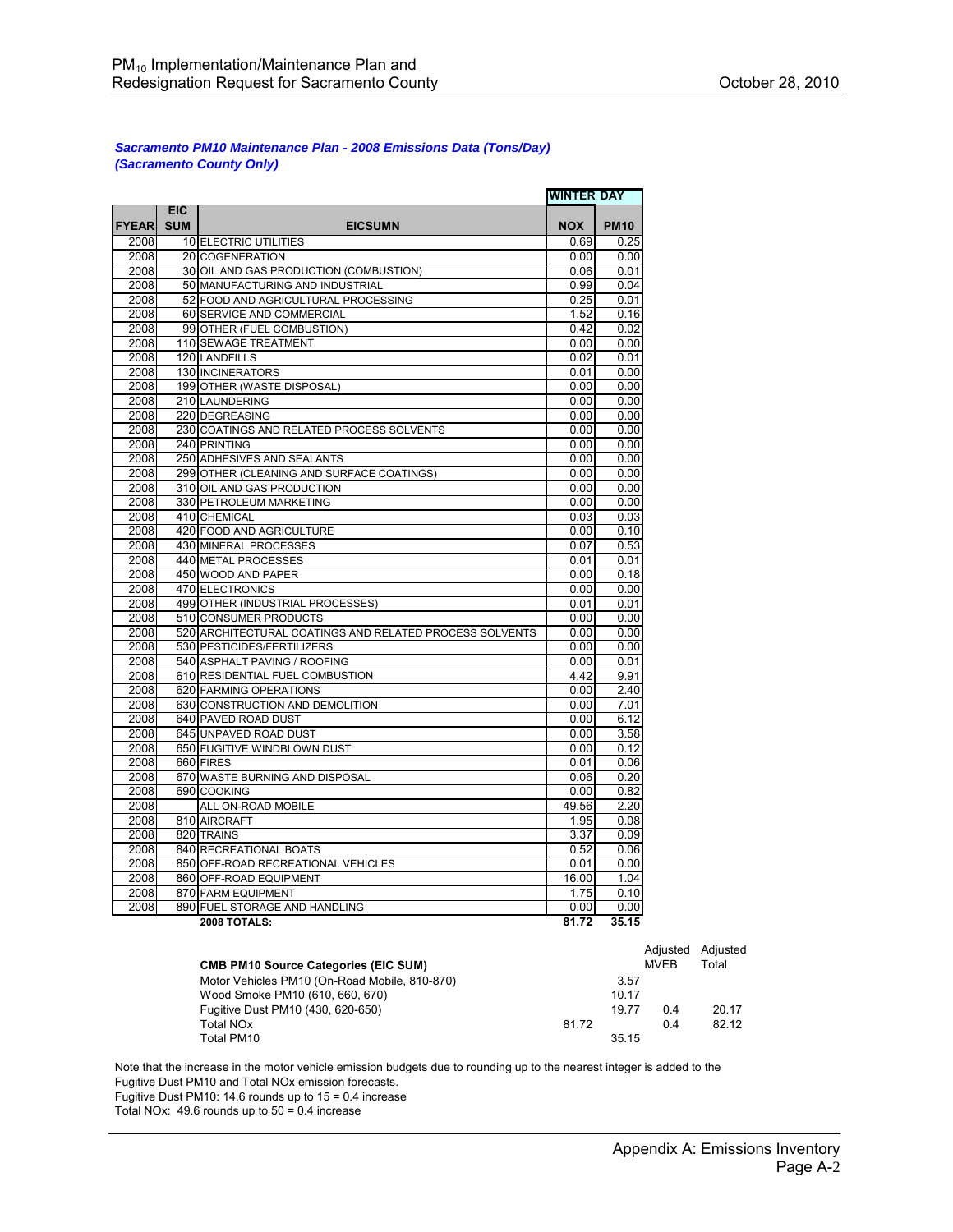***Sacramento PM10 Maintenance Plan - 2008 Emissions Data (Tons/Day)***
***(Sacramento County Only)***

| FYEAR | EIC SUM | EICSUMN | WINTER DAY NOX | WINTER DAY PM10 |
|---|---|---|---|---|
| 2008 | 10 | ELECTRIC UTILITIES | 0.69 | 0.25 |
| 2008 | 20 | COGENERATION | 0.00 | 0.00 |
| 2008 | 30 | OIL AND GAS PRODUCTION (COMBUSTION) | 0.06 | 0.01 |
| 2008 | 50 | MANUFACTURING AND INDUSTRIAL | 0.99 | 0.04 |
| 2008 | 52 | FOOD AND AGRICULTURAL PROCESSING | 0.25 | 0.01 |
| 2008 | 60 | SERVICE AND COMMERCIAL | 1.52 | 0.16 |
| 2008 | 99 | OTHER (FUEL COMBUSTION) | 0.42 | 0.02 |
| 2008 | 110 | SEWAGE TREATMENT | 0.00 | 0.00 |
| 2008 | 120 | LANDFILLS | 0.02 | 0.01 |
| 2008 | 130 | INCINERATORS | 0.01 | 0.00 |
| 2008 | 199 | OTHER (WASTE DISPOSAL) | 0.00 | 0.00 |
| 2008 | 210 | LAUNDERING | 0.00 | 0.00 |
| 2008 | 220 | DEGREASING | 0.00 | 0.00 |
| 2008 | 230 | COATINGS AND RELATED PROCESS SOLVENTS | 0.00 | 0.00 |
| 2008 | 240 | PRINTING | 0.00 | 0.00 |
| 2008 | 250 | ADHESIVES AND SEALANTS | 0.00 | 0.00 |
| 2008 | 299 | OTHER (CLEANING AND SURFACE COATINGS) | 0.00 | 0.00 |
| 2008 | 310 | OIL AND GAS PRODUCTION | 0.00 | 0.00 |
| 2008 | 330 | PETROLEUM MARKETING | 0.00 | 0.00 |
| 2008 | 410 | CHEMICAL | 0.03 | 0.03 |
| 2008 | 420 | FOOD AND AGRICULTURE | 0.00 | 0.10 |
| 2008 | 430 | MINERAL PROCESSES | 0.07 | 0.53 |
| 2008 | 440 | METAL PROCESSES | 0.01 | 0.01 |
| 2008 | 450 | WOOD AND PAPER | 0.00 | 0.18 |
| 2008 | 470 | ELECTRONICS | 0.00 | 0.00 |
| 2008 | 499 | OTHER (INDUSTRIAL PROCESSES) | 0.01 | 0.01 |
| 2008 | 510 | CONSUMER PRODUCTS | 0.00 | 0.00 |
| 2008 | 520 | ARCHITECTURAL COATINGS AND RELATED PROCESS SOLVENTS | 0.00 | 0.00 |
| 2008 | 530 | PESTICIDES/FERTILIZERS | 0.00 | 0.00 |
| 2008 | 540 | ASPHALT PAVING / ROOFING | 0.00 | 0.01 |
| 2008 | 610 | RESIDENTIAL FUEL COMBUSTION | 4.42 | 9.91 |
| 2008 | 620 | FARMING OPERATIONS | 0.00 | 2.40 |
| 2008 | 630 | CONSTRUCTION AND DEMOLITION | 0.00 | 7.01 |
| 2008 | 640 | PAVED ROAD DUST | 0.00 | 6.12 |
| 2008 | 645 | UNPAVED ROAD DUST | 0.00 | 3.58 |
| 2008 | 650 | FUGITIVE WINDBLOWN DUST | 0.00 | 0.12 |
| 2008 | 660 | FIRES | 0.01 | 0.06 |
| 2008 | 670 | WASTE BURNING AND DISPOSAL | 0.06 | 0.20 |
| 2008 | 690 | COOKING | 0.00 | 0.82 |
| 2008 | | ALL ON-ROAD MOBILE | 49.56 | 2.20 |
| 2008 | 810 | AIRCRAFT | 1.95 | 0.08 |
| 2008 | 820 | TRAINS | 3.37 | 0.09 |
| 2008 | 840 | RECREATIONAL BOATS | 0.52 | 0.06 |
| 2008 | 850 | OFF-ROAD RECREATIONAL VEHICLES | 0.01 | 0.00 |
| 2008 | 860 | OFF-ROAD EQUIPMENT | 16.00 | 1.04 |
| 2008 | 870 | FARM EQUIPMENT | 1.75 | 0.10 |
| 2008 | 890 | FUEL STORAGE AND HANDLING | 0.00 | 0.00 |
| | | **2008 TOTALS:** | **81.72** | **35.15** |

| CMB PM10 Source Categories (EIC SUM) | NOX | PM10 | Adjusted MVEB | Adjusted Total |
|---|---|---|---|---|
| Motor Vehicles PM10 (On-Road Mobile, 810-870) | | 3.57 | | |
| Wood Smoke PM10 (610, 660, 670) | | 10.17 | | |
| Fugitive Dust PM10 (430, 620-650) | | 19.77 | 0.4 | 20.17 |
| Total NOx | 81.72 | | 0.4 | 82.12 |
| Total PM10 | | 35.15 | | |

Note that the increase in the motor vehicle emission budgets due to rounding up to the nearest integer is added to the Fugitive Dust PM10 and Total NOx emission forecasts.
Fugitive Dust PM10: 14.6 rounds up to 15 = 0.4 increase
Total NOx: 49.6 rounds up to 50 = 0.4 increase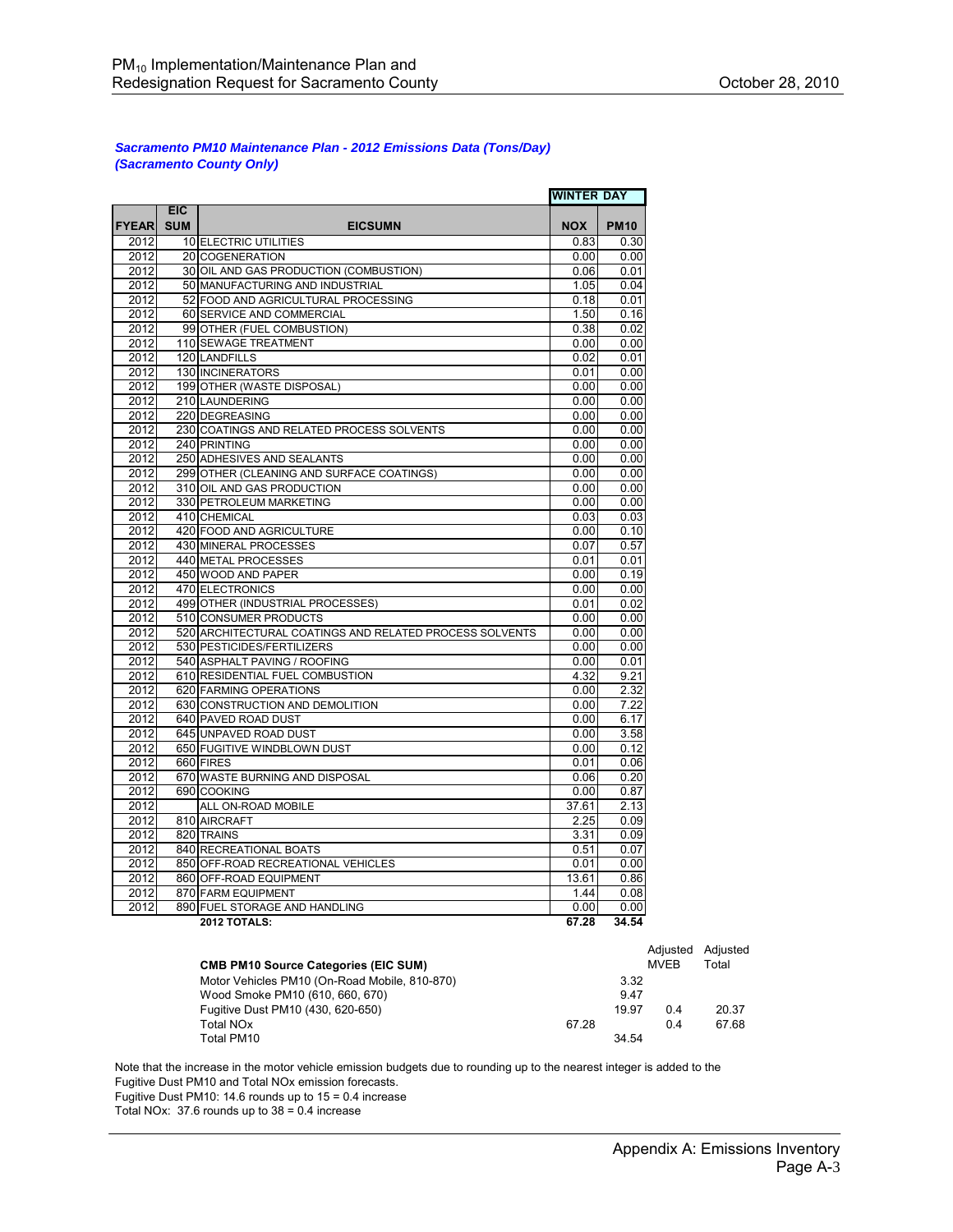***Sacramento PM10 Maintenance Plan - 2012 Emissions Data (Tons/Day)***
***(Sacramento County Only)***

| | | | WINTER DAY | |
|---|---|---|---|---|
| **FYEAR** | **EIC SUM** | **EICSUMN** | **NOX** | **PM10** |
| 2012 | 10 | ELECTRIC UTILITIES | 0.83 | 0.30 |
| 2012 | 20 | COGENERATION | 0.00 | 0.00 |
| 2012 | 30 | OIL AND GAS PRODUCTION (COMBUSTION) | 0.06 | 0.01 |
| 2012 | 50 | MANUFACTURING AND INDUSTRIAL | 1.05 | 0.04 |
| 2012 | 52 | FOOD AND AGRICULTURAL PROCESSING | 0.18 | 0.01 |
| 2012 | 60 | SERVICE AND COMMERCIAL | 1.50 | 0.16 |
| 2012 | 99 | OTHER (FUEL COMBUSTION) | 0.38 | 0.02 |
| 2012 | 110 | SEWAGE TREATMENT | 0.00 | 0.00 |
| 2012 | 120 | LANDFILLS | 0.02 | 0.01 |
| 2012 | 130 | INCINERATORS | 0.01 | 0.00 |
| 2012 | 199 | OTHER (WASTE DISPOSAL) | 0.00 | 0.00 |
| 2012 | 210 | LAUNDERING | 0.00 | 0.00 |
| 2012 | 220 | DEGREASING | 0.00 | 0.00 |
| 2012 | 230 | COATINGS AND RELATED PROCESS SOLVENTS | 0.00 | 0.00 |
| 2012 | 240 | PRINTING | 0.00 | 0.00 |
| 2012 | 250 | ADHESIVES AND SEALANTS | 0.00 | 0.00 |
| 2012 | 299 | OTHER (CLEANING AND SURFACE COATINGS) | 0.00 | 0.00 |
| 2012 | 310 | OIL AND GAS PRODUCTION | 0.00 | 0.00 |
| 2012 | 330 | PETROLEUM MARKETING | 0.00 | 0.00 |
| 2012 | 410 | CHEMICAL | 0.03 | 0.03 |
| 2012 | 420 | FOOD AND AGRICULTURE | 0.00 | 0.10 |
| 2012 | 430 | MINERAL PROCESSES | 0.07 | 0.57 |
| 2012 | 440 | METAL PROCESSES | 0.01 | 0.01 |
| 2012 | 450 | WOOD AND PAPER | 0.00 | 0.19 |
| 2012 | 470 | ELECTRONICS | 0.00 | 0.00 |
| 2012 | 499 | OTHER (INDUSTRIAL PROCESSES) | 0.01 | 0.02 |
| 2012 | 510 | CONSUMER PRODUCTS | 0.00 | 0.00 |
| 2012 | 520 | ARCHITECTURAL COATINGS AND RELATED PROCESS SOLVENTS | 0.00 | 0.00 |
| 2012 | 530 | PESTICIDES/FERTILIZERS | 0.00 | 0.00 |
| 2012 | 540 | ASPHALT PAVING / ROOFING | 0.00 | 0.01 |
| 2012 | 610 | RESIDENTIAL FUEL COMBUSTION | 4.32 | 9.21 |
| 2012 | 620 | FARMING OPERATIONS | 0.00 | 2.32 |
| 2012 | 630 | CONSTRUCTION AND DEMOLITION | 0.00 | 7.22 |
| 2012 | 640 | PAVED ROAD DUST | 0.00 | 6.17 |
| 2012 | 645 | UNPAVED ROAD DUST | 0.00 | 3.58 |
| 2012 | 650 | FUGITIVE WINDBLOWN DUST | 0.00 | 0.12 |
| 2012 | 660 | FIRES | 0.01 | 0.06 |
| 2012 | 670 | WASTE BURNING AND DISPOSAL | 0.06 | 0.20 |
| 2012 | 690 | COOKING | 0.00 | 0.87 |
| 2012 | | ALL ON-ROAD MOBILE | 37.61 | 2.13 |
| 2012 | 810 | AIRCRAFT | 2.25 | 0.09 |
| 2012 | 820 | TRAINS | 3.31 | 0.09 |
| 2012 | 840 | RECREATIONAL BOATS | 0.51 | 0.07 |
| 2012 | 850 | OFF-ROAD RECREATIONAL VEHICLES | 0.01 | 0.00 |
| 2012 | 860 | OFF-ROAD EQUIPMENT | 13.61 | 0.86 |
| 2012 | 870 | FARM EQUIPMENT | 1.44 | 0.08 |
| 2012 | 890 | FUEL STORAGE AND HANDLING | 0.00 | 0.00 |
| | | **2012 TOTALS:** | **67.28** | **34.54** |

| **CMB PM10 Source Categories (EIC SUM)** | | | Adjusted MVEB | Adjusted Total |
|---|---|---|---|---|
| Motor Vehicles PM10 (On-Road Mobile, 810-870) | | 3.32 | | |
| Wood Smoke PM10 (610, 660, 670) | | 9.47 | | |
| Fugitive Dust PM10 (430, 620-650) | | 19.97 | 0.4 | 20.37 |
| Total NOx | 67.28 | | 0.4 | 67.68 |
| Total PM10 | | 34.54 | | |

Note that the increase in the motor vehicle emission budgets due to rounding up to the nearest integer is added to the Fugitive Dust PM10 and Total NOx emission forecasts.
Fugitive Dust PM10: 14.6 rounds up to 15 = 0.4 increase
Total NOx: 37.6 rounds up to 38 = 0.4 increase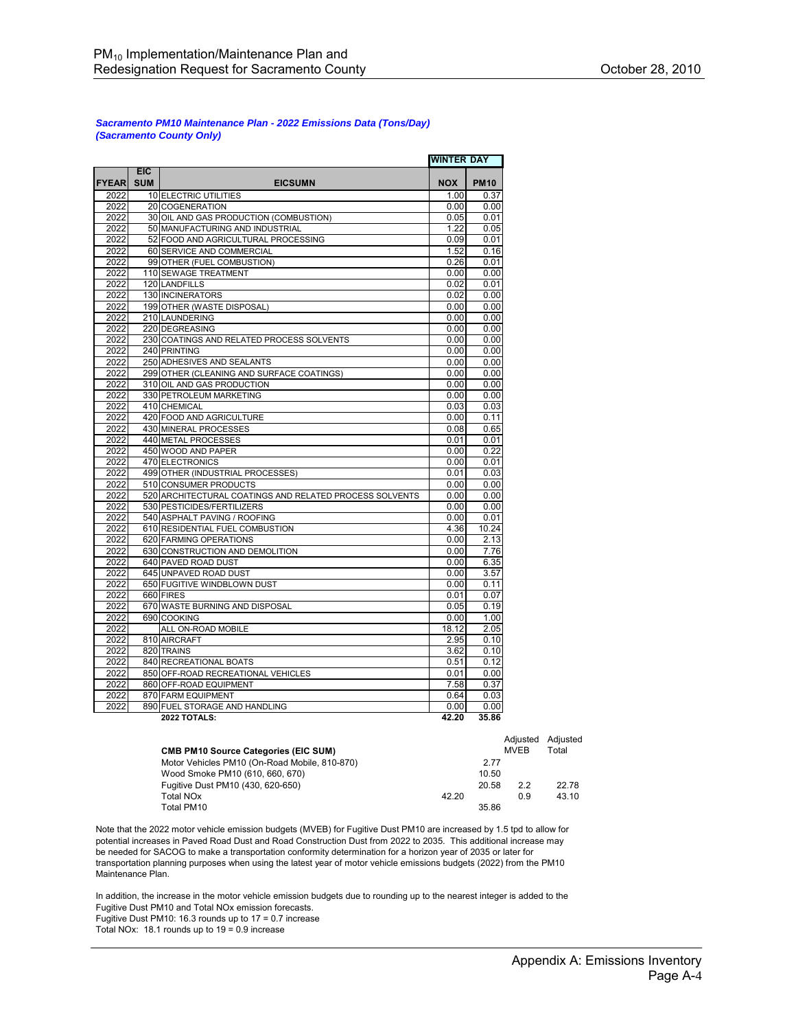***Sacramento PM10 Maintenance Plan - 2022 Emissions Data (Tons/Day)***
***(Sacramento County Only)***

| | | | WINTER DAY | |
|---|---|---|---|---|
| FYEAR | EIC SUM | EICSUMN | NOX | PM10 |
| 2022 | 10 | ELECTRIC UTILITIES | 1.00 | 0.37 |
| 2022 | 20 | COGENERATION | 0.00 | 0.00 |
| 2022 | 30 | OIL AND GAS PRODUCTION (COMBUSTION) | 0.05 | 0.01 |
| 2022 | 50 | MANUFACTURING AND INDUSTRIAL | 1.22 | 0.05 |
| 2022 | 52 | FOOD AND AGRICULTURAL PROCESSING | 0.09 | 0.01 |
| 2022 | 60 | SERVICE AND COMMERCIAL | 1.52 | 0.16 |
| 2022 | 99 | OTHER (FUEL COMBUSTION) | 0.26 | 0.01 |
| 2022 | 110 | SEWAGE TREATMENT | 0.00 | 0.00 |
| 2022 | 120 | LANDFILLS | 0.02 | 0.01 |
| 2022 | 130 | INCINERATORS | 0.02 | 0.00 |
| 2022 | 199 | OTHER (WASTE DISPOSAL) | 0.00 | 0.00 |
| 2022 | 210 | LAUNDERING | 0.00 | 0.00 |
| 2022 | 220 | DEGREASING | 0.00 | 0.00 |
| 2022 | 230 | COATINGS AND RELATED PROCESS SOLVENTS | 0.00 | 0.00 |
| 2022 | 240 | PRINTING | 0.00 | 0.00 |
| 2022 | 250 | ADHESIVES AND SEALANTS | 0.00 | 0.00 |
| 2022 | 299 | OTHER (CLEANING AND SURFACE COATINGS) | 0.00 | 0.00 |
| 2022 | 310 | OIL AND GAS PRODUCTION | 0.00 | 0.00 |
| 2022 | 330 | PETROLEUM MARKETING | 0.00 | 0.00 |
| 2022 | 410 | CHEMICAL | 0.03 | 0.03 |
| 2022 | 420 | FOOD AND AGRICULTURE | 0.00 | 0.11 |
| 2022 | 430 | MINERAL PROCESSES | 0.08 | 0.65 |
| 2022 | 440 | METAL PROCESSES | 0.01 | 0.01 |
| 2022 | 450 | WOOD AND PAPER | 0.00 | 0.22 |
| 2022 | 470 | ELECTRONICS | 0.00 | 0.01 |
| 2022 | 499 | OTHER (INDUSTRIAL PROCESSES) | 0.01 | 0.03 |
| 2022 | 510 | CONSUMER PRODUCTS | 0.00 | 0.00 |
| 2022 | 520 | ARCHITECTURAL COATINGS AND RELATED PROCESS SOLVENTS | 0.00 | 0.00 |
| 2022 | 530 | PESTICIDES/FERTILIZERS | 0.00 | 0.00 |
| 2022 | 540 | ASPHALT PAVING / ROOFING | 0.00 | 0.01 |
| 2022 | 610 | RESIDENTIAL FUEL COMBUSTION | 4.36 | 10.24 |
| 2022 | 620 | FARMING OPERATIONS | 0.00 | 2.13 |
| 2022 | 630 | CONSTRUCTION AND DEMOLITION | 0.00 | 7.76 |
| 2022 | 640 | PAVED ROAD DUST | 0.00 | 6.35 |
| 2022 | 645 | UNPAVED ROAD DUST | 0.00 | 3.57 |
| 2022 | 650 | FUGITIVE WINDBLOWN DUST | 0.00 | 0.11 |
| 2022 | 660 | FIRES | 0.01 | 0.07 |
| 2022 | 670 | WASTE BURNING AND DISPOSAL | 0.05 | 0.19 |
| 2022 | 690 | COOKING | 0.00 | 1.00 |
| 2022 | | ALL ON-ROAD MOBILE | 18.12 | 2.05 |
| 2022 | 810 | AIRCRAFT | 2.95 | 0.10 |
| 2022 | 820 | TRAINS | 3.62 | 0.10 |
| 2022 | 840 | RECREATIONAL BOATS | 0.51 | 0.12 |
| 2022 | 850 | OFF-ROAD RECREATIONAL VEHICLES | 0.01 | 0.00 |
| 2022 | 860 | OFF-ROAD EQUIPMENT | 7.58 | 0.37 |
| 2022 | 870 | FARM EQUIPMENT | 0.64 | 0.03 |
| 2022 | 890 | FUEL STORAGE AND HANDLING | 0.00 | 0.00 |
| | | **2022 TOTALS:** | **42.20** | **35.86** |

| CMB PM10 Source Categories (EIC SUM) | | | Adjusted MVEB | Adjusted Total |
|---|---|---|---|---|
| Motor Vehicles PM10 (On-Road Mobile, 810-870) | | 2.77 | | |
| Wood Smoke PM10 (610, 660, 670) | | 10.50 | | |
| Fugitive Dust PM10 (430, 620-650) | | 20.58 | 2.2 | 22.78 |
| Total NOx | 42.20 | | 0.9 | 43.10 |
| Total PM10 | | 35.86 | | |

Note that the 2022 motor vehicle emission budgets (MVEB) for Fugitive Dust PM10 are increased by 1.5 tpd to allow for potential increases in Paved Road Dust and Road Construction Dust from 2022 to 2035. This additional increase may be needed for SACOG to make a transportation conformity determination for a horizon year of 2035 or later for transportation planning purposes when using the latest year of motor vehicle emissions budgets (2022) from the PM10 Maintenance Plan.

In addition, the increase in the motor vehicle emission budgets due to rounding up to the nearest integer is added to the Fugitive Dust PM10 and Total NOx emission forecasts.
Fugitive Dust PM10: 16.3 rounds up to 17 = 0.7 increase
Total NOx: 18.1 rounds up to 19 = 0.9 increase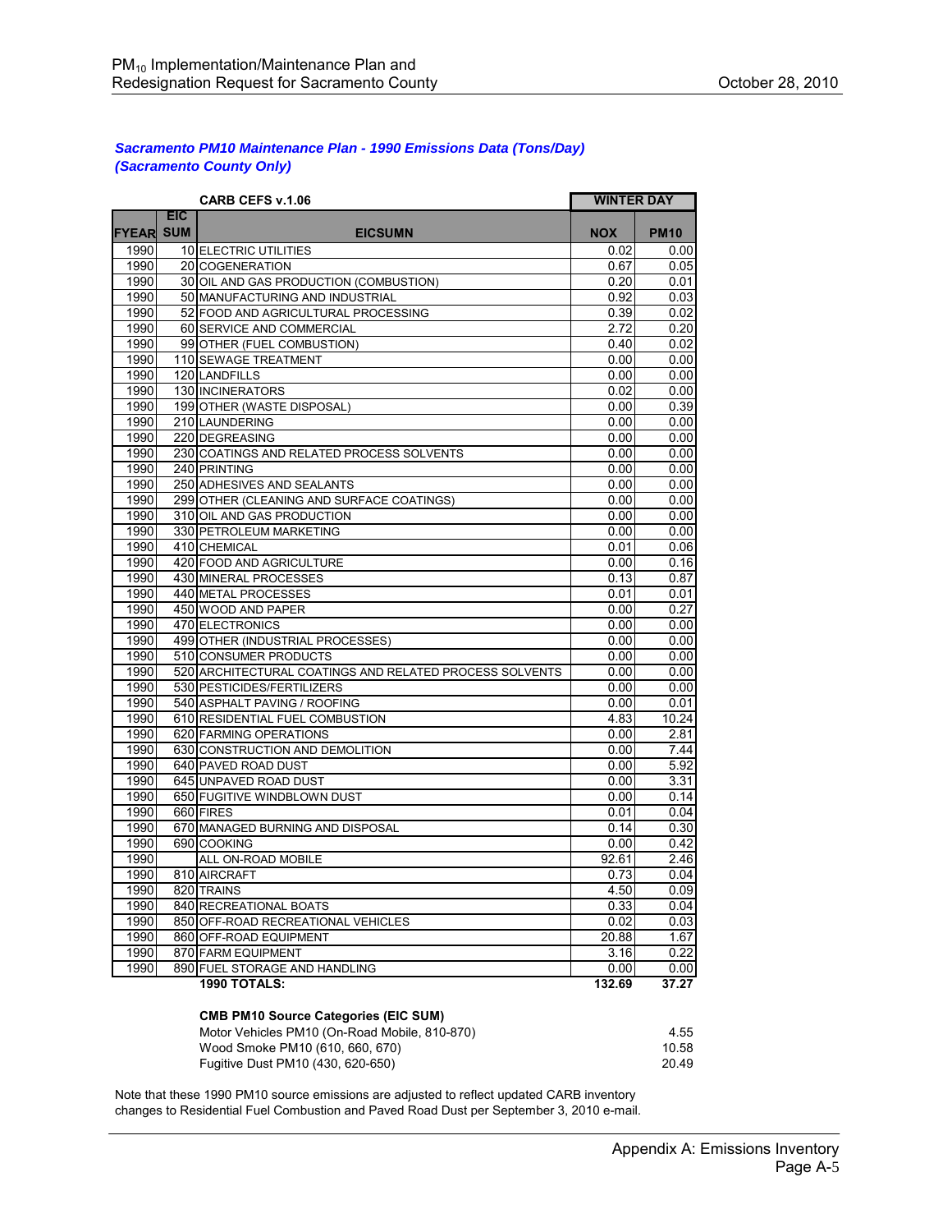***Sacramento PM10 Maintenance Plan - 1990 Emissions Data (Tons/Day)***
***(Sacramento County Only)***

| | | CARB CEFS v.1.06 | WINTER DAY | |
|---|---|---|---|---|
| FYEAR | EIC SUM | EICSUMN | NOX | PM10 |
| 1990 | 10 | ELECTRIC UTILITIES | 0.02 | 0.00 |
| 1990 | 20 | COGENERATION | 0.67 | 0.05 |
| 1990 | 30 | OIL AND GAS PRODUCTION (COMBUSTION) | 0.20 | 0.01 |
| 1990 | 50 | MANUFACTURING AND INDUSTRIAL | 0.92 | 0.03 |
| 1990 | 52 | FOOD AND AGRICULTURAL PROCESSING | 0.39 | 0.02 |
| 1990 | 60 | SERVICE AND COMMERCIAL | 2.72 | 0.20 |
| 1990 | 99 | OTHER (FUEL COMBUSTION) | 0.40 | 0.02 |
| 1990 | 110 | SEWAGE TREATMENT | 0.00 | 0.00 |
| 1990 | 120 | LANDFILLS | 0.00 | 0.00 |
| 1990 | 130 | INCINERATORS | 0.02 | 0.00 |
| 1990 | 199 | OTHER (WASTE DISPOSAL) | 0.00 | 0.39 |
| 1990 | 210 | LAUNDERING | 0.00 | 0.00 |
| 1990 | 220 | DEGREASING | 0.00 | 0.00 |
| 1990 | 230 | COATINGS AND RELATED PROCESS SOLVENTS | 0.00 | 0.00 |
| 1990 | 240 | PRINTING | 0.00 | 0.00 |
| 1990 | 250 | ADHESIVES AND SEALANTS | 0.00 | 0.00 |
| 1990 | 299 | OTHER (CLEANING AND SURFACE COATINGS) | 0.00 | 0.00 |
| 1990 | 310 | OIL AND GAS PRODUCTION | 0.00 | 0.00 |
| 1990 | 330 | PETROLEUM MARKETING | 0.00 | 0.00 |
| 1990 | 410 | CHEMICAL | 0.01 | 0.06 |
| 1990 | 420 | FOOD AND AGRICULTURE | 0.00 | 0.16 |
| 1990 | 430 | MINERAL PROCESSES | 0.13 | 0.87 |
| 1990 | 440 | METAL PROCESSES | 0.01 | 0.01 |
| 1990 | 450 | WOOD AND PAPER | 0.00 | 0.27 |
| 1990 | 470 | ELECTRONICS | 0.00 | 0.00 |
| 1990 | 499 | OTHER (INDUSTRIAL PROCESSES) | 0.00 | 0.00 |
| 1990 | 510 | CONSUMER PRODUCTS | 0.00 | 0.00 |
| 1990 | 520 | ARCHITECTURAL COATINGS AND RELATED PROCESS SOLVENTS | 0.00 | 0.00 |
| 1990 | 530 | PESTICIDES/FERTILIZERS | 0.00 | 0.00 |
| 1990 | 540 | ASPHALT PAVING / ROOFING | 0.00 | 0.01 |
| 1990 | 610 | RESIDENTIAL FUEL COMBUSTION | 4.83 | 10.24 |
| 1990 | 620 | FARMING OPERATIONS | 0.00 | 2.81 |
| 1990 | 630 | CONSTRUCTION AND DEMOLITION | 0.00 | 7.44 |
| 1990 | 640 | PAVED ROAD DUST | 0.00 | 5.92 |
| 1990 | 645 | UNPAVED ROAD DUST | 0.00 | 3.31 |
| 1990 | 650 | FUGITIVE WINDBLOWN DUST | 0.00 | 0.14 |
| 1990 | 660 | FIRES | 0.01 | 0.04 |
| 1990 | 670 | MANAGED BURNING AND DISPOSAL | 0.14 | 0.30 |
| 1990 | 690 | COOKING | 0.00 | 0.42 |
| 1990 | | ALL ON-ROAD MOBILE | 92.61 | 2.46 |
| 1990 | 810 | AIRCRAFT | 0.73 | 0.04 |
| 1990 | 820 | TRAINS | 4.50 | 0.09 |
| 1990 | 840 | RECREATIONAL BOATS | 0.33 | 0.04 |
| 1990 | 850 | OFF-ROAD RECREATIONAL VEHICLES | 0.02 | 0.03 |
| 1990 | 860 | OFF-ROAD EQUIPMENT | 20.88 | 1.67 |
| 1990 | 870 | FARM EQUIPMENT | 3.16 | 0.22 |
| 1990 | 890 | FUEL STORAGE AND HANDLING | 0.00 | 0.00 |
| | | **1990 TOTALS:** | **132.69** | **37.27** |

| **CMB PM10 Source Categories (EIC SUM)** | |
|---|---|
| Motor Vehicles PM10 (On-Road Mobile, 810-870) | 4.55 |
| Wood Smoke PM10 (610, 660, 670) | 10.58 |
| Fugitive Dust PM10 (430, 620-650) | 20.49 |

Note that these 1990 PM10 source emissions are adjusted to reflect updated CARB inventory changes to Residential Fuel Combustion and Paved Road Dust per September 3, 2010 e-mail.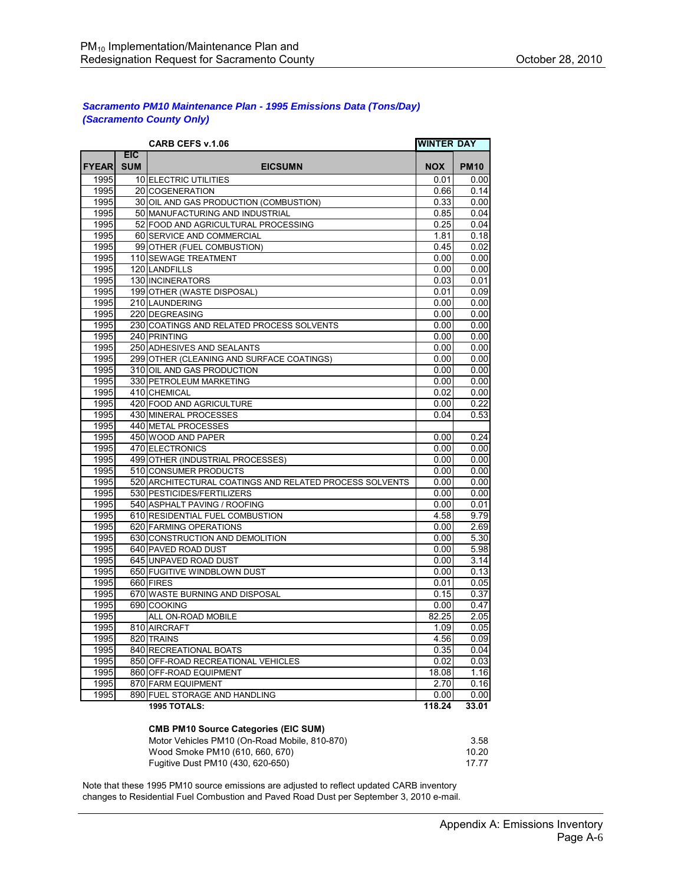***Sacramento PM10 Maintenance Plan - 1995 Emissions Data (Tons/Day)***
***(Sacramento County Only)***

| | | CARB CEFS v.1.06 | WINTER DAY | |
|---|---|---|---|---|
| FYEAR | EIC SUM | EICSUMN | NOX | PM10 |
| 1995 | 10 | ELECTRIC UTILITIES | 0.01 | 0.00 |
| 1995 | 20 | COGENERATION | 0.66 | 0.14 |
| 1995 | 30 | OIL AND GAS PRODUCTION (COMBUSTION) | 0.33 | 0.00 |
| 1995 | 50 | MANUFACTURING AND INDUSTRIAL | 0.85 | 0.04 |
| 1995 | 52 | FOOD AND AGRICULTURAL PROCESSING | 0.25 | 0.04 |
| 1995 | 60 | SERVICE AND COMMERCIAL | 1.81 | 0.18 |
| 1995 | 99 | OTHER (FUEL COMBUSTION) | 0.45 | 0.02 |
| 1995 | 110 | SEWAGE TREATMENT | 0.00 | 0.00 |
| 1995 | 120 | LANDFILLS | 0.00 | 0.00 |
| 1995 | 130 | INCINERATORS | 0.03 | 0.01 |
| 1995 | 199 | OTHER (WASTE DISPOSAL) | 0.01 | 0.09 |
| 1995 | 210 | LAUNDERING | 0.00 | 0.00 |
| 1995 | 220 | DEGREASING | 0.00 | 0.00 |
| 1995 | 230 | COATINGS AND RELATED PROCESS SOLVENTS | 0.00 | 0.00 |
| 1995 | 240 | PRINTING | 0.00 | 0.00 |
| 1995 | 250 | ADHESIVES AND SEALANTS | 0.00 | 0.00 |
| 1995 | 299 | OTHER (CLEANING AND SURFACE COATINGS) | 0.00 | 0.00 |
| 1995 | 310 | OIL AND GAS PRODUCTION | 0.00 | 0.00 |
| 1995 | 330 | PETROLEUM MARKETING | 0.00 | 0.00 |
| 1995 | 410 | CHEMICAL | 0.02 | 0.00 |
| 1995 | 420 | FOOD AND AGRICULTURE | 0.00 | 0.22 |
| 1995 | 430 | MINERAL PROCESSES | 0.04 | 0.53 |
| 1995 | 440 | METAL PROCESSES | | |
| 1995 | 450 | WOOD AND PAPER | 0.00 | 0.24 |
| 1995 | 470 | ELECTRONICS | 0.00 | 0.00 |
| 1995 | 499 | OTHER (INDUSTRIAL PROCESSES) | 0.00 | 0.00 |
| 1995 | 510 | CONSUMER PRODUCTS | 0.00 | 0.00 |
| 1995 | 520 | ARCHITECTURAL COATINGS AND RELATED PROCESS SOLVENTS | 0.00 | 0.00 |
| 1995 | 530 | PESTICIDES/FERTILIZERS | 0.00 | 0.00 |
| 1995 | 540 | ASPHALT PAVING / ROOFING | 0.00 | 0.01 |
| 1995 | 610 | RESIDENTIAL FUEL COMBUSTION | 4.58 | 9.79 |
| 1995 | 620 | FARMING OPERATIONS | 0.00 | 2.69 |
| 1995 | 630 | CONSTRUCTION AND DEMOLITION | 0.00 | 5.30 |
| 1995 | 640 | PAVED ROAD DUST | 0.00 | 5.98 |
| 1995 | 645 | UNPAVED ROAD DUST | 0.00 | 3.14 |
| 1995 | 650 | FUGITIVE WINDBLOWN DUST | 0.00 | 0.13 |
| 1995 | 660 | FIRES | 0.01 | 0.05 |
| 1995 | 670 | WASTE BURNING AND DISPOSAL | 0.15 | 0.37 |
| 1995 | 690 | COOKING | 0.00 | 0.47 |
| 1995 | | ALL ON-ROAD MOBILE | 82.25 | 2.05 |
| 1995 | 810 | AIRCRAFT | 1.09 | 0.05 |
| 1995 | 820 | TRAINS | 4.56 | 0.09 |
| 1995 | 840 | RECREATIONAL BOATS | 0.35 | 0.04 |
| 1995 | 850 | OFF-ROAD RECREATIONAL VEHICLES | 0.02 | 0.03 |
| 1995 | 860 | OFF-ROAD EQUIPMENT | 18.08 | 1.16 |
| 1995 | 870 | FARM EQUIPMENT | 2.70 | 0.16 |
| 1995 | 890 | FUEL STORAGE AND HANDLING | 0.00 | 0.00 |
| | | **1995 TOTALS:** | **118.24** | **33.01** |

**CMB PM10 Source Categories (EIC SUM)**

| Category | PM10 |
|---|---|
| Motor Vehicles PM10 (On-Road Mobile, 810-870) | 3.58 |
| Wood Smoke PM10 (610, 660, 670) | 10.20 |
| Fugitive Dust PM10 (430, 620-650) | 17.77 |

Note that these 1995 PM10 source emissions are adjusted to reflect updated CARB inventory changes to Residential Fuel Combustion and Paved Road Dust per September 3, 2010 e-mail.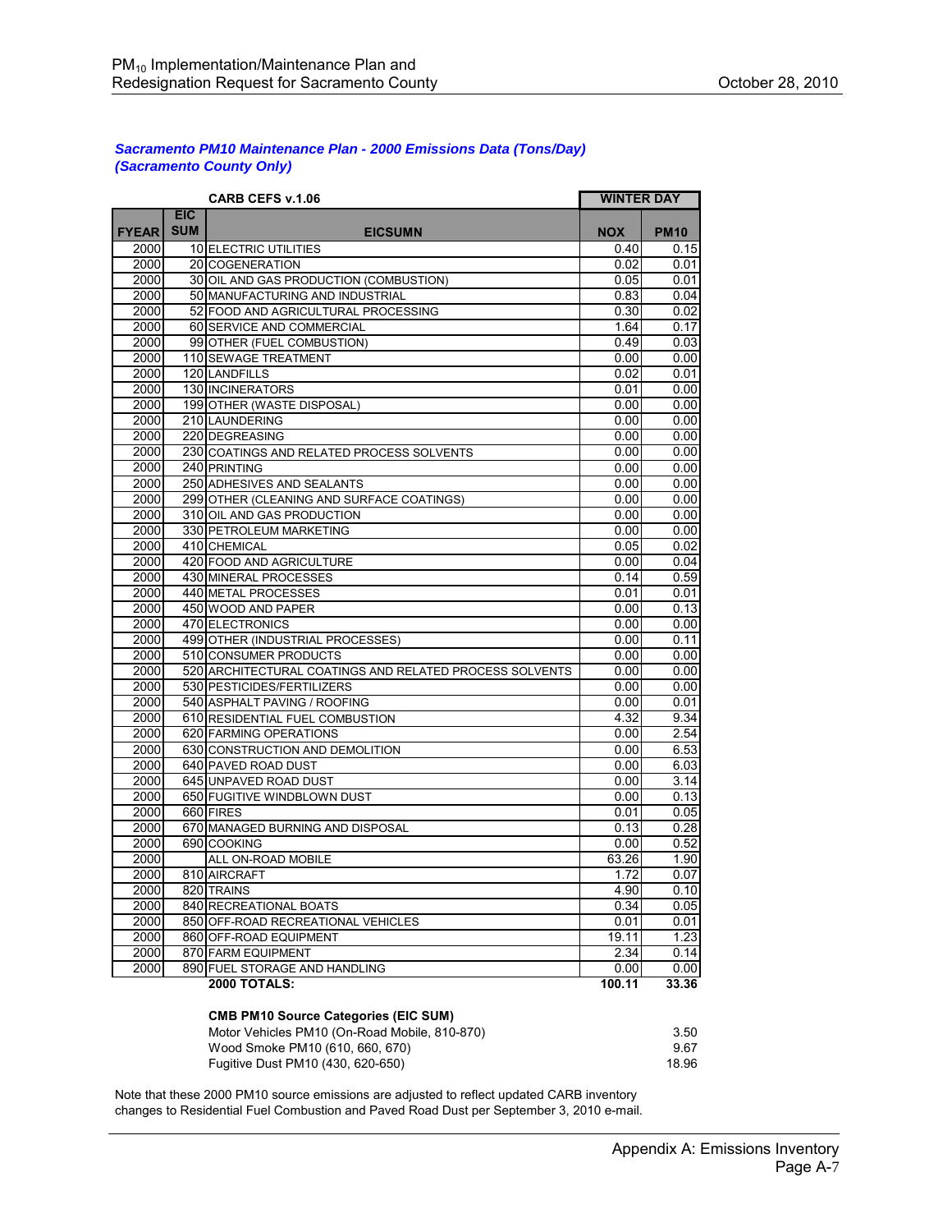***Sacramento PM10 Maintenance Plan - 2000 Emissions Data (Tons/Day)***
***(Sacramento County Only)***

| | | **CARB CEFS v.1.06** | **WINTER DAY** | |
|---|---|---|---|---|
| **FYEAR** | **EIC SUM** | **EICSUMN** | **NOX** | **PM10** |
| 2000 | 10 | ELECTRIC UTILITIES | 0.40 | 0.15 |
| 2000 | 20 | COGENERATION | 0.02 | 0.01 |
| 2000 | 30 | OIL AND GAS PRODUCTION (COMBUSTION) | 0.05 | 0.01 |
| 2000 | 50 | MANUFACTURING AND INDUSTRIAL | 0.83 | 0.04 |
| 2000 | 52 | FOOD AND AGRICULTURAL PROCESSING | 0.30 | 0.02 |
| 2000 | 60 | SERVICE AND COMMERCIAL | 1.64 | 0.17 |
| 2000 | 99 | OTHER (FUEL COMBUSTION) | 0.49 | 0.03 |
| 2000 | 110 | SEWAGE TREATMENT | 0.00 | 0.00 |
| 2000 | 120 | LANDFILLS | 0.02 | 0.01 |
| 2000 | 130 | INCINERATORS | 0.01 | 0.00 |
| 2000 | 199 | OTHER (WASTE DISPOSAL) | 0.00 | 0.00 |
| 2000 | 210 | LAUNDERING | 0.00 | 0.00 |
| 2000 | 220 | DEGREASING | 0.00 | 0.00 |
| 2000 | 230 | COATINGS AND RELATED PROCESS SOLVENTS | 0.00 | 0.00 |
| 2000 | 240 | PRINTING | 0.00 | 0.00 |
| 2000 | 250 | ADHESIVES AND SEALANTS | 0.00 | 0.00 |
| 2000 | 299 | OTHER (CLEANING AND SURFACE COATINGS) | 0.00 | 0.00 |
| 2000 | 310 | OIL AND GAS PRODUCTION | 0.00 | 0.00 |
| 2000 | 330 | PETROLEUM MARKETING | 0.00 | 0.00 |
| 2000 | 410 | CHEMICAL | 0.05 | 0.02 |
| 2000 | 420 | FOOD AND AGRICULTURE | 0.00 | 0.04 |
| 2000 | 430 | MINERAL PROCESSES | 0.14 | 0.59 |
| 2000 | 440 | METAL PROCESSES | 0.01 | 0.01 |
| 2000 | 450 | WOOD AND PAPER | 0.00 | 0.13 |
| 2000 | 470 | ELECTRONICS | 0.00 | 0.00 |
| 2000 | 499 | OTHER (INDUSTRIAL PROCESSES) | 0.00 | 0.11 |
| 2000 | 510 | CONSUMER PRODUCTS | 0.00 | 0.00 |
| 2000 | 520 | ARCHITECTURAL COATINGS AND RELATED PROCESS SOLVENTS | 0.00 | 0.00 |
| 2000 | 530 | PESTICIDES/FERTILIZERS | 0.00 | 0.00 |
| 2000 | 540 | ASPHALT PAVING / ROOFING | 0.00 | 0.01 |
| 2000 | 610 | RESIDENTIAL FUEL COMBUSTION | 4.32 | 9.34 |
| 2000 | 620 | FARMING OPERATIONS | 0.00 | 2.54 |
| 2000 | 630 | CONSTRUCTION AND DEMOLITION | 0.00 | 6.53 |
| 2000 | 640 | PAVED ROAD DUST | 0.00 | 6.03 |
| 2000 | 645 | UNPAVED ROAD DUST | 0.00 | 3.14 |
| 2000 | 650 | FUGITIVE WINDBLOWN DUST | 0.00 | 0.13 |
| 2000 | 660 | FIRES | 0.01 | 0.05 |
| 2000 | 670 | MANAGED BURNING AND DISPOSAL | 0.13 | 0.28 |
| 2000 | 690 | COOKING | 0.00 | 0.52 |
| 2000 | | ALL ON-ROAD MOBILE | 63.26 | 1.90 |
| 2000 | 810 | AIRCRAFT | 1.72 | 0.07 |
| 2000 | 820 | TRAINS | 4.90 | 0.10 |
| 2000 | 840 | RECREATIONAL BOATS | 0.34 | 0.05 |
| 2000 | 850 | OFF-ROAD RECREATIONAL VEHICLES | 0.01 | 0.01 |
| 2000 | 860 | OFF-ROAD EQUIPMENT | 19.11 | 1.23 |
| 2000 | 870 | FARM EQUIPMENT | 2.34 | 0.14 |
| 2000 | 890 | FUEL STORAGE AND HANDLING | 0.00 | 0.00 |
| | | **2000 TOTALS:** | **100.11** | **33.36** |

**CMB PM10 Source Categories (EIC SUM)**

| | |
|---|---|
| Motor Vehicles PM10 (On-Road Mobile, 810-870) | 3.50 |
| Wood Smoke PM10 (610, 660, 670) | 9.67 |
| Fugitive Dust PM10 (430, 620-650) | 18.96 |

Note that these 2000 PM10 source emissions are adjusted to reflect updated CARB inventory changes to Residential Fuel Combustion and Paved Road Dust per September 3, 2010 e-mail.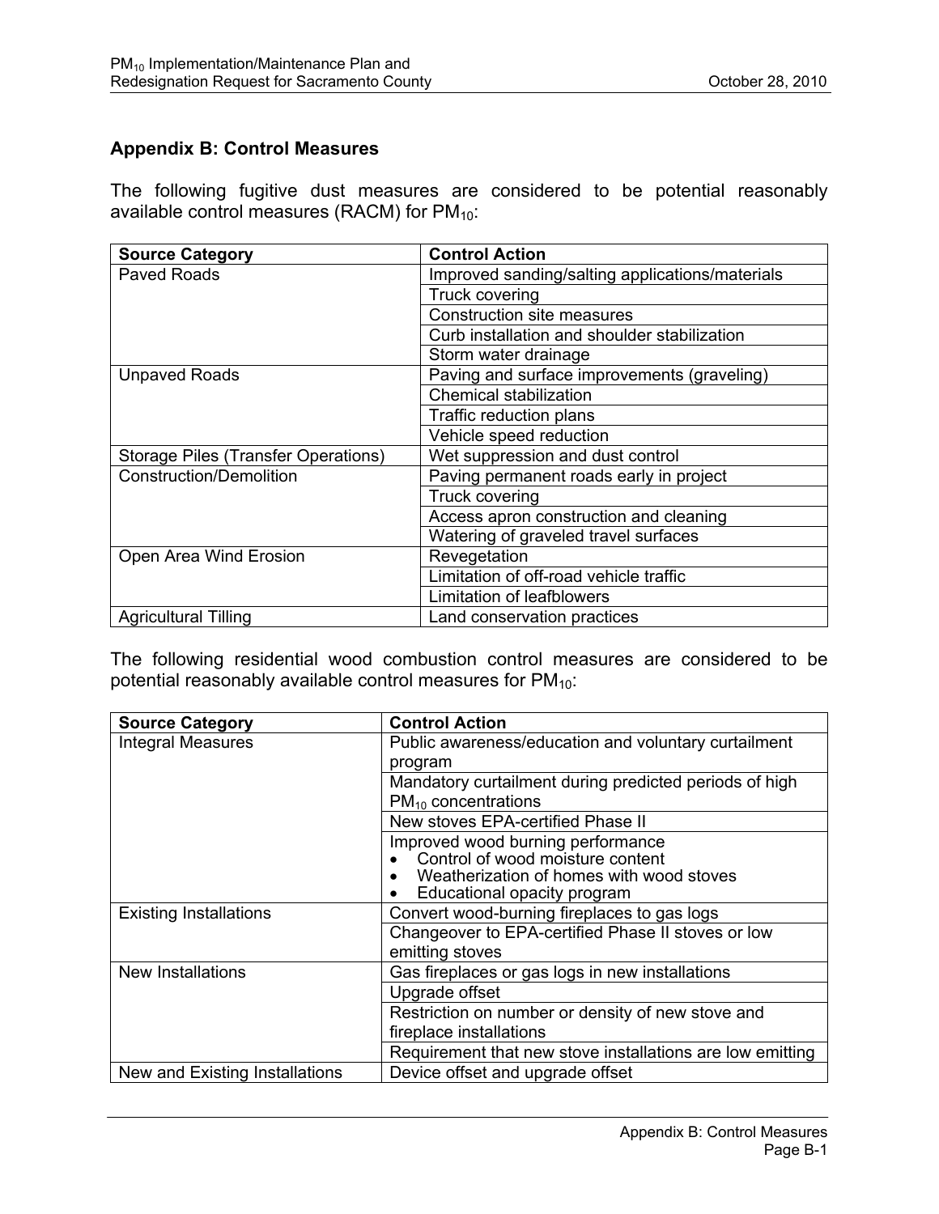## Appendix B: Control Measures

The following fugitive dust measures are considered to be potential reasonably available control measures (RACM) for $PM_{10}$:

| Source Category | Control Action |
|---|---|
| Paved Roads | Improved sanding/salting applications/materials |
| | Truck covering |
| | Construction site measures |
| | Curb installation and shoulder stabilization |
| | Storm water drainage |
| Unpaved Roads | Paving and surface improvements (graveling) |
| | Chemical stabilization |
| | Traffic reduction plans |
| | Vehicle speed reduction |
| Storage Piles (Transfer Operations) | Wet suppression and dust control |
| Construction/Demolition | Paving permanent roads early in project |
| | Truck covering |
| | Access apron construction and cleaning |
| | Watering of graveled travel surfaces |
| Open Area Wind Erosion | Revegetation |
| | Limitation of off-road vehicle traffic |
| | Limitation of leafblowers |
| Agricultural Tilling | Land conservation practices |

The following residential wood combustion control measures are considered to be potential reasonably available control measures for $PM_{10}$:

| Source Category | Control Action |
|---|---|
| Integral Measures | Public awareness/education and voluntary curtailment program |
| | Mandatory curtailment during predicted periods of high $PM_{10}$ concentrations |
| | New stoves EPA-certified Phase II |
| | Improved wood burning performance<br>• Control of wood moisture content<br>• Weatherization of homes with wood stoves<br>• Educational opacity program |
| Existing Installations | Convert wood-burning fireplaces to gas logs |
| | Changeover to EPA-certified Phase II stoves or low emitting stoves |
| New Installations | Gas fireplaces or gas logs in new installations |
| | Upgrade offset |
| | Restriction on number or density of new stove and fireplace installations |
| | Requirement that new stove installations are low emitting |
| New and Existing Installations | Device offset and upgrade offset |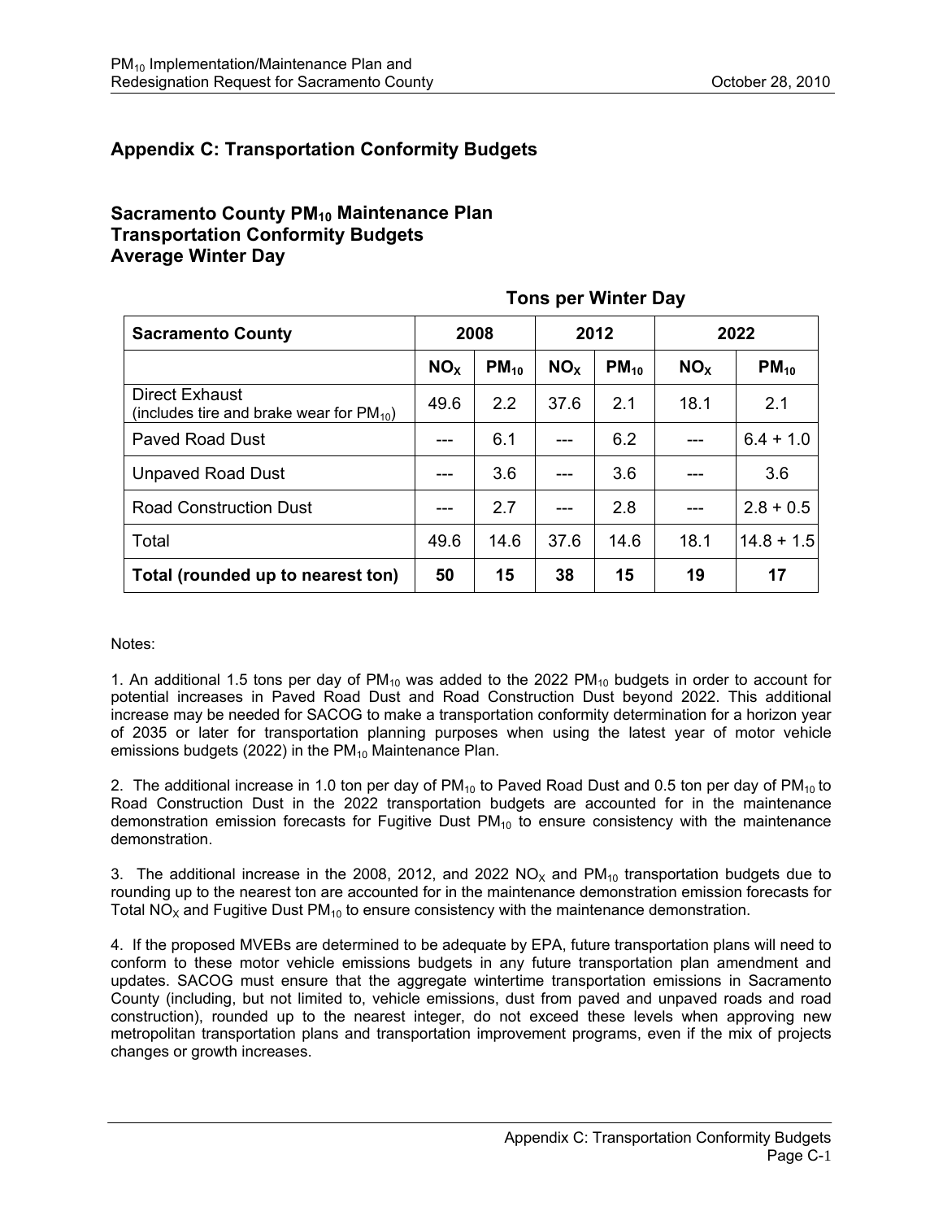## Appendix C: Transportation Conformity Budgets

### Sacramento County $PM_{10}$ Maintenance Plan Transportation Conformity Budgets Average Winter Day

**Tons per Winter Day**

| Sacramento County | 2008 | | 2012 | | 2022 | |
|---|---|---|---|---|---|---|
| | $NO_X$ | $PM_{10}$ | $NO_X$ | $PM_{10}$ | $NO_X$ | $PM_{10}$ |
| Direct Exhaust (includes tire and brake wear for $PM_{10}$) | 49.6 | 2.2 | 37.6 | 2.1 | 18.1 | 2.1 |
| Paved Road Dust | --- | 6.1 | --- | 6.2 | --- | 6.4 + 1.0 |
| Unpaved Road Dust | --- | 3.6 | --- | 3.6 | --- | 3.6 |
| Road Construction Dust | --- | 2.7 | --- | 2.8 | --- | 2.8 + 0.5 |
| Total | 49.6 | 14.6 | 37.6 | 14.6 | 18.1 | 14.8 + 1.5 |
| **Total (rounded up to nearest ton)** | **50** | **15** | **38** | **15** | **19** | **17** |

Notes:

1. An additional 1.5 tons per day of $PM_{10}$ was added to the 2022 $PM_{10}$ budgets in order to account for potential increases in Paved Road Dust and Road Construction Dust beyond 2022. This additional increase may be needed for SACOG to make a transportation conformity determination for a horizon year of 2035 or later for transportation planning purposes when using the latest year of motor vehicle emissions budgets (2022) in the $PM_{10}$ Maintenance Plan.

2. The additional increase in 1.0 ton per day of $PM_{10}$ to Paved Road Dust and 0.5 ton per day of $PM_{10}$ to Road Construction Dust in the 2022 transportation budgets are accounted for in the maintenance demonstration emission forecasts for Fugitive Dust $PM_{10}$ to ensure consistency with the maintenance demonstration.

3. The additional increase in the 2008, 2012, and 2022 $NO_X$ and $PM_{10}$ transportation budgets due to rounding up to the nearest ton are accounted for in the maintenance demonstration emission forecasts for Total $NO_X$ and Fugitive Dust $PM_{10}$ to ensure consistency with the maintenance demonstration.

4. If the proposed MVEBs are determined to be adequate by EPA, future transportation plans will need to conform to these motor vehicle emissions budgets in any future transportation plan amendment and updates. SACOG must ensure that the aggregate wintertime transportation emissions in Sacramento County (including, but not limited to, vehicle emissions, dust from paved and unpaved roads and road construction), rounded up to the nearest integer, do not exceed these levels when approving new metropolitan transportation plans and transportation improvement programs, even if the mix of projects changes or growth increases.